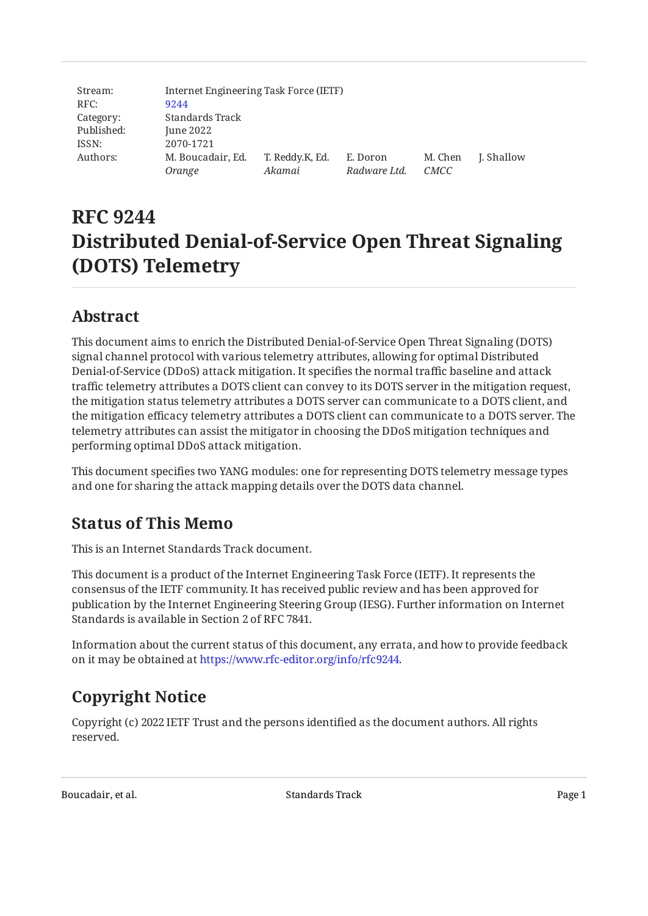| Stream: | Internet Engineering Task Force (IETF) | | | | |
|---|---|---|---|---|---|
| RFC: | 9244 | | | | |
| Category: | Standards Track | | | | |
| Published: | June 2022 | | | | |
| ISSN: | 2070-1721 | | | | |
| Authors: | M. Boucadair, Ed. *Orange* | T. Reddy.K, Ed. *Akamai* | E. Doron *Radware Ltd.* | M. Chen *CMCC* | J. Shallow |

# RFC 9244 Distributed Denial-of-Service Open Threat Signaling (DOTS) Telemetry

## Abstract

This document aims to enrich the Distributed Denial-of-Service Open Threat Signaling (DOTS) signal channel protocol with various telemetry attributes, allowing for optimal Distributed Denial-of-Service (DDoS) attack mitigation. It specifies the normal traffic baseline and attack traffic telemetry attributes a DOTS client can convey to its DOTS server in the mitigation request, the mitigation status telemetry attributes a DOTS server can communicate to a DOTS client, and the mitigation efficacy telemetry attributes a DOTS client can communicate to a DOTS server. The telemetry attributes can assist the mitigator in choosing the DDoS mitigation techniques and performing optimal DDoS attack mitigation.

This document specifies two YANG modules: one for representing DOTS telemetry message types and one for sharing the attack mapping details over the DOTS data channel.

## Status of This Memo

This is an Internet Standards Track document.

This document is a product of the Internet Engineering Task Force (IETF). It represents the consensus of the IETF community. It has received public review and has been approved for publication by the Internet Engineering Steering Group (IESG). Further information on Internet Standards is available in Section 2 of RFC 7841.

Information about the current status of this document, any errata, and how to provide feedback on it may be obtained at https://www.rfc-editor.org/info/rfc9244.

## Copyright Notice

Copyright (c) 2022 IETF Trust and the persons identified as the document authors. All rights reserved.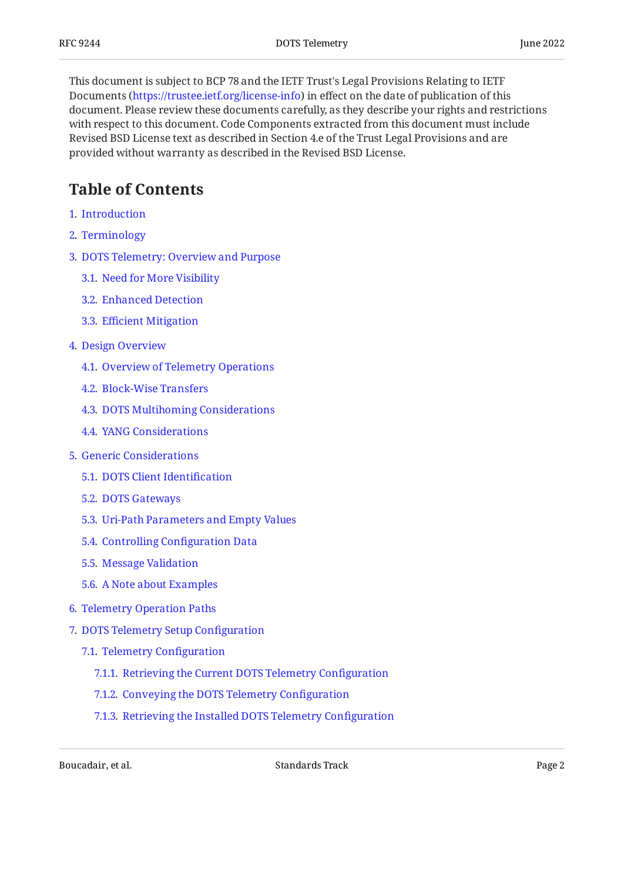This document is subject to BCP 78 and the IETF Trust's Legal Provisions Relating to IETF Documents (https://trustee.ietf.org/license-info) in effect on the date of publication of this document. Please review these documents carefully, as they describe your rights and restrictions with respect to this document. Code Components extracted from this document must include Revised BSD License text as described in Section 4.e of the Trust Legal Provisions and are provided without warranty as described in the Revised BSD License.

## Table of Contents

1. Introduction
2. Terminology
3. DOTS Telemetry: Overview and Purpose
   - 3.1. Need for More Visibility
   - 3.2. Enhanced Detection
   - 3.3. Efficient Mitigation
4. Design Overview
   - 4.1. Overview of Telemetry Operations
   - 4.2. Block-Wise Transfers
   - 4.3. DOTS Multihoming Considerations
   - 4.4. YANG Considerations
5. Generic Considerations
   - 5.1. DOTS Client Identification
   - 5.2. DOTS Gateways
   - 5.3. Uri-Path Parameters and Empty Values
   - 5.4. Controlling Configuration Data
   - 5.5. Message Validation
   - 5.6. A Note about Examples
6. Telemetry Operation Paths
7. DOTS Telemetry Setup Configuration
   - 7.1. Telemetry Configuration
     - 7.1.1. Retrieving the Current DOTS Telemetry Configuration
     - 7.1.2. Conveying the DOTS Telemetry Configuration
     - 7.1.3. Retrieving the Installed DOTS Telemetry Configuration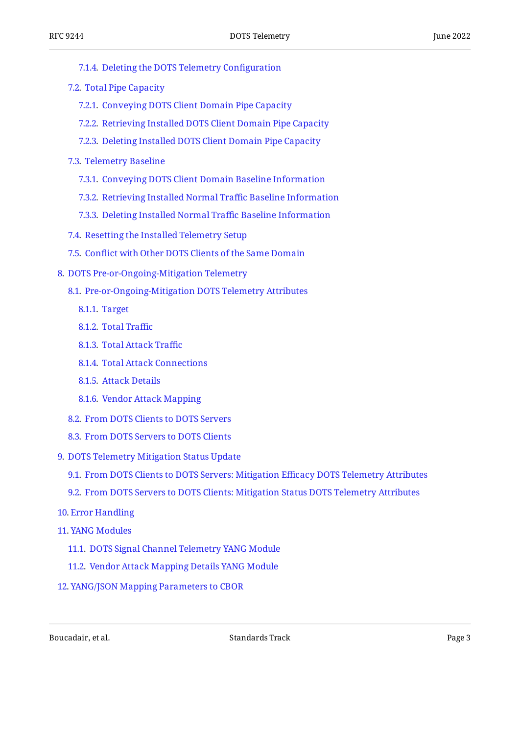- 7.1.4. Deleting the DOTS Telemetry Configuration
- 7.2. Total Pipe Capacity
  - 7.2.1. Conveying DOTS Client Domain Pipe Capacity
  - 7.2.2. Retrieving Installed DOTS Client Domain Pipe Capacity
  - 7.2.3. Deleting Installed DOTS Client Domain Pipe Capacity
- 7.3. Telemetry Baseline
  - 7.3.1. Conveying DOTS Client Domain Baseline Information
  - 7.3.2. Retrieving Installed Normal Traffic Baseline Information
  - 7.3.3. Deleting Installed Normal Traffic Baseline Information
- 7.4. Resetting the Installed Telemetry Setup
- 7.5. Conflict with Other DOTS Clients of the Same Domain

8. DOTS Pre-or-Ongoing-Mitigation Telemetry
   - 8.1. Pre-or-Ongoing-Mitigation DOTS Telemetry Attributes
     - 8.1.1. Target
     - 8.1.2. Total Traffic
     - 8.1.3. Total Attack Traffic
     - 8.1.4. Total Attack Connections
     - 8.1.5. Attack Details
     - 8.1.6. Vendor Attack Mapping
   - 8.2. From DOTS Clients to DOTS Servers
   - 8.3. From DOTS Servers to DOTS Clients
9. DOTS Telemetry Mitigation Status Update
   - 9.1. From DOTS Clients to DOTS Servers: Mitigation Efficacy DOTS Telemetry Attributes
   - 9.2. From DOTS Servers to DOTS Clients: Mitigation Status DOTS Telemetry Attributes
10. Error Handling
11. YANG Modules
    - 11.1. DOTS Signal Channel Telemetry YANG Module
    - 11.2. Vendor Attack Mapping Details YANG Module
12. YANG/JSON Mapping Parameters to CBOR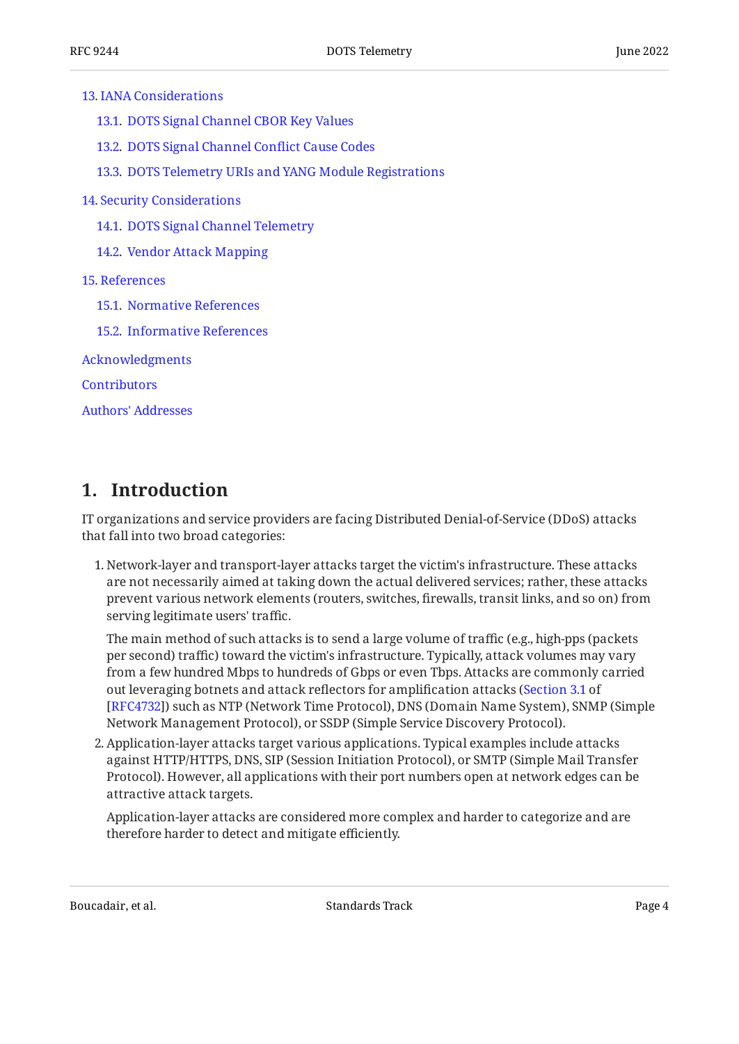- 13. IANA Considerations
  - 13.1. DOTS Signal Channel CBOR Key Values
  - 13.2. DOTS Signal Channel Conflict Cause Codes
  - 13.3. DOTS Telemetry URIs and YANG Module Registrations
- 14. Security Considerations
  - 14.1. DOTS Signal Channel Telemetry
  - 14.2. Vendor Attack Mapping
- 15. References
  - 15.1. Normative References
  - 15.2. Informative References
- Acknowledgments
- Contributors
- Authors' Addresses

# 1. Introduction

IT organizations and service providers are facing Distributed Denial-of-Service (DDoS) attacks that fall into two broad categories:

1. Network-layer and transport-layer attacks target the victim's infrastructure. These attacks are not necessarily aimed at taking down the actual delivered services; rather, these attacks prevent various network elements (routers, switches, firewalls, transit links, and so on) from serving legitimate users' traffic.

   The main method of such attacks is to send a large volume of traffic (e.g., high-pps (packets per second) traffic) toward the victim's infrastructure. Typically, attack volumes may vary from a few hundred Mbps to hundreds of Gbps or even Tbps. Attacks are commonly carried out leveraging botnets and attack reflectors for amplification attacks (Section 3.1 of [RFC4732]) such as NTP (Network Time Protocol), DNS (Domain Name System), SNMP (Simple Network Management Protocol), or SSDP (Simple Service Discovery Protocol).

2. Application-layer attacks target various applications. Typical examples include attacks against HTTP/HTTPS, DNS, SIP (Session Initiation Protocol), or SMTP (Simple Mail Transfer Protocol). However, all applications with their port numbers open at network edges can be attractive attack targets.

   Application-layer attacks are considered more complex and harder to categorize and are therefore harder to detect and mitigate efficiently.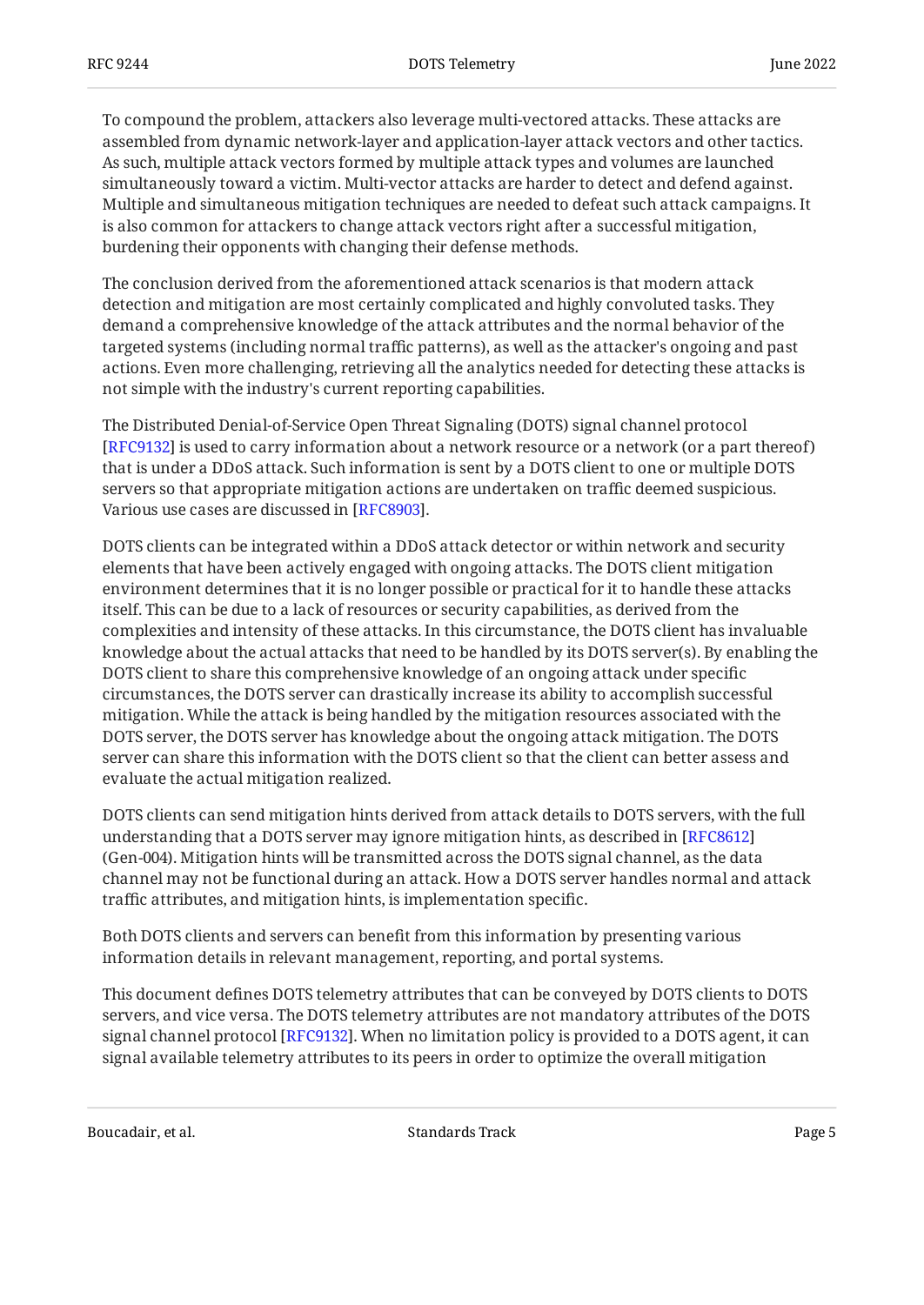To compound the problem, attackers also leverage multi-vectored attacks. These attacks are assembled from dynamic network-layer and application-layer attack vectors and other tactics. As such, multiple attack vectors formed by multiple attack types and volumes are launched simultaneously toward a victim. Multi-vector attacks are harder to detect and defend against. Multiple and simultaneous mitigation techniques are needed to defeat such attack campaigns. It is also common for attackers to change attack vectors right after a successful mitigation, burdening their opponents with changing their defense methods.

The conclusion derived from the aforementioned attack scenarios is that modern attack detection and mitigation are most certainly complicated and highly convoluted tasks. They demand a comprehensive knowledge of the attack attributes and the normal behavior of the targeted systems (including normal traffic patterns), as well as the attacker's ongoing and past actions. Even more challenging, retrieving all the analytics needed for detecting these attacks is not simple with the industry's current reporting capabilities.

The Distributed Denial-of-Service Open Threat Signaling (DOTS) signal channel protocol [RFC9132] is used to carry information about a network resource or a network (or a part thereof) that is under a DDoS attack. Such information is sent by a DOTS client to one or multiple DOTS servers so that appropriate mitigation actions are undertaken on traffic deemed suspicious. Various use cases are discussed in [RFC8903].

DOTS clients can be integrated within a DDoS attack detector or within network and security elements that have been actively engaged with ongoing attacks. The DOTS client mitigation environment determines that it is no longer possible or practical for it to handle these attacks itself. This can be due to a lack of resources or security capabilities, as derived from the complexities and intensity of these attacks. In this circumstance, the DOTS client has invaluable knowledge about the actual attacks that need to be handled by its DOTS server(s). By enabling the DOTS client to share this comprehensive knowledge of an ongoing attack under specific circumstances, the DOTS server can drastically increase its ability to accomplish successful mitigation. While the attack is being handled by the mitigation resources associated with the DOTS server, the DOTS server has knowledge about the ongoing attack mitigation. The DOTS server can share this information with the DOTS client so that the client can better assess and evaluate the actual mitigation realized.

DOTS clients can send mitigation hints derived from attack details to DOTS servers, with the full understanding that a DOTS server may ignore mitigation hints, as described in [RFC8612] (Gen-004). Mitigation hints will be transmitted across the DOTS signal channel, as the data channel may not be functional during an attack. How a DOTS server handles normal and attack traffic attributes, and mitigation hints, is implementation specific.

Both DOTS clients and servers can benefit from this information by presenting various information details in relevant management, reporting, and portal systems.

This document defines DOTS telemetry attributes that can be conveyed by DOTS clients to DOTS servers, and vice versa. The DOTS telemetry attributes are not mandatory attributes of the DOTS signal channel protocol [RFC9132]. When no limitation policy is provided to a DOTS agent, it can signal available telemetry attributes to its peers in order to optimize the overall mitigation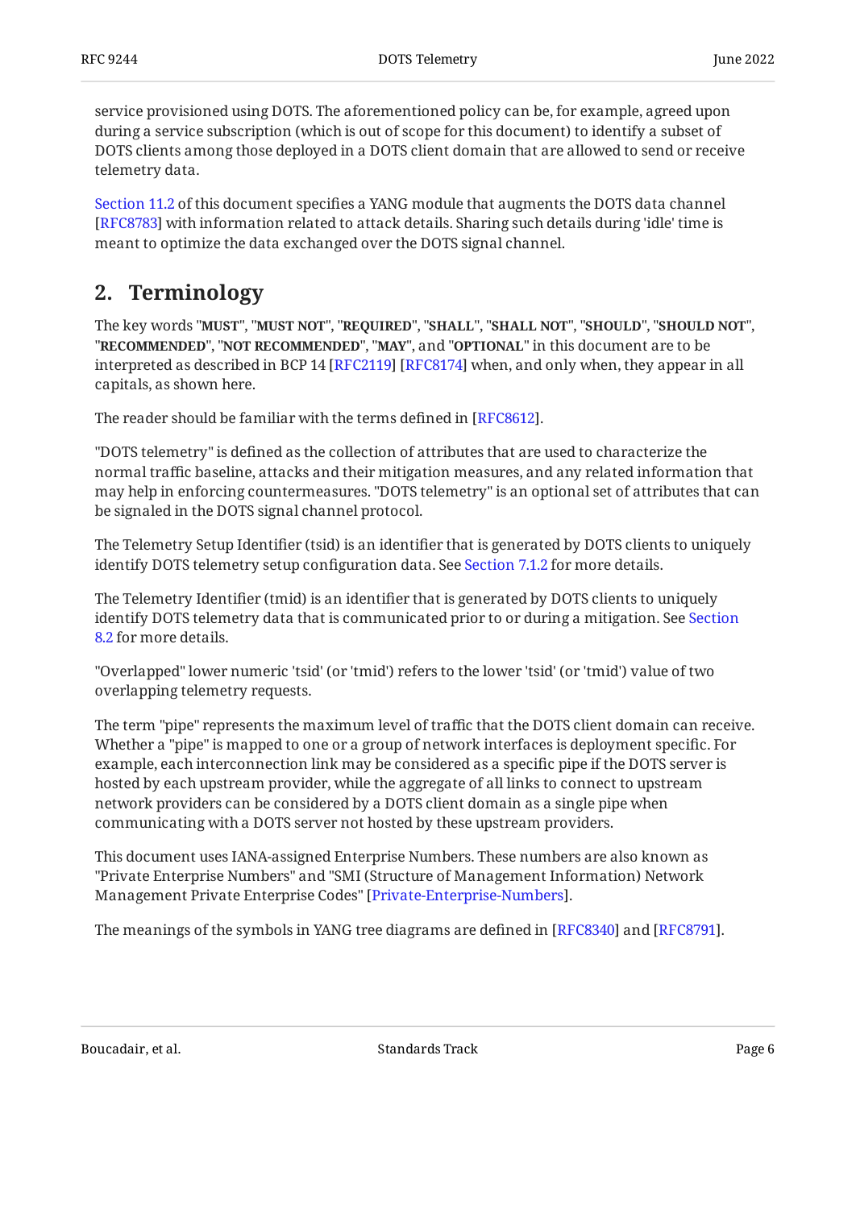service provisioned using DOTS. The aforementioned policy can be, for example, agreed upon during a service subscription (which is out of scope for this document) to identify a subset of DOTS clients among those deployed in a DOTS client domain that are allowed to send or receive telemetry data.

Section 11.2 of this document specifies a YANG module that augments the DOTS data channel [RFC8783] with information related to attack details. Sharing such details during 'idle' time is meant to optimize the data exchanged over the DOTS signal channel.

## 2. Terminology

The key words "**MUST**", "**MUST NOT**", "**REQUIRED**", "**SHALL**", "**SHALL NOT**", "**SHOULD**", "**SHOULD NOT**", "**RECOMMENDED**", "**NOT RECOMMENDED**", "**MAY**", and "**OPTIONAL**" in this document are to be interpreted as described in BCP 14 [RFC2119] [RFC8174] when, and only when, they appear in all capitals, as shown here.

The reader should be familiar with the terms defined in [RFC8612].

"DOTS telemetry" is defined as the collection of attributes that are used to characterize the normal traffic baseline, attacks and their mitigation measures, and any related information that may help in enforcing countermeasures. "DOTS telemetry" is an optional set of attributes that can be signaled in the DOTS signal channel protocol.

The Telemetry Setup Identifier (tsid) is an identifier that is generated by DOTS clients to uniquely identify DOTS telemetry setup configuration data. See Section 7.1.2 for more details.

The Telemetry Identifier (tmid) is an identifier that is generated by DOTS clients to uniquely identify DOTS telemetry data that is communicated prior to or during a mitigation. See Section 8.2 for more details.

"Overlapped" lower numeric 'tsid' (or 'tmid') refers to the lower 'tsid' (or 'tmid') value of two overlapping telemetry requests.

The term "pipe" represents the maximum level of traffic that the DOTS client domain can receive. Whether a "pipe" is mapped to one or a group of network interfaces is deployment specific. For example, each interconnection link may be considered as a specific pipe if the DOTS server is hosted by each upstream provider, while the aggregate of all links to connect to upstream network providers can be considered by a DOTS client domain as a single pipe when communicating with a DOTS server not hosted by these upstream providers.

This document uses IANA-assigned Enterprise Numbers. These numbers are also known as "Private Enterprise Numbers" and "SMI (Structure of Management Information) Network Management Private Enterprise Codes" [Private-Enterprise-Numbers].

The meanings of the symbols in YANG tree diagrams are defined in [RFC8340] and [RFC8791].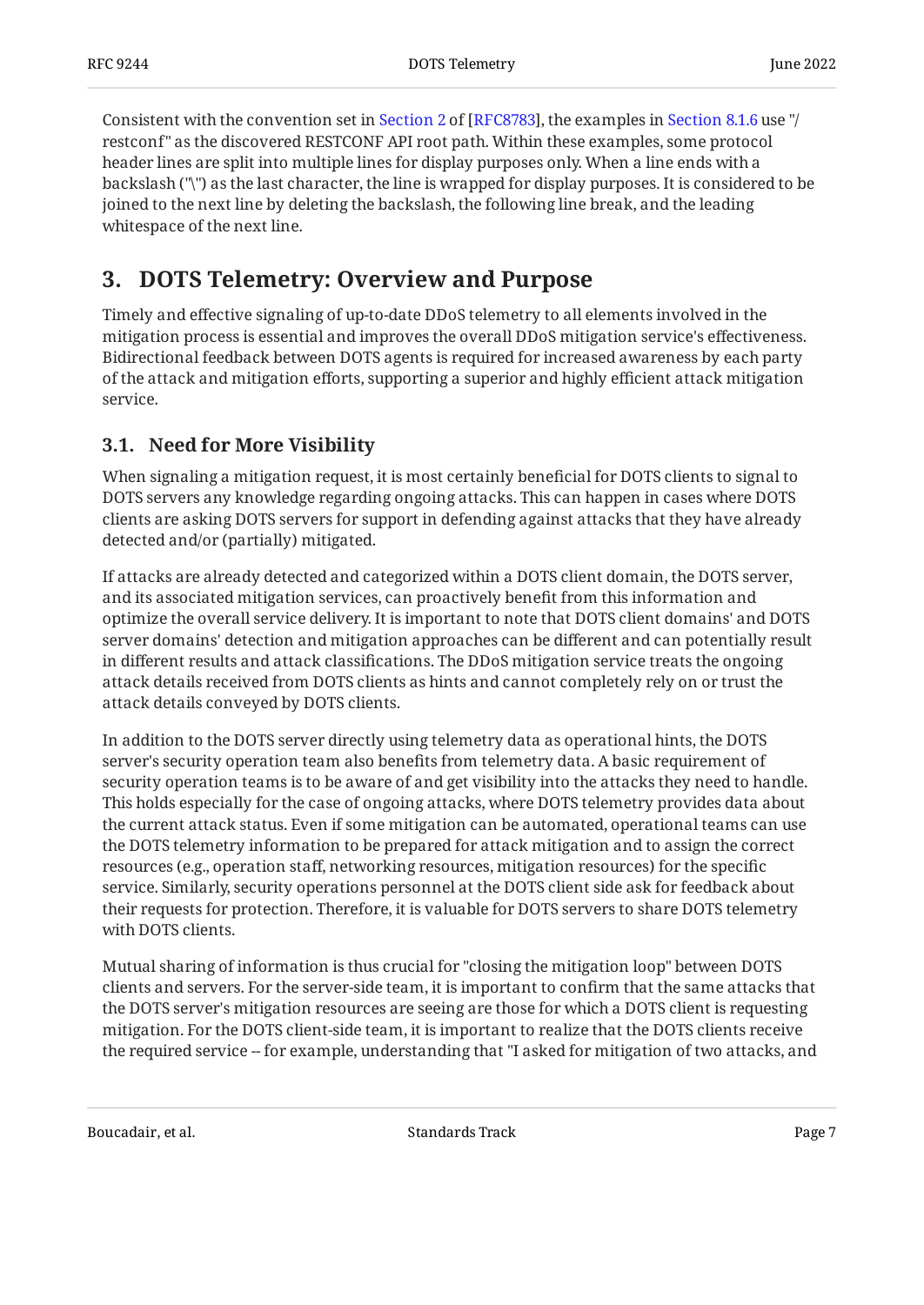Consistent with the convention set in Section 2 of [RFC8783], the examples in Section 8.1.6 use "/restconf" as the discovered RESTCONF API root path. Within these examples, some protocol header lines are split into multiple lines for display purposes only. When a line ends with a backslash ("\") as the last character, the line is wrapped for display purposes. It is considered to be joined to the next line by deleting the backslash, the following line break, and the leading whitespace of the next line.

## 3. DOTS Telemetry: Overview and Purpose

Timely and effective signaling of up-to-date DDoS telemetry to all elements involved in the mitigation process is essential and improves the overall DDoS mitigation service's effectiveness. Bidirectional feedback between DOTS agents is required for increased awareness by each party of the attack and mitigation efforts, supporting a superior and highly efficient attack mitigation service.

### 3.1. Need for More Visibility

When signaling a mitigation request, it is most certainly beneficial for DOTS clients to signal to DOTS servers any knowledge regarding ongoing attacks. This can happen in cases where DOTS clients are asking DOTS servers for support in defending against attacks that they have already detected and/or (partially) mitigated.

If attacks are already detected and categorized within a DOTS client domain, the DOTS server, and its associated mitigation services, can proactively benefit from this information and optimize the overall service delivery. It is important to note that DOTS client domains' and DOTS server domains' detection and mitigation approaches can be different and can potentially result in different results and attack classifications. The DDoS mitigation service treats the ongoing attack details received from DOTS clients as hints and cannot completely rely on or trust the attack details conveyed by DOTS clients.

In addition to the DOTS server directly using telemetry data as operational hints, the DOTS server's security operation team also benefits from telemetry data. A basic requirement of security operation teams is to be aware of and get visibility into the attacks they need to handle. This holds especially for the case of ongoing attacks, where DOTS telemetry provides data about the current attack status. Even if some mitigation can be automated, operational teams can use the DOTS telemetry information to be prepared for attack mitigation and to assign the correct resources (e.g., operation staff, networking resources, mitigation resources) for the specific service. Similarly, security operations personnel at the DOTS client side ask for feedback about their requests for protection. Therefore, it is valuable for DOTS servers to share DOTS telemetry with DOTS clients.

Mutual sharing of information is thus crucial for "closing the mitigation loop" between DOTS clients and servers. For the server-side team, it is important to confirm that the same attacks that the DOTS server's mitigation resources are seeing are those for which a DOTS client is requesting mitigation. For the DOTS client-side team, it is important to realize that the DOTS clients receive the required service -- for example, understanding that "I asked for mitigation of two attacks, and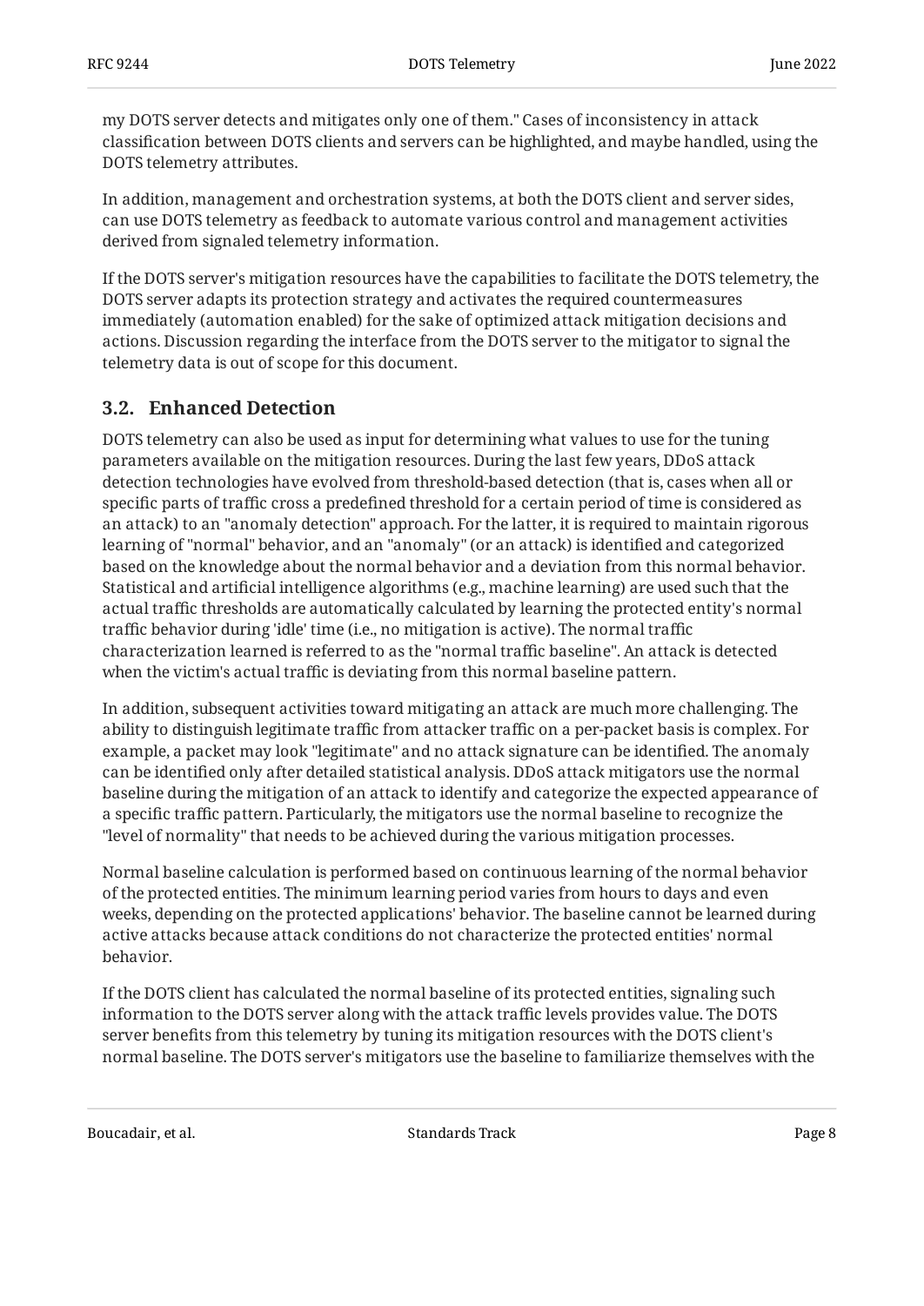my DOTS server detects and mitigates only one of them." Cases of inconsistency in attack classification between DOTS clients and servers can be highlighted, and maybe handled, using the DOTS telemetry attributes.

In addition, management and orchestration systems, at both the DOTS client and server sides, can use DOTS telemetry as feedback to automate various control and management activities derived from signaled telemetry information.

If the DOTS server's mitigation resources have the capabilities to facilitate the DOTS telemetry, the DOTS server adapts its protection strategy and activates the required countermeasures immediately (automation enabled) for the sake of optimized attack mitigation decisions and actions. Discussion regarding the interface from the DOTS server to the mitigator to signal the telemetry data is out of scope for this document.

## 3.2. Enhanced Detection

DOTS telemetry can also be used as input for determining what values to use for the tuning parameters available on the mitigation resources. During the last few years, DDoS attack detection technologies have evolved from threshold-based detection (that is, cases when all or specific parts of traffic cross a predefined threshold for a certain period of time is considered as an attack) to an "anomaly detection" approach. For the latter, it is required to maintain rigorous learning of "normal" behavior, and an "anomaly" (or an attack) is identified and categorized based on the knowledge about the normal behavior and a deviation from this normal behavior. Statistical and artificial intelligence algorithms (e.g., machine learning) are used such that the actual traffic thresholds are automatically calculated by learning the protected entity's normal traffic behavior during 'idle' time (i.e., no mitigation is active). The normal traffic characterization learned is referred to as the "normal traffic baseline". An attack is detected when the victim's actual traffic is deviating from this normal baseline pattern.

In addition, subsequent activities toward mitigating an attack are much more challenging. The ability to distinguish legitimate traffic from attacker traffic on a per-packet basis is complex. For example, a packet may look "legitimate" and no attack signature can be identified. The anomaly can be identified only after detailed statistical analysis. DDoS attack mitigators use the normal baseline during the mitigation of an attack to identify and categorize the expected appearance of a specific traffic pattern. Particularly, the mitigators use the normal baseline to recognize the "level of normality" that needs to be achieved during the various mitigation processes.

Normal baseline calculation is performed based on continuous learning of the normal behavior of the protected entities. The minimum learning period varies from hours to days and even weeks, depending on the protected applications' behavior. The baseline cannot be learned during active attacks because attack conditions do not characterize the protected entities' normal behavior.

If the DOTS client has calculated the normal baseline of its protected entities, signaling such information to the DOTS server along with the attack traffic levels provides value. The DOTS server benefits from this telemetry by tuning its mitigation resources with the DOTS client's normal baseline. The DOTS server's mitigators use the baseline to familiarize themselves with the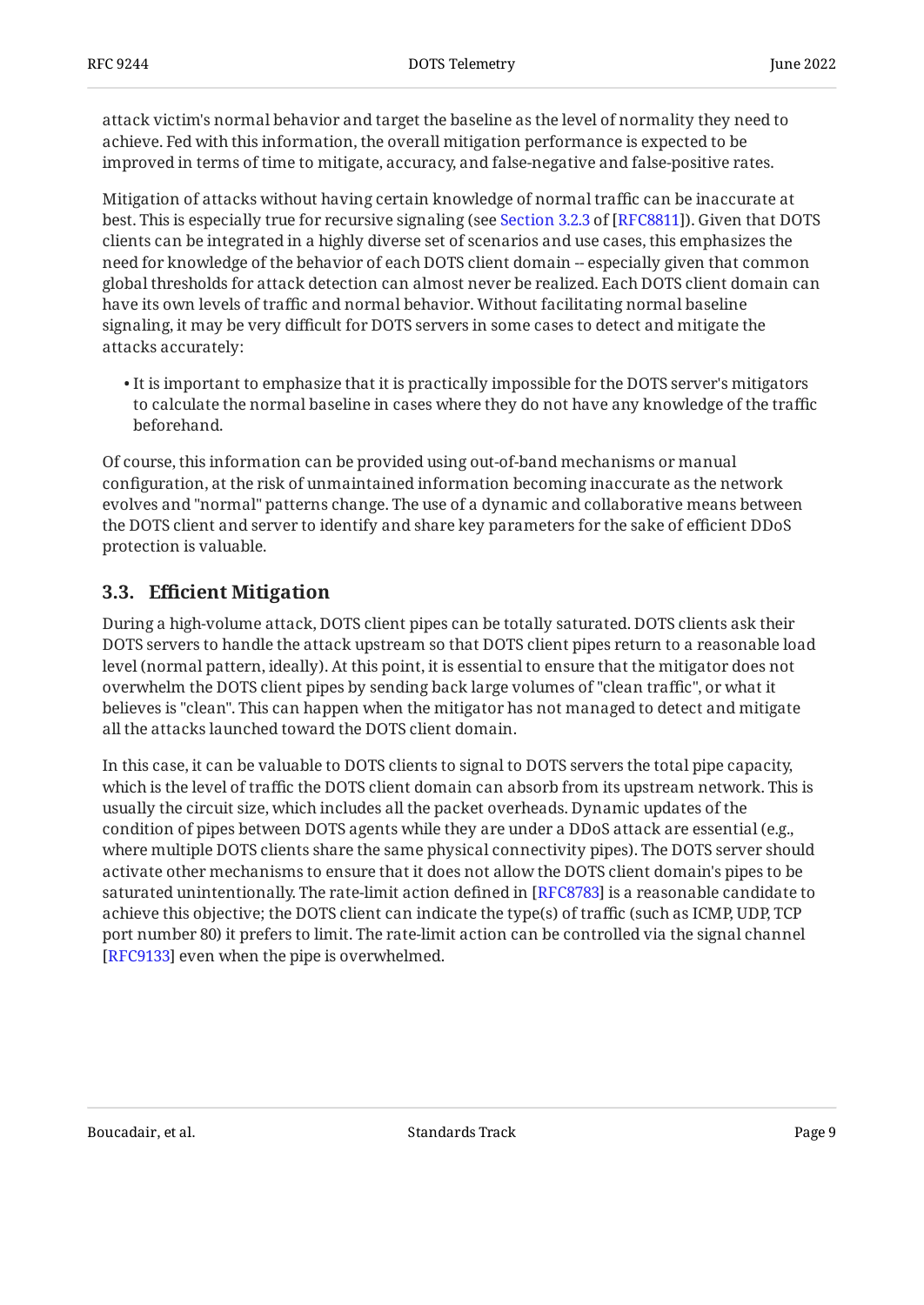attack victim's normal behavior and target the baseline as the level of normality they need to achieve. Fed with this information, the overall mitigation performance is expected to be improved in terms of time to mitigate, accuracy, and false-negative and false-positive rates.

Mitigation of attacks without having certain knowledge of normal traffic can be inaccurate at best. This is especially true for recursive signaling (see Section 3.2.3 of [RFC8811]). Given that DOTS clients can be integrated in a highly diverse set of scenarios and use cases, this emphasizes the need for knowledge of the behavior of each DOTS client domain -- especially given that common global thresholds for attack detection can almost never be realized. Each DOTS client domain can have its own levels of traffic and normal behavior. Without facilitating normal baseline signaling, it may be very difficult for DOTS servers in some cases to detect and mitigate the attacks accurately:

- It is important to emphasize that it is practically impossible for the DOTS server's mitigators to calculate the normal baseline in cases where they do not have any knowledge of the traffic beforehand.

Of course, this information can be provided using out-of-band mechanisms or manual configuration, at the risk of unmaintained information becoming inaccurate as the network evolves and "normal" patterns change. The use of a dynamic and collaborative means between the DOTS client and server to identify and share key parameters for the sake of efficient DDoS protection is valuable.

## 3.3. Efficient Mitigation

During a high-volume attack, DOTS client pipes can be totally saturated. DOTS clients ask their DOTS servers to handle the attack upstream so that DOTS client pipes return to a reasonable load level (normal pattern, ideally). At this point, it is essential to ensure that the mitigator does not overwhelm the DOTS client pipes by sending back large volumes of "clean traffic", or what it believes is "clean". This can happen when the mitigator has not managed to detect and mitigate all the attacks launched toward the DOTS client domain.

In this case, it can be valuable to DOTS clients to signal to DOTS servers the total pipe capacity, which is the level of traffic the DOTS client domain can absorb from its upstream network. This is usually the circuit size, which includes all the packet overheads. Dynamic updates of the condition of pipes between DOTS agents while they are under a DDoS attack are essential (e.g., where multiple DOTS clients share the same physical connectivity pipes). The DOTS server should activate other mechanisms to ensure that it does not allow the DOTS client domain's pipes to be saturated unintentionally. The rate-limit action defined in [RFC8783] is a reasonable candidate to achieve this objective; the DOTS client can indicate the type(s) of traffic (such as ICMP, UDP, TCP port number 80) it prefers to limit. The rate-limit action can be controlled via the signal channel [RFC9133] even when the pipe is overwhelmed.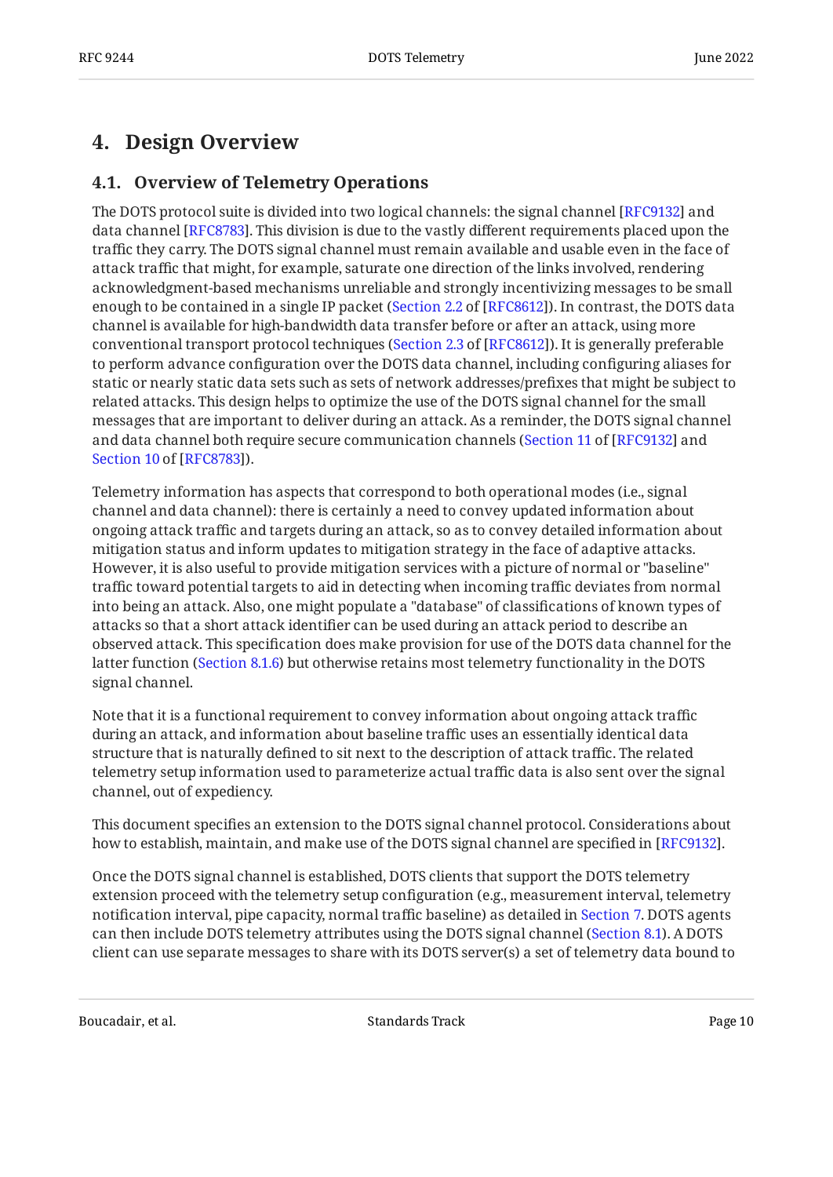# 4. Design Overview

## 4.1. Overview of Telemetry Operations

The DOTS protocol suite is divided into two logical channels: the signal channel [RFC9132] and data channel [RFC8783]. This division is due to the vastly different requirements placed upon the traffic they carry. The DOTS signal channel must remain available and usable even in the face of attack traffic that might, for example, saturate one direction of the links involved, rendering acknowledgment-based mechanisms unreliable and strongly incentivizing messages to be small enough to be contained in a single IP packet (Section 2.2 of [RFC8612]). In contrast, the DOTS data channel is available for high-bandwidth data transfer before or after an attack, using more conventional transport protocol techniques (Section 2.3 of [RFC8612]). It is generally preferable to perform advance configuration over the DOTS data channel, including configuring aliases for static or nearly static data sets such as sets of network addresses/prefixes that might be subject to related attacks. This design helps to optimize the use of the DOTS signal channel for the small messages that are important to deliver during an attack. As a reminder, the DOTS signal channel and data channel both require secure communication channels (Section 11 of [RFC9132] and Section 10 of [RFC8783]).

Telemetry information has aspects that correspond to both operational modes (i.e., signal channel and data channel): there is certainly a need to convey updated information about ongoing attack traffic and targets during an attack, so as to convey detailed information about mitigation status and inform updates to mitigation strategy in the face of adaptive attacks. However, it is also useful to provide mitigation services with a picture of normal or "baseline" traffic toward potential targets to aid in detecting when incoming traffic deviates from normal into being an attack. Also, one might populate a "database" of classifications of known types of attacks so that a short attack identifier can be used during an attack period to describe an observed attack. This specification does make provision for use of the DOTS data channel for the latter function (Section 8.1.6) but otherwise retains most telemetry functionality in the DOTS signal channel.

Note that it is a functional requirement to convey information about ongoing attack traffic during an attack, and information about baseline traffic uses an essentially identical data structure that is naturally defined to sit next to the description of attack traffic. The related telemetry setup information used to parameterize actual traffic data is also sent over the signal channel, out of expediency.

This document specifies an extension to the DOTS signal channel protocol. Considerations about how to establish, maintain, and make use of the DOTS signal channel are specified in [RFC9132].

Once the DOTS signal channel is established, DOTS clients that support the DOTS telemetry extension proceed with the telemetry setup configuration (e.g., measurement interval, telemetry notification interval, pipe capacity, normal traffic baseline) as detailed in Section 7. DOTS agents can then include DOTS telemetry attributes using the DOTS signal channel (Section 8.1). A DOTS client can use separate messages to share with its DOTS server(s) a set of telemetry data bound to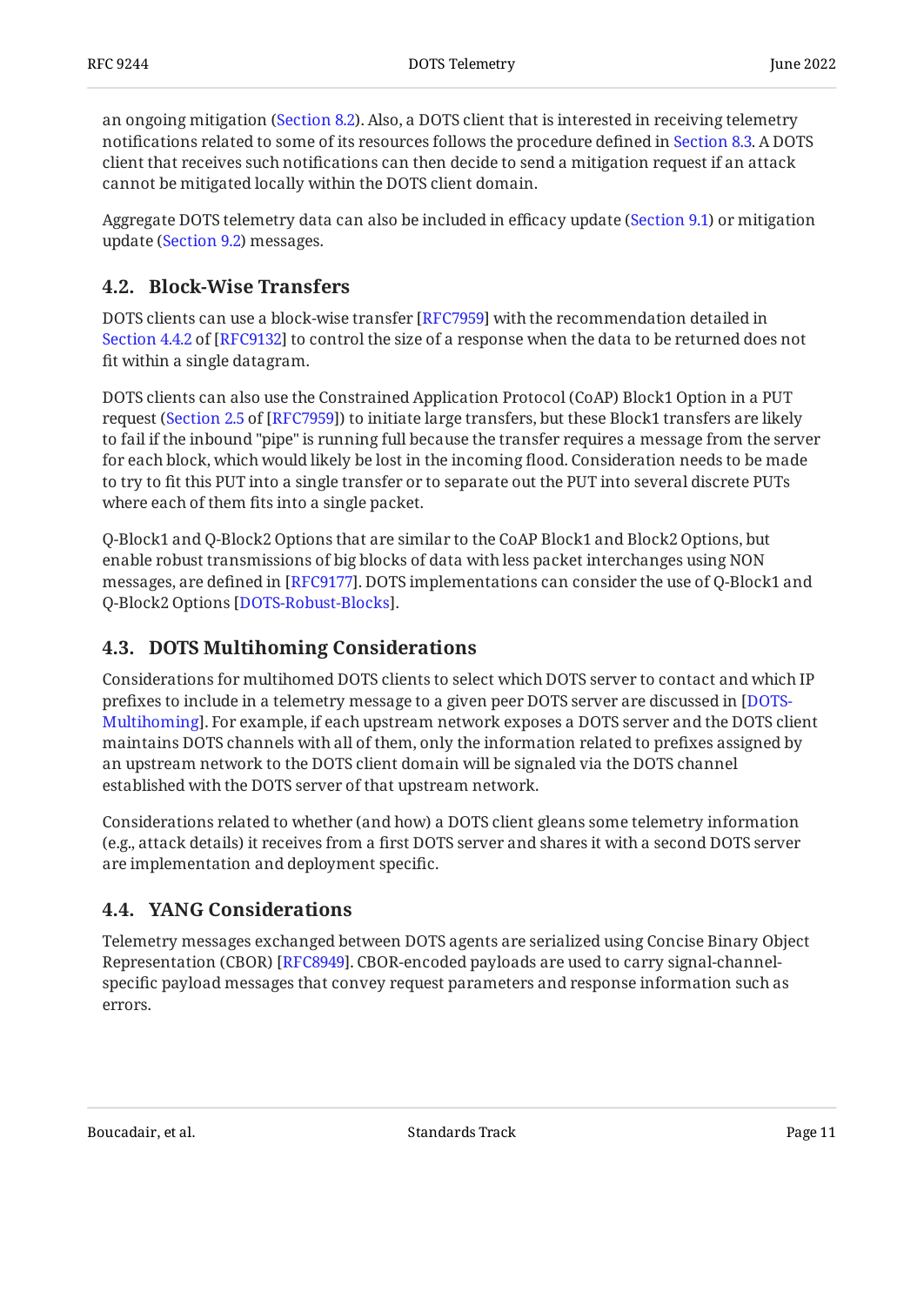an ongoing mitigation (Section 8.2). Also, a DOTS client that is interested in receiving telemetry notifications related to some of its resources follows the procedure defined in Section 8.3. A DOTS client that receives such notifications can then decide to send a mitigation request if an attack cannot be mitigated locally within the DOTS client domain.

Aggregate DOTS telemetry data can also be included in efficacy update (Section 9.1) or mitigation update (Section 9.2) messages.

## 4.2. Block-Wise Transfers

DOTS clients can use a block-wise transfer [RFC7959] with the recommendation detailed in Section 4.4.2 of [RFC9132] to control the size of a response when the data to be returned does not fit within a single datagram.

DOTS clients can also use the Constrained Application Protocol (CoAP) Block1 Option in a PUT request (Section 2.5 of [RFC7959]) to initiate large transfers, but these Block1 transfers are likely to fail if the inbound "pipe" is running full because the transfer requires a message from the server for each block, which would likely be lost in the incoming flood. Consideration needs to be made to try to fit this PUT into a single transfer or to separate out the PUT into several discrete PUTs where each of them fits into a single packet.

Q-Block1 and Q-Block2 Options that are similar to the CoAP Block1 and Block2 Options, but enable robust transmissions of big blocks of data with less packet interchanges using NON messages, are defined in [RFC9177]. DOTS implementations can consider the use of Q-Block1 and Q-Block2 Options [DOTS-Robust-Blocks].

## 4.3. DOTS Multihoming Considerations

Considerations for multihomed DOTS clients to select which DOTS server to contact and which IP prefixes to include in a telemetry message to a given peer DOTS server are discussed in [DOTS-Multihoming]. For example, if each upstream network exposes a DOTS server and the DOTS client maintains DOTS channels with all of them, only the information related to prefixes assigned by an upstream network to the DOTS client domain will be signaled via the DOTS channel established with the DOTS server of that upstream network.

Considerations related to whether (and how) a DOTS client gleans some telemetry information (e.g., attack details) it receives from a first DOTS server and shares it with a second DOTS server are implementation and deployment specific.

## 4.4. YANG Considerations

Telemetry messages exchanged between DOTS agents are serialized using Concise Binary Object Representation (CBOR) [RFC8949]. CBOR-encoded payloads are used to carry signal-channel-specific payload messages that convey request parameters and response information such as errors.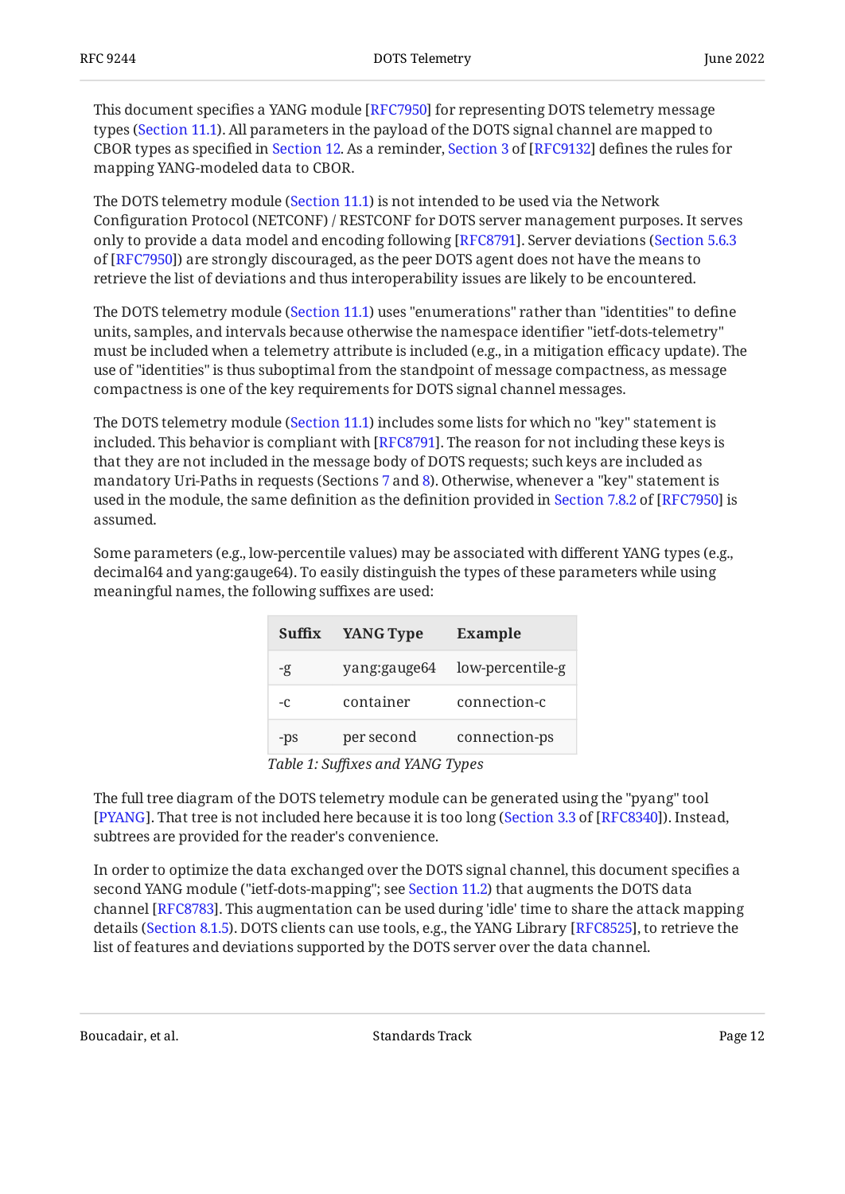This document specifies a YANG module [RFC7950] for representing DOTS telemetry message types (Section 11.1). All parameters in the payload of the DOTS signal channel are mapped to CBOR types as specified in Section 12. As a reminder, Section 3 of [RFC9132] defines the rules for mapping YANG-modeled data to CBOR.

The DOTS telemetry module (Section 11.1) is not intended to be used via the Network Configuration Protocol (NETCONF) / RESTCONF for DOTS server management purposes. It serves only to provide a data model and encoding following [RFC8791]. Server deviations (Section 5.6.3 of [RFC7950]) are strongly discouraged, as the peer DOTS agent does not have the means to retrieve the list of deviations and thus interoperability issues are likely to be encountered.

The DOTS telemetry module (Section 11.1) uses "enumerations" rather than "identities" to define units, samples, and intervals because otherwise the namespace identifier "ietf-dots-telemetry" must be included when a telemetry attribute is included (e.g., in a mitigation efficacy update). The use of "identities" is thus suboptimal from the standpoint of message compactness, as message compactness is one of the key requirements for DOTS signal channel messages.

The DOTS telemetry module (Section 11.1) includes some lists for which no "key" statement is included. This behavior is compliant with [RFC8791]. The reason for not including these keys is that they are not included in the message body of DOTS requests; such keys are included as mandatory Uri-Paths in requests (Sections 7 and 8). Otherwise, whenever a "key" statement is used in the module, the same definition as the definition provided in Section 7.8.2 of [RFC7950] is assumed.

Some parameters (e.g., low-percentile values) may be associated with different YANG types (e.g., decimal64 and yang:gauge64). To easily distinguish the types of these parameters while using meaningful names, the following suffixes are used:

| Suffix | YANG Type | Example |
|---|---|---|
| -g | yang:gauge64 | low-percentile-g |
| -c | container | connection-c |
| -ps | per second | connection-ps |

*Table 1: Suffixes and YANG Types*

The full tree diagram of the DOTS telemetry module can be generated using the "pyang" tool [PYANG]. That tree is not included here because it is too long (Section 3.3 of [RFC8340]). Instead, subtrees are provided for the reader's convenience.

In order to optimize the data exchanged over the DOTS signal channel, this document specifies a second YANG module ("ietf-dots-mapping"; see Section 11.2) that augments the DOTS data channel [RFC8783]. This augmentation can be used during 'idle' time to share the attack mapping details (Section 8.1.5). DOTS clients can use tools, e.g., the YANG Library [RFC8525], to retrieve the list of features and deviations supported by the DOTS server over the data channel.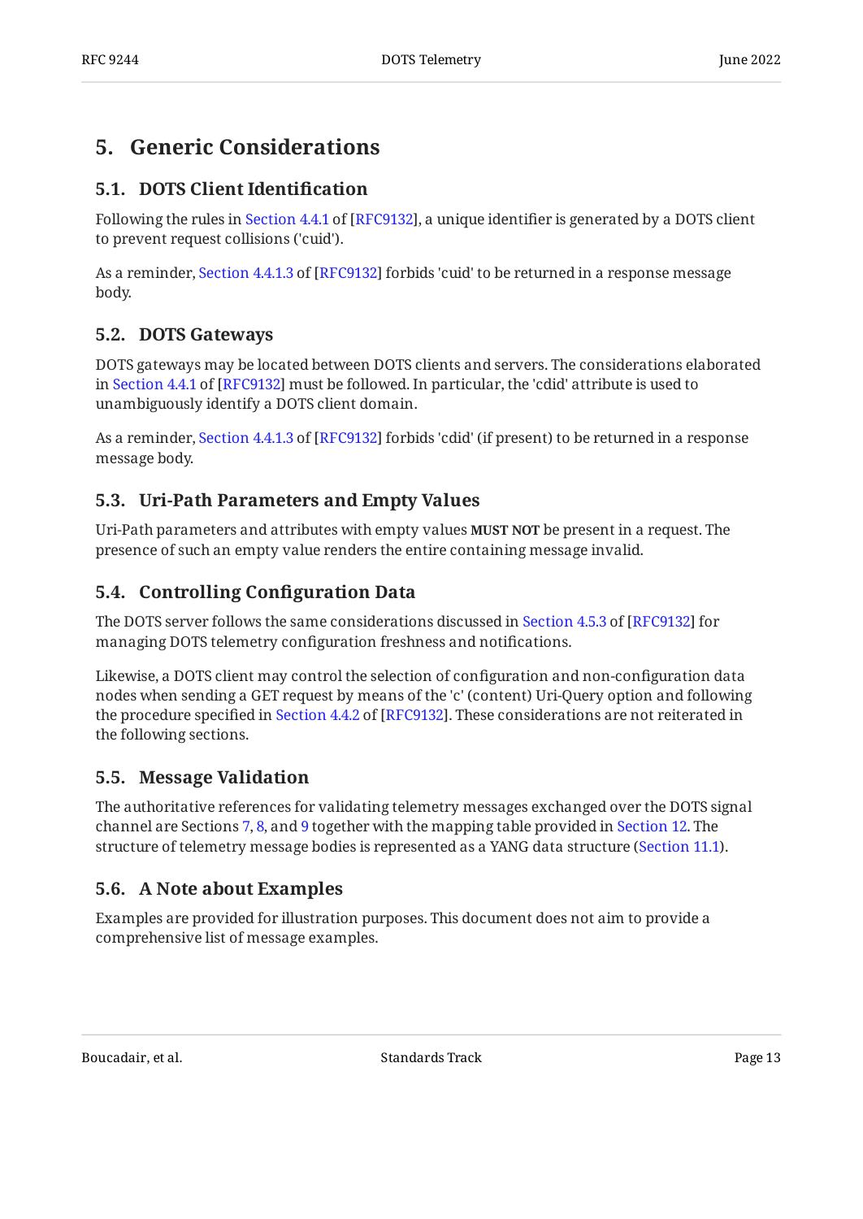## 5. Generic Considerations

### 5.1. DOTS Client Identification

Following the rules in Section 4.4.1 of [RFC9132], a unique identifier is generated by a DOTS client to prevent request collisions ('cuid').

As a reminder, Section 4.4.1.3 of [RFC9132] forbids 'cuid' to be returned in a response message body.

### 5.2. DOTS Gateways

DOTS gateways may be located between DOTS clients and servers. The considerations elaborated in Section 4.4.1 of [RFC9132] must be followed. In particular, the 'cdid' attribute is used to unambiguously identify a DOTS client domain.

As a reminder, Section 4.4.1.3 of [RFC9132] forbids 'cdid' (if present) to be returned in a response message body.

### 5.3. Uri-Path Parameters and Empty Values

Uri-Path parameters and attributes with empty values **MUST NOT** be present in a request. The presence of such an empty value renders the entire containing message invalid.

### 5.4. Controlling Configuration Data

The DOTS server follows the same considerations discussed in Section 4.5.3 of [RFC9132] for managing DOTS telemetry configuration freshness and notifications.

Likewise, a DOTS client may control the selection of configuration and non-configuration data nodes when sending a GET request by means of the 'c' (content) Uri-Query option and following the procedure specified in Section 4.4.2 of [RFC9132]. These considerations are not reiterated in the following sections.

### 5.5. Message Validation

The authoritative references for validating telemetry messages exchanged over the DOTS signal channel are Sections 7, 8, and 9 together with the mapping table provided in Section 12. The structure of telemetry message bodies is represented as a YANG data structure (Section 11.1).

### 5.6. A Note about Examples

Examples are provided for illustration purposes. This document does not aim to provide a comprehensive list of message examples.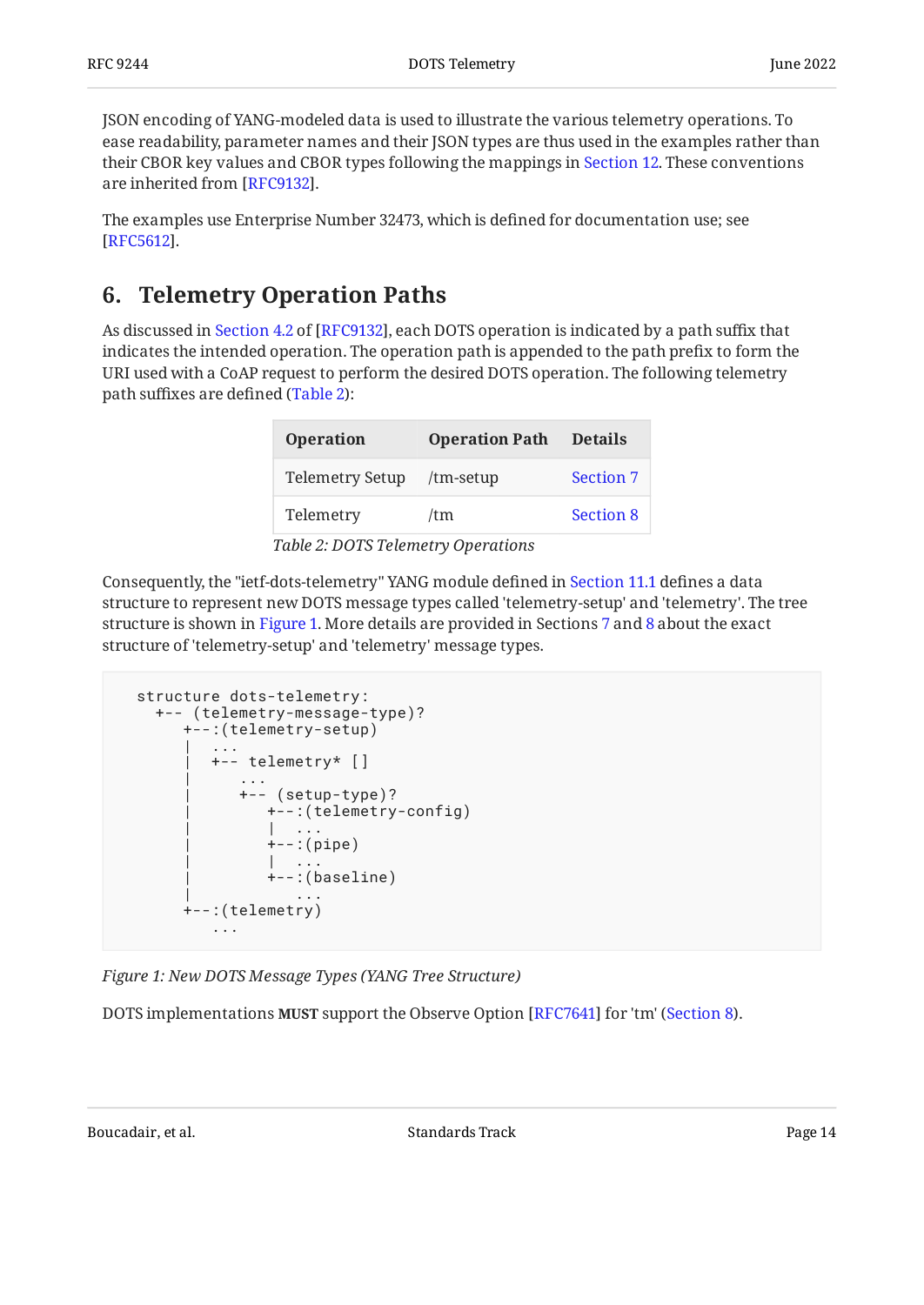JSON encoding of YANG-modeled data is used to illustrate the various telemetry operations. To ease readability, parameter names and their JSON types are thus used in the examples rather than their CBOR key values and CBOR types following the mappings in Section 12. These conventions are inherited from [RFC9132].

The examples use Enterprise Number 32473, which is defined for documentation use; see [RFC5612].

## 6. Telemetry Operation Paths

As discussed in Section 4.2 of [RFC9132], each DOTS operation is indicated by a path suffix that indicates the intended operation. The operation path is appended to the path prefix to form the URI used with a CoAP request to perform the desired DOTS operation. The following telemetry path suffixes are defined (Table 2):

| Operation | Operation Path | Details |
|---|---|---|
| Telemetry Setup | /tm-setup | Section 7 |
| Telemetry | /tm | Section 8 |

*Table 2: DOTS Telemetry Operations*

Consequently, the "ietf-dots-telemetry" YANG module defined in Section 11.1 defines a data structure to represent new DOTS message types called 'telemetry-setup' and 'telemetry'. The tree structure is shown in Figure 1. More details are provided in Sections 7 and 8 about the exact structure of 'telemetry-setup' and 'telemetry' message types.

```
  structure dots-telemetry:
    +-- (telemetry-message-type)?
       +--:(telemetry-setup)
       |  ...
       |  +-- telemetry* []
       |     ...
       |     +-- (setup-type)?
       |        +--:(telemetry-config)
       |        |  ...
       |        +--:(pipe)
       |        |  ...
       |        +--:(baseline)
       |           ...
       +--:(telemetry)
          ...
```

*Figure 1: New DOTS Message Types (YANG Tree Structure)*

DOTS implementations **MUST** support the Observe Option [RFC7641] for 'tm' (Section 8).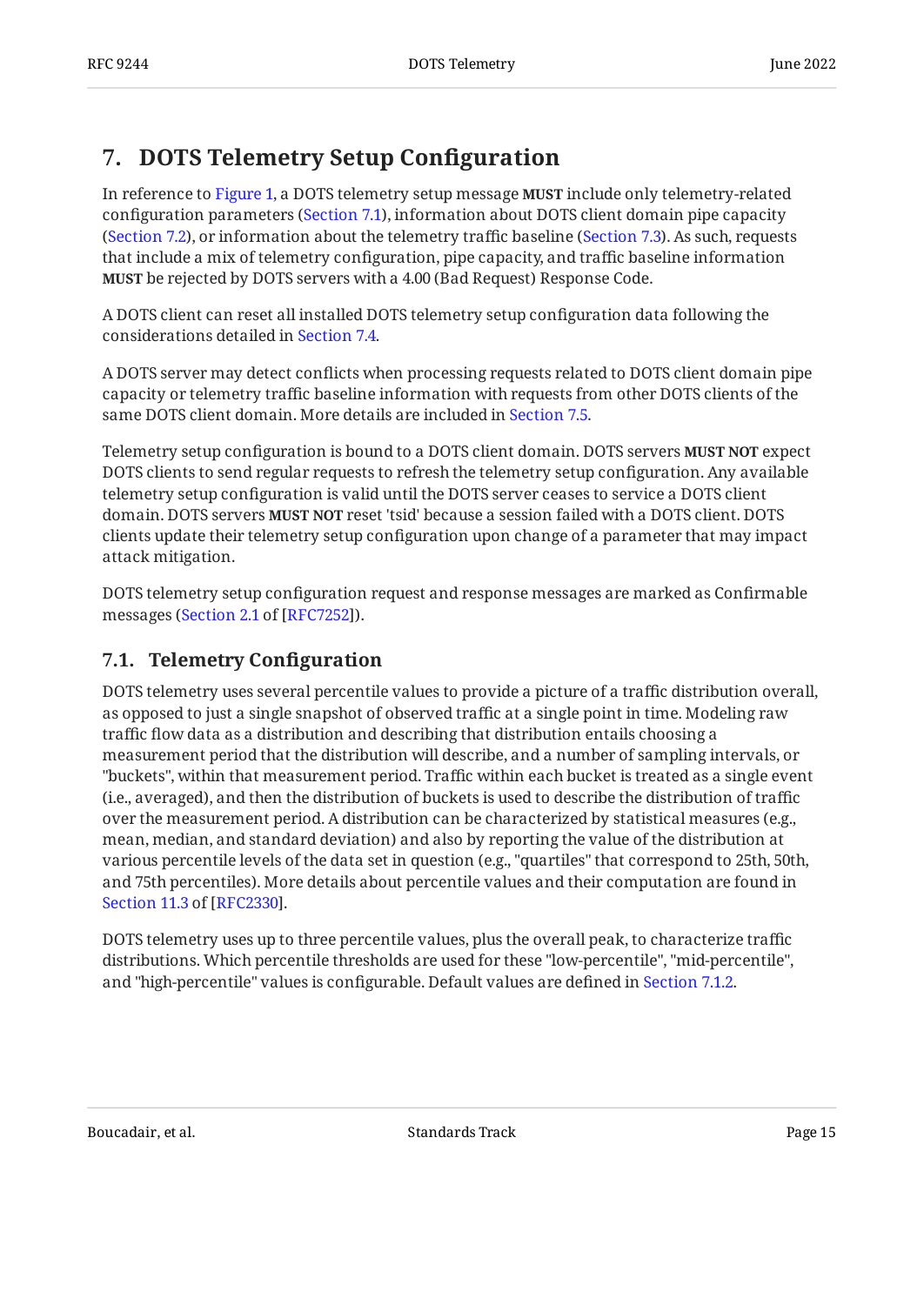# 7. DOTS Telemetry Setup Configuration

In reference to Figure 1, a DOTS telemetry setup message **MUST** include only telemetry-related configuration parameters (Section 7.1), information about DOTS client domain pipe capacity (Section 7.2), or information about the telemetry traffic baseline (Section 7.3). As such, requests that include a mix of telemetry configuration, pipe capacity, and traffic baseline information **MUST** be rejected by DOTS servers with a 4.00 (Bad Request) Response Code.

A DOTS client can reset all installed DOTS telemetry setup configuration data following the considerations detailed in Section 7.4.

A DOTS server may detect conflicts when processing requests related to DOTS client domain pipe capacity or telemetry traffic baseline information with requests from other DOTS clients of the same DOTS client domain. More details are included in Section 7.5.

Telemetry setup configuration is bound to a DOTS client domain. DOTS servers **MUST NOT** expect DOTS clients to send regular requests to refresh the telemetry setup configuration. Any available telemetry setup configuration is valid until the DOTS server ceases to service a DOTS client domain. DOTS servers **MUST NOT** reset 'tsid' because a session failed with a DOTS client. DOTS clients update their telemetry setup configuration upon change of a parameter that may impact attack mitigation.

DOTS telemetry setup configuration request and response messages are marked as Confirmable messages (Section 2.1 of [RFC7252]).

## 7.1. Telemetry Configuration

DOTS telemetry uses several percentile values to provide a picture of a traffic distribution overall, as opposed to just a single snapshot of observed traffic at a single point in time. Modeling raw traffic flow data as a distribution and describing that distribution entails choosing a measurement period that the distribution will describe, and a number of sampling intervals, or "buckets", within that measurement period. Traffic within each bucket is treated as a single event (i.e., averaged), and then the distribution of buckets is used to describe the distribution of traffic over the measurement period. A distribution can be characterized by statistical measures (e.g., mean, median, and standard deviation) and also by reporting the value of the distribution at various percentile levels of the data set in question (e.g., "quartiles" that correspond to 25th, 50th, and 75th percentiles). More details about percentile values and their computation are found in Section 11.3 of [RFC2330].

DOTS telemetry uses up to three percentile values, plus the overall peak, to characterize traffic distributions. Which percentile thresholds are used for these "low-percentile", "mid-percentile", and "high-percentile" values is configurable. Default values are defined in Section 7.1.2.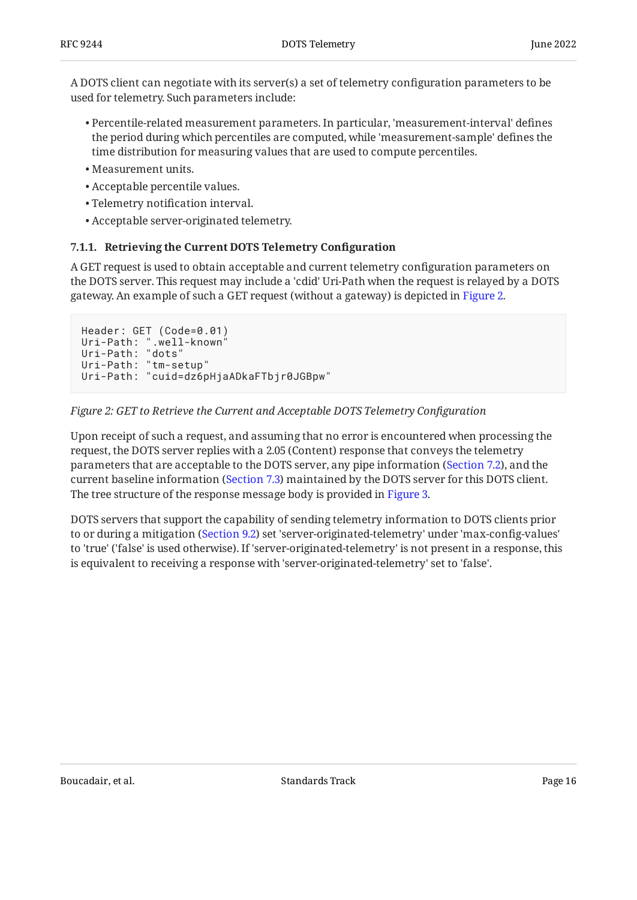A DOTS client can negotiate with its server(s) a set of telemetry configuration parameters to be used for telemetry. Such parameters include:

- Percentile-related measurement parameters. In particular, 'measurement-interval' defines the period during which percentiles are computed, while 'measurement-sample' defines the time distribution for measuring values that are used to compute percentiles.
- Measurement units.
- Acceptable percentile values.
- Telemetry notification interval.
- Acceptable server-originated telemetry.

### 7.1.1. Retrieving the Current DOTS Telemetry Configuration

A GET request is used to obtain acceptable and current telemetry configuration parameters on the DOTS server. This request may include a 'cdid' Uri-Path when the request is relayed by a DOTS gateway. An example of such a GET request (without a gateway) is depicted in Figure 2.

```
Header: GET (Code=0.01)
Uri-Path: ".well-known"
Uri-Path: "dots"
Uri-Path: "tm-setup"
Uri-Path: "cuid=dz6pHjaADkaFTbjr0JGBpw"
```

*Figure 2: GET to Retrieve the Current and Acceptable DOTS Telemetry Configuration*

Upon receipt of such a request, and assuming that no error is encountered when processing the request, the DOTS server replies with a 2.05 (Content) response that conveys the telemetry parameters that are acceptable to the DOTS server, any pipe information (Section 7.2), and the current baseline information (Section 7.3) maintained by the DOTS server for this DOTS client. The tree structure of the response message body is provided in Figure 3.

DOTS servers that support the capability of sending telemetry information to DOTS clients prior to or during a mitigation (Section 9.2) set 'server-originated-telemetry' under 'max-config-values' to 'true' ('false' is used otherwise). If 'server-originated-telemetry' is not present in a response, this is equivalent to receiving a response with 'server-originated-telemetry' set to 'false'.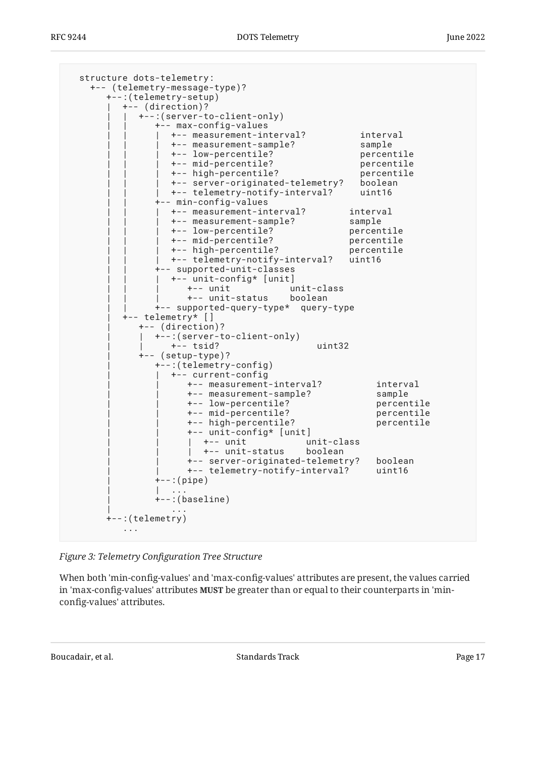```
  structure dots-telemetry:
    +-- (telemetry-message-type)?
       +--:(telemetry-setup)
       |  +-- (direction)?
       |  |  +--:(server-to-client-only)
       |  |     +-- max-config-values
       |  |     |  +-- measurement-interval?          interval
       |  |     |  +-- measurement-sample?            sample
       |  |     |  +-- low-percentile?                percentile
       |  |     |  +-- mid-percentile?                percentile
       |  |     |  +-- high-percentile?               percentile
       |  |     |  +-- server-originated-telemetry?   boolean
       |  |     |  +-- telemetry-notify-interval?     uint16
       |  |     +-- min-config-values
       |  |     |  +-- measurement-interval?        interval
       |  |     |  +-- measurement-sample?          sample
       |  |     |  +-- low-percentile?              percentile
       |  |     |  +-- mid-percentile?              percentile
       |  |     |  +-- high-percentile?             percentile
       |  |     |  +-- telemetry-notify-interval?   uint16
       |  |     +-- supported-unit-classes
       |  |     |  +-- unit-config* [unit]
       |  |     |     +-- unit           unit-class
       |  |     |     +-- unit-status    boolean
       |  |     +-- supported-query-type*  query-type
       |  +-- telemetry* []
       |     +-- (direction)?
       |     |  +--:(server-to-client-only)
       |     |     +-- tsid?                 uint32
       |     +-- (setup-type)?
       |        +--:(telemetry-config)
       |        |  +-- current-config
       |        |     +-- measurement-interval?          interval
       |        |     +-- measurement-sample?            sample
       |        |     +-- low-percentile?                percentile
       |        |     +-- mid-percentile?                percentile
       |        |     +-- high-percentile?               percentile
       |        |     +-- unit-config* [unit]
       |        |     |  +-- unit           unit-class
       |        |     |  +-- unit-status    boolean
       |        |     +-- server-originated-telemetry?   boolean
       |        |     +-- telemetry-notify-interval?     uint16
       |        +--:(pipe)
       |        |  ...
       |        +--:(baseline)
       |           ...
       +--:(telemetry)
          ...
```

*Figure 3: Telemetry Configuration Tree Structure*

When both 'min-config-values' and 'max-config-values' attributes are present, the values carried in 'max-config-values' attributes **MUST** be greater than or equal to their counterparts in 'min-config-values' attributes.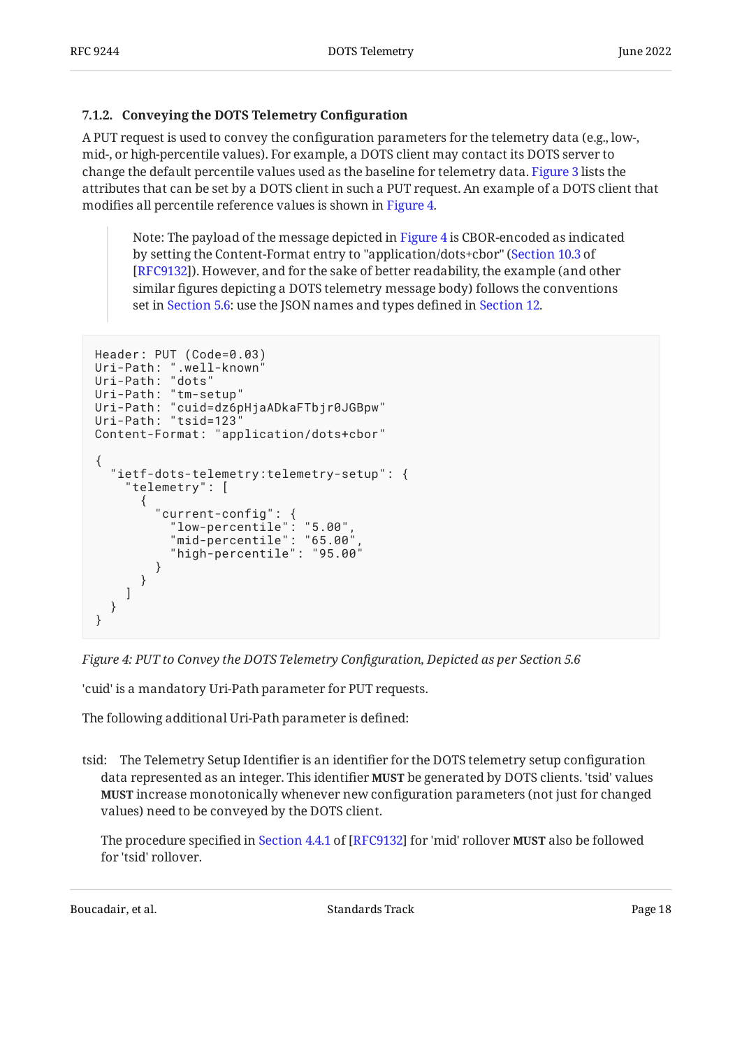### 7.1.2. Conveying the DOTS Telemetry Configuration

A PUT request is used to convey the configuration parameters for the telemetry data (e.g., low-, mid-, or high-percentile values). For example, a DOTS client may contact its DOTS server to change the default percentile values used as the baseline for telemetry data. Figure 3 lists the attributes that can be set by a DOTS client in such a PUT request. An example of a DOTS client that modifies all percentile reference values is shown in Figure 4.

> Note: The payload of the message depicted in Figure 4 is CBOR-encoded as indicated by setting the Content-Format entry to "application/dots+cbor" (Section 10.3 of [RFC9132]). However, and for the sake of better readability, the example (and other similar figures depicting a DOTS telemetry message body) follows the conventions set in Section 5.6: use the JSON names and types defined in Section 12.

```
Header: PUT (Code=0.03)
Uri-Path: ".well-known"
Uri-Path: "dots"
Uri-Path: "tm-setup"
Uri-Path: "cuid=dz6pHjaADkaFTbjr0JGBpw"
Uri-Path: "tsid=123"
Content-Format: "application/dots+cbor"

{
  "ietf-dots-telemetry:telemetry-setup": {
    "telemetry": [
      {
        "current-config": {
          "low-percentile": "5.00",
          "mid-percentile": "65.00",
          "high-percentile": "95.00"
        }
      }
    ]
  }
}
```

*Figure 4: PUT to Convey the DOTS Telemetry Configuration, Depicted as per Section 5.6*

'cuid' is a mandatory Uri-Path parameter for PUT requests.

The following additional Uri-Path parameter is defined:

tsid: The Telemetry Setup Identifier is an identifier for the DOTS telemetry setup configuration data represented as an integer. This identifier **MUST** be generated by DOTS clients. 'tsid' values **MUST** increase monotonically whenever new configuration parameters (not just for changed values) need to be conveyed by the DOTS client.

The procedure specified in Section 4.4.1 of [RFC9132] for 'mid' rollover **MUST** also be followed for 'tsid' rollover.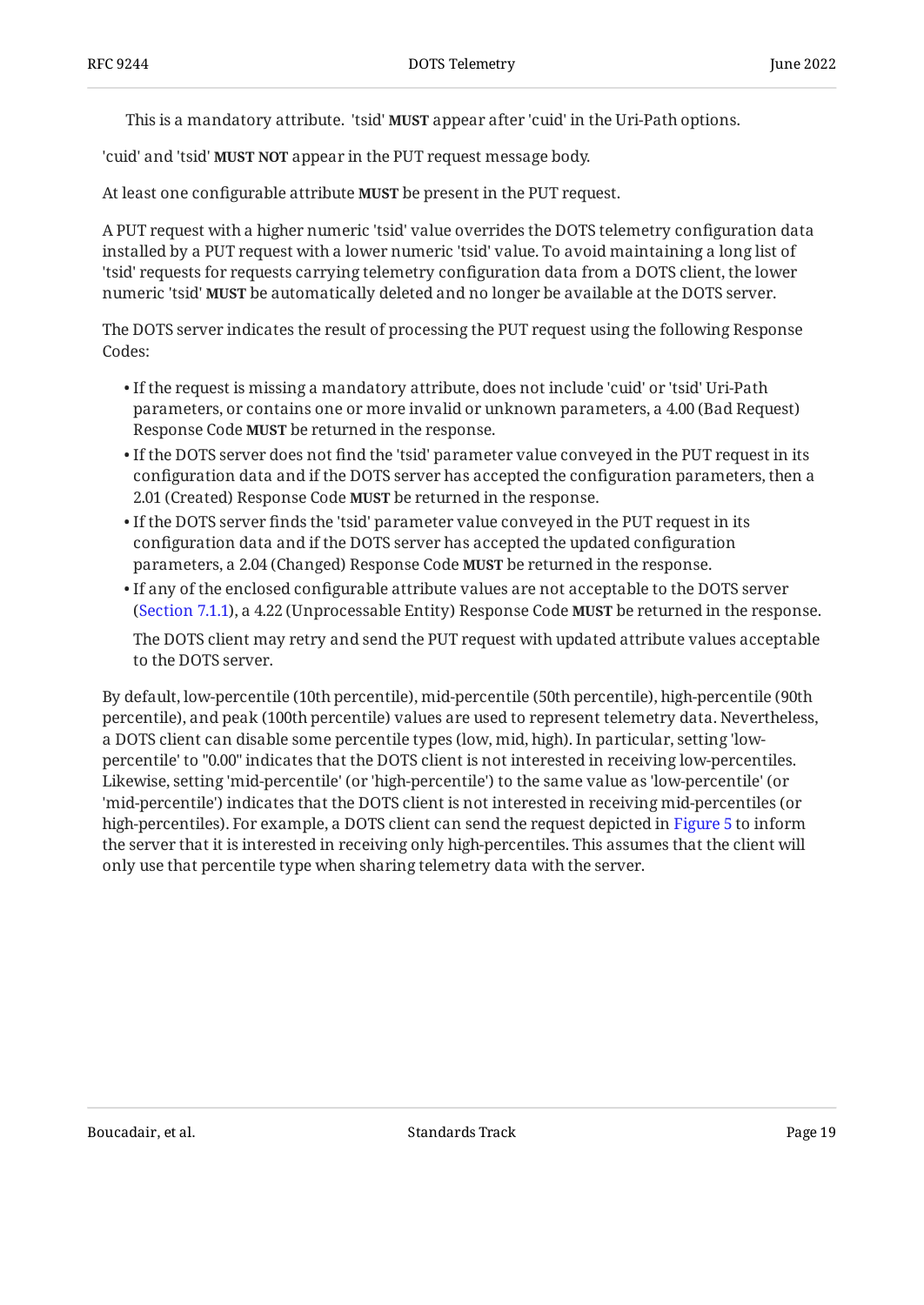This is a mandatory attribute. 'tsid' **MUST** appear after 'cuid' in the Uri-Path options.

'cuid' and 'tsid' **MUST NOT** appear in the PUT request message body.

At least one configurable attribute **MUST** be present in the PUT request.

A PUT request with a higher numeric 'tsid' value overrides the DOTS telemetry configuration data installed by a PUT request with a lower numeric 'tsid' value. To avoid maintaining a long list of 'tsid' requests for requests carrying telemetry configuration data from a DOTS client, the lower numeric 'tsid' **MUST** be automatically deleted and no longer be available at the DOTS server.

The DOTS server indicates the result of processing the PUT request using the following Response Codes:

- If the request is missing a mandatory attribute, does not include 'cuid' or 'tsid' Uri-Path parameters, or contains one or more invalid or unknown parameters, a 4.00 (Bad Request) Response Code **MUST** be returned in the response.
- If the DOTS server does not find the 'tsid' parameter value conveyed in the PUT request in its configuration data and if the DOTS server has accepted the configuration parameters, then a 2.01 (Created) Response Code **MUST** be returned in the response.
- If the DOTS server finds the 'tsid' parameter value conveyed in the PUT request in its configuration data and if the DOTS server has accepted the updated configuration parameters, a 2.04 (Changed) Response Code **MUST** be returned in the response.
- If any of the enclosed configurable attribute values are not acceptable to the DOTS server (Section 7.1.1), a 4.22 (Unprocessable Entity) Response Code **MUST** be returned in the response.

  The DOTS client may retry and send the PUT request with updated attribute values acceptable to the DOTS server.

By default, low-percentile (10th percentile), mid-percentile (50th percentile), high-percentile (90th percentile), and peak (100th percentile) values are used to represent telemetry data. Nevertheless, a DOTS client can disable some percentile types (low, mid, high). In particular, setting 'low-percentile' to "0.00" indicates that the DOTS client is not interested in receiving low-percentiles. Likewise, setting 'mid-percentile' (or 'high-percentile') to the same value as 'low-percentile' (or 'mid-percentile') indicates that the DOTS client is not interested in receiving mid-percentiles (or high-percentiles). For example, a DOTS client can send the request depicted in Figure 5 to inform the server that it is interested in receiving only high-percentiles. This assumes that the client will only use that percentile type when sharing telemetry data with the server.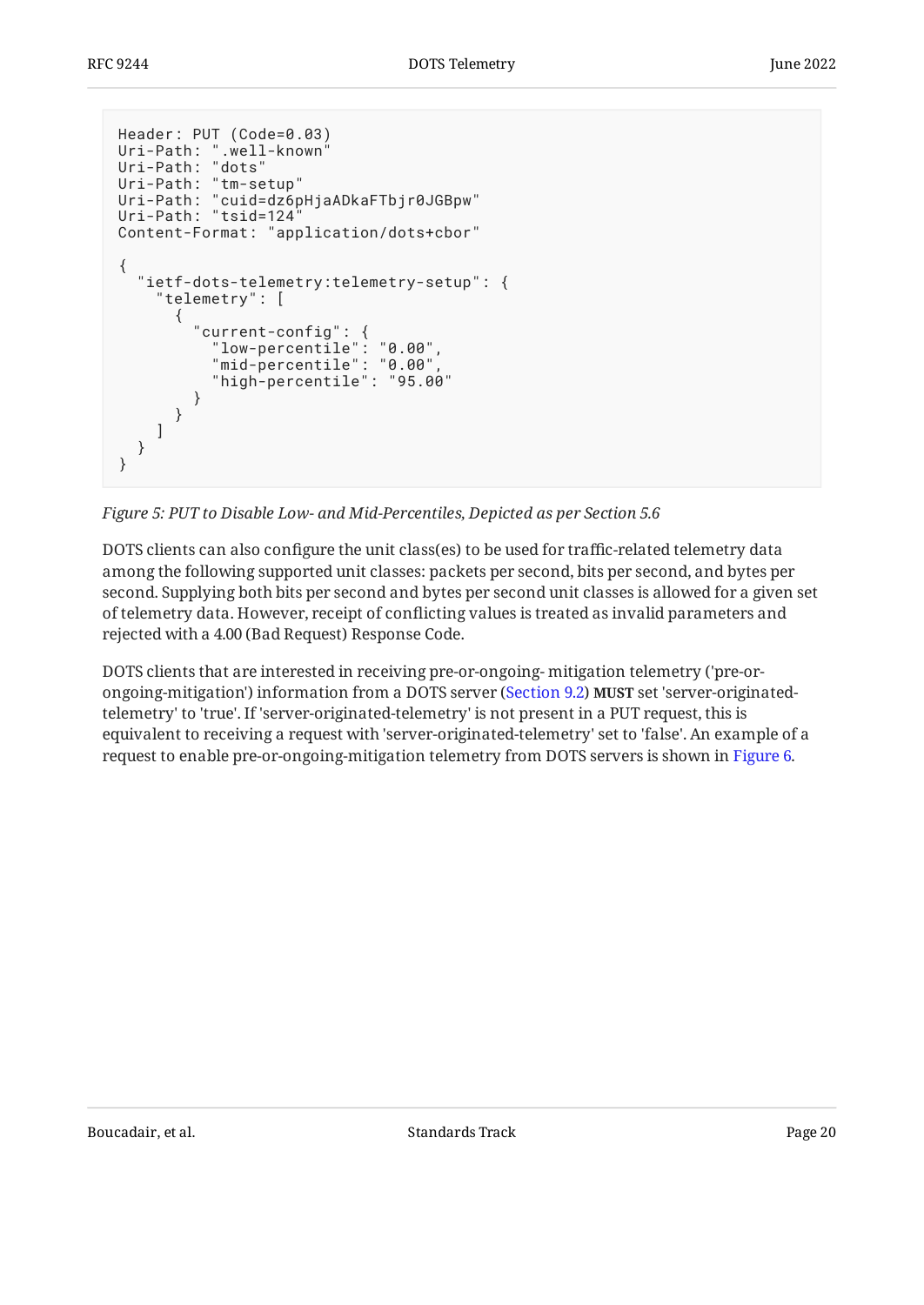```
Header: PUT (Code=0.03)
Uri-Path: ".well-known"
Uri-Path: "dots"
Uri-Path: "tm-setup"
Uri-Path: "cuid=dz6pHjaADkaFTbjr0JGBpw"
Uri-Path: "tsid=124"
Content-Format: "application/dots+cbor"

{
  "ietf-dots-telemetry:telemetry-setup": {
    "telemetry": [
      {
        "current-config": {
          "low-percentile": "0.00",
          "mid-percentile": "0.00",
          "high-percentile": "95.00"
        }
      }
    ]
  }
}
```

*Figure 5: PUT to Disable Low- and Mid-Percentiles, Depicted as per Section 5.6*

DOTS clients can also configure the unit class(es) to be used for traffic-related telemetry data among the following supported unit classes: packets per second, bits per second, and bytes per second. Supplying both bits per second and bytes per second unit classes is allowed for a given set of telemetry data. However, receipt of conflicting values is treated as invalid parameters and rejected with a 4.00 (Bad Request) Response Code.

DOTS clients that are interested in receiving pre-or-ongoing- mitigation telemetry ('pre-or-ongoing-mitigation') information from a DOTS server (Section 9.2) **MUST** set 'server-originated-telemetry' to 'true'. If 'server-originated-telemetry' is not present in a PUT request, this is equivalent to receiving a request with 'server-originated-telemetry' set to 'false'. An example of a request to enable pre-or-ongoing-mitigation telemetry from DOTS servers is shown in Figure 6.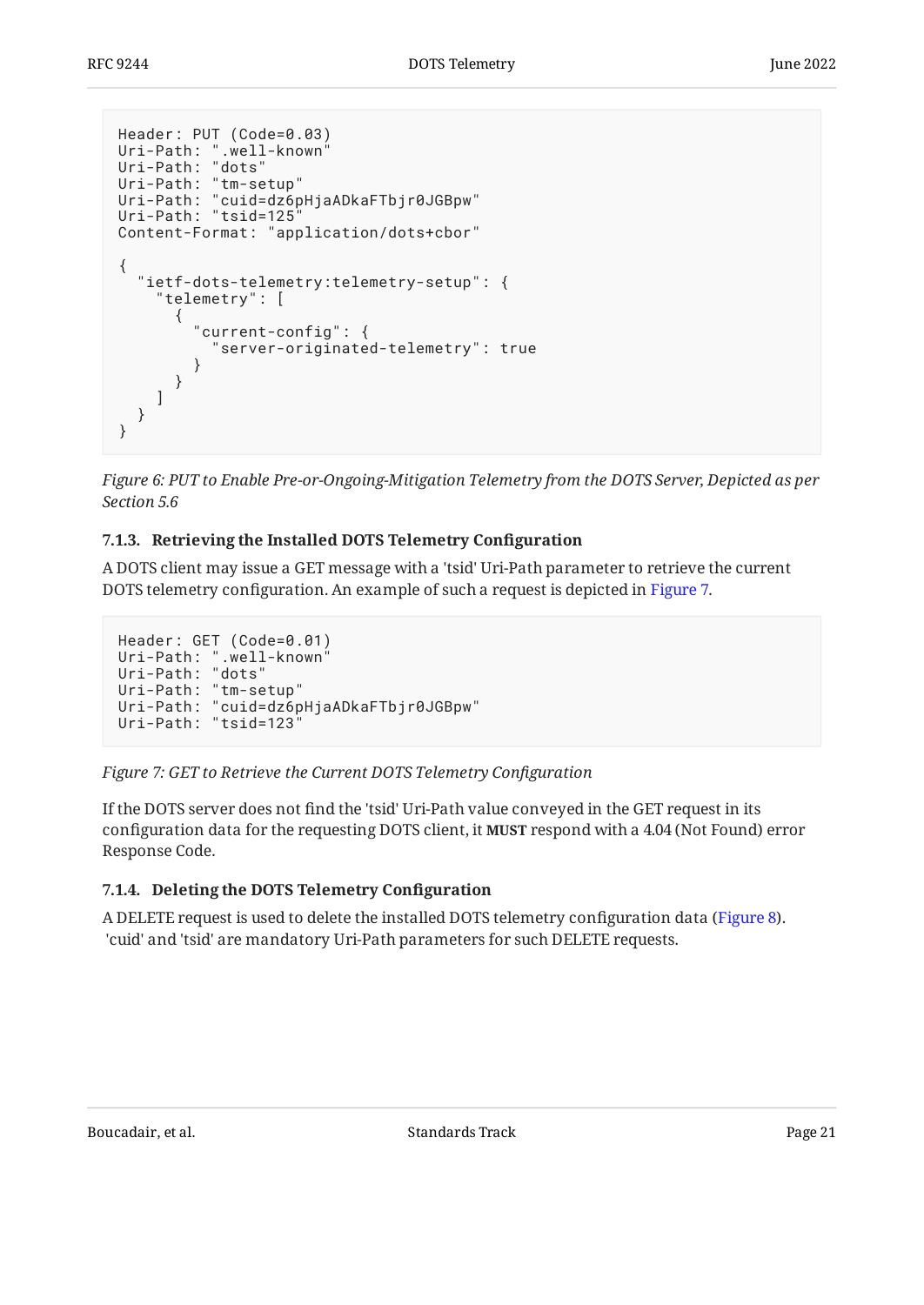```
Header: PUT (Code=0.03)
Uri-Path: ".well-known"
Uri-Path: "dots"
Uri-Path: "tm-setup"
Uri-Path: "cuid=dz6pHjaADkaFTbjr0JGBpw"
Uri-Path: "tsid=125"
Content-Format: "application/dots+cbor"

{
  "ietf-dots-telemetry:telemetry-setup": {
    "telemetry": [
      {
        "current-config": {
          "server-originated-telemetry": true
        }
      }
    ]
  }
}
```

*Figure 6: PUT to Enable Pre-or-Ongoing-Mitigation Telemetry from the DOTS Server, Depicted as per Section 5.6*

#### 7.1.3. Retrieving the Installed DOTS Telemetry Configuration

A DOTS client may issue a GET message with a 'tsid' Uri-Path parameter to retrieve the current DOTS telemetry configuration. An example of such a request is depicted in Figure 7.

```
Header: GET (Code=0.01)
Uri-Path: ".well-known"
Uri-Path: "dots"
Uri-Path: "tm-setup"
Uri-Path: "cuid=dz6pHjaADkaFTbjr0JGBpw"
Uri-Path: "tsid=123"
```

*Figure 7: GET to Retrieve the Current DOTS Telemetry Configuration*

If the DOTS server does not find the 'tsid' Uri-Path value conveyed in the GET request in its configuration data for the requesting DOTS client, it **MUST** respond with a 4.04 (Not Found) error Response Code.

#### 7.1.4. Deleting the DOTS Telemetry Configuration

A DELETE request is used to delete the installed DOTS telemetry configuration data (Figure 8). 'cuid' and 'tsid' are mandatory Uri-Path parameters for such DELETE requests.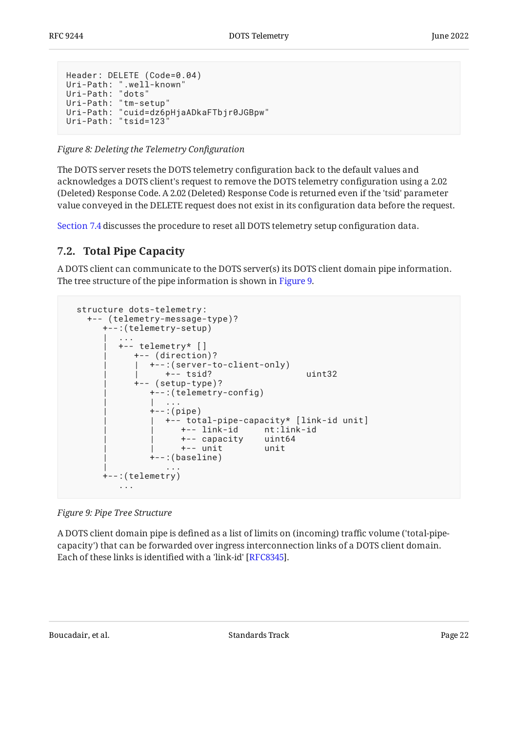```
Header: DELETE (Code=0.04)
Uri-Path: ".well-known"
Uri-Path: "dots"
Uri-Path: "tm-setup"
Uri-Path: "cuid=dz6pHjaADkaFTbjr0JGBpw"
Uri-Path: "tsid=123"
```

*Figure 8: Deleting the Telemetry Configuration*

The DOTS server resets the DOTS telemetry configuration back to the default values and acknowledges a DOTS client's request to remove the DOTS telemetry configuration using a 2.02 (Deleted) Response Code. A 2.02 (Deleted) Response Code is returned even if the 'tsid' parameter value conveyed in the DELETE request does not exist in its configuration data before the request.

Section 7.4 discusses the procedure to reset all DOTS telemetry setup configuration data.

### 7.2. Total Pipe Capacity

A DOTS client can communicate to the DOTS server(s) its DOTS client domain pipe information. The tree structure of the pipe information is shown in Figure 9.

```
  structure dots-telemetry:
    +-- (telemetry-message-type)?
       +--:(telemetry-setup)
       |  ...
       |  +-- telemetry* []
       |     +-- (direction)?
       |     |  +--:(server-to-client-only)
       |     |     +-- tsid?                    uint32
       |     +-- (setup-type)?
       |        +--:(telemetry-config)
       |        |  ...
       |        +--:(pipe)
       |        |  +-- total-pipe-capacity* [link-id unit]
       |        |     +-- link-id     nt:link-id
       |        |     +-- capacity    uint64
       |        |     +-- unit        unit
       |        +--:(baseline)
       |           ...
       +--:(telemetry)
          ...
```

*Figure 9: Pipe Tree Structure*

A DOTS client domain pipe is defined as a list of limits on (incoming) traffic volume ('total-pipe-capacity') that can be forwarded over ingress interconnection links of a DOTS client domain. Each of these links is identified with a 'link-id' [RFC8345].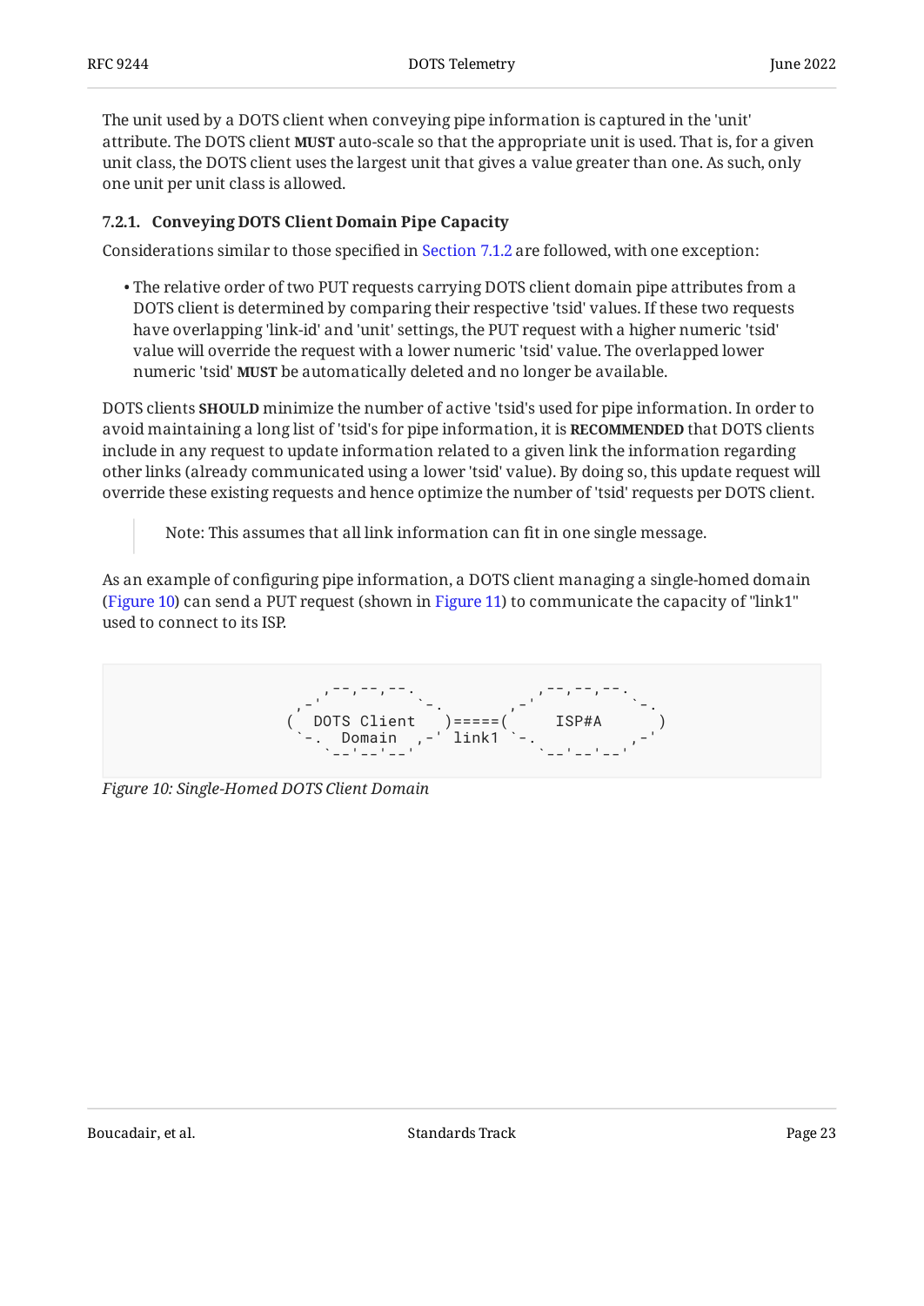The unit used by a DOTS client when conveying pipe information is captured in the 'unit' attribute. The DOTS client **MUST** auto-scale so that the appropriate unit is used. That is, for a given unit class, the DOTS client uses the largest unit that gives a value greater than one. As such, only one unit per unit class is allowed.

### 7.2.1. Conveying DOTS Client Domain Pipe Capacity

Considerations similar to those specified in Section 7.1.2 are followed, with one exception:

- The relative order of two PUT requests carrying DOTS client domain pipe attributes from a DOTS client is determined by comparing their respective 'tsid' values. If these two requests have overlapping 'link-id' and 'unit' settings, the PUT request with a higher numeric 'tsid' value will override the request with a lower numeric 'tsid' value. The overlapped lower numeric 'tsid' **MUST** be automatically deleted and no longer be available.

DOTS clients **SHOULD** minimize the number of active 'tsid's used for pipe information. In order to avoid maintaining a long list of 'tsid's for pipe information, it is **RECOMMENDED** that DOTS clients include in any request to update information related to a given link the information regarding other links (already communicated using a lower 'tsid' value). By doing so, this update request will override these existing requests and hence optimize the number of 'tsid' requests per DOTS client.

> Note: This assumes that all link information can fit in one single message.

As an example of configuring pipe information, a DOTS client managing a single-homed domain (Figure 10) can send a PUT request (shown in Figure 11) to communicate the capacity of "link1" used to connect to its ISP.

```
       ,--,--,--.             ,--,--,--.
    ,-'          `-.       ,-'          `-.
   (  DOTS Client   )=====(     ISP#A      )
    `-.  Domain   ,-' link1 `-.          ,-'
       `--'--'--'             `--'--'--'
```

*Figure 10: Single-Homed DOTS Client Domain*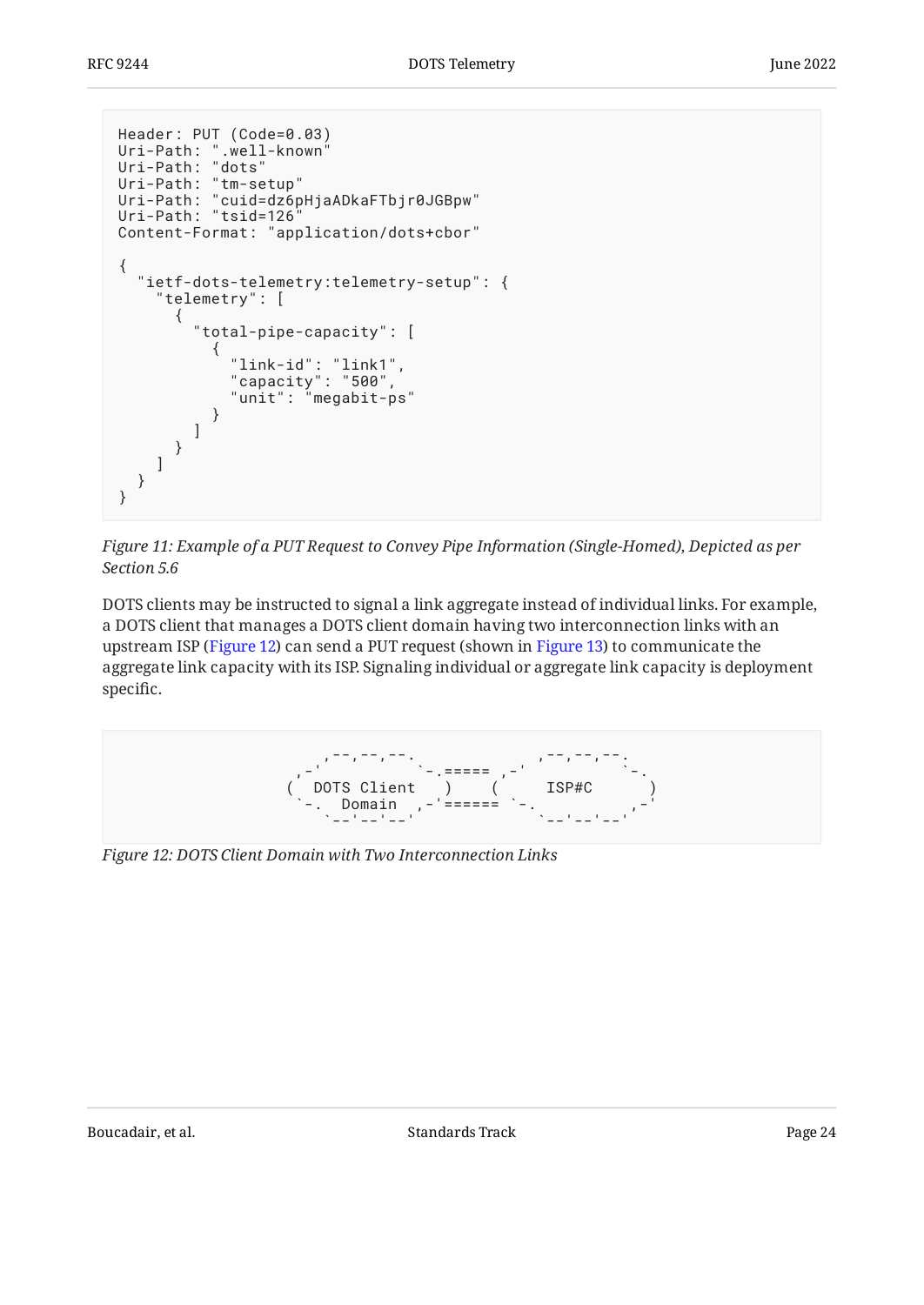```
Header: PUT (Code=0.03)
Uri-Path: ".well-known"
Uri-Path: "dots"
Uri-Path: "tm-setup"
Uri-Path: "cuid=dz6pHjaADkaFTbjr0JGBpw"
Uri-Path: "tsid=126"
Content-Format: "application/dots+cbor"

{
  "ietf-dots-telemetry:telemetry-setup": {
    "telemetry": [
      {
        "total-pipe-capacity": [
          {
            "link-id": "link1",
            "capacity": "500",
            "unit": "megabit-ps"
          }
        ]
      }
    ]
  }
}
```

*Figure 11: Example of a PUT Request to Convey Pipe Information (Single-Homed), Depicted as per Section 5.6*

DOTS clients may be instructed to signal a link aggregate instead of individual links. For example, a DOTS client that manages a DOTS client domain having two interconnection links with an upstream ISP (Figure 12) can send a PUT request (shown in Figure 13) to communicate the aggregate link capacity with its ISP. Signaling individual or aggregate link capacity is deployment specific.

```
       ,--,--,--.             ,--,--,--.
    ,-'          `-.===== ,-'          `-.
   (  DOTS Client   )    (      ISP#C      )
    `-.  Domain  ,-'====== `-.          ,-'
       `--'--'--'             `--'--'--'
```

*Figure 12: DOTS Client Domain with Two Interconnection Links*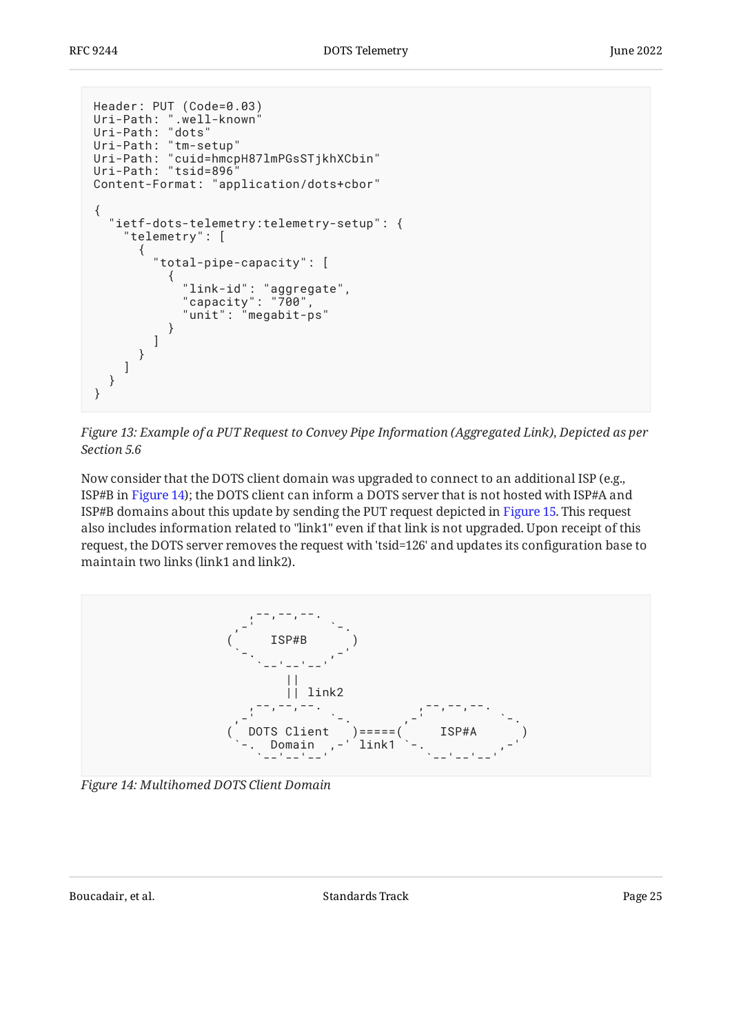```
Header: PUT (Code=0.03)
Uri-Path: ".well-known"
Uri-Path: "dots"
Uri-Path: "tm-setup"
Uri-Path: "cuid=hmcpH87lmPGsSTjkhXCbin"
Uri-Path: "tsid=896"
Content-Format: "application/dots+cbor"

{
  "ietf-dots-telemetry:telemetry-setup": {
    "telemetry": [
      {
        "total-pipe-capacity": [
          {
            "link-id": "aggregate",
            "capacity": "700",
            "unit": "megabit-ps"
          }
        ]
      }
    ]
  }
}
```

*Figure 13: Example of a PUT Request to Convey Pipe Information (Aggregated Link), Depicted as per Section 5.6*

Now consider that the DOTS client domain was upgraded to connect to an additional ISP (e.g., ISP#B in Figure 14); the DOTS client can inform a DOTS server that is not hosted with ISP#A and ISP#B domains about this update by sending the PUT request depicted in Figure 15. This request also includes information related to "link1" even if that link is not upgraded. Upon receipt of this request, the DOTS server removes the request with 'tsid=126' and updates its configuration base to maintain two links (link1 and link2).

```
           ,--,--,--.
        ,-'          `-.
       (     ISP#B      )
        `-.          ,-'
           `--'--'--'
               ||
               || link2
           ,--,--,--.                ,--,--,--.
        ,-'          `-.          ,-'          `-.
       (  DOTS Client   )=====(     ISP#A        )
        `-.  Domain  ,-' link1 `-.          ,-'
           `--'--'--'             `--'--'--'
```

*Figure 14: Multihomed DOTS Client Domain*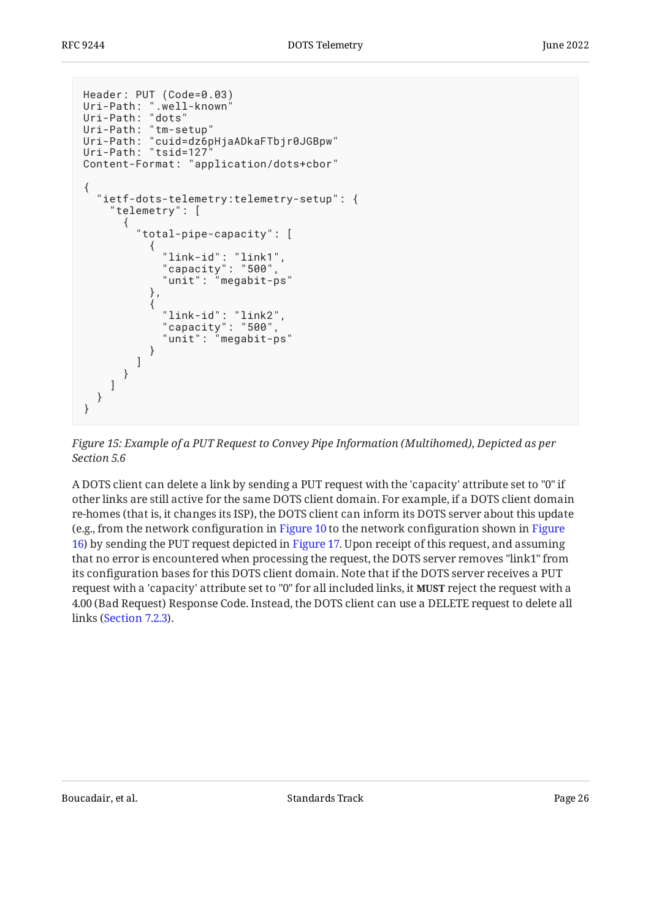```
Header: PUT (Code=0.03)
Uri-Path: ".well-known"
Uri-Path: "dots"
Uri-Path: "tm-setup"
Uri-Path: "cuid=dz6pHjaADkaFTbjr0JGBpw"
Uri-Path: "tsid=127"
Content-Format: "application/dots+cbor"

{
  "ietf-dots-telemetry:telemetry-setup": {
    "telemetry": [
      {
        "total-pipe-capacity": [
          {
            "link-id": "link1",
            "capacity": "500",
            "unit": "megabit-ps"
          },
          {
            "link-id": "link2",
            "capacity": "500",
            "unit": "megabit-ps"
          }
        ]
      }
    ]
  }
}
```

*Figure 15: Example of a PUT Request to Convey Pipe Information (Multihomed), Depicted as per Section 5.6*

A DOTS client can delete a link by sending a PUT request with the 'capacity' attribute set to "0" if other links are still active for the same DOTS client domain. For example, if a DOTS client domain re-homes (that is, it changes its ISP), the DOTS client can inform its DOTS server about this update (e.g., from the network configuration in Figure 10 to the network configuration shown in Figure 16) by sending the PUT request depicted in Figure 17. Upon receipt of this request, and assuming that no error is encountered when processing the request, the DOTS server removes "link1" from its configuration bases for this DOTS client domain. Note that if the DOTS server receives a PUT request with a 'capacity' attribute set to "0" for all included links, it **MUST** reject the request with a 4.00 (Bad Request) Response Code. Instead, the DOTS client can use a DELETE request to delete all links (Section 7.2.3).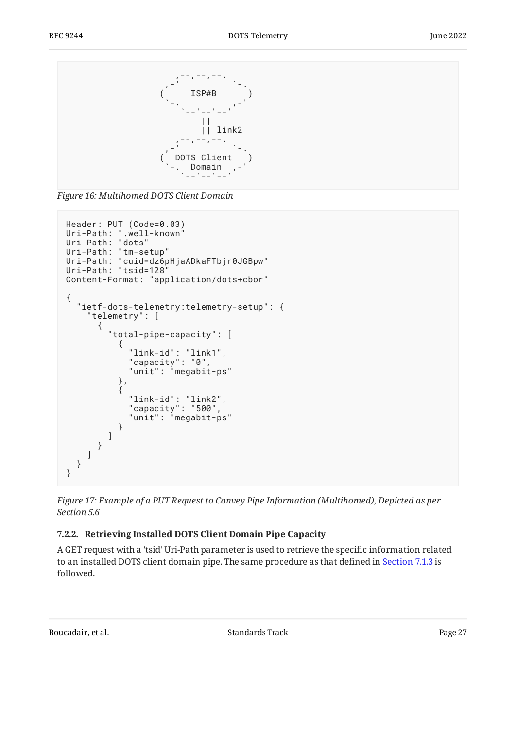```
                      ,--,--,--.
                   ,-'         `-.
                  (     ISP#B      )
                   `-.          ,-'
                      `--'--'--'
                          ||
                          || link2
                      ,--,--,--.
                   ,-'         `-.
                  (  DOTS Client   )
                   `-.  Domain  ,-'
                      `--'--'--'
```

*Figure 16: Multihomed DOTS Client Domain*

```
Header: PUT (Code=0.03)
Uri-Path: ".well-known"
Uri-Path: "dots"
Uri-Path: "tm-setup"
Uri-Path: "cuid=dz6pHjaADkaFTbjr0JGBpw"
Uri-Path: "tsid=128"
Content-Format: "application/dots+cbor"

{
  "ietf-dots-telemetry:telemetry-setup": {
    "telemetry": [
      {
        "total-pipe-capacity": [
          {
            "link-id": "link1",
            "capacity": "0",
            "unit": "megabit-ps"
          },
          {
            "link-id": "link2",
            "capacity": "500",
            "unit": "megabit-ps"
          }
        ]
      }
    ]
  }
}
```

*Figure 17: Example of a PUT Request to Convey Pipe Information (Multihomed), Depicted as per Section 5.6*

### 7.2.2. Retrieving Installed DOTS Client Domain Pipe Capacity

A GET request with a 'tsid' Uri-Path parameter is used to retrieve the specific information related to an installed DOTS client domain pipe. The same procedure as that defined in Section 7.1.3 is followed.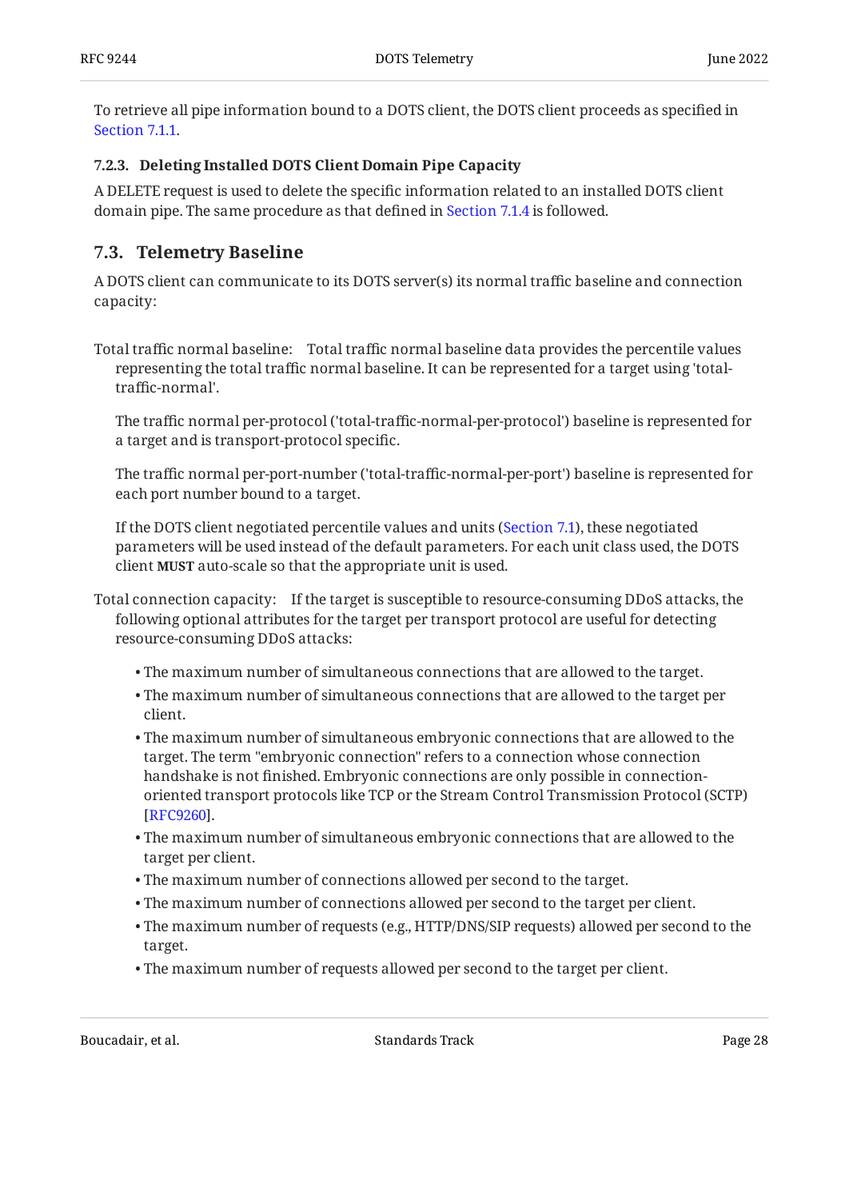To retrieve all pipe information bound to a DOTS client, the DOTS client proceeds as specified in Section 7.1.1.

#### 7.2.3. Deleting Installed DOTS Client Domain Pipe Capacity

A DELETE request is used to delete the specific information related to an installed DOTS client domain pipe. The same procedure as that defined in Section 7.1.4 is followed.

### 7.3. Telemetry Baseline

A DOTS client can communicate to its DOTS server(s) its normal traffic baseline and connection capacity:

Total traffic normal baseline: Total traffic normal baseline data provides the percentile values representing the total traffic normal baseline. It can be represented for a target using 'total-traffic-normal'.

The traffic normal per-protocol ('total-traffic-normal-per-protocol') baseline is represented for a target and is transport-protocol specific.

The traffic normal per-port-number ('total-traffic-normal-per-port') baseline is represented for each port number bound to a target.

If the DOTS client negotiated percentile values and units (Section 7.1), these negotiated parameters will be used instead of the default parameters. For each unit class used, the DOTS client **MUST** auto-scale so that the appropriate unit is used.

Total connection capacity: If the target is susceptible to resource-consuming DDoS attacks, the following optional attributes for the target per transport protocol are useful for detecting resource-consuming DDoS attacks:

- The maximum number of simultaneous connections that are allowed to the target.
- The maximum number of simultaneous connections that are allowed to the target per client.
- The maximum number of simultaneous embryonic connections that are allowed to the target. The term "embryonic connection" refers to a connection whose connection handshake is not finished. Embryonic connections are only possible in connection-oriented transport protocols like TCP or the Stream Control Transmission Protocol (SCTP) [RFC9260].
- The maximum number of simultaneous embryonic connections that are allowed to the target per client.
- The maximum number of connections allowed per second to the target.
- The maximum number of connections allowed per second to the target per client.
- The maximum number of requests (e.g., HTTP/DNS/SIP requests) allowed per second to the target.
- The maximum number of requests allowed per second to the target per client.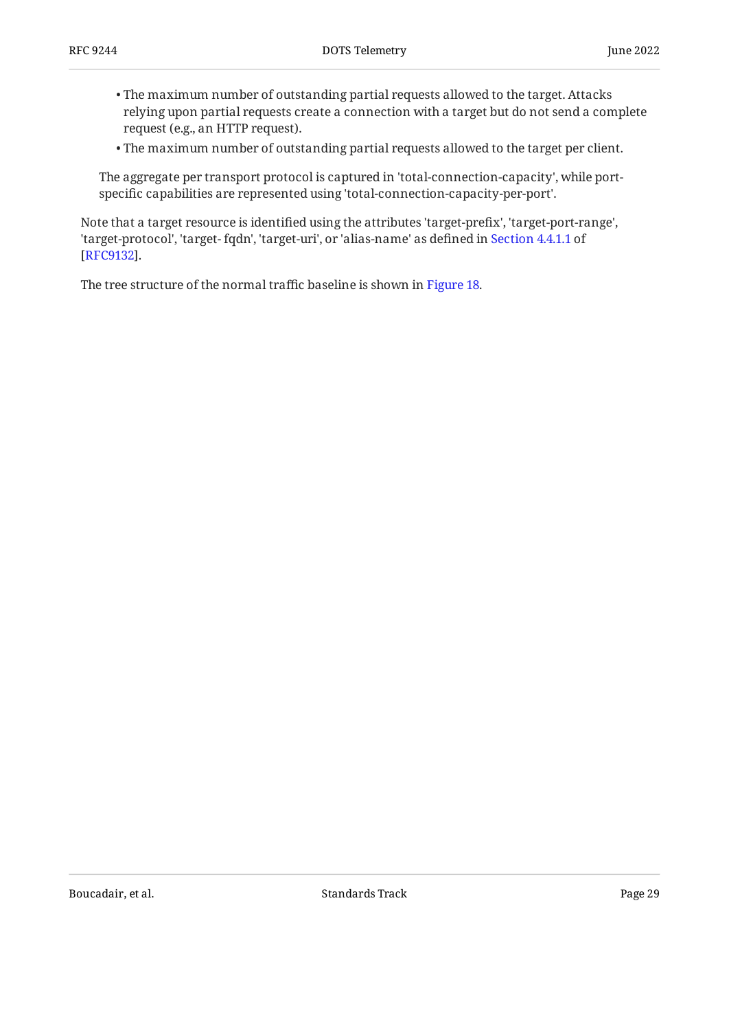- The maximum number of outstanding partial requests allowed to the target. Attacks relying upon partial requests create a connection with a target but do not send a complete request (e.g., an HTTP request).
- The maximum number of outstanding partial requests allowed to the target per client.

The aggregate per transport protocol is captured in 'total-connection-capacity', while port-specific capabilities are represented using 'total-connection-capacity-per-port'.

Note that a target resource is identified using the attributes 'target-prefix', 'target-port-range', 'target-protocol', 'target- fqdn', 'target-uri', or 'alias-name' as defined in Section 4.4.1.1 of [RFC9132].

The tree structure of the normal traffic baseline is shown in Figure 18.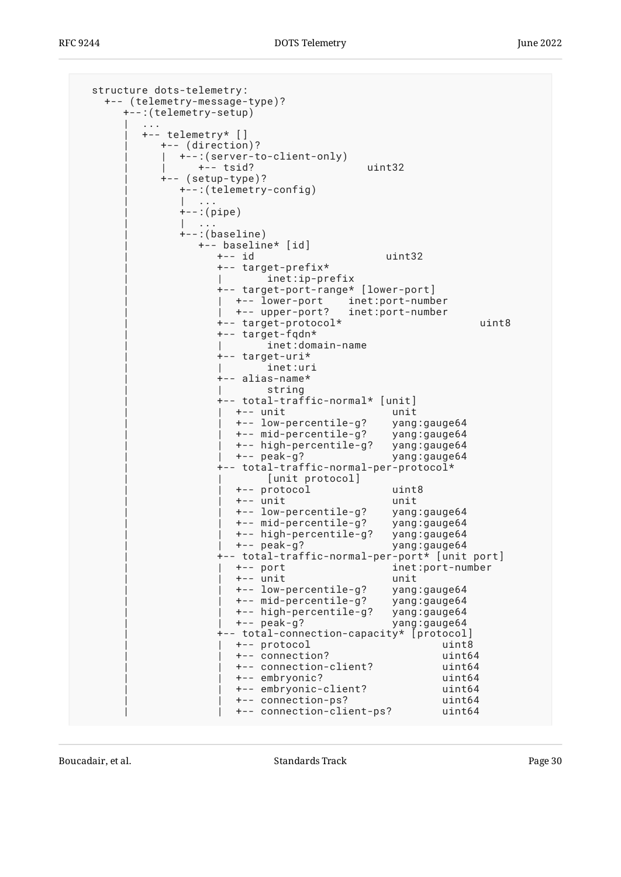```
  structure dots-telemetry:
    +-- (telemetry-message-type)?
       +--:(telemetry-setup)
       |  ...
       |  +-- telemetry* []
       |     +-- (direction)?
       |     |  +--:(server-to-client-only)
       |     |     +-- tsid?                  uint32
       |     +-- (setup-type)?
       |        +--:(telemetry-config)
       |        |  ...
       |        +--:(pipe)
       |        |  ...
       |        +--:(baseline)
       |           +-- baseline* [id]
       |              +-- id                     uint32
       |              +-- target-prefix*
       |              |       inet:ip-prefix
       |              +-- target-port-range* [lower-port]
       |              |  +-- lower-port    inet:port-number
       |              |  +-- upper-port?   inet:port-number
       |              +-- target-protocol*                      uint8
       |              +-- target-fqdn*
       |              |       inet:domain-name
       |              +-- target-uri*
       |              |       inet:uri
       |              +-- alias-name*
       |              |       string
       |              +-- total-traffic-normal* [unit]
       |              |  +-- unit                 unit
       |              |  +-- low-percentile-g?    yang:gauge64
       |              |  +-- mid-percentile-g?    yang:gauge64
       |              |  +-- high-percentile-g?   yang:gauge64
       |              |  +-- peak-g?              yang:gauge64
       |              +-- total-traffic-normal-per-protocol*
       |              |       [unit protocol]
       |              |  +-- protocol             uint8
       |              |  +-- unit                 unit
       |              |  +-- low-percentile-g?    yang:gauge64
       |              |  +-- mid-percentile-g?    yang:gauge64
       |              |  +-- high-percentile-g?   yang:gauge64
       |              |  +-- peak-g?              yang:gauge64
       |              +-- total-traffic-normal-per-port* [unit port]
       |              |  +-- port                 inet:port-number
       |              |  +-- unit                 unit
       |              |  +-- low-percentile-g?    yang:gauge64
       |              |  +-- mid-percentile-g?    yang:gauge64
       |              |  +-- high-percentile-g?   yang:gauge64
       |              |  +-- peak-g?              yang:gauge64
       |              +-- total-connection-capacity* [protocol]
       |              |  +-- protocol                     uint8
       |              |  +-- connection?                  uint64
       |              |  +-- connection-client?           uint64
       |              |  +-- embryonic?                   uint64
       |              |  +-- embryonic-client?            uint64
       |              |  +-- connection-ps?               uint64
       |              |  +-- connection-client-ps?        uint64
```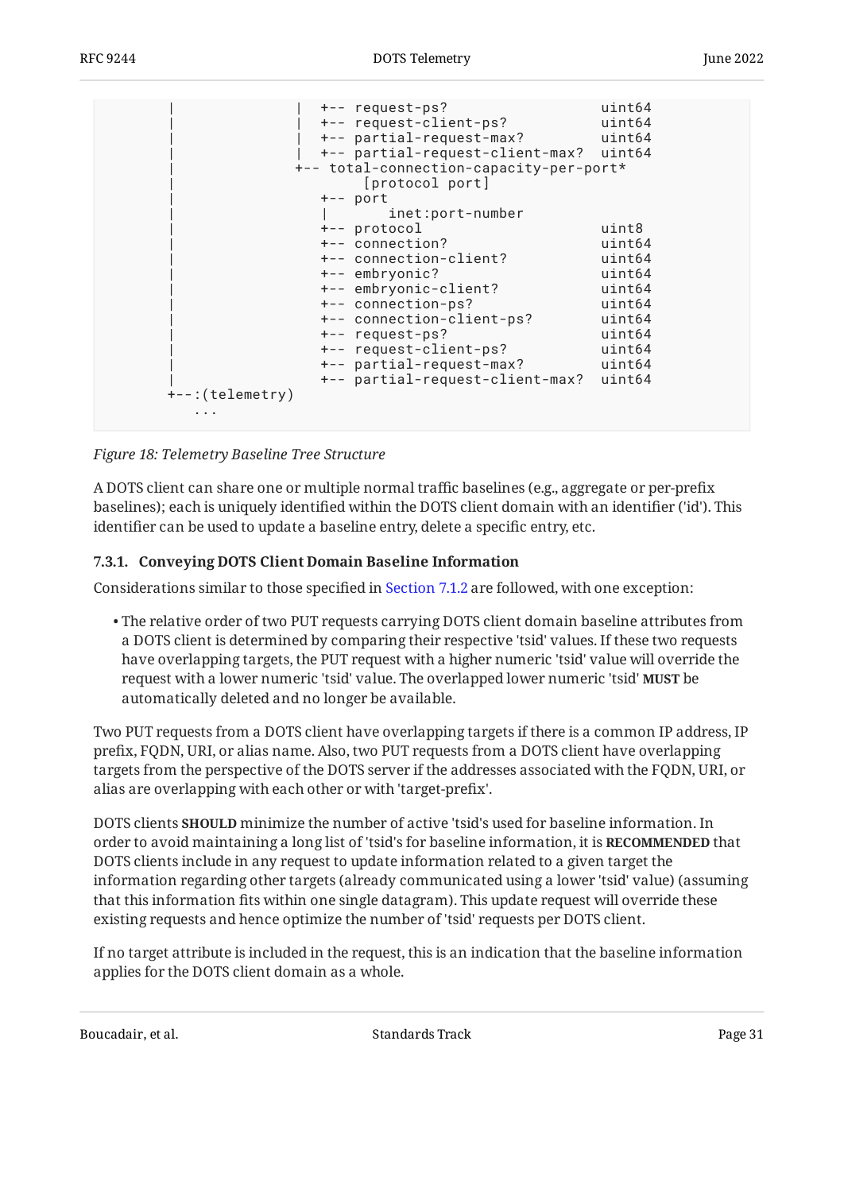```
         |                |  +-- request-ps?               uint64
         |                |  +-- request-client-ps?        uint64
         |                |  +-- partial-request-max?      uint64
         |                |  +-- partial-request-client-max?  uint64
         |                +-- total-connection-capacity-per-port*
         |                        [protocol port]
         |                   +-- port
         |                   |       inet:port-number
         |                   +-- protocol                  uint8
         |                   +-- connection?               uint64
         |                   +-- connection-client?        uint64
         |                   +-- embryonic?                uint64
         |                   +-- embryonic-client?         uint64
         |                   +-- connection-ps?            uint64
         |                   +-- connection-client-ps?     uint64
         |                   +-- request-ps?               uint64
         |                   +-- request-client-ps?        uint64
         |                   +-- partial-request-max?      uint64
         |                   +-- partial-request-client-max?  uint64
         +--:(telemetry)
            ...
```

*Figure 18: Telemetry Baseline Tree Structure*

A DOTS client can share one or multiple normal traffic baselines (e.g., aggregate or per-prefix baselines); each is uniquely identified within the DOTS client domain with an identifier ('id'). This identifier can be used to update a baseline entry, delete a specific entry, etc.

### 7.3.1. Conveying DOTS Client Domain Baseline Information

Considerations similar to those specified in Section 7.1.2 are followed, with one exception:

- The relative order of two PUT requests carrying DOTS client domain baseline attributes from a DOTS client is determined by comparing their respective 'tsid' values. If these two requests have overlapping targets, the PUT request with a higher numeric 'tsid' value will override the request with a lower numeric 'tsid' value. The overlapped lower numeric 'tsid' **MUST** be automatically deleted and no longer be available.

Two PUT requests from a DOTS client have overlapping targets if there is a common IP address, IP prefix, FQDN, URI, or alias name. Also, two PUT requests from a DOTS client have overlapping targets from the perspective of the DOTS server if the addresses associated with the FQDN, URI, or alias are overlapping with each other or with 'target-prefix'.

DOTS clients **SHOULD** minimize the number of active 'tsid's used for baseline information. In order to avoid maintaining a long list of 'tsid's for baseline information, it is **RECOMMENDED** that DOTS clients include in any request to update information related to a given target the information regarding other targets (already communicated using a lower 'tsid' value) (assuming that this information fits within one single datagram). This update request will override these existing requests and hence optimize the number of 'tsid' requests per DOTS client.

If no target attribute is included in the request, this is an indication that the baseline information applies for the DOTS client domain as a whole.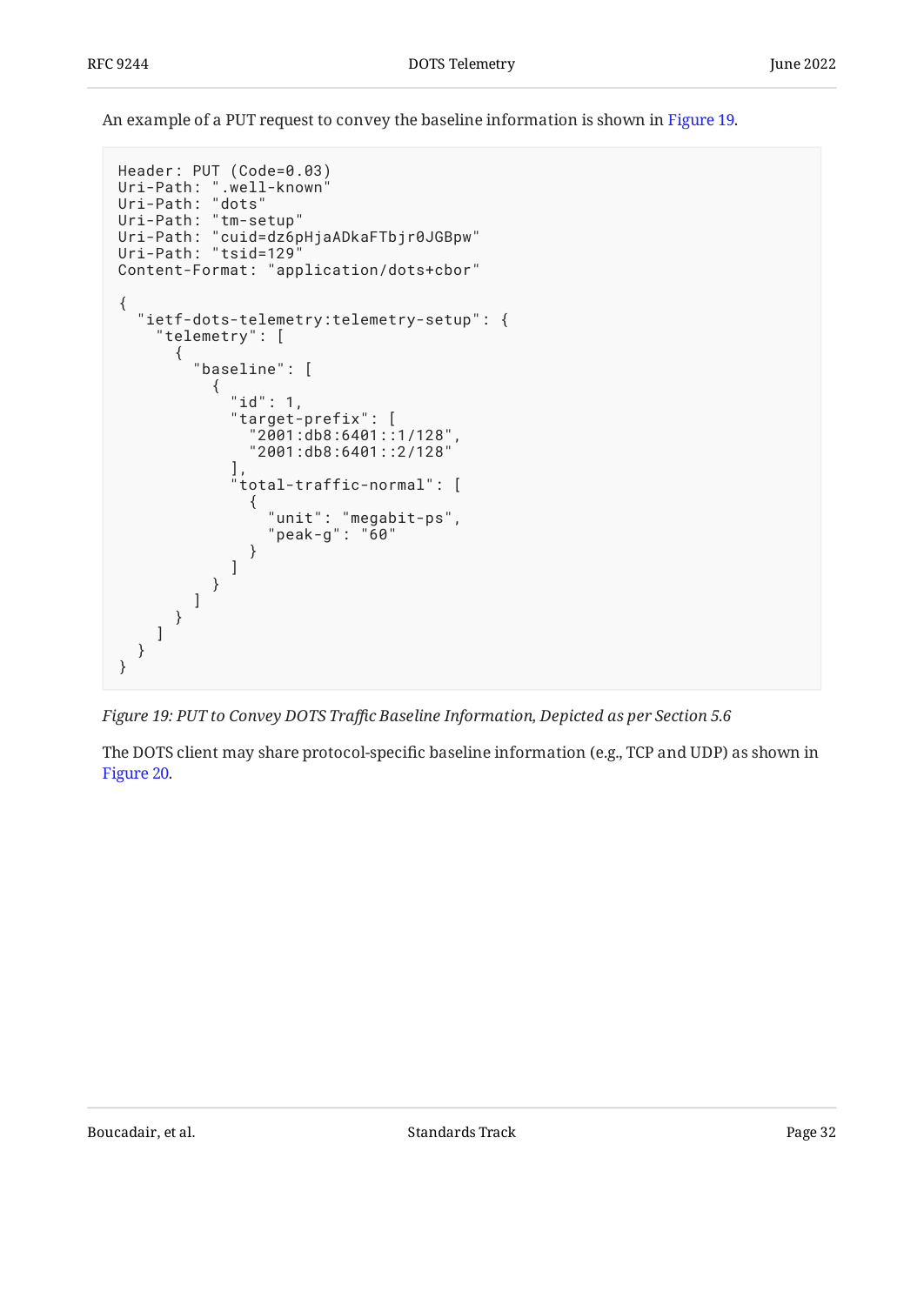An example of a PUT request to convey the baseline information is shown in Figure 19.

```
Header: PUT (Code=0.03)
Uri-Path: ".well-known"
Uri-Path: "dots"
Uri-Path: "tm-setup"
Uri-Path: "cuid=dz6pHjaADkaFTbjr0JGBpw"
Uri-Path: "tsid=129"
Content-Format: "application/dots+cbor"

{
  "ietf-dots-telemetry:telemetry-setup": {
    "telemetry": [
      {
        "baseline": [
          {
            "id": 1,
            "target-prefix": [
              "2001:db8:6401::1/128",
              "2001:db8:6401::2/128"
            ],
            "total-traffic-normal": [
              {
                "unit": "megabit-ps",
                "peak-g": "60"
              }
            ]
          }
        ]
      }
    ]
  }
}
```

*Figure 19: PUT to Convey DOTS Traffic Baseline Information, Depicted as per Section 5.6*

The DOTS client may share protocol-specific baseline information (e.g., TCP and UDP) as shown in Figure 20.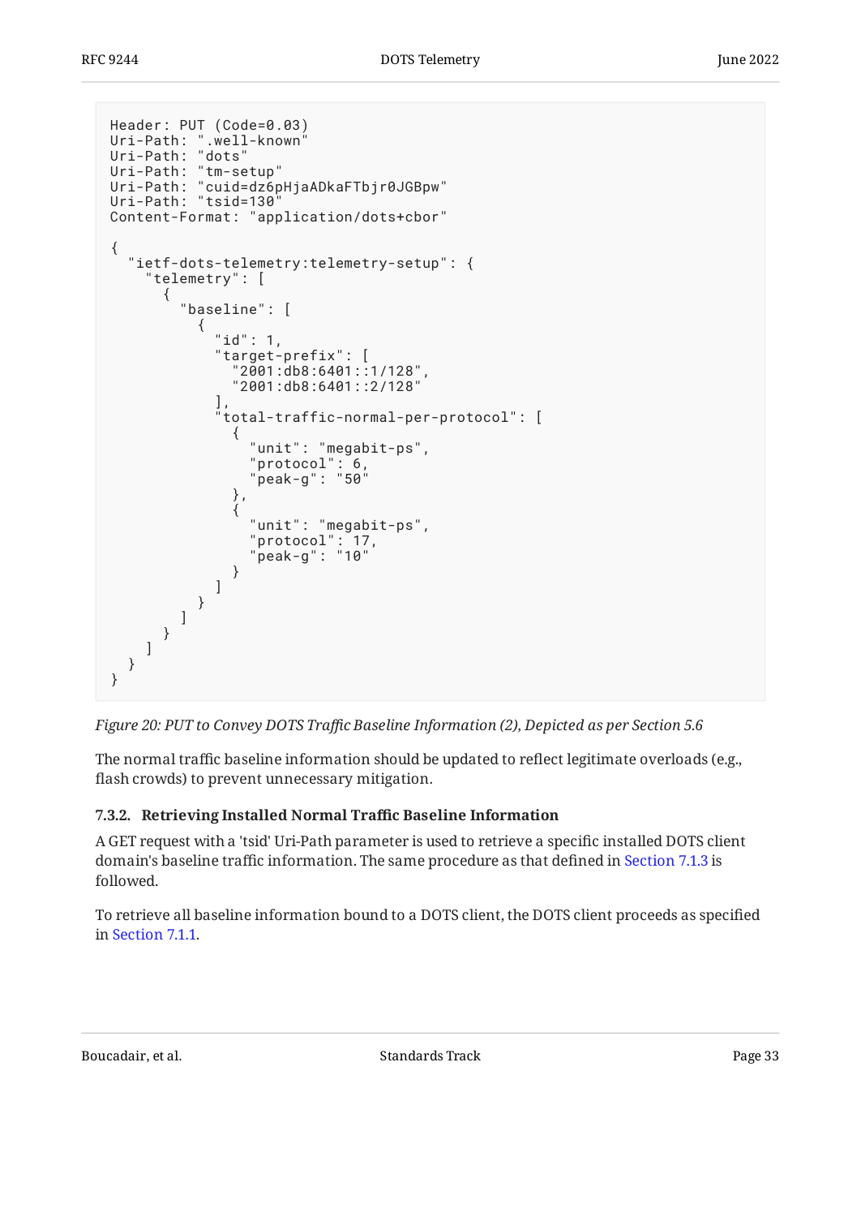```
Header: PUT (Code=0.03)
Uri-Path: ".well-known"
Uri-Path: "dots"
Uri-Path: "tm-setup"
Uri-Path: "cuid=dz6pHjaADkaFTbjr0JGBpw"
Uri-Path: "tsid=130"
Content-Format: "application/dots+cbor"

{
  "ietf-dots-telemetry:telemetry-setup": {
    "telemetry": [
      {
        "baseline": [
          {
            "id": 1,
            "target-prefix": [
              "2001:db8:6401::1/128",
              "2001:db8:6401::2/128"
            ],
            "total-traffic-normal-per-protocol": [
              {
                "unit": "megabit-ps",
                "protocol": 6,
                "peak-g": "50"
              },
              {
                "unit": "megabit-ps",
                "protocol": 17,
                "peak-g": "10"
              }
            ]
          }
        ]
      }
    ]
  }
}
```

*Figure 20: PUT to Convey DOTS Traffic Baseline Information (2), Depicted as per Section 5.6*

The normal traffic baseline information should be updated to reflect legitimate overloads (e.g., flash crowds) to prevent unnecessary mitigation.

#### 7.3.2. Retrieving Installed Normal Traffic Baseline Information

A GET request with a 'tsid' Uri-Path parameter is used to retrieve a specific installed DOTS client domain's baseline traffic information. The same procedure as that defined in Section 7.1.3 is followed.

To retrieve all baseline information bound to a DOTS client, the DOTS client proceeds as specified in Section 7.1.1.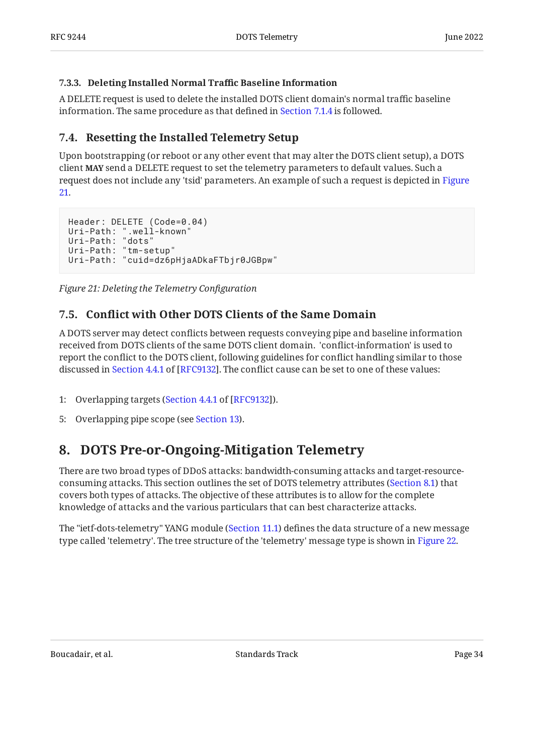#### 7.3.3. Deleting Installed Normal Traffic Baseline Information

A DELETE request is used to delete the installed DOTS client domain's normal traffic baseline information. The same procedure as that defined in Section 7.1.4 is followed.

### 7.4. Resetting the Installed Telemetry Setup

Upon bootstrapping (or reboot or any other event that may alter the DOTS client setup), a DOTS client **MAY** send a DELETE request to set the telemetry parameters to default values. Such a request does not include any 'tsid' parameters. An example of such a request is depicted in Figure 21.

```
Header: DELETE (Code=0.04)
Uri-Path: ".well-known"
Uri-Path: "dots"
Uri-Path: "tm-setup"
Uri-Path: "cuid=dz6pHjaADkaFTbjr0JGBpw"
```

*Figure 21: Deleting the Telemetry Configuration*

### 7.5. Conflict with Other DOTS Clients of the Same Domain

A DOTS server may detect conflicts between requests conveying pipe and baseline information received from DOTS clients of the same DOTS client domain. 'conflict-information' is used to report the conflict to the DOTS client, following guidelines for conflict handling similar to those discussed in Section 4.4.1 of [RFC9132]. The conflict cause can be set to one of these values:

1: Overlapping targets (Section 4.4.1 of [RFC9132]).

5: Overlapping pipe scope (see Section 13).

## 8. DOTS Pre-or-Ongoing-Mitigation Telemetry

There are two broad types of DDoS attacks: bandwidth-consuming attacks and target-resource-consuming attacks. This section outlines the set of DOTS telemetry attributes (Section 8.1) that covers both types of attacks. The objective of these attributes is to allow for the complete knowledge of attacks and the various particulars that can best characterize attacks.

The "ietf-dots-telemetry" YANG module (Section 11.1) defines the data structure of a new message type called 'telemetry'. The tree structure of the 'telemetry' message type is shown in Figure 22.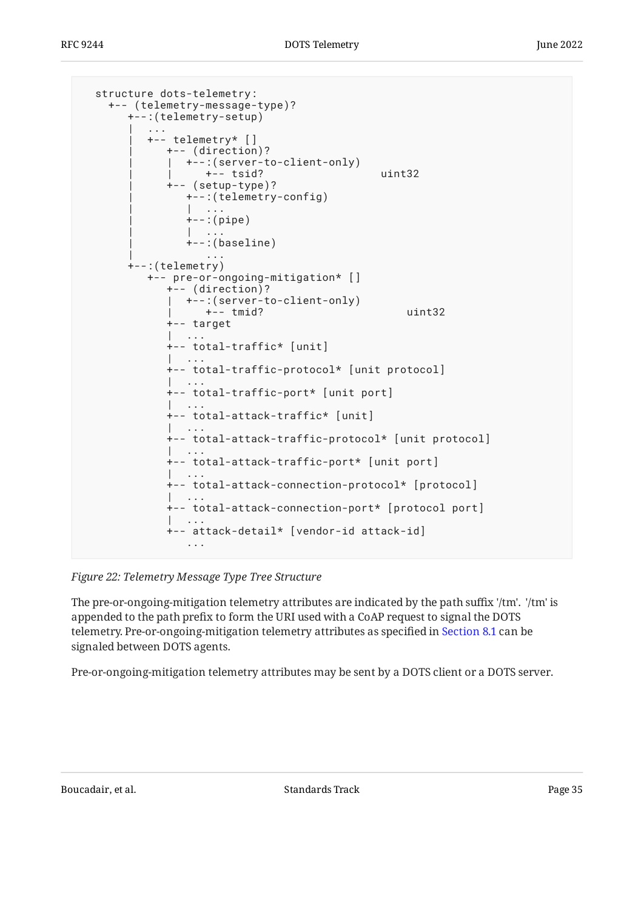```
  structure dots-telemetry:
    +-- (telemetry-message-type)?
       +--:(telemetry-setup)
       |  ...
       |  +-- telemetry* []
       |     +-- (direction)?
       |     |  +--:(server-to-client-only)
       |     |     +-- tsid?                   uint32
       |     +-- (setup-type)?
       |        +--:(telemetry-config)
       |        |  ...
       |        +--:(pipe)
       |        |  ...
       |        +--:(baseline)
       |           ...
       +--:(telemetry)
          +-- pre-or-ongoing-mitigation* []
             +-- (direction)?
             |  +--:(server-to-client-only)
             |     +-- tmid?                   uint32
             +-- target
             |  ...
             +-- total-traffic* [unit]
             |  ...
             +-- total-traffic-protocol* [unit protocol]
             |  ...
             +-- total-traffic-port* [unit port]
             |  ...
             +-- total-attack-traffic* [unit]
             |  ...
             +-- total-attack-traffic-protocol* [unit protocol]
             |  ...
             +-- total-attack-traffic-port* [unit port]
             |  ...
             +-- total-attack-connection-protocol* [protocol]
             |  ...
             +-- total-attack-connection-port* [protocol port]
             |  ...
             +-- attack-detail* [vendor-id attack-id]
                ...
```

*Figure 22: Telemetry Message Type Tree Structure*

The pre-or-ongoing-mitigation telemetry attributes are indicated by the path suffix '/tm'. '/tm' is appended to the path prefix to form the URI used with a CoAP request to signal the DOTS telemetry. Pre-or-ongoing-mitigation telemetry attributes as specified in Section 8.1 can be signaled between DOTS agents.

Pre-or-ongoing-mitigation telemetry attributes may be sent by a DOTS client or a DOTS server.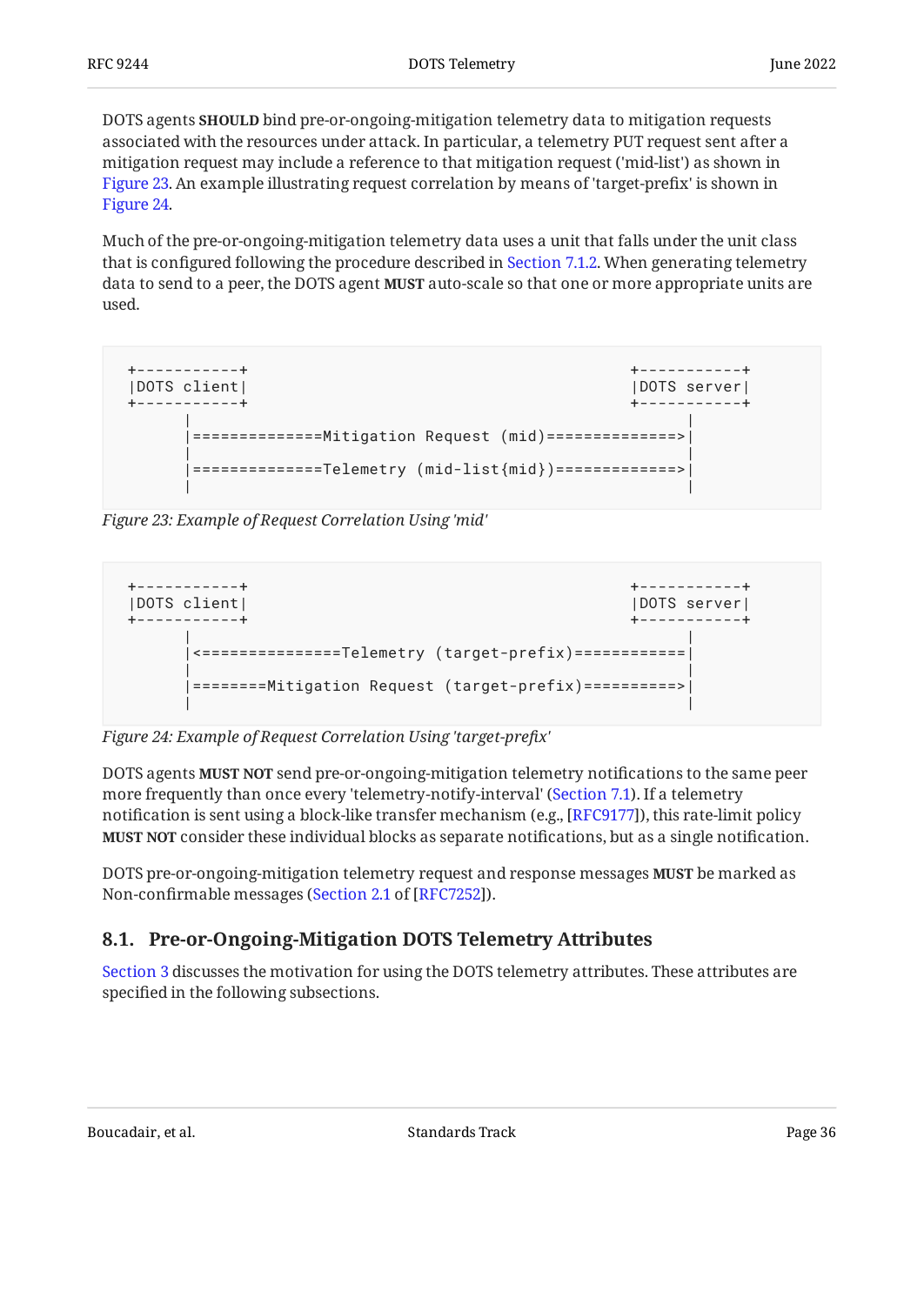DOTS agents **SHOULD** bind pre-or-ongoing-mitigation telemetry data to mitigation requests associated with the resources under attack. In particular, a telemetry PUT request sent after a mitigation request may include a reference to that mitigation request ('mid-list') as shown in Figure 23. An example illustrating request correlation by means of 'target-prefix' is shown in Figure 24.

Much of the pre-or-ongoing-mitigation telemetry data uses a unit that falls under the unit class that is configured following the procedure described in Section 7.1.2. When generating telemetry data to send to a peer, the DOTS agent **MUST** auto-scale so that one or more appropriate units are used.

```
+-----------+                                            +-----------+
|DOTS client|                                            |DOTS server|
+-----------+                                            +-----------+
      |                                                        |
      |==============Mitigation Request (mid)==============>|
      |                                                        |
      |==============Telemetry (mid-list{mid})=============>|
      |                                                        |
```

*Figure 23: Example of Request Correlation Using 'mid'*

```
+-----------+                                            +-----------+
|DOTS client|                                            |DOTS server|
+-----------+                                            +-----------+
      |                                                        |
      |<===============Telemetry (target-prefix)============|
      |                                                        |
      |========Mitigation Request (target-prefix)==========>|
      |                                                        |
```

*Figure 24: Example of Request Correlation Using 'target-prefix'*

DOTS agents **MUST NOT** send pre-or-ongoing-mitigation telemetry notifications to the same peer more frequently than once every 'telemetry-notify-interval' (Section 7.1). If a telemetry notification is sent using a block-like transfer mechanism (e.g., [RFC9177]), this rate-limit policy **MUST NOT** consider these individual blocks as separate notifications, but as a single notification.

DOTS pre-or-ongoing-mitigation telemetry request and response messages **MUST** be marked as Non-confirmable messages (Section 2.1 of [RFC7252]).

## 8.1. Pre-or-Ongoing-Mitigation DOTS Telemetry Attributes

Section 3 discusses the motivation for using the DOTS telemetry attributes. These attributes are specified in the following subsections.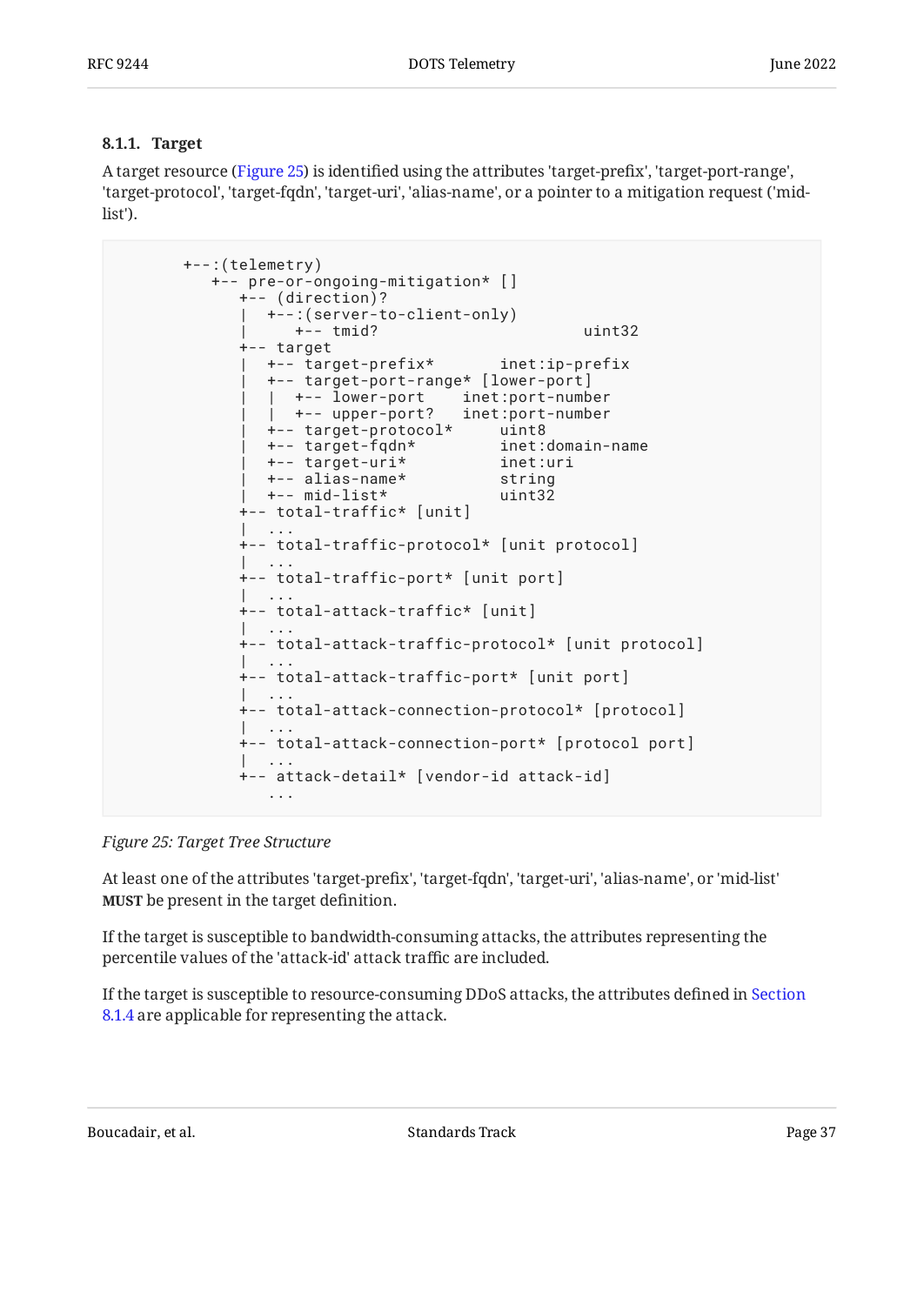#### 8.1.1. Target

A target resource (Figure 25) is identified using the attributes 'target-prefix', 'target-port-range', 'target-protocol', 'target-fqdn', 'target-uri', 'alias-name', or a pointer to a mitigation request ('mid-list').

```
      +--:(telemetry)
         +-- pre-or-ongoing-mitigation* []
            +-- (direction)?
            |  +--:(server-to-client-only)
            |     +-- tmid?                     uint32
            +-- target
            |  +-- target-prefix*       inet:ip-prefix
            |  +-- target-port-range* [lower-port]
            |  |  +-- lower-port    inet:port-number
            |  |  +-- upper-port?   inet:port-number
            |  +-- target-protocol*     uint8
            |  +-- target-fqdn*         inet:domain-name
            |  +-- target-uri*          inet:uri
            |  +-- alias-name*          string
            |  +-- mid-list*            uint32
            +-- total-traffic* [unit]
            |  ...
            +-- total-traffic-protocol* [unit protocol]
            |  ...
            +-- total-traffic-port* [unit port]
            |  ...
            +-- total-attack-traffic* [unit]
            |  ...
            +-- total-attack-traffic-protocol* [unit protocol]
            |  ...
            +-- total-attack-traffic-port* [unit port]
            |  ...
            +-- total-attack-connection-protocol* [protocol]
            |  ...
            +-- total-attack-connection-port* [protocol port]
            |  ...
            +-- attack-detail* [vendor-id attack-id]
               ...
```

*Figure 25: Target Tree Structure*

At least one of the attributes 'target-prefix', 'target-fqdn', 'target-uri', 'alias-name', or 'mid-list' **MUST** be present in the target definition.

If the target is susceptible to bandwidth-consuming attacks, the attributes representing the percentile values of the 'attack-id' attack traffic are included.

If the target is susceptible to resource-consuming DDoS attacks, the attributes defined in Section 8.1.4 are applicable for representing the attack.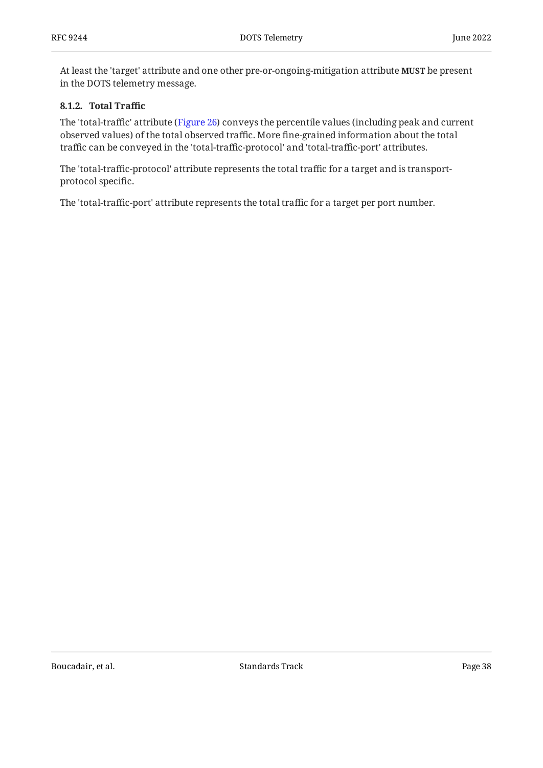At least the 'target' attribute and one other pre-or-ongoing-mitigation attribute **MUST** be present in the DOTS telemetry message.

#### 8.1.2. Total Traffic

The 'total-traffic' attribute (Figure 26) conveys the percentile values (including peak and current observed values) of the total observed traffic. More fine-grained information about the total traffic can be conveyed in the 'total-traffic-protocol' and 'total-traffic-port' attributes.

The 'total-traffic-protocol' attribute represents the total traffic for a target and is transport-protocol specific.

The 'total-traffic-port' attribute represents the total traffic for a target per port number.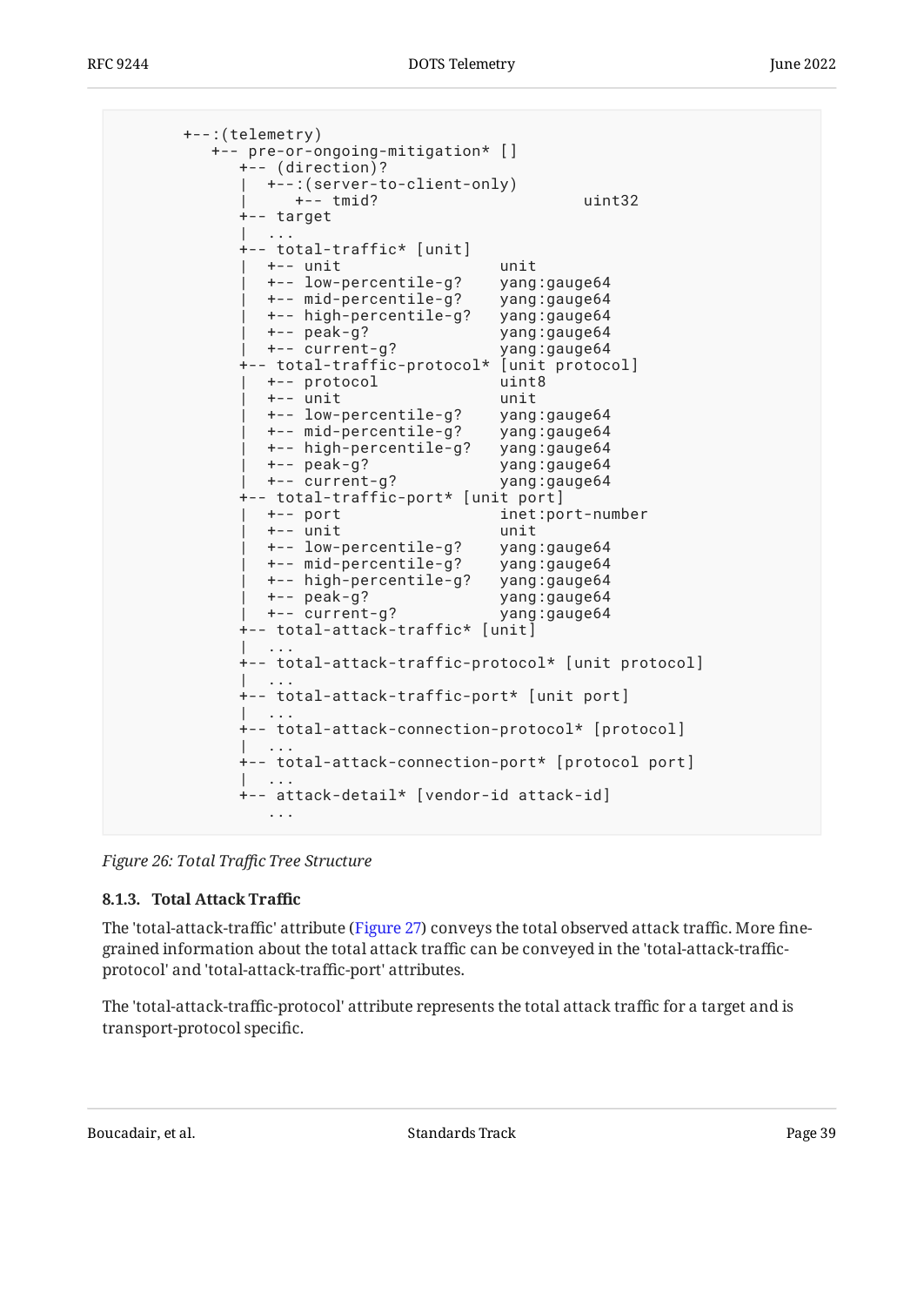```
     +--:(telemetry)
        +-- pre-or-ongoing-mitigation* []
           +-- (direction)?
           |  +--:(server-to-client-only)
           |     +-- tmid?                      uint32
           +-- target
           |  ...
           +-- total-traffic* [unit]
           |  +-- unit                    unit
           |  +-- low-percentile-g?       yang:gauge64
           |  +-- mid-percentile-g?       yang:gauge64
           |  +-- high-percentile-g?      yang:gauge64
           |  +-- peak-g?                 yang:gauge64
           |  +-- current-g?              yang:gauge64
           +-- total-traffic-protocol* [unit protocol]
           |  +-- protocol                uint8
           |  +-- unit                    unit
           |  +-- low-percentile-g?       yang:gauge64
           |  +-- mid-percentile-g?       yang:gauge64
           |  +-- high-percentile-g?      yang:gauge64
           |  +-- peak-g?                 yang:gauge64
           |  +-- current-g?              yang:gauge64
           +-- total-traffic-port* [unit port]
           |  +-- port                    inet:port-number
           |  +-- unit                    unit
           |  +-- low-percentile-g?       yang:gauge64
           |  +-- mid-percentile-g?       yang:gauge64
           |  +-- high-percentile-g?      yang:gauge64
           |  +-- peak-g?                 yang:gauge64
           |  +-- current-g?              yang:gauge64
           +-- total-attack-traffic* [unit]
           |  ...
           +-- total-attack-traffic-protocol* [unit protocol]
           |  ...
           +-- total-attack-traffic-port* [unit port]
           |  ...
           +-- total-attack-connection-protocol* [protocol]
           |  ...
           +-- total-attack-connection-port* [protocol port]
           |  ...
           +-- attack-detail* [vendor-id attack-id]
              ...
```

*Figure 26: Total Traffic Tree Structure*

#### 8.1.3. Total Attack Traffic

The 'total-attack-traffic' attribute (Figure 27) conveys the total observed attack traffic. More fine-grained information about the total attack traffic can be conveyed in the 'total-attack-traffic-protocol' and 'total-attack-traffic-port' attributes.

The 'total-attack-traffic-protocol' attribute represents the total attack traffic for a target and is transport-protocol specific.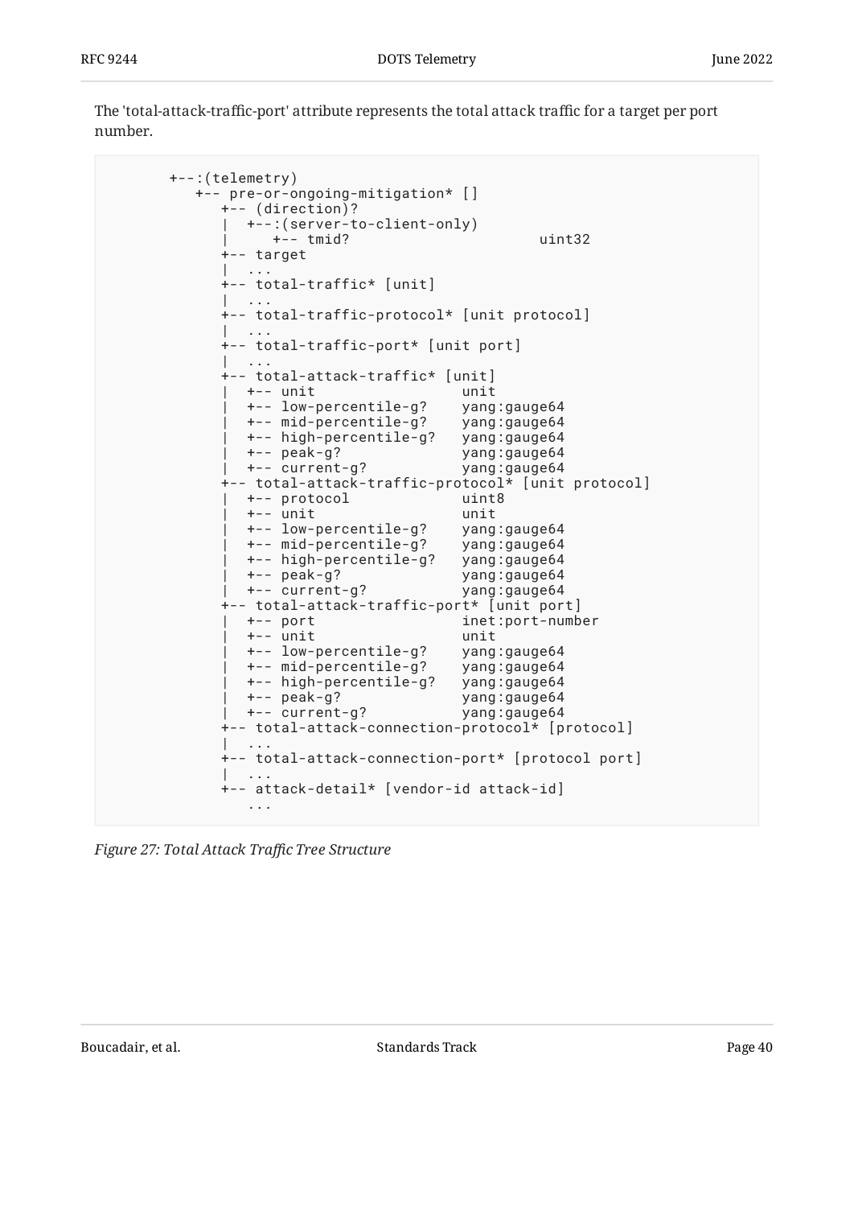The 'total-attack-traffic-port' attribute represents the total attack traffic for a target per port number.

```
  +--:(telemetry)
     +-- pre-or-ongoing-mitigation* []
        +-- (direction)?
        |  +--:(server-to-client-only)
        |     +-- tmid?                      uint32
        +-- target
        |  ...
        +-- total-traffic* [unit]
        |  ...
        +-- total-traffic-protocol* [unit protocol]
        |  ...
        +-- total-traffic-port* [unit port]
        |  ...
        +-- total-attack-traffic* [unit]
        |  +-- unit                  unit
        |  +-- low-percentile-g?     yang:gauge64
        |  +-- mid-percentile-g?     yang:gauge64
        |  +-- high-percentile-g?    yang:gauge64
        |  +-- peak-g?               yang:gauge64
        |  +-- current-g?            yang:gauge64
        +-- total-attack-traffic-protocol* [unit protocol]
        |  +-- protocol              uint8
        |  +-- unit                  unit
        |  +-- low-percentile-g?     yang:gauge64
        |  +-- mid-percentile-g?     yang:gauge64
        |  +-- high-percentile-g?    yang:gauge64
        |  +-- peak-g?               yang:gauge64
        |  +-- current-g?            yang:gauge64
        +-- total-attack-traffic-port* [unit port]
        |  +-- port                  inet:port-number
        |  +-- unit                  unit
        |  +-- low-percentile-g?     yang:gauge64
        |  +-- mid-percentile-g?     yang:gauge64
        |  +-- high-percentile-g?    yang:gauge64
        |  +-- peak-g?               yang:gauge64
        |  +-- current-g?            yang:gauge64
        +-- total-attack-connection-protocol* [protocol]
        |  ...
        +-- total-attack-connection-port* [protocol port]
        |  ...
        +-- attack-detail* [vendor-id attack-id]
           ...
```

*Figure 27: Total Attack Traffic Tree Structure*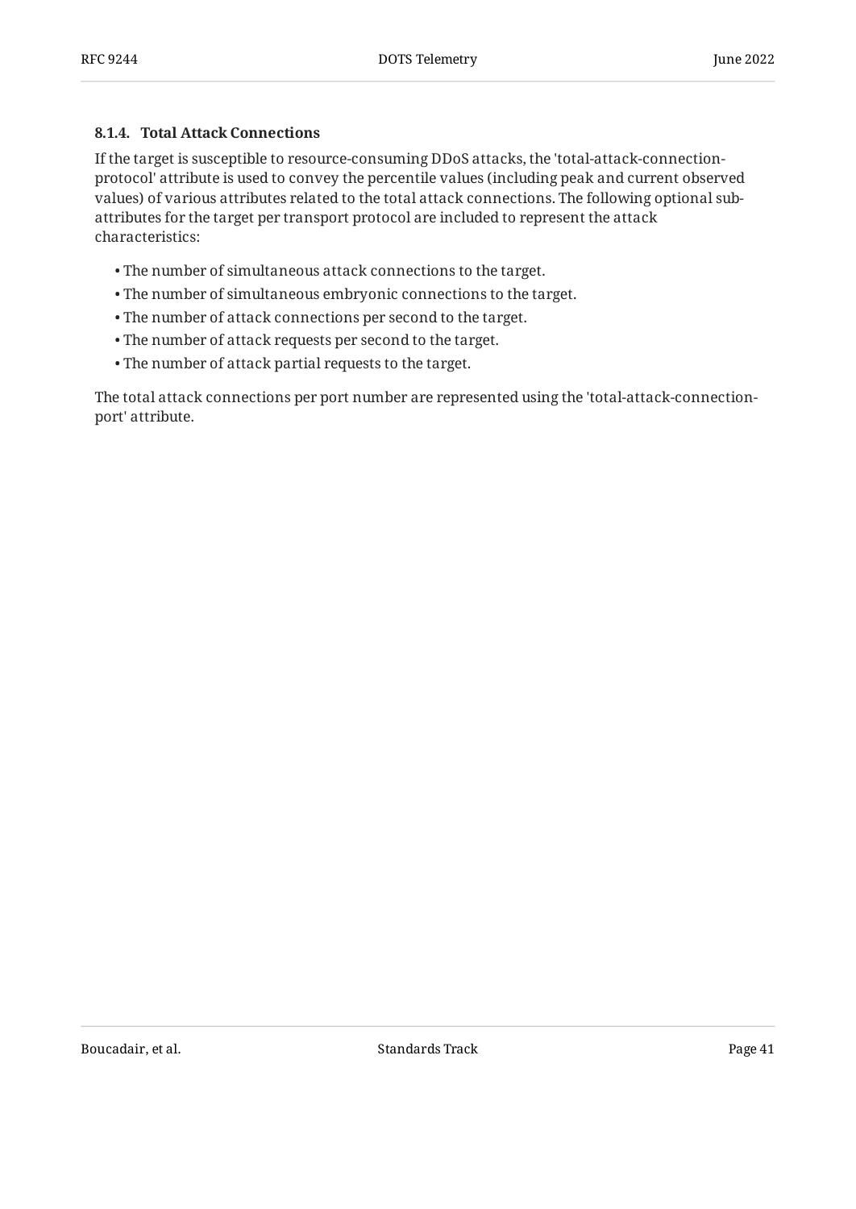#### 8.1.4. Total Attack Connections

If the target is susceptible to resource-consuming DDoS attacks, the 'total-attack-connection-protocol' attribute is used to convey the percentile values (including peak and current observed values) of various attributes related to the total attack connections. The following optional sub-attributes for the target per transport protocol are included to represent the attack characteristics:

- The number of simultaneous attack connections to the target.
- The number of simultaneous embryonic connections to the target.
- The number of attack connections per second to the target.
- The number of attack requests per second to the target.
- The number of attack partial requests to the target.

The total attack connections per port number are represented using the 'total-attack-connection-port' attribute.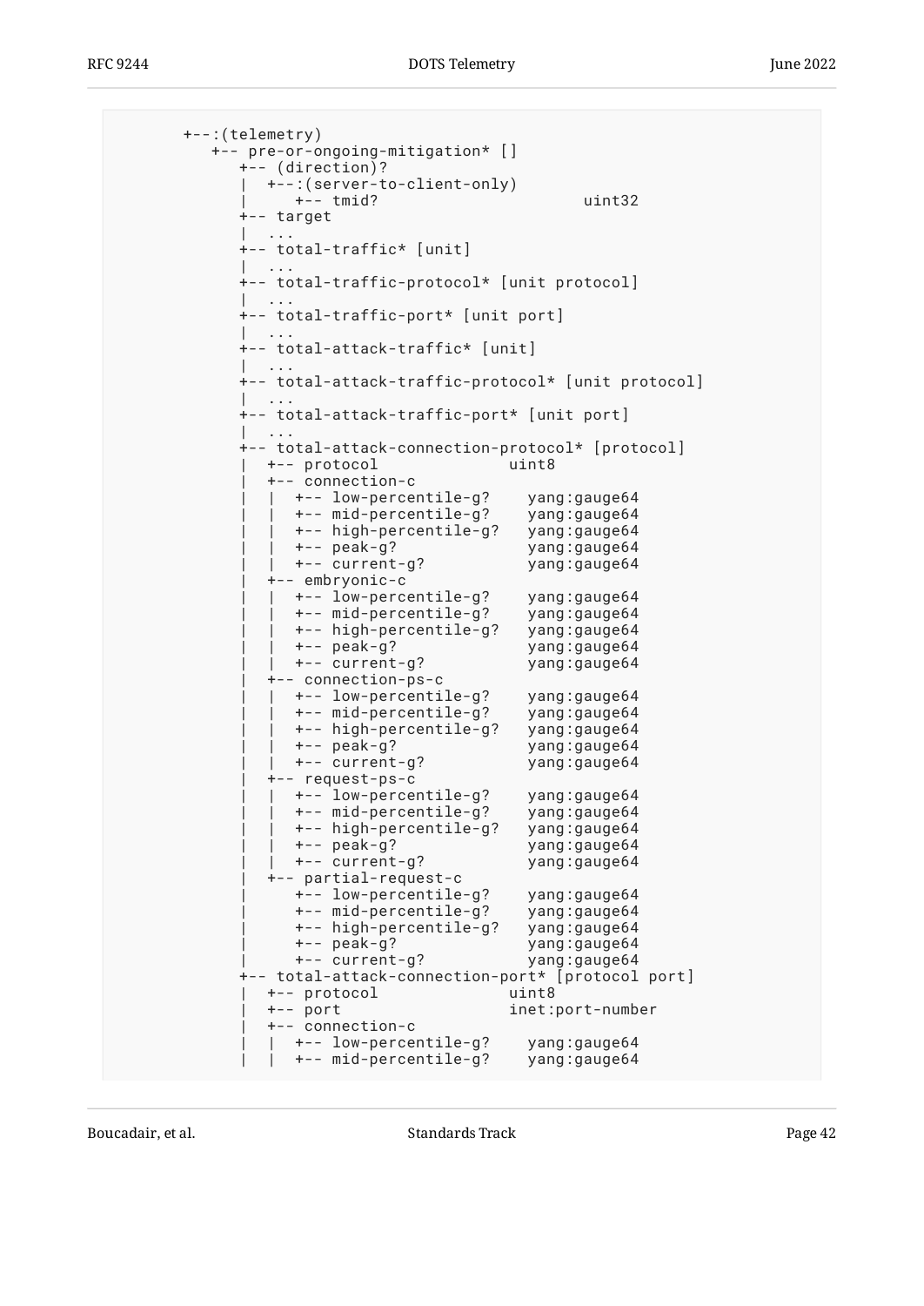```
        +--:(telemetry)
           +-- pre-or-ongoing-mitigation* []
              +-- (direction)?
              |  +--:(server-to-client-only)
              |     +-- tmid?                        uint32
              +-- target
              |  ...
              +-- total-traffic* [unit]
              |  ...
              +-- total-traffic-protocol* [unit protocol]
              |  ...
              +-- total-traffic-port* [unit port]
              |  ...
              +-- total-attack-traffic* [unit]
              |  ...
              +-- total-attack-traffic-protocol* [unit protocol]
              |  ...
              +-- total-attack-traffic-port* [unit port]
              |  ...
              +-- total-attack-connection-protocol* [protocol]
              |  +-- protocol              uint8
              |  +-- connection-c
              |  |  +-- low-percentile-g?    yang:gauge64
              |  |  +-- mid-percentile-g?    yang:gauge64
              |  |  +-- high-percentile-g?   yang:gauge64
              |  |  +-- peak-g?              yang:gauge64
              |  |  +-- current-g?           yang:gauge64
              |  +-- embryonic-c
              |  |  +-- low-percentile-g?    yang:gauge64
              |  |  +-- mid-percentile-g?    yang:gauge64
              |  |  +-- high-percentile-g?   yang:gauge64
              |  |  +-- peak-g?              yang:gauge64
              |  |  +-- current-g?           yang:gauge64
              |  +-- connection-ps-c
              |  |  +-- low-percentile-g?    yang:gauge64
              |  |  +-- mid-percentile-g?    yang:gauge64
              |  |  +-- high-percentile-g?   yang:gauge64
              |  |  +-- peak-g?              yang:gauge64
              |  |  +-- current-g?           yang:gauge64
              |  +-- request-ps-c
              |  |  +-- low-percentile-g?    yang:gauge64
              |  |  +-- mid-percentile-g?    yang:gauge64
              |  |  +-- high-percentile-g?   yang:gauge64
              |  |  +-- peak-g?              yang:gauge64
              |  |  +-- current-g?           yang:gauge64
              |  +-- partial-request-c
              |     +-- low-percentile-g?    yang:gauge64
              |     +-- mid-percentile-g?    yang:gauge64
              |     +-- high-percentile-g?   yang:gauge64
              |     +-- peak-g?              yang:gauge64
              |     +-- current-g?           yang:gauge64
              +-- total-attack-connection-port* [protocol port]
              |  +-- protocol              uint8
              |  +-- port                  inet:port-number
              |  +-- connection-c
              |  |  +-- low-percentile-g?    yang:gauge64
              |  |  +-- mid-percentile-g?    yang:gauge64
```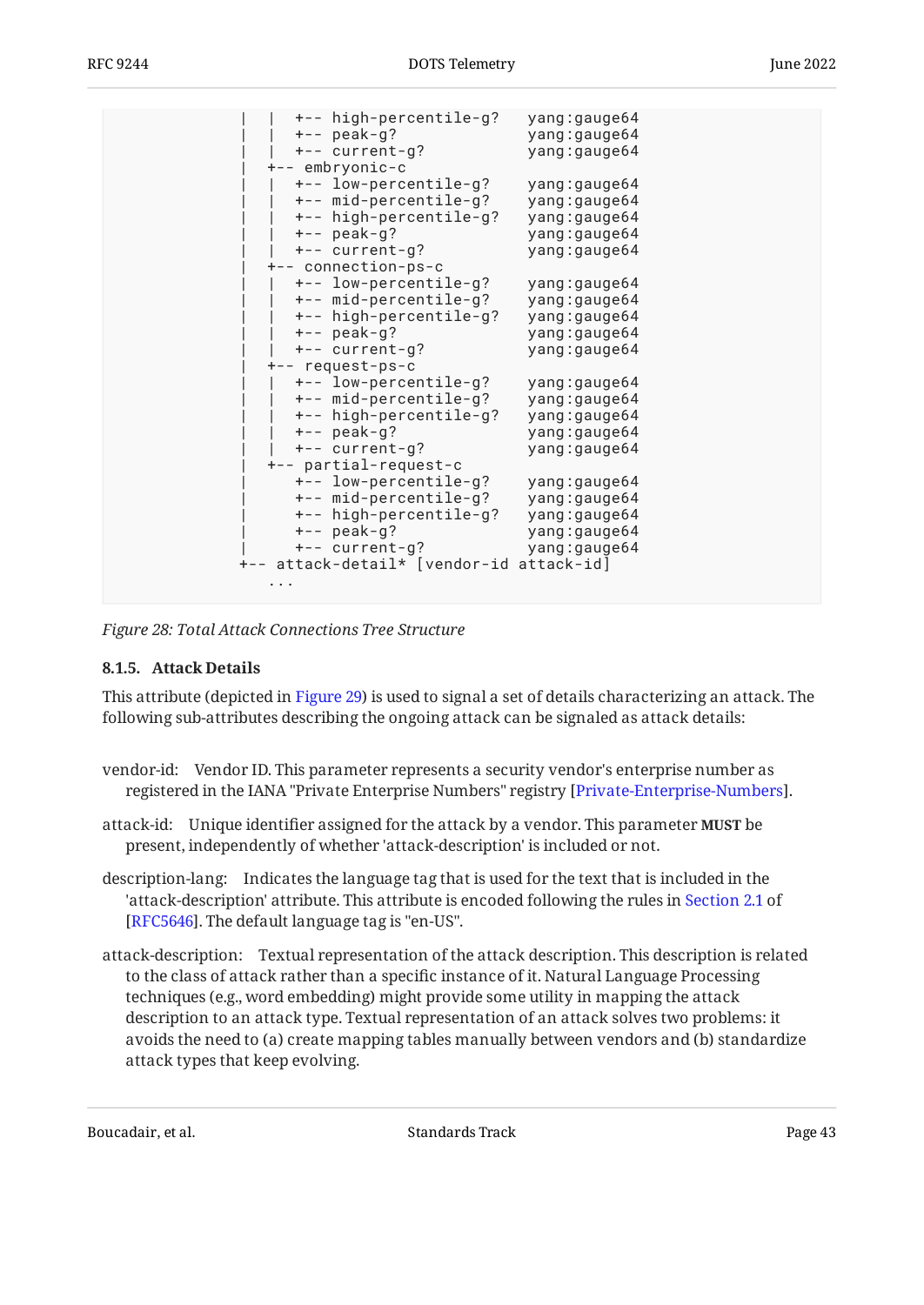```
   |  |  +-- high-percentile-g?   yang:gauge64
   |  |  +-- peak-g?              yang:gauge64
   |  |  +-- current-g?           yang:gauge64
   |  +-- embryonic-c
   |  |  +-- low-percentile-g?    yang:gauge64
   |  |  +-- mid-percentile-g?    yang:gauge64
   |  |  +-- high-percentile-g?   yang:gauge64
   |  |  +-- peak-g?              yang:gauge64
   |  |  +-- current-g?           yang:gauge64
   |  +-- connection-ps-c
   |  |  +-- low-percentile-g?    yang:gauge64
   |  |  +-- mid-percentile-g?    yang:gauge64
   |  |  +-- high-percentile-g?   yang:gauge64
   |  |  +-- peak-g?              yang:gauge64
   |  |  +-- current-g?           yang:gauge64
   |  +-- request-ps-c
   |  |  +-- low-percentile-g?    yang:gauge64
   |  |  +-- mid-percentile-g?    yang:gauge64
   |  |  +-- high-percentile-g?   yang:gauge64
   |  |  +-- peak-g?              yang:gauge64
   |  |  +-- current-g?           yang:gauge64
   |  +-- partial-request-c
   |     +-- low-percentile-g?    yang:gauge64
   |     +-- mid-percentile-g?    yang:gauge64
   |     +-- high-percentile-g?   yang:gauge64
   |     +-- peak-g?              yang:gauge64
   |     +-- current-g?           yang:gauge64
   +-- attack-detail* [vendor-id attack-id]
      ...
```

*Figure 28: Total Attack Connections Tree Structure*

### 8.1.5. Attack Details

This attribute (depicted in Figure 29) is used to signal a set of details characterizing an attack. The following sub-attributes describing the ongoing attack can be signaled as attack details:

vendor-id: Vendor ID. This parameter represents a security vendor's enterprise number as registered in the IANA "Private Enterprise Numbers" registry [Private-Enterprise-Numbers].

attack-id: Unique identifier assigned for the attack by a vendor. This parameter **MUST** be present, independently of whether 'attack-description' is included or not.

description-lang: Indicates the language tag that is used for the text that is included in the 'attack-description' attribute. This attribute is encoded following the rules in Section 2.1 of [RFC5646]. The default language tag is "en-US".

attack-description: Textual representation of the attack description. This description is related to the class of attack rather than a specific instance of it. Natural Language Processing techniques (e.g., word embedding) might provide some utility in mapping the attack description to an attack type. Textual representation of an attack solves two problems: it avoids the need to (a) create mapping tables manually between vendors and (b) standardize attack types that keep evolving.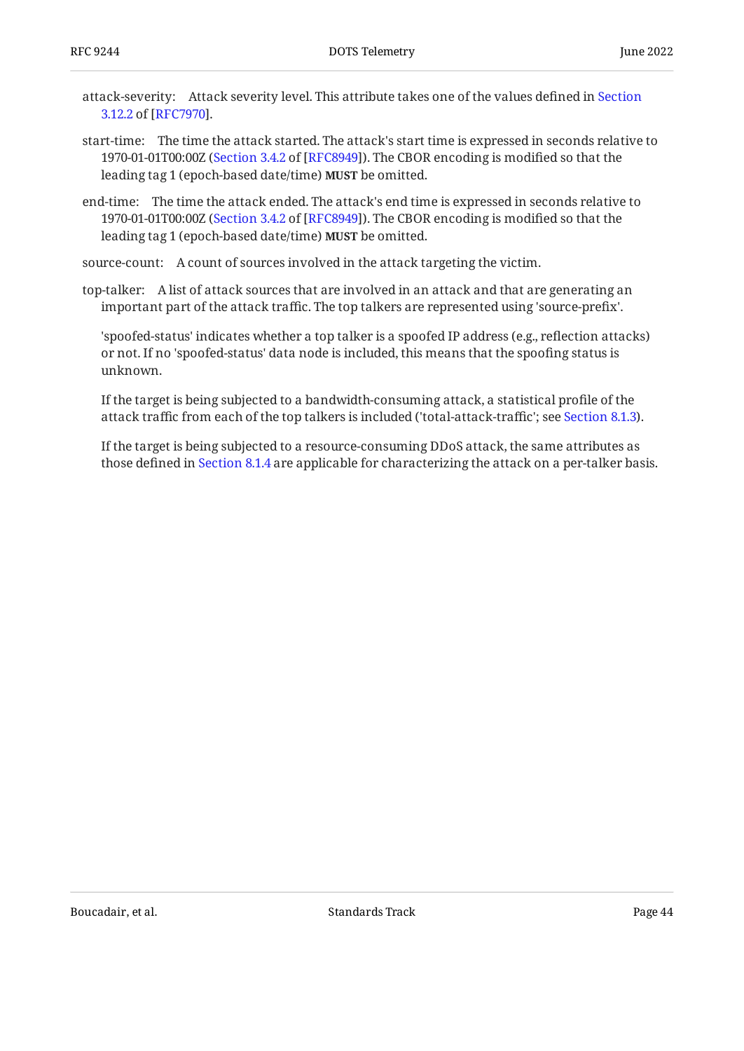attack-severity:
: Attack severity level. This attribute takes one of the values defined in Section 3.12.2 of [RFC7970].

start-time:
: The time the attack started. The attack's start time is expressed in seconds relative to 1970-01-01T00:00Z (Section 3.4.2 of [RFC8949]). The CBOR encoding is modified so that the leading tag 1 (epoch-based date/time) **MUST** be omitted.

end-time:
: The time the attack ended. The attack's end time is expressed in seconds relative to 1970-01-01T00:00Z (Section 3.4.2 of [RFC8949]). The CBOR encoding is modified so that the leading tag 1 (epoch-based date/time) **MUST** be omitted.

source-count:
: A count of sources involved in the attack targeting the victim.

top-talker:
: A list of attack sources that are involved in an attack and that are generating an important part of the attack traffic. The top talkers are represented using 'source-prefix'.

  'spoofed-status' indicates whether a top talker is a spoofed IP address (e.g., reflection attacks) or not. If no 'spoofed-status' data node is included, this means that the spoofing status is unknown.

  If the target is being subjected to a bandwidth-consuming attack, a statistical profile of the attack traffic from each of the top talkers is included ('total-attack-traffic'; see Section 8.1.3).

  If the target is being subjected to a resource-consuming DDoS attack, the same attributes as those defined in Section 8.1.4 are applicable for characterizing the attack on a per-talker basis.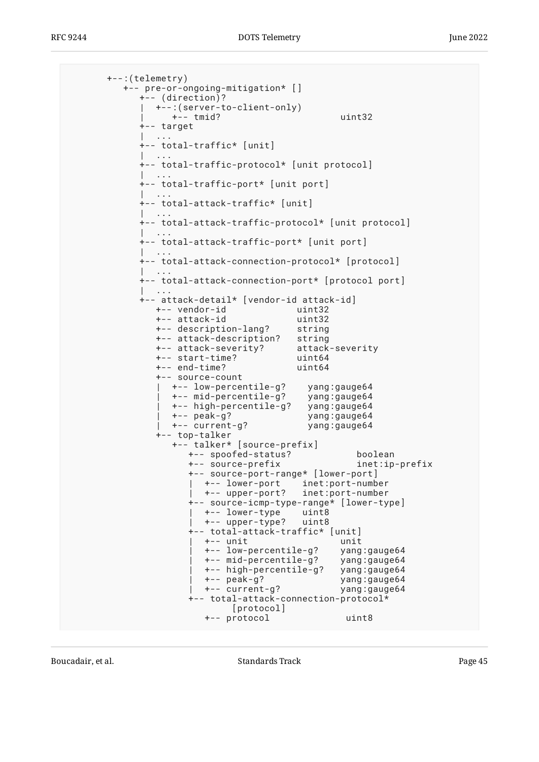```
     +--:(telemetry)
        +-- pre-or-ongoing-mitigation* []
           +-- (direction)?
           |  +--:(server-to-client-only)
           |     +-- tmid?                      uint32
           +-- target
           |  ...
           +-- total-traffic* [unit]
           |  ...
           +-- total-traffic-protocol* [unit protocol]
           |  ...
           +-- total-traffic-port* [unit port]
           |  ...
           +-- total-attack-traffic* [unit]
           |  ...
           +-- total-attack-traffic-protocol* [unit protocol]
           |  ...
           +-- total-attack-traffic-port* [unit port]
           |  ...
           +-- total-attack-connection-protocol* [protocol]
           |  ...
           +-- total-attack-connection-port* [protocol port]
           |  ...
           +-- attack-detail* [vendor-id attack-id]
              +-- vendor-id             uint32
              +-- attack-id             uint32
              +-- description-lang?     string
              +-- attack-description?   string
              +-- attack-severity?      attack-severity
              +-- start-time?           uint64
              +-- end-time?             uint64
              +-- source-count
              |  +-- low-percentile-g?    yang:gauge64
              |  +-- mid-percentile-g?    yang:gauge64
              |  +-- high-percentile-g?   yang:gauge64
              |  +-- peak-g?              yang:gauge64
              |  +-- current-g?           yang:gauge64
              +-- top-talker
                 +-- talker* [source-prefix]
                    +-- spoofed-status?            boolean
                    +-- source-prefix              inet:ip-prefix
                    +-- source-port-range* [lower-port]
                    |  +-- lower-port    inet:port-number
                    |  +-- upper-port?   inet:port-number
                    +-- source-icmp-type-range* [lower-type]
                    |  +-- lower-type    uint8
                    |  +-- upper-type?   uint8
                    +-- total-attack-traffic* [unit]
                    |  +-- unit                 unit
                    |  +-- low-percentile-g?    yang:gauge64
                    |  +-- mid-percentile-g?    yang:gauge64
                    |  +-- high-percentile-g?   yang:gauge64
                    |  +-- peak-g?              yang:gauge64
                    |  +-- current-g?           yang:gauge64
                    +-- total-attack-connection-protocol*
                          [protocol]
                       +-- protocol             uint8
```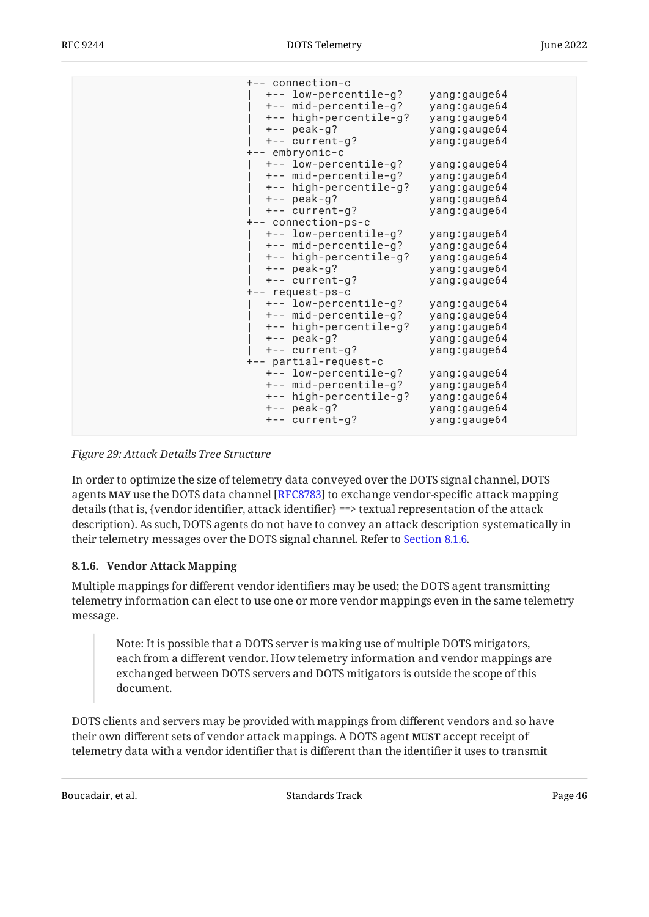```
               +-- connection-c
               |  +-- low-percentile-g?    yang:gauge64
               |  +-- mid-percentile-g?    yang:gauge64
               |  +-- high-percentile-g?   yang:gauge64
               |  +-- peak-g?              yang:gauge64
               |  +-- current-g?           yang:gauge64
               +-- embryonic-c
               |  +-- low-percentile-g?    yang:gauge64
               |  +-- mid-percentile-g?    yang:gauge64
               |  +-- high-percentile-g?   yang:gauge64
               |  +-- peak-g?              yang:gauge64
               |  +-- current-g?           yang:gauge64
               +-- connection-ps-c
               |  +-- low-percentile-g?    yang:gauge64
               |  +-- mid-percentile-g?    yang:gauge64
               |  +-- high-percentile-g?   yang:gauge64
               |  +-- peak-g?              yang:gauge64
               |  +-- current-g?           yang:gauge64
               +-- request-ps-c
               |  +-- low-percentile-g?    yang:gauge64
               |  +-- mid-percentile-g?    yang:gauge64
               |  +-- high-percentile-g?   yang:gauge64
               |  +-- peak-g?              yang:gauge64
               |  +-- current-g?           yang:gauge64
               +-- partial-request-c
                  +-- low-percentile-g?    yang:gauge64
                  +-- mid-percentile-g?    yang:gauge64
                  +-- high-percentile-g?   yang:gauge64
                  +-- peak-g?              yang:gauge64
                  +-- current-g?           yang:gauge64
```

*Figure 29: Attack Details Tree Structure*

In order to optimize the size of telemetry data conveyed over the DOTS signal channel, DOTS agents **MAY** use the DOTS data channel [RFC8783] to exchange vendor-specific attack mapping details (that is, {vendor identifier, attack identifier} ==> textual representation of the attack description). As such, DOTS agents do not have to convey an attack description systematically in their telemetry messages over the DOTS signal channel. Refer to Section 8.1.6.

### 8.1.6. Vendor Attack Mapping

Multiple mappings for different vendor identifiers may be used; the DOTS agent transmitting telemetry information can elect to use one or more vendor mappings even in the same telemetry message.

> Note: It is possible that a DOTS server is making use of multiple DOTS mitigators, each from a different vendor. How telemetry information and vendor mappings are exchanged between DOTS servers and DOTS mitigators is outside the scope of this document.

DOTS clients and servers may be provided with mappings from different vendors and so have their own different sets of vendor attack mappings. A DOTS agent **MUST** accept receipt of telemetry data with a vendor identifier that is different than the identifier it uses to transmit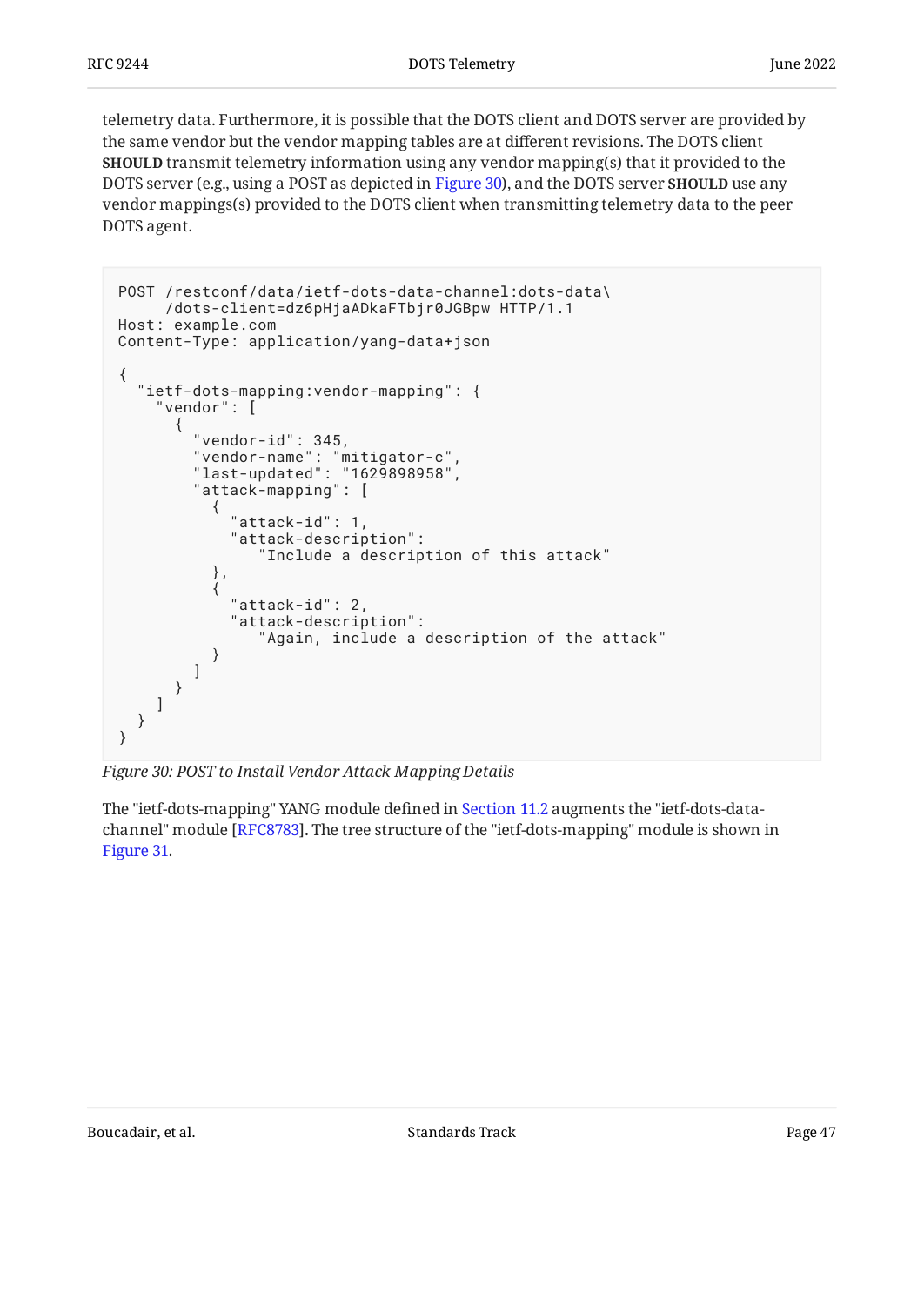telemetry data. Furthermore, it is possible that the DOTS client and DOTS server are provided by the same vendor but the vendor mapping tables are at different revisions. The DOTS client **SHOULD** transmit telemetry information using any vendor mapping(s) that it provided to the DOTS server (e.g., using a POST as depicted in Figure 30), and the DOTS server **SHOULD** use any vendor mappings(s) provided to the DOTS client when transmitting telemetry data to the peer DOTS agent.

```
POST /restconf/data/ietf-dots-data-channel:dots-data\
     /dots-client=dz6pHjaADkaFTbjr0JGBpw HTTP/1.1
Host: example.com
Content-Type: application/yang-data+json

{
  "ietf-dots-mapping:vendor-mapping": {
    "vendor": [
      {
        "vendor-id": 345,
        "vendor-name": "mitigator-c",
        "last-updated": "1629898958",
        "attack-mapping": [
          {
            "attack-id": 1,
            "attack-description":
               "Include a description of this attack"
          },
          {
            "attack-id": 2,
            "attack-description":
               "Again, include a description of the attack"
          }
        ]
      }
    ]
  }
}
```

*Figure 30: POST to Install Vendor Attack Mapping Details*

The "ietf-dots-mapping" YANG module defined in Section 11.2 augments the "ietf-dots-data-channel" module [RFC8783]. The tree structure of the "ietf-dots-mapping" module is shown in Figure 31.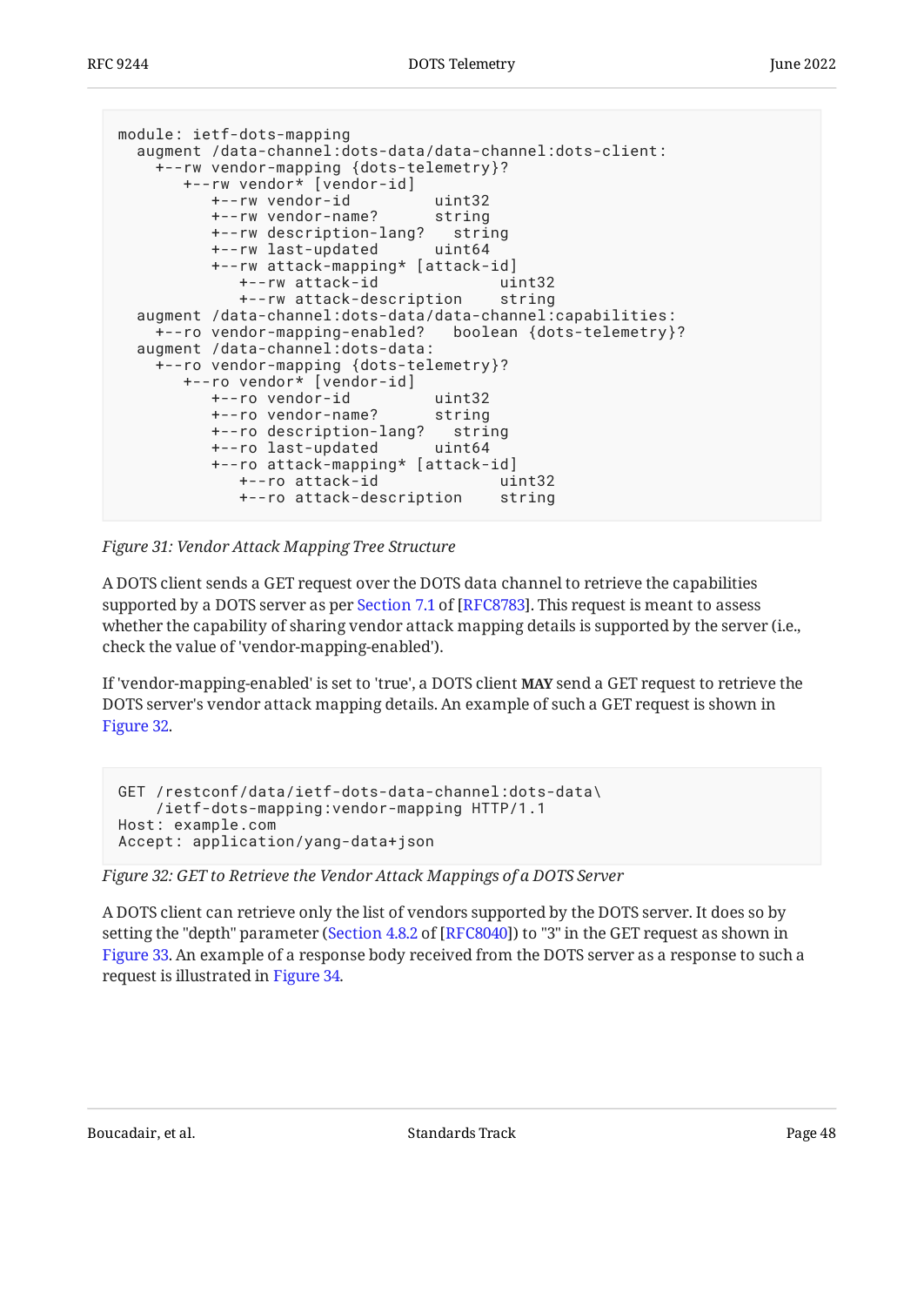```
module: ietf-dots-mapping
  augment /data-channel:dots-data/data-channel:dots-client:
    +--rw vendor-mapping {dots-telemetry}?
       +--rw vendor* [vendor-id]
          +--rw vendor-id           uint32
          +--rw vendor-name?        string
          +--rw description-lang?   string
          +--rw last-updated        uint64
          +--rw attack-mapping* [attack-id]
             +--rw attack-id             uint32
             +--rw attack-description    string
  augment /data-channel:dots-data/data-channel:capabilities:
    +--ro vendor-mapping-enabled?   boolean {dots-telemetry}?
  augment /data-channel:dots-data:
    +--ro vendor-mapping {dots-telemetry}?
       +--ro vendor* [vendor-id]
          +--ro vendor-id           uint32
          +--ro vendor-name?        string
          +--ro description-lang?   string
          +--ro last-updated        uint64
          +--ro attack-mapping* [attack-id]
             +--ro attack-id             uint32
             +--ro attack-description    string
```

*Figure 31: Vendor Attack Mapping Tree Structure*

A DOTS client sends a GET request over the DOTS data channel to retrieve the capabilities supported by a DOTS server as per Section 7.1 of [RFC8783]. This request is meant to assess whether the capability of sharing vendor attack mapping details is supported by the server (i.e., check the value of 'vendor-mapping-enabled').

If 'vendor-mapping-enabled' is set to 'true', a DOTS client **MAY** send a GET request to retrieve the DOTS server's vendor attack mapping details. An example of such a GET request is shown in Figure 32.

```
GET /restconf/data/ietf-dots-data-channel:dots-data\
    /ietf-dots-mapping:vendor-mapping HTTP/1.1
Host: example.com
Accept: application/yang-data+json
```

*Figure 32: GET to Retrieve the Vendor Attack Mappings of a DOTS Server*

A DOTS client can retrieve only the list of vendors supported by the DOTS server. It does so by setting the "depth" parameter (Section 4.8.2 of [RFC8040]) to "3" in the GET request as shown in Figure 33. An example of a response body received from the DOTS server as a response to such a request is illustrated in Figure 34.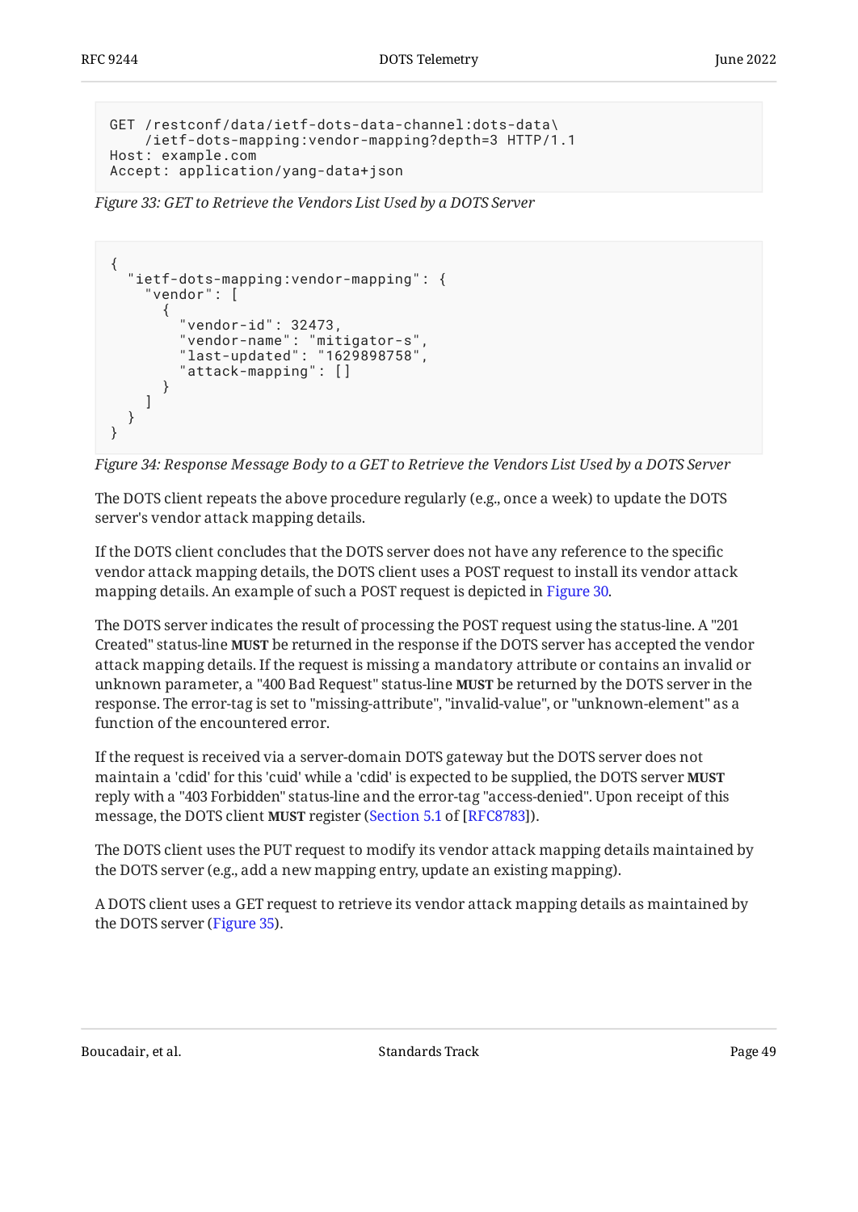```
GET /restconf/data/ietf-dots-data-channel:dots-data\
    /ietf-dots-mapping:vendor-mapping?depth=3 HTTP/1.1
Host: example.com
Accept: application/yang-data+json
```

*Figure 33: GET to Retrieve the Vendors List Used by a DOTS Server*

```
{
  "ietf-dots-mapping:vendor-mapping": {
    "vendor": [
      {
        "vendor-id": 32473,
        "vendor-name": "mitigator-s",
        "last-updated": "1629898758",
        "attack-mapping": []
      }
    ]
  }
}
```

*Figure 34: Response Message Body to a GET to Retrieve the Vendors List Used by a DOTS Server*

The DOTS client repeats the above procedure regularly (e.g., once a week) to update the DOTS server's vendor attack mapping details.

If the DOTS client concludes that the DOTS server does not have any reference to the specific vendor attack mapping details, the DOTS client uses a POST request to install its vendor attack mapping details. An example of such a POST request is depicted in Figure 30.

The DOTS server indicates the result of processing the POST request using the status-line. A "201 Created" status-line **MUST** be returned in the response if the DOTS server has accepted the vendor attack mapping details. If the request is missing a mandatory attribute or contains an invalid or unknown parameter, a "400 Bad Request" status-line **MUST** be returned by the DOTS server in the response. The error-tag is set to "missing-attribute", "invalid-value", or "unknown-element" as a function of the encountered error.

If the request is received via a server-domain DOTS gateway but the DOTS server does not maintain a 'cdid' for this 'cuid' while a 'cdid' is expected to be supplied, the DOTS server **MUST** reply with a "403 Forbidden" status-line and the error-tag "access-denied". Upon receipt of this message, the DOTS client **MUST** register (Section 5.1 of [RFC8783]).

The DOTS client uses the PUT request to modify its vendor attack mapping details maintained by the DOTS server (e.g., add a new mapping entry, update an existing mapping).

A DOTS client uses a GET request to retrieve its vendor attack mapping details as maintained by the DOTS server (Figure 35).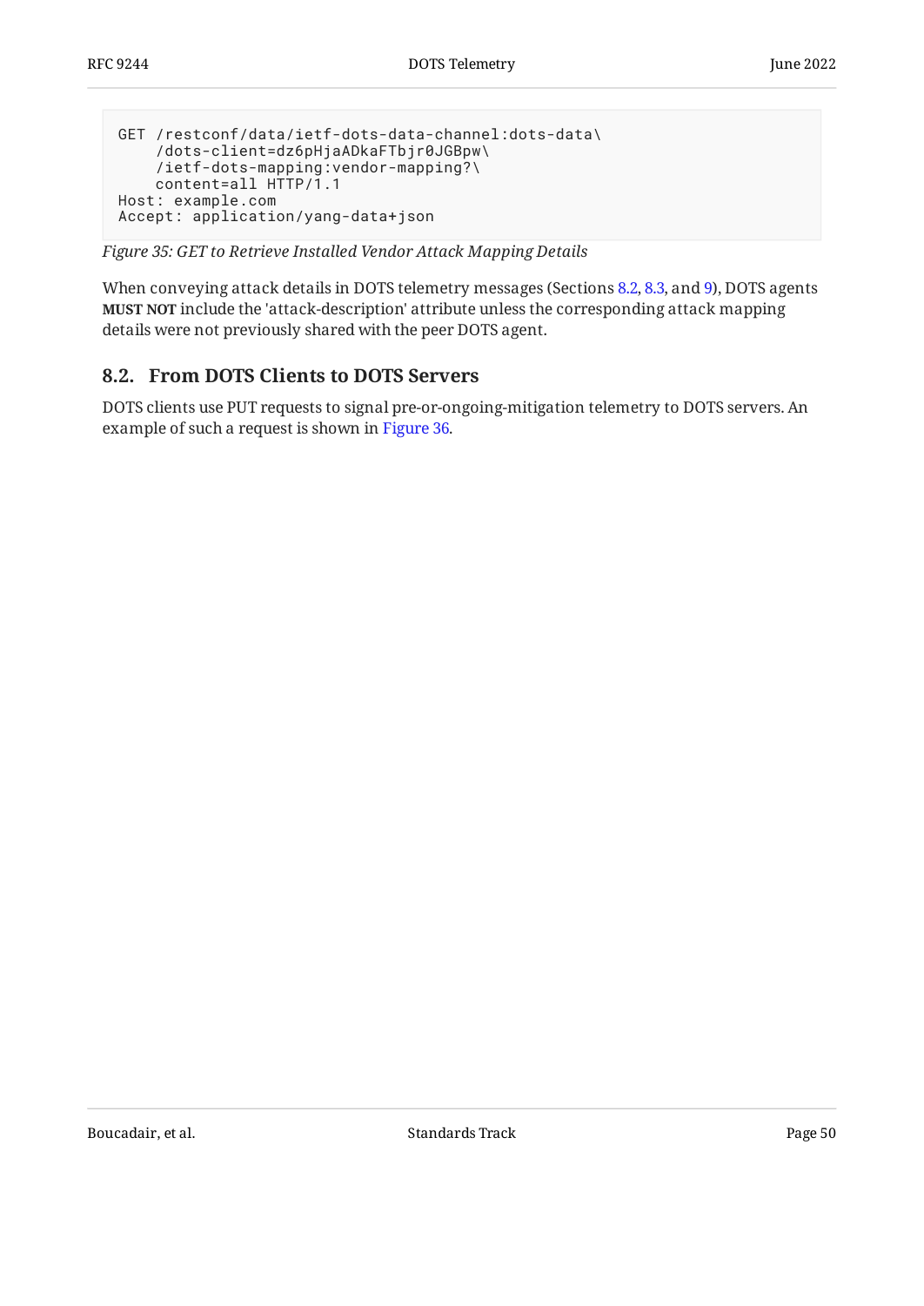```
GET /restconf/data/ietf-dots-data-channel:dots-data\
    /dots-client=dz6pHjaADkaFTbjr0JGBpw\
    /ietf-dots-mapping:vendor-mapping?\
    content=all HTTP/1.1
Host: example.com
Accept: application/yang-data+json
```

*Figure 35: GET to Retrieve Installed Vendor Attack Mapping Details*

When conveying attack details in DOTS telemetry messages (Sections 8.2, 8.3, and 9), DOTS agents **MUST NOT** include the 'attack-description' attribute unless the corresponding attack mapping details were not previously shared with the peer DOTS agent.

## 8.2. From DOTS Clients to DOTS Servers

DOTS clients use PUT requests to signal pre-or-ongoing-mitigation telemetry to DOTS servers. An example of such a request is shown in Figure 36.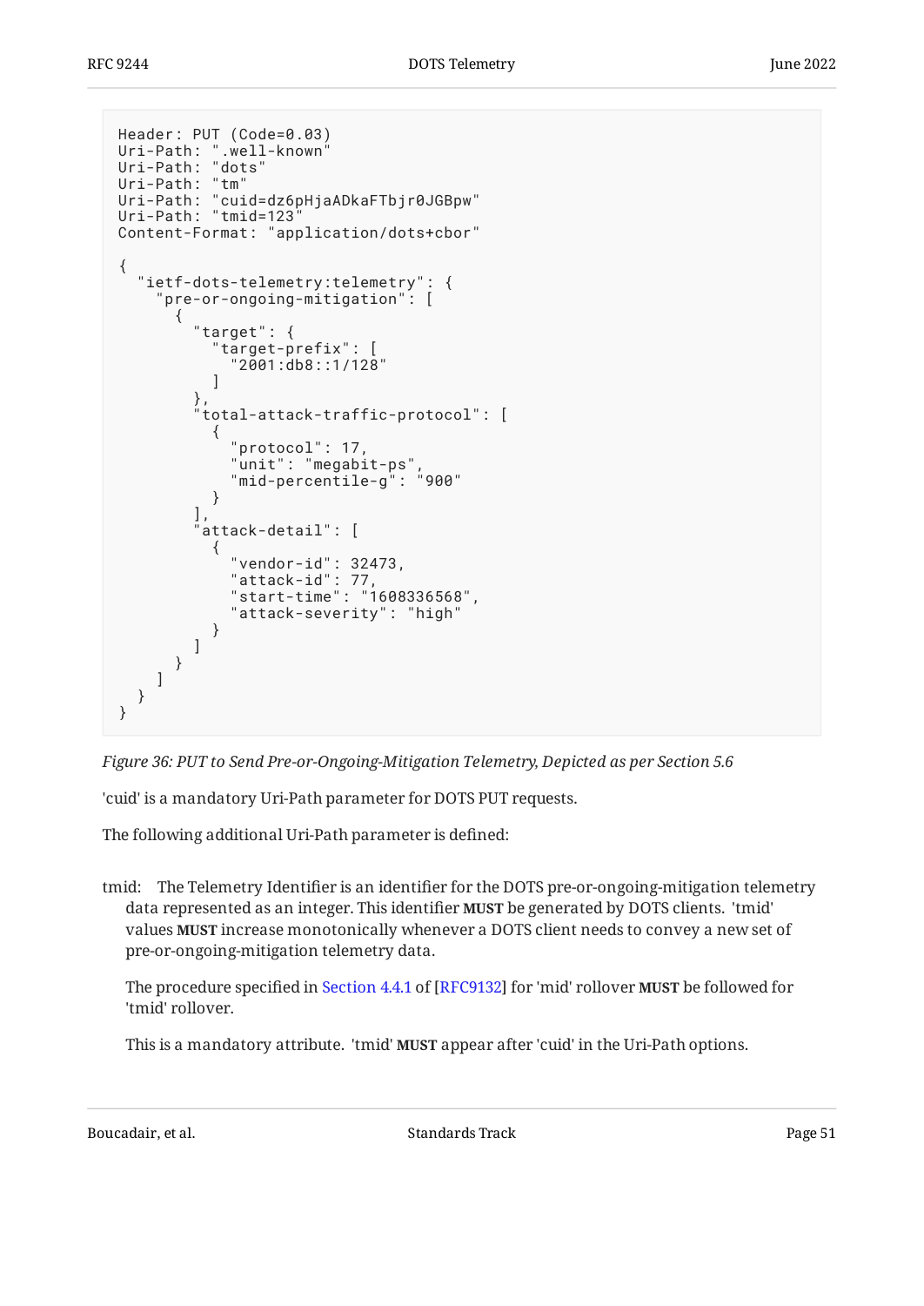```
Header: PUT (Code=0.03)
Uri-Path: ".well-known"
Uri-Path: "dots"
Uri-Path: "tm"
Uri-Path: "cuid=dz6pHjaADkaFTbjr0JGBpw"
Uri-Path: "tmid=123"
Content-Format: "application/dots+cbor"

{
  "ietf-dots-telemetry:telemetry": {
    "pre-or-ongoing-mitigation": [
      {
        "target": {
          "target-prefix": [
            "2001:db8::1/128"
          ]
        },
        "total-attack-traffic-protocol": [
          {
            "protocol": 17,
            "unit": "megabit-ps",
            "mid-percentile-g": "900"
          }
        ],
        "attack-detail": [
          {
            "vendor-id": 32473,
            "attack-id": 77,
            "start-time": "1608336568",
            "attack-severity": "high"
          }
        ]
      }
    ]
  }
}
```

*Figure 36: PUT to Send Pre-or-Ongoing-Mitigation Telemetry, Depicted as per Section 5.6*

'cuid' is a mandatory Uri-Path parameter for DOTS PUT requests.

The following additional Uri-Path parameter is defined:

tmid: The Telemetry Identifier is an identifier for the DOTS pre-or-ongoing-mitigation telemetry data represented as an integer. This identifier **MUST** be generated by DOTS clients. 'tmid' values **MUST** increase monotonically whenever a DOTS client needs to convey a new set of pre-or-ongoing-mitigation telemetry data.

The procedure specified in Section 4.4.1 of [RFC9132] for 'mid' rollover **MUST** be followed for 'tmid' rollover.

This is a mandatory attribute. 'tmid' **MUST** appear after 'cuid' in the Uri-Path options.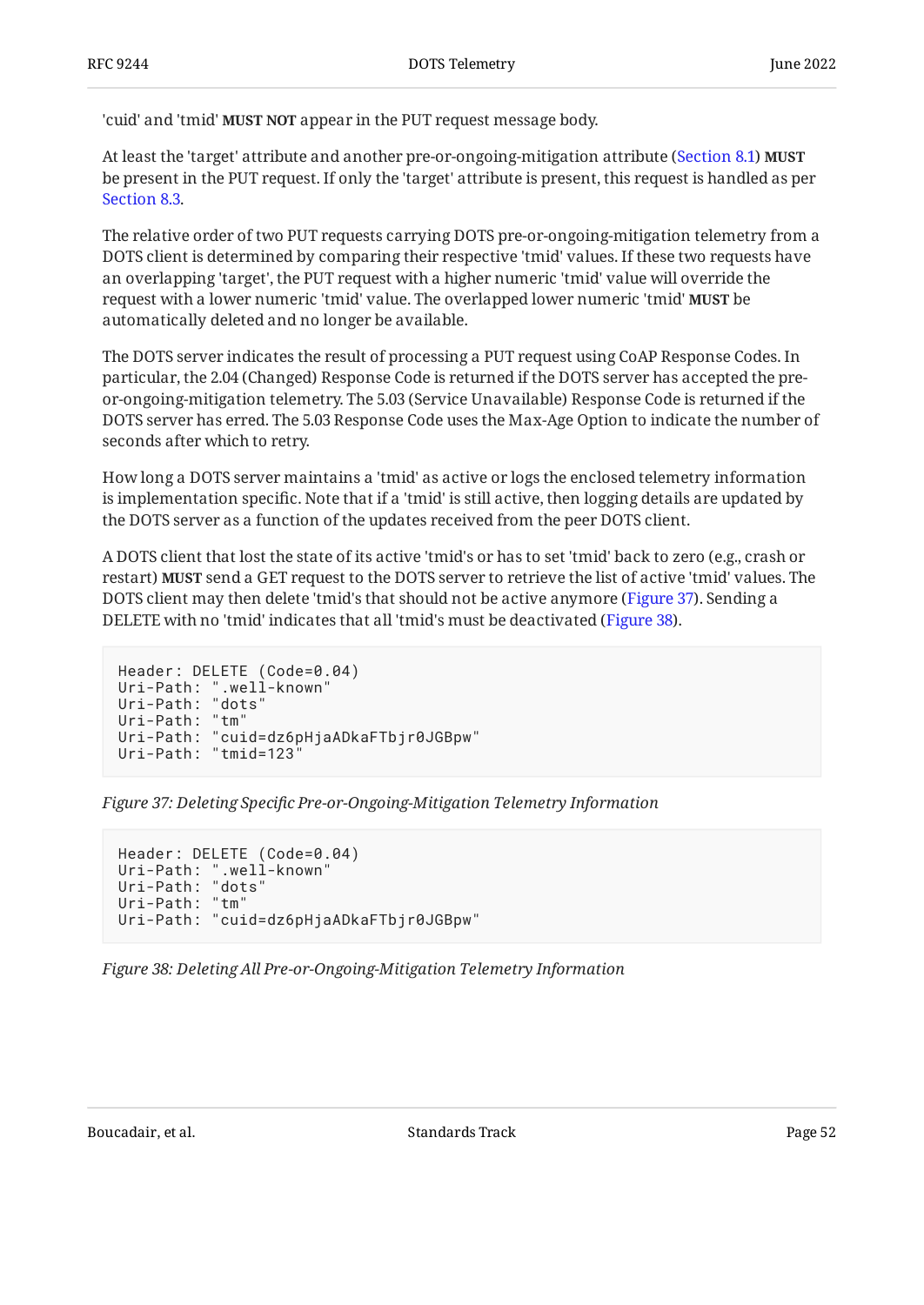'cuid' and 'tmid' **MUST NOT** appear in the PUT request message body.

At least the 'target' attribute and another pre-or-ongoing-mitigation attribute (Section 8.1) **MUST** be present in the PUT request. If only the 'target' attribute is present, this request is handled as per Section 8.3.

The relative order of two PUT requests carrying DOTS pre-or-ongoing-mitigation telemetry from a DOTS client is determined by comparing their respective 'tmid' values. If these two requests have an overlapping 'target', the PUT request with a higher numeric 'tmid' value will override the request with a lower numeric 'tmid' value. The overlapped lower numeric 'tmid' **MUST** be automatically deleted and no longer be available.

The DOTS server indicates the result of processing a PUT request using CoAP Response Codes. In particular, the 2.04 (Changed) Response Code is returned if the DOTS server has accepted the pre-or-ongoing-mitigation telemetry. The 5.03 (Service Unavailable) Response Code is returned if the DOTS server has erred. The 5.03 Response Code uses the Max-Age Option to indicate the number of seconds after which to retry.

How long a DOTS server maintains a 'tmid' as active or logs the enclosed telemetry information is implementation specific. Note that if a 'tmid' is still active, then logging details are updated by the DOTS server as a function of the updates received from the peer DOTS client.

A DOTS client that lost the state of its active 'tmid's or has to set 'tmid' back to zero (e.g., crash or restart) **MUST** send a GET request to the DOTS server to retrieve the list of active 'tmid' values. The DOTS client may then delete 'tmid's that should not be active anymore (Figure 37). Sending a DELETE with no 'tmid' indicates that all 'tmid's must be deactivated (Figure 38).

```
Header: DELETE (Code=0.04)
Uri-Path: ".well-known"
Uri-Path: "dots"
Uri-Path: "tm"
Uri-Path: "cuid=dz6pHjaADkaFTbjr0JGBpw"
Uri-Path: "tmid=123"
```

*Figure 37: Deleting Specific Pre-or-Ongoing-Mitigation Telemetry Information*

```
Header: DELETE (Code=0.04)
Uri-Path: ".well-known"
Uri-Path: "dots"
Uri-Path: "tm"
Uri-Path: "cuid=dz6pHjaADkaFTbjr0JGBpw"
```

*Figure 38: Deleting All Pre-or-Ongoing-Mitigation Telemetry Information*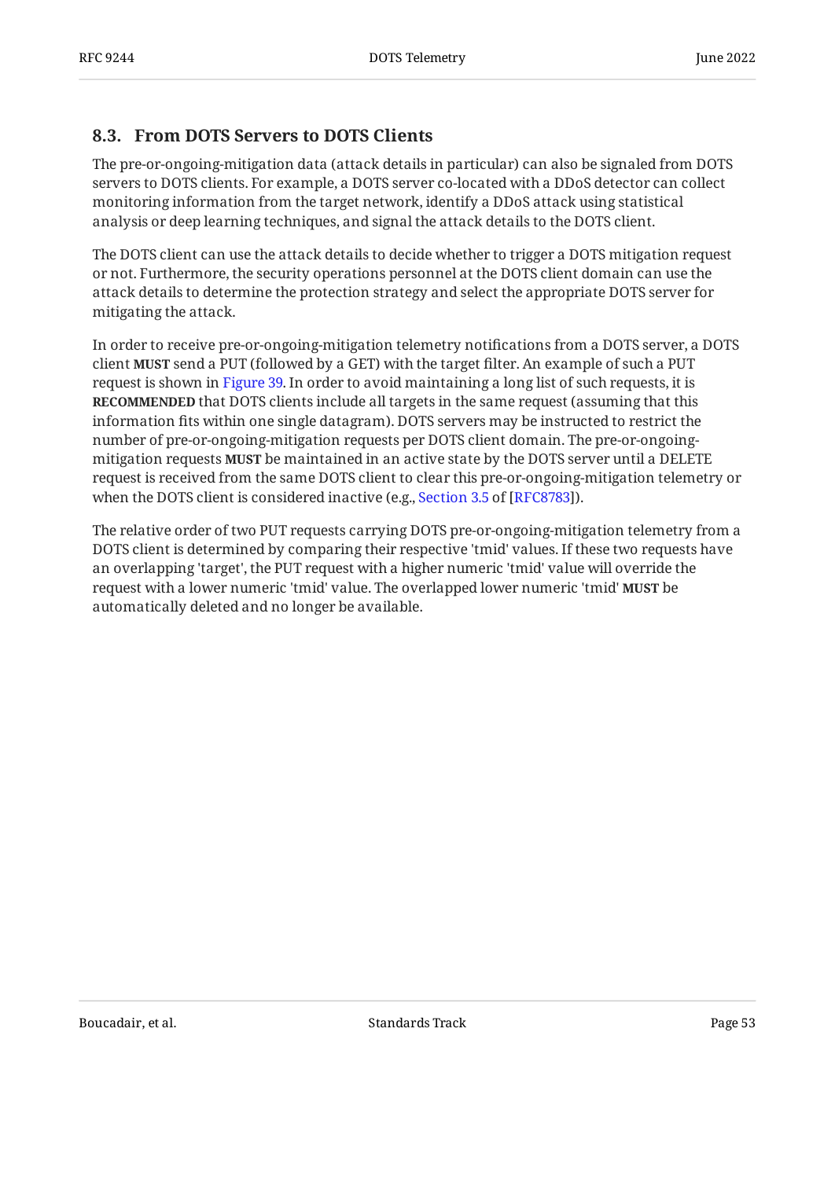### 8.3. From DOTS Servers to DOTS Clients

The pre-or-ongoing-mitigation data (attack details in particular) can also be signaled from DOTS servers to DOTS clients. For example, a DOTS server co-located with a DDoS detector can collect monitoring information from the target network, identify a DDoS attack using statistical analysis or deep learning techniques, and signal the attack details to the DOTS client.

The DOTS client can use the attack details to decide whether to trigger a DOTS mitigation request or not. Furthermore, the security operations personnel at the DOTS client domain can use the attack details to determine the protection strategy and select the appropriate DOTS server for mitigating the attack.

In order to receive pre-or-ongoing-mitigation telemetry notifications from a DOTS server, a DOTS client **MUST** send a PUT (followed by a GET) with the target filter. An example of such a PUT request is shown in Figure 39. In order to avoid maintaining a long list of such requests, it is **RECOMMENDED** that DOTS clients include all targets in the same request (assuming that this information fits within one single datagram). DOTS servers may be instructed to restrict the number of pre-or-ongoing-mitigation requests per DOTS client domain. The pre-or-ongoing-mitigation requests **MUST** be maintained in an active state by the DOTS server until a DELETE request is received from the same DOTS client to clear this pre-or-ongoing-mitigation telemetry or when the DOTS client is considered inactive (e.g., Section 3.5 of [RFC8783]).

The relative order of two PUT requests carrying DOTS pre-or-ongoing-mitigation telemetry from a DOTS client is determined by comparing their respective 'tmid' values. If these two requests have an overlapping 'target', the PUT request with a higher numeric 'tmid' value will override the request with a lower numeric 'tmid' value. The overlapped lower numeric 'tmid' **MUST** be automatically deleted and no longer be available.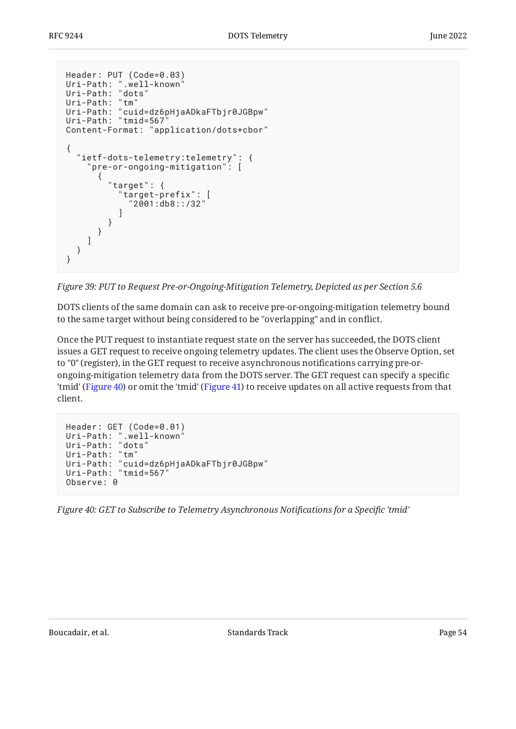```
Header: PUT (Code=0.03)
Uri-Path: ".well-known"
Uri-Path: "dots"
Uri-Path: "tm"
Uri-Path: "cuid=dz6pHjaADkaFTbjr0JGBpw"
Uri-Path: "tmid=567"
Content-Format: "application/dots+cbor"

{
  "ietf-dots-telemetry:telemetry": {
    "pre-or-ongoing-mitigation": [
      {
        "target": {
          "target-prefix": [
            "2001:db8::/32"
          ]
        }
      }
    ]
  }
}
```

*Figure 39: PUT to Request Pre-or-Ongoing-Mitigation Telemetry, Depicted as per Section 5.6*

DOTS clients of the same domain can ask to receive pre-or-ongoing-mitigation telemetry bound to the same target without being considered to be "overlapping" and in conflict.

Once the PUT request to instantiate request state on the server has succeeded, the DOTS client issues a GET request to receive ongoing telemetry updates. The client uses the Observe Option, set to "0" (register), in the GET request to receive asynchronous notifications carrying pre-or-ongoing-mitigation telemetry data from the DOTS server. The GET request can specify a specific 'tmid' (Figure 40) or omit the 'tmid' (Figure 41) to receive updates on all active requests from that client.

```
Header: GET (Code=0.01)
Uri-Path: ".well-known"
Uri-Path: "dots"
Uri-Path: "tm"
Uri-Path: "cuid=dz6pHjaADkaFTbjr0JGBpw"
Uri-Path: "tmid=567"
Observe: 0
```

*Figure 40: GET to Subscribe to Telemetry Asynchronous Notifications for a Specific 'tmid'*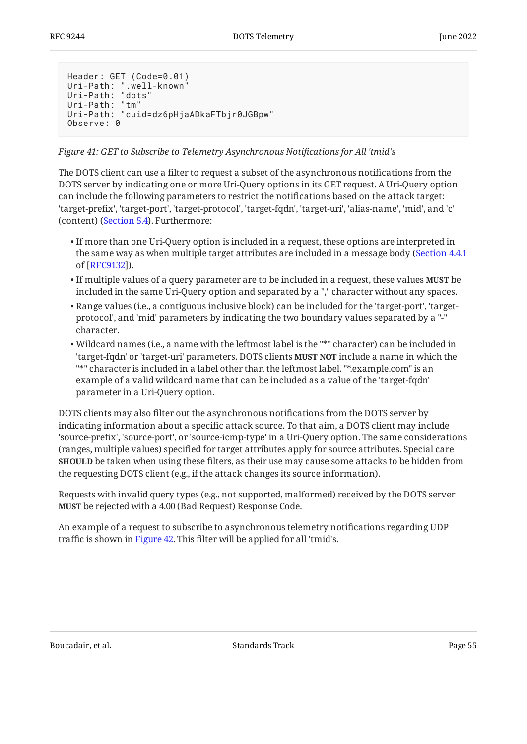```
Header: GET (Code=0.01)
Uri-Path: ".well-known"
Uri-Path: "dots"
Uri-Path: "tm"
Uri-Path: "cuid=dz6pHjaADkaFTbjr0JGBpw"
Observe: 0
```

*Figure 41: GET to Subscribe to Telemetry Asynchronous Notifications for All 'tmid's*

The DOTS client can use a filter to request a subset of the asynchronous notifications from the DOTS server by indicating one or more Uri-Query options in its GET request. A Uri-Query option can include the following parameters to restrict the notifications based on the attack target: 'target-prefix', 'target-port', 'target-protocol', 'target-fqdn', 'target-uri', 'alias-name', 'mid', and 'c' (content) (Section 5.4). Furthermore:

- If more than one Uri-Query option is included in a request, these options are interpreted in the same way as when multiple target attributes are included in a message body (Section 4.4.1 of [RFC9132]).
- If multiple values of a query parameter are to be included in a request, these values **MUST** be included in the same Uri-Query option and separated by a "," character without any spaces.
- Range values (i.e., a contiguous inclusive block) can be included for the 'target-port', 'target-protocol', and 'mid' parameters by indicating the two boundary values separated by a "-" character.
- Wildcard names (i.e., a name with the leftmost label is the "*" character) can be included in 'target-fqdn' or 'target-uri' parameters. DOTS clients **MUST NOT** include a name in which the "*" character is included in a label other than the leftmost label. "*.example.com" is an example of a valid wildcard name that can be included as a value of the 'target-fqdn' parameter in a Uri-Query option.

DOTS clients may also filter out the asynchronous notifications from the DOTS server by indicating information about a specific attack source. To that aim, a DOTS client may include 'source-prefix', 'source-port', or 'source-icmp-type' in a Uri-Query option. The same considerations (ranges, multiple values) specified for target attributes apply for source attributes. Special care **SHOULD** be taken when using these filters, as their use may cause some attacks to be hidden from the requesting DOTS client (e.g., if the attack changes its source information).

Requests with invalid query types (e.g., not supported, malformed) received by the DOTS server **MUST** be rejected with a 4.00 (Bad Request) Response Code.

An example of a request to subscribe to asynchronous telemetry notifications regarding UDP traffic is shown in Figure 42. This filter will be applied for all 'tmid's.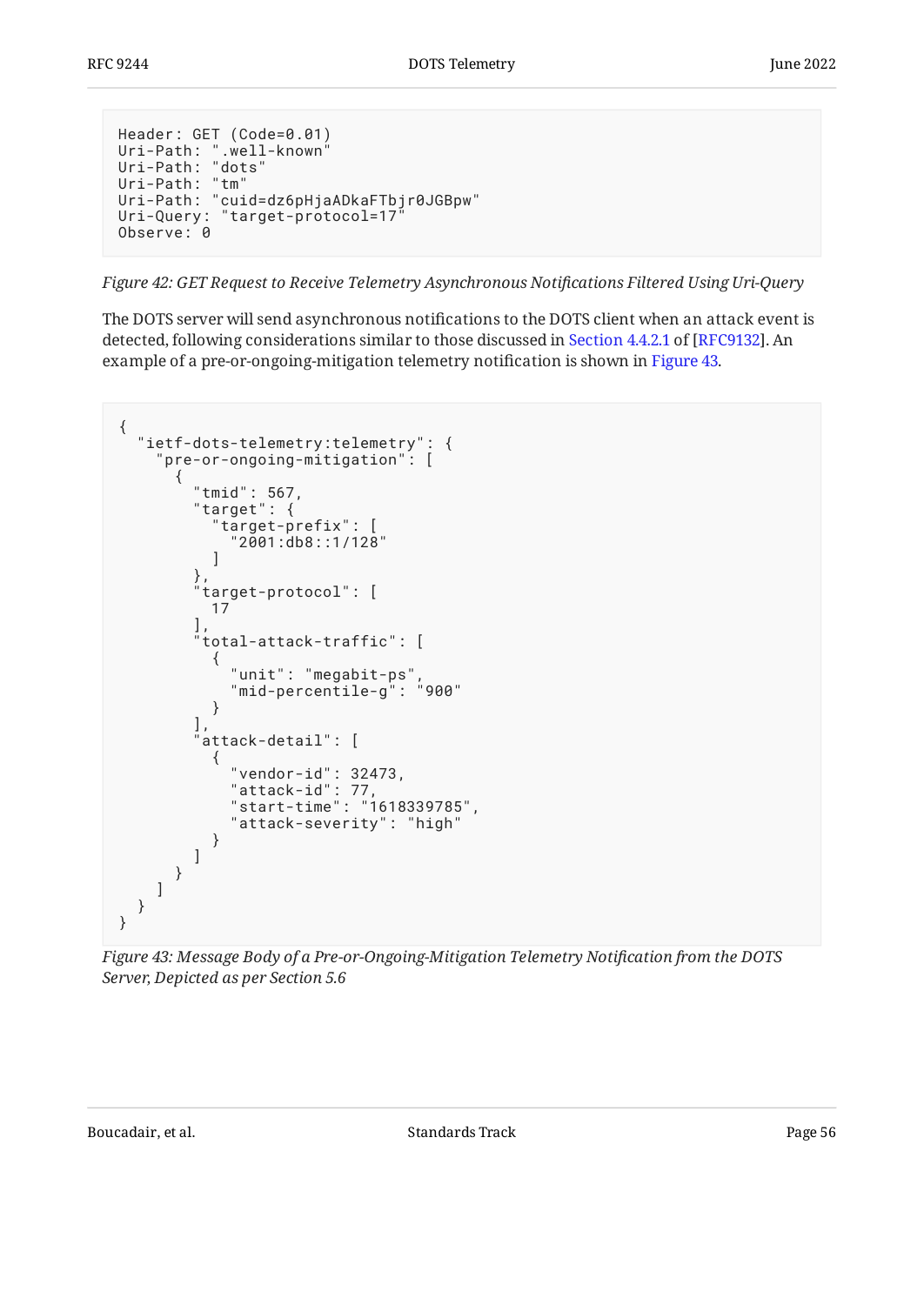```
Header: GET (Code=0.01)
Uri-Path: ".well-known"
Uri-Path: "dots"
Uri-Path: "tm"
Uri-Path: "cuid=dz6pHjaADkaFTbjr0JGBpw"
Uri-Query: "target-protocol=17"
Observe: 0
```

*Figure 42: GET Request to Receive Telemetry Asynchronous Notifications Filtered Using Uri-Query*

The DOTS server will send asynchronous notifications to the DOTS client when an attack event is detected, following considerations similar to those discussed in Section 4.4.2.1 of [RFC9132]. An example of a pre-or-ongoing-mitigation telemetry notification is shown in Figure 43.

```
{
  "ietf-dots-telemetry:telemetry": {
    "pre-or-ongoing-mitigation": [
      {
        "tmid": 567,
        "target": {
          "target-prefix": [
            "2001:db8::1/128"
          ]
        },
        "target-protocol": [
          17
        ],
        "total-attack-traffic": [
          {
            "unit": "megabit-ps",
            "mid-percentile-g": "900"
          }
        ],
        "attack-detail": [
          {
            "vendor-id": 32473,
            "attack-id": 77,
            "start-time": "1618339785",
            "attack-severity": "high"
          }
        ]
      }
    ]
  }
}
```

*Figure 43: Message Body of a Pre-or-Ongoing-Mitigation Telemetry Notification from the DOTS Server, Depicted as per Section 5.6*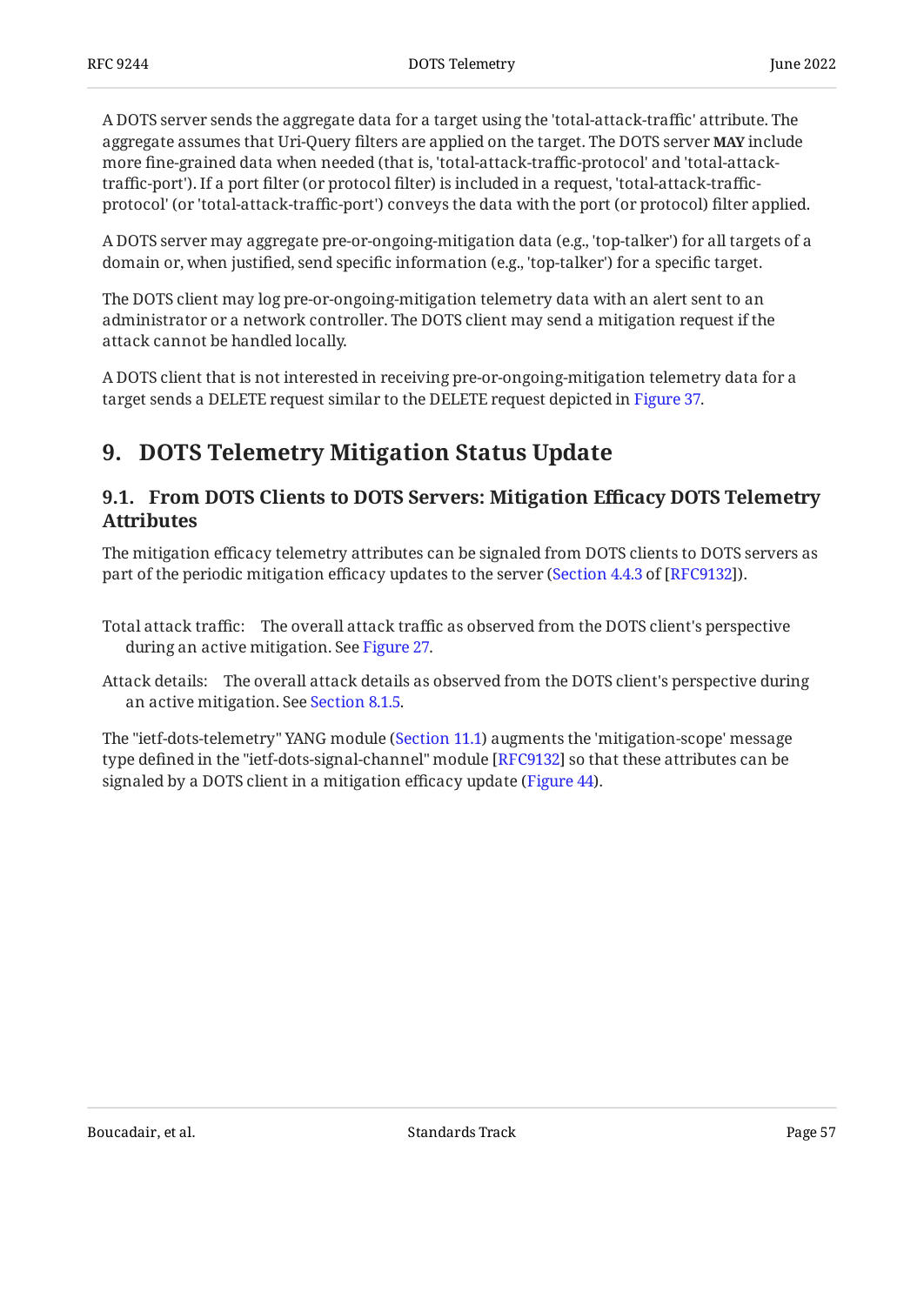A DOTS server sends the aggregate data for a target using the 'total-attack-traffic' attribute. The aggregate assumes that Uri-Query filters are applied on the target. The DOTS server **MAY** include more fine-grained data when needed (that is, 'total-attack-traffic-protocol' and 'total-attack-traffic-port'). If a port filter (or protocol filter) is included in a request, 'total-attack-traffic-protocol' (or 'total-attack-traffic-port') conveys the data with the port (or protocol) filter applied.

A DOTS server may aggregate pre-or-ongoing-mitigation data (e.g., 'top-talker') for all targets of a domain or, when justified, send specific information (e.g., 'top-talker') for a specific target.

The DOTS client may log pre-or-ongoing-mitigation telemetry data with an alert sent to an administrator or a network controller. The DOTS client may send a mitigation request if the attack cannot be handled locally.

A DOTS client that is not interested in receiving pre-or-ongoing-mitigation telemetry data for a target sends a DELETE request similar to the DELETE request depicted in Figure 37.

## 9. DOTS Telemetry Mitigation Status Update

### 9.1. From DOTS Clients to DOTS Servers: Mitigation Efficacy DOTS Telemetry Attributes

The mitigation efficacy telemetry attributes can be signaled from DOTS clients to DOTS servers as part of the periodic mitigation efficacy updates to the server (Section 4.4.3 of [RFC9132]).

Total attack traffic:
: The overall attack traffic as observed from the DOTS client's perspective during an active mitigation. See Figure 27.

Attack details:
: The overall attack details as observed from the DOTS client's perspective during an active mitigation. See Section 8.1.5.

The "ietf-dots-telemetry" YANG module (Section 11.1) augments the 'mitigation-scope' message type defined in the "ietf-dots-signal-channel" module [RFC9132] so that these attributes can be signaled by a DOTS client in a mitigation efficacy update (Figure 44).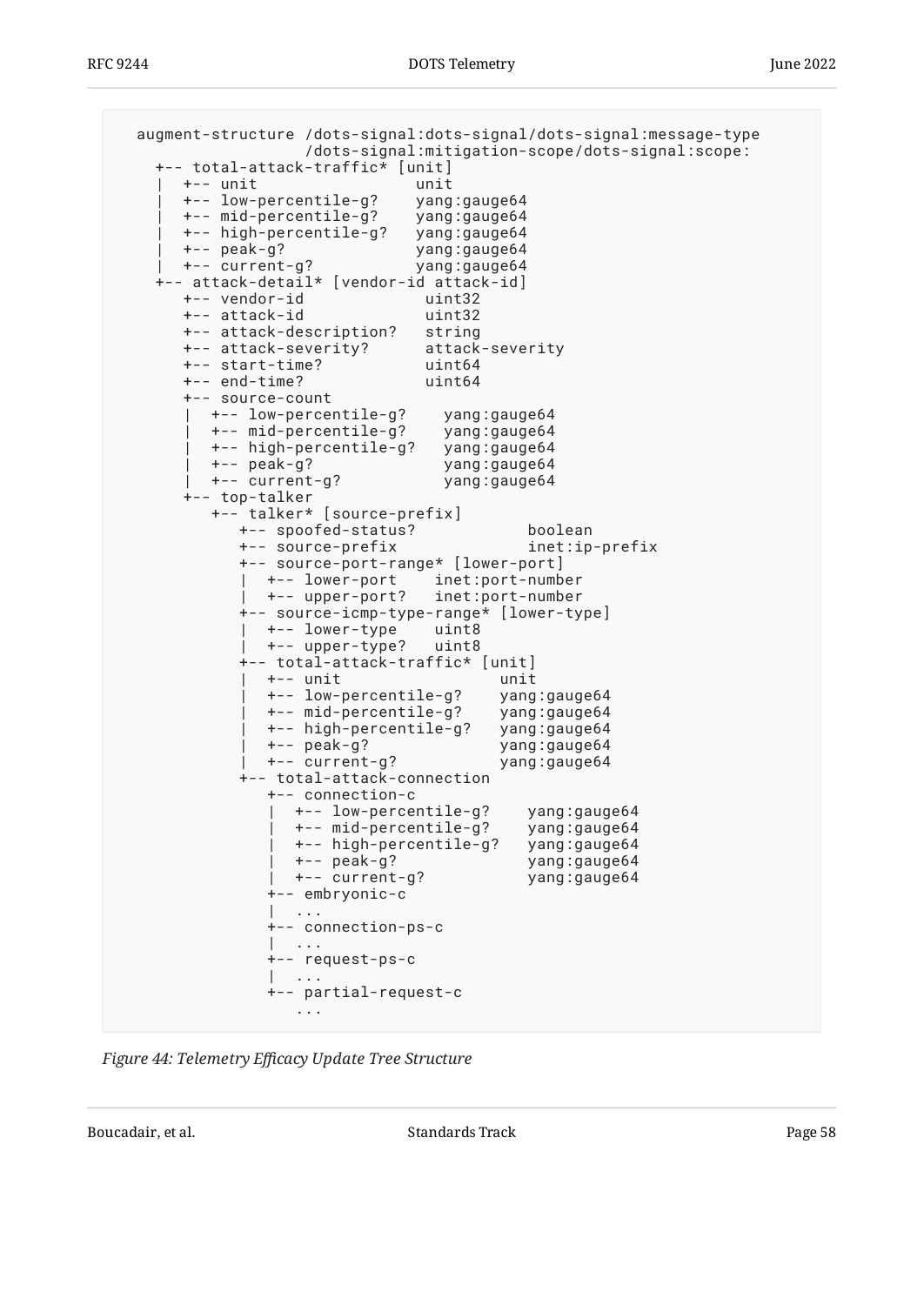```
   augment-structure /dots-signal:dots-signal/dots-signal:message-type
                 /dots-signal:mitigation-scope/dots-signal:scope:
     +-- total-attack-traffic* [unit]
     |  +-- unit                  unit
     |  +-- low-percentile-g?    yang:gauge64
     |  +-- mid-percentile-g?    yang:gauge64
     |  +-- high-percentile-g?   yang:gauge64
     |  +-- peak-g?              yang:gauge64
     |  +-- current-g?           yang:gauge64
     +-- attack-detail* [vendor-id attack-id]
        +-- vendor-id             uint32
        +-- attack-id             uint32
        +-- attack-description?   string
        +-- attack-severity?      attack-severity
        +-- start-time?           uint64
        +-- end-time?             uint64
        +-- source-count
        |  +-- low-percentile-g?    yang:gauge64
        |  +-- mid-percentile-g?    yang:gauge64
        |  +-- high-percentile-g?   yang:gauge64
        |  +-- peak-g?              yang:gauge64
        |  +-- current-g?           yang:gauge64
        +-- top-talker
           +-- talker* [source-prefix]
              +-- spoofed-status?            boolean
              +-- source-prefix              inet:ip-prefix
              +-- source-port-range* [lower-port]
              |  +-- lower-port    inet:port-number
              |  +-- upper-port?   inet:port-number
              +-- source-icmp-type-range* [lower-type]
              |  +-- lower-type    uint8
              |  +-- upper-type?   uint8
              +-- total-attack-traffic* [unit]
              |  +-- unit                 unit
              |  +-- low-percentile-g?    yang:gauge64
              |  +-- mid-percentile-g?    yang:gauge64
              |  +-- high-percentile-g?   yang:gauge64
              |  +-- peak-g?              yang:gauge64
              |  +-- current-g?           yang:gauge64
              +-- total-attack-connection
                 +-- connection-c
                 |  +-- low-percentile-g?    yang:gauge64
                 |  +-- mid-percentile-g?    yang:gauge64
                 |  +-- high-percentile-g?   yang:gauge64
                 |  +-- peak-g?              yang:gauge64
                 |  +-- current-g?           yang:gauge64
                 +-- embryonic-c
                 |  ...
                 +-- connection-ps-c
                 |  ...
                 +-- request-ps-c
                 |  ...
                 +-- partial-request-c
                    ...
```

*Figure 44: Telemetry Efficacy Update Tree Structure*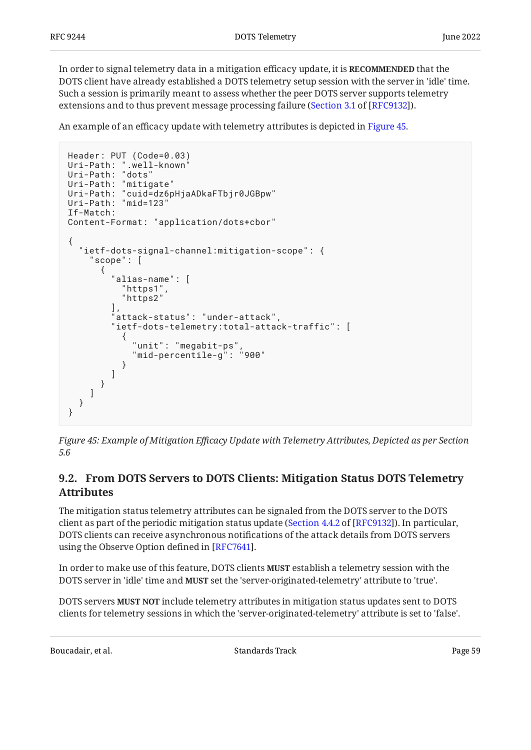In order to signal telemetry data in a mitigation efficacy update, it is **RECOMMENDED** that the DOTS client have already established a DOTS telemetry setup session with the server in 'idle' time. Such a session is primarily meant to assess whether the peer DOTS server supports telemetry extensions and to thus prevent message processing failure (Section 3.1 of [RFC9132]).

An example of an efficacy update with telemetry attributes is depicted in Figure 45.

```
Header: PUT (Code=0.03)
Uri-Path: ".well-known"
Uri-Path: "dots"
Uri-Path: "mitigate"
Uri-Path: "cuid=dz6pHjaADkaFTbjr0JGBpw"
Uri-Path: "mid=123"
If-Match:
Content-Format: "application/dots+cbor"

{
  "ietf-dots-signal-channel:mitigation-scope": {
    "scope": [
      {
        "alias-name": [
          "https1",
          "https2"
        ],
        "attack-status": "under-attack",
        "ietf-dots-telemetry:total-attack-traffic": [
          {
            "unit": "megabit-ps",
            "mid-percentile-g": "900"
          }
        ]
      }
    ]
  }
}
```

*Figure 45: Example of Mitigation Efficacy Update with Telemetry Attributes, Depicted as per Section 5.6*

## 9.2. From DOTS Servers to DOTS Clients: Mitigation Status DOTS Telemetry Attributes

The mitigation status telemetry attributes can be signaled from the DOTS server to the DOTS client as part of the periodic mitigation status update (Section 4.4.2 of [RFC9132]). In particular, DOTS clients can receive asynchronous notifications of the attack details from DOTS servers using the Observe Option defined in [RFC7641].

In order to make use of this feature, DOTS clients **MUST** establish a telemetry session with the DOTS server in 'idle' time and **MUST** set the 'server-originated-telemetry' attribute to 'true'.

DOTS servers **MUST NOT** include telemetry attributes in mitigation status updates sent to DOTS clients for telemetry sessions in which the 'server-originated-telemetry' attribute is set to 'false'.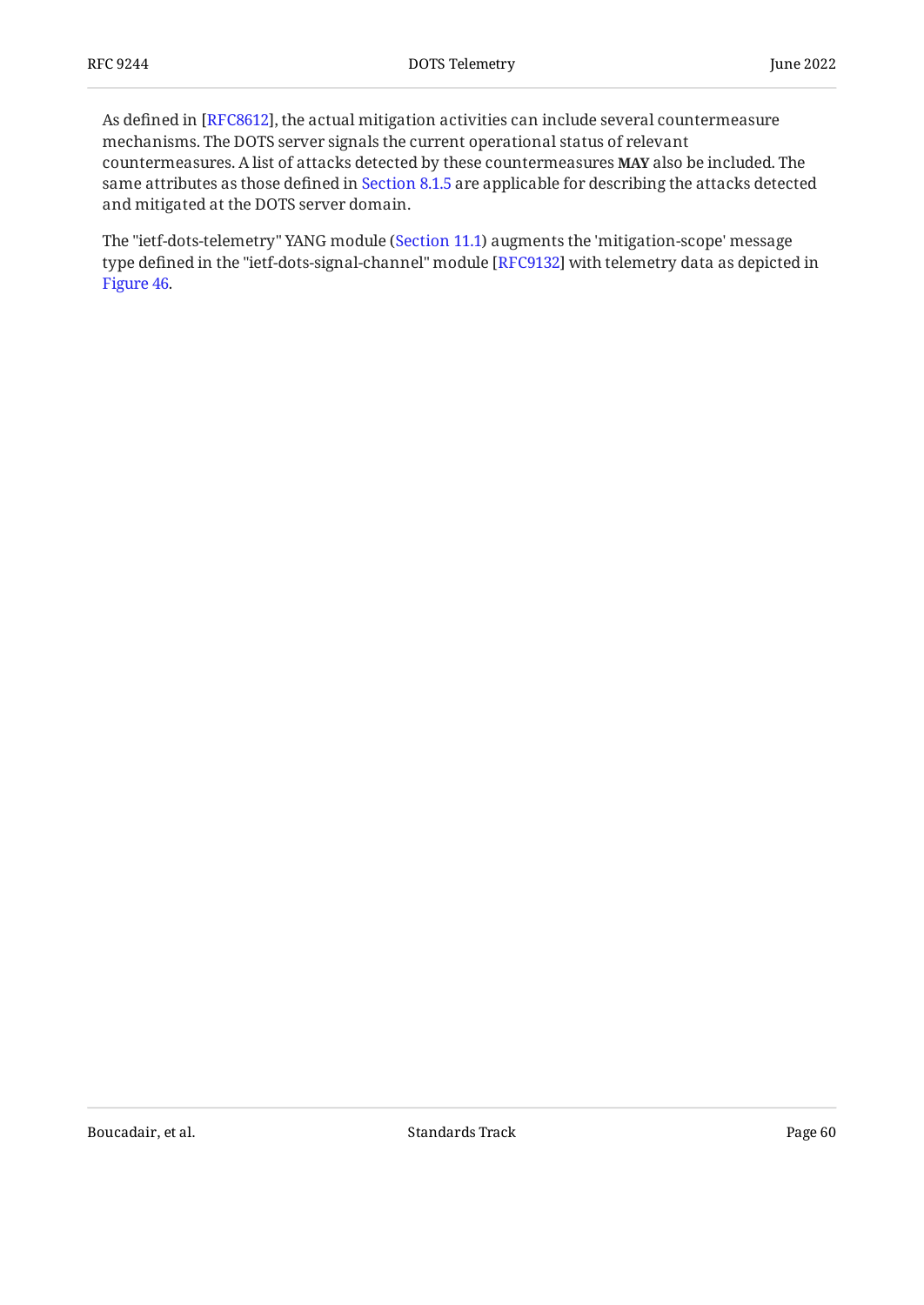As defined in [RFC8612], the actual mitigation activities can include several countermeasure mechanisms. The DOTS server signals the current operational status of relevant countermeasures. A list of attacks detected by these countermeasures **MAY** also be included. The same attributes as those defined in Section 8.1.5 are applicable for describing the attacks detected and mitigated at the DOTS server domain.

The "ietf-dots-telemetry" YANG module (Section 11.1) augments the 'mitigation-scope' message type defined in the "ietf-dots-signal-channel" module [RFC9132] with telemetry data as depicted in Figure 46.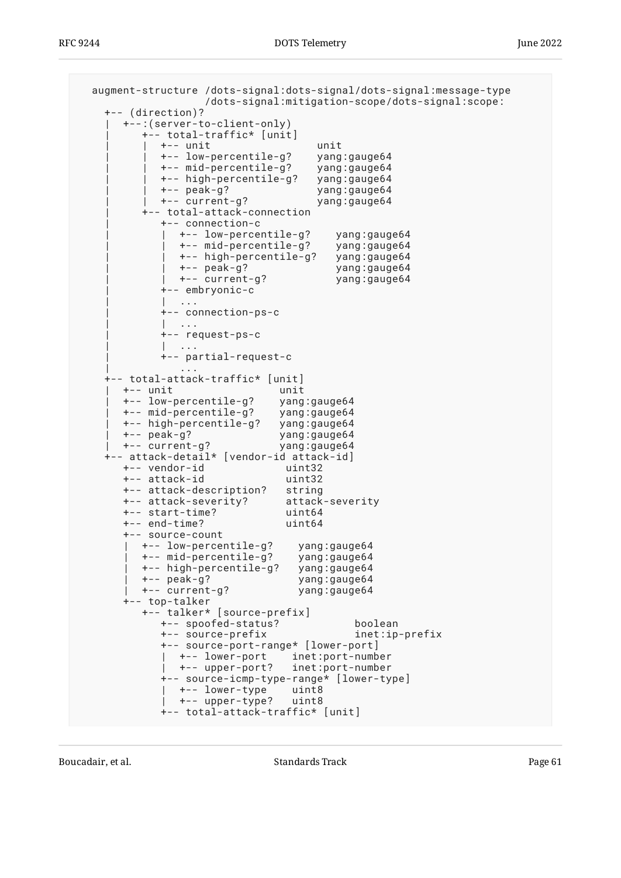```
   augment-structure /dots-signal:dots-signal/dots-signal:message-type
                /dots-signal:mitigation-scope/dots-signal:scope:
     +-- (direction)?
     |  +--:(server-to-client-only)
     |     +-- total-traffic* [unit]
     |     |  +-- unit                  unit
     |     |  +-- low-percentile-g?    yang:gauge64
     |     |  +-- mid-percentile-g?    yang:gauge64
     |     |  +-- high-percentile-g?   yang:gauge64
     |     |  +-- peak-g?              yang:gauge64
     |     |  +-- current-g?           yang:gauge64
     |     +-- total-attack-connection
     |        +-- connection-c
     |        |  +-- low-percentile-g?    yang:gauge64
     |        |  +-- mid-percentile-g?    yang:gauge64
     |        |  +-- high-percentile-g?   yang:gauge64
     |        |  +-- peak-g?              yang:gauge64
     |        |  +-- current-g?           yang:gauge64
     |        +-- embryonic-c
     |        |  ...
     |        +-- connection-ps-c
     |        |  ...
     |        +-- request-ps-c
     |        |  ...
     |        +-- partial-request-c
     |           ...
     +-- total-attack-traffic* [unit]
     |  +-- unit                  unit
     |  +-- low-percentile-g?    yang:gauge64
     |  +-- mid-percentile-g?    yang:gauge64
     |  +-- high-percentile-g?   yang:gauge64
     |  +-- peak-g?              yang:gauge64
     |  +-- current-g?           yang:gauge64
     +-- attack-detail* [vendor-id attack-id]
        +-- vendor-id             uint32
        +-- attack-id             uint32
        +-- attack-description?   string
        +-- attack-severity?      attack-severity
        +-- start-time?           uint64
        +-- end-time?             uint64
        +-- source-count
        |  +-- low-percentile-g?    yang:gauge64
        |  +-- mid-percentile-g?    yang:gauge64
        |  +-- high-percentile-g?   yang:gauge64
        |  +-- peak-g?              yang:gauge64
        |  +-- current-g?           yang:gauge64
        +-- top-talker
           +-- talker* [source-prefix]
              +-- spoofed-status?            boolean
              +-- source-prefix              inet:ip-prefix
              +-- source-port-range* [lower-port]
              |  +-- lower-port    inet:port-number
              |  +-- upper-port?   inet:port-number
              +-- source-icmp-type-range* [lower-type]
              |  +-- lower-type    uint8
              |  +-- upper-type?   uint8
              +-- total-attack-traffic* [unit]
```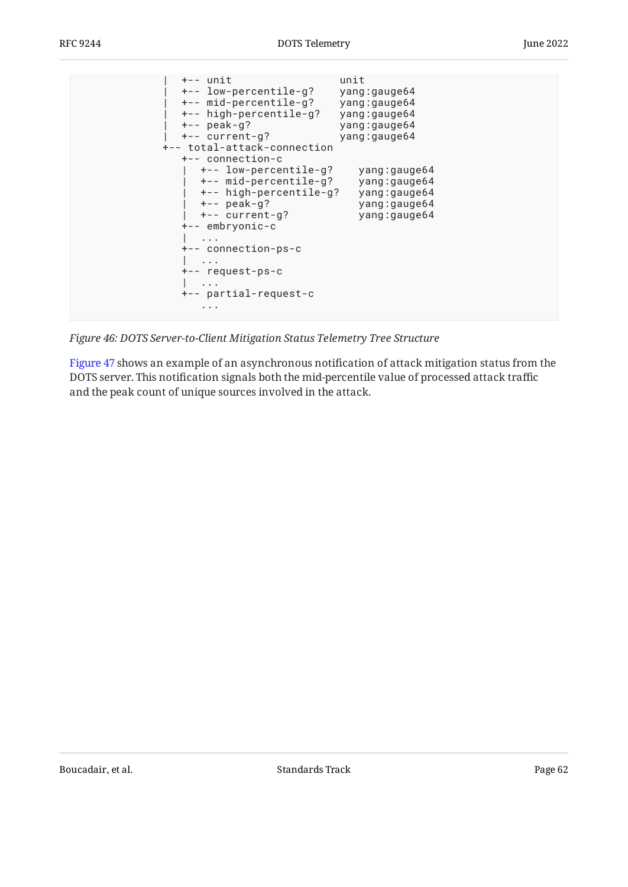```
             |  +-- unit                    unit
             |  +-- low-percentile-g?       yang:gauge64
             |  +-- mid-percentile-g?       yang:gauge64
             |  +-- high-percentile-g?      yang:gauge64
             |  +-- peak-g?                 yang:gauge64
             |  +-- current-g?              yang:gauge64
             +-- total-attack-connection
                +-- connection-c
                |  +-- low-percentile-g?       yang:gauge64
                |  +-- mid-percentile-g?       yang:gauge64
                |  +-- high-percentile-g?      yang:gauge64
                |  +-- peak-g?                 yang:gauge64
                |  +-- current-g?              yang:gauge64
                +-- embryonic-c
                |  ...
                +-- connection-ps-c
                |  ...
                +-- request-ps-c
                |  ...
                +-- partial-request-c
                   ...
```

*Figure 46: DOTS Server-to-Client Mitigation Status Telemetry Tree Structure*

Figure 47 shows an example of an asynchronous notification of attack mitigation status from the DOTS server. This notification signals both the mid-percentile value of processed attack traffic and the peak count of unique sources involved in the attack.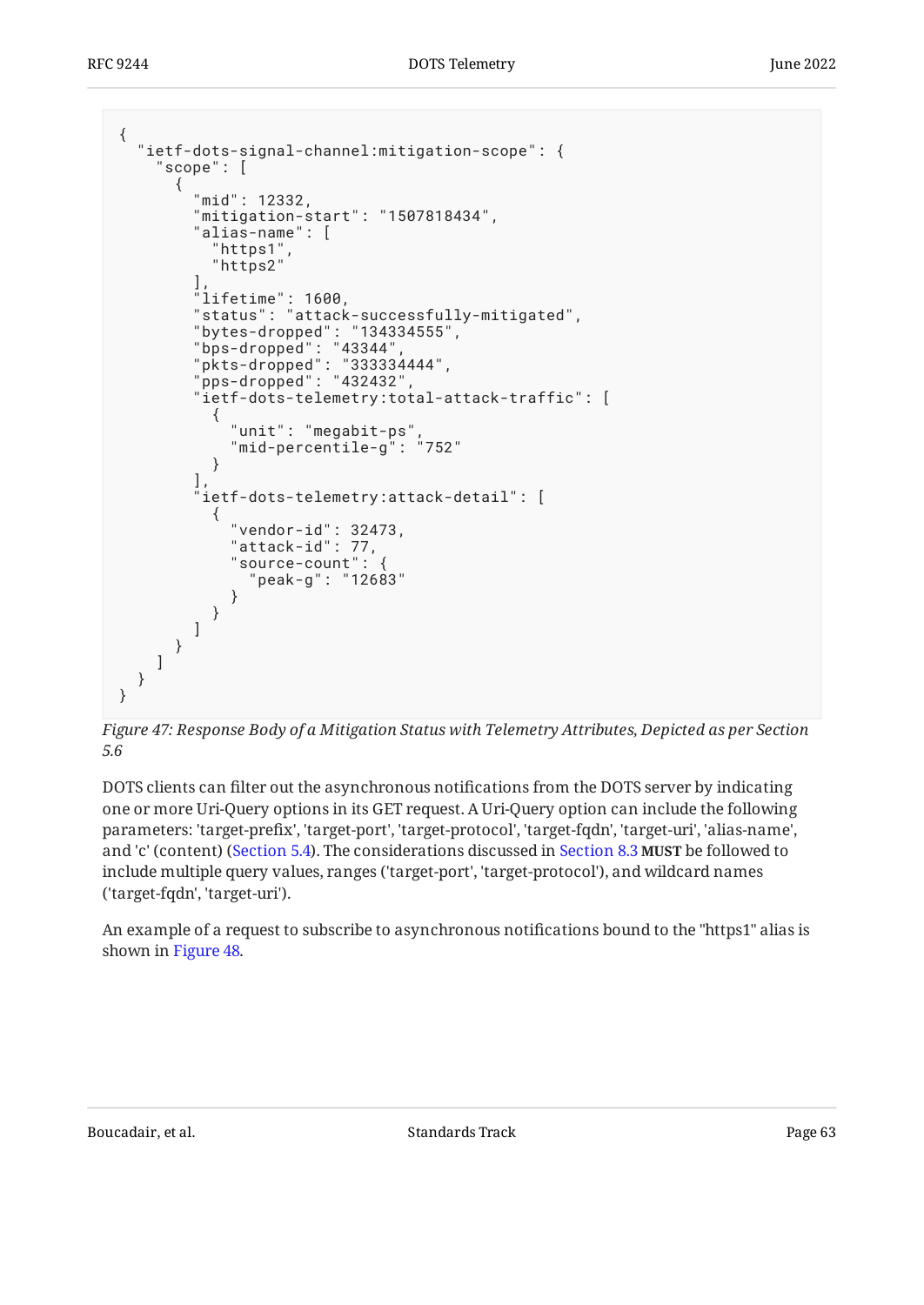```
{
  "ietf-dots-signal-channel:mitigation-scope": {
    "scope": [
      {
        "mid": 12332,
        "mitigation-start": "1507818434",
        "alias-name": [
          "https1",
          "https2"
        ],
        "lifetime": 1600,
        "status": "attack-successfully-mitigated",
        "bytes-dropped": "134334555",
        "bps-dropped": "43344",
        "pkts-dropped": "333334444",
        "pps-dropped": "432432",
        "ietf-dots-telemetry:total-attack-traffic": [
          {
            "unit": "megabit-ps",
            "mid-percentile-g": "752"
          }
        ],
        "ietf-dots-telemetry:attack-detail": [
          {
            "vendor-id": 32473,
            "attack-id": 77,
            "source-count": {
              "peak-g": "12683"
            }
          }
        ]
      }
    ]
  }
}
```

*Figure 47: Response Body of a Mitigation Status with Telemetry Attributes, Depicted as per Section 5.6*

DOTS clients can filter out the asynchronous notifications from the DOTS server by indicating one or more Uri-Query options in its GET request. A Uri-Query option can include the following parameters: 'target-prefix', 'target-port', 'target-protocol', 'target-fqdn', 'target-uri', 'alias-name', and 'c' (content) (Section 5.4). The considerations discussed in Section 8.3 **MUST** be followed to include multiple query values, ranges ('target-port', 'target-protocol'), and wildcard names ('target-fqdn', 'target-uri').

An example of a request to subscribe to asynchronous notifications bound to the "https1" alias is shown in Figure 48.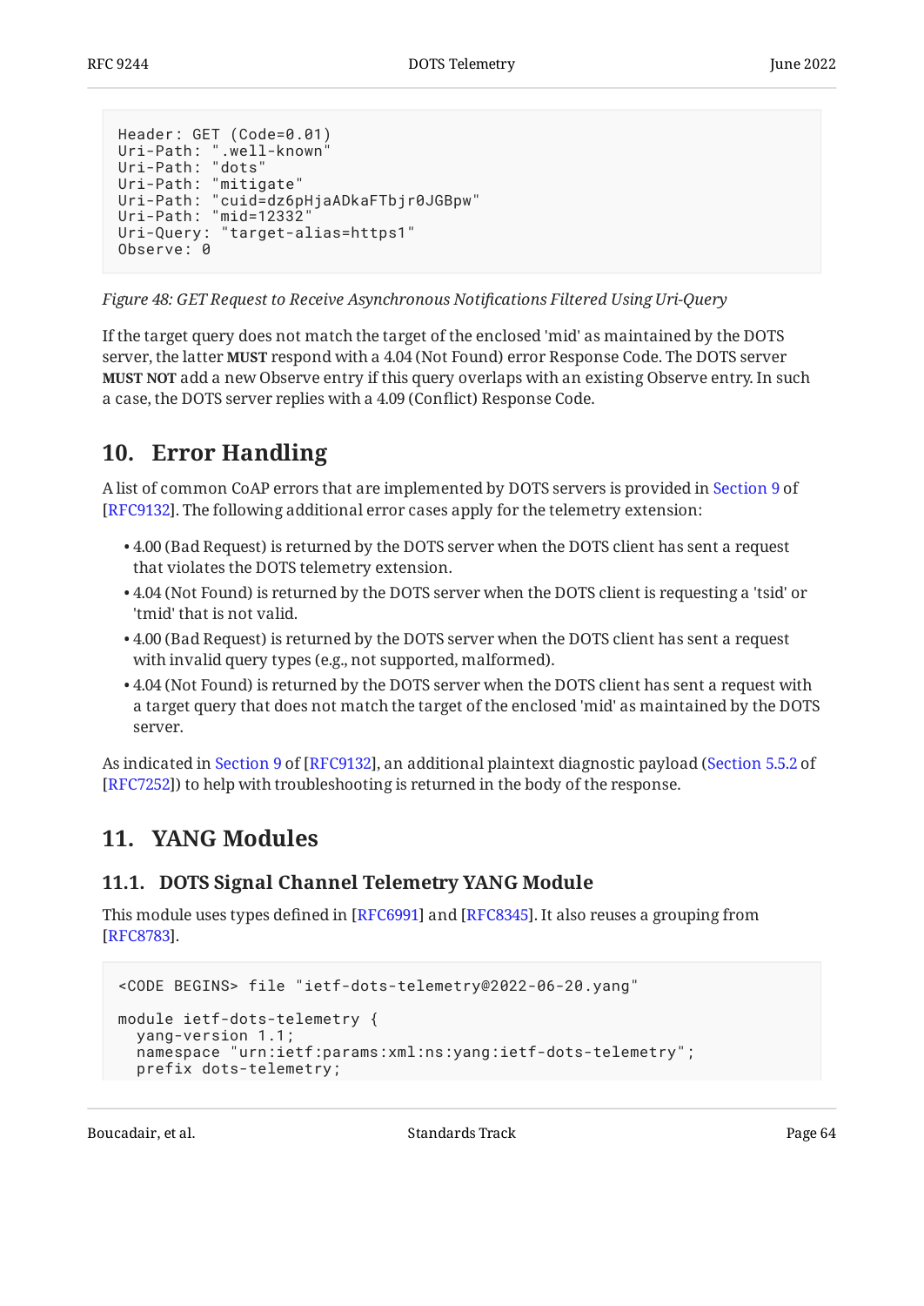```
Header: GET (Code=0.01)
Uri-Path: ".well-known"
Uri-Path: "dots"
Uri-Path: "mitigate"
Uri-Path: "cuid=dz6pHjaADkaFTbjr0JGBpw"
Uri-Path: "mid=12332"
Uri-Query: "target-alias=https1"
Observe: 0
```

*Figure 48: GET Request to Receive Asynchronous Notifications Filtered Using Uri-Query*

If the target query does not match the target of the enclosed 'mid' as maintained by the DOTS server, the latter **MUST** respond with a 4.04 (Not Found) error Response Code. The DOTS server **MUST NOT** add a new Observe entry if this query overlaps with an existing Observe entry. In such a case, the DOTS server replies with a 4.09 (Conflict) Response Code.

## 10. Error Handling

A list of common CoAP errors that are implemented by DOTS servers is provided in Section 9 of [RFC9132]. The following additional error cases apply for the telemetry extension:

- 4.00 (Bad Request) is returned by the DOTS server when the DOTS client has sent a request that violates the DOTS telemetry extension.
- 4.04 (Not Found) is returned by the DOTS server when the DOTS client is requesting a 'tsid' or 'tmid' that is not valid.
- 4.00 (Bad Request) is returned by the DOTS server when the DOTS client has sent a request with invalid query types (e.g., not supported, malformed).
- 4.04 (Not Found) is returned by the DOTS server when the DOTS client has sent a request with a target query that does not match the target of the enclosed 'mid' as maintained by the DOTS server.

As indicated in Section 9 of [RFC9132], an additional plaintext diagnostic payload (Section 5.5.2 of [RFC7252]) to help with troubleshooting is returned in the body of the response.

## 11. YANG Modules

### 11.1. DOTS Signal Channel Telemetry YANG Module

This module uses types defined in [RFC6991] and [RFC8345]. It also reuses a grouping from [RFC8783].

```
<CODE BEGINS> file "ietf-dots-telemetry@2022-06-20.yang"

module ietf-dots-telemetry {
  yang-version 1.1;
  namespace "urn:ietf:params:xml:ns:yang:ietf-dots-telemetry";
  prefix dots-telemetry;
```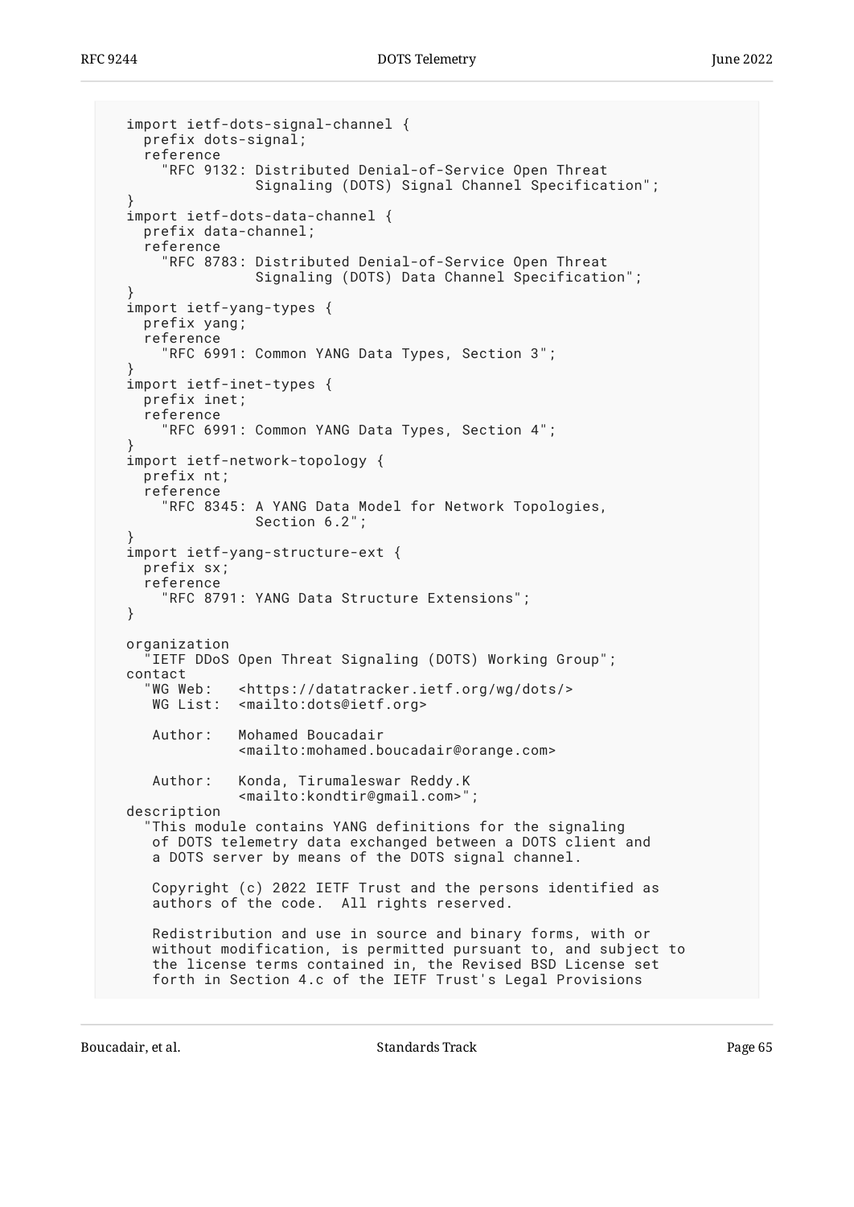```
   import ietf-dots-signal-channel {
     prefix dots-signal;
     reference
       "RFC 9132: Distributed Denial-of-Service Open Threat
                  Signaling (DOTS) Signal Channel Specification";
   }
   import ietf-dots-data-channel {
     prefix data-channel;
     reference
       "RFC 8783: Distributed Denial-of-Service Open Threat
                  Signaling (DOTS) Data Channel Specification";
   }
   import ietf-yang-types {
     prefix yang;
     reference
       "RFC 6991: Common YANG Data Types, Section 3";
   }
   import ietf-inet-types {
     prefix inet;
     reference
       "RFC 6991: Common YANG Data Types, Section 4";
   }
   import ietf-network-topology {
     prefix nt;
     reference
       "RFC 8345: A YANG Data Model for Network Topologies,
                  Section 6.2";
   }
   import ietf-yang-structure-ext {
     prefix sx;
     reference
       "RFC 8791: YANG Data Structure Extensions";
   }

   organization
     "IETF DDoS Open Threat Signaling (DOTS) Working Group";
   contact
     "WG Web:   <https://datatracker.ietf.org/wg/dots/>
      WG List:  <mailto:dots@ietf.org>

      Author:   Mohamed Boucadair
                <mailto:mohamed.boucadair@orange.com>

      Author:   Konda, Tirumaleswar Reddy.K
                <mailto:kondtir@gmail.com>";
   description
     "This module contains YANG definitions for the signaling
      of DOTS telemetry data exchanged between a DOTS client and
      a DOTS server by means of the DOTS signal channel.

      Copyright (c) 2022 IETF Trust and the persons identified as
      authors of the code.  All rights reserved.

      Redistribution and use in source and binary forms, with or
      without modification, is permitted pursuant to, and subject to
      the license terms contained in, the Revised BSD License set
      forth in Section 4.c of the IETF Trust's Legal Provisions
```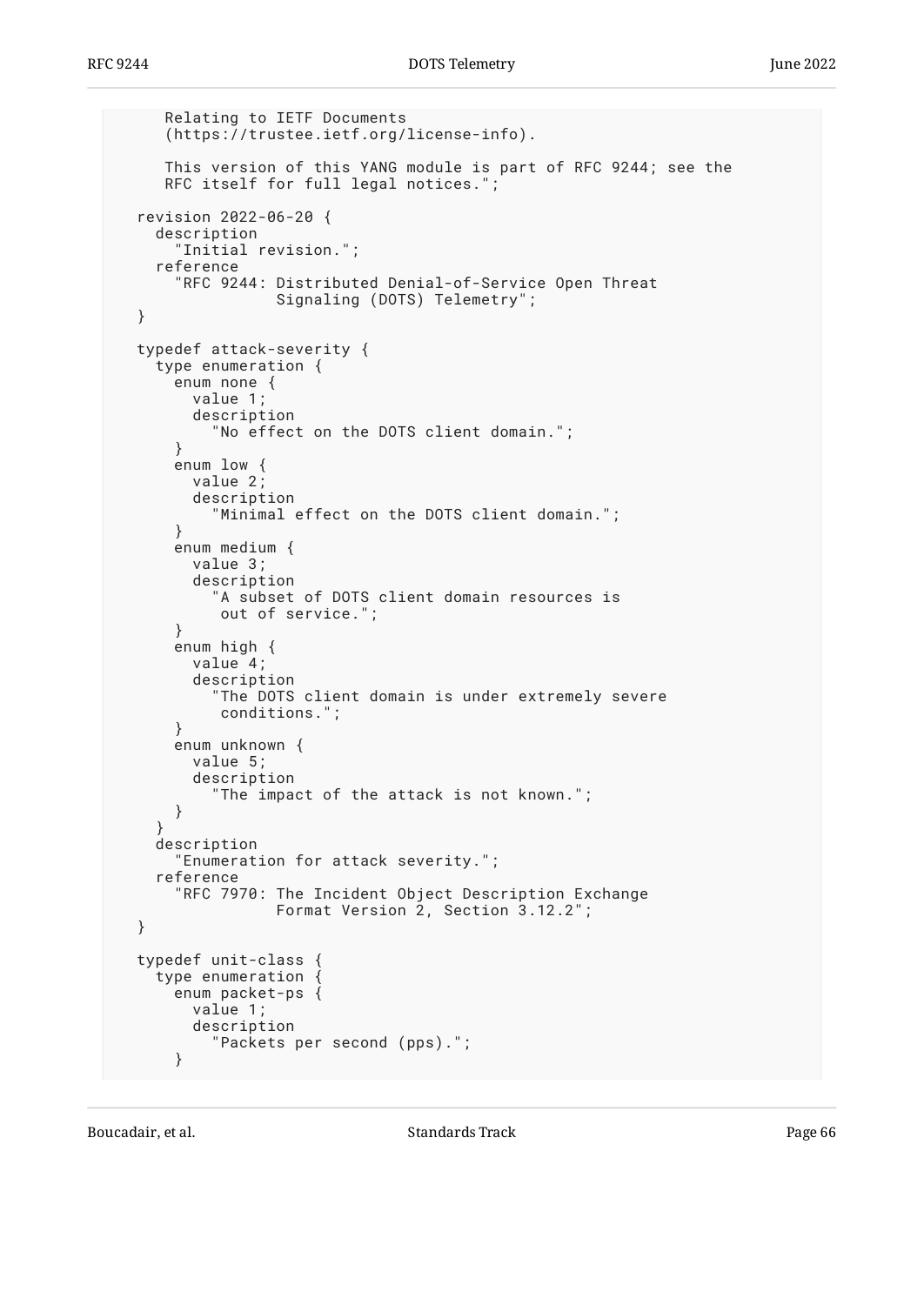```
     Relating to IETF Documents
     (https://trustee.ietf.org/license-info).

     This version of this YANG module is part of RFC 9244; see the
     RFC itself for full legal notices.";

  revision 2022-06-20 {
    description
      "Initial revision.";
    reference
      "RFC 9244: Distributed Denial-of-Service Open Threat
                 Signaling (DOTS) Telemetry";
  }

  typedef attack-severity {
    type enumeration {
      enum none {
        value 1;
        description
          "No effect on the DOTS client domain.";
      }
      enum low {
        value 2;
        description
          "Minimal effect on the DOTS client domain.";
      }
      enum medium {
        value 3;
        description
          "A subset of DOTS client domain resources is
           out of service.";
      }
      enum high {
        value 4;
        description
          "The DOTS client domain is under extremely severe
           conditions.";
      }
      enum unknown {
        value 5;
        description
          "The impact of the attack is not known.";
      }
    }
    description
      "Enumeration for attack severity.";
    reference
      "RFC 7970: The Incident Object Description Exchange
                 Format Version 2, Section 3.12.2";
  }

  typedef unit-class {
    type enumeration {
      enum packet-ps {
        value 1;
        description
          "Packets per second (pps).";
      }
```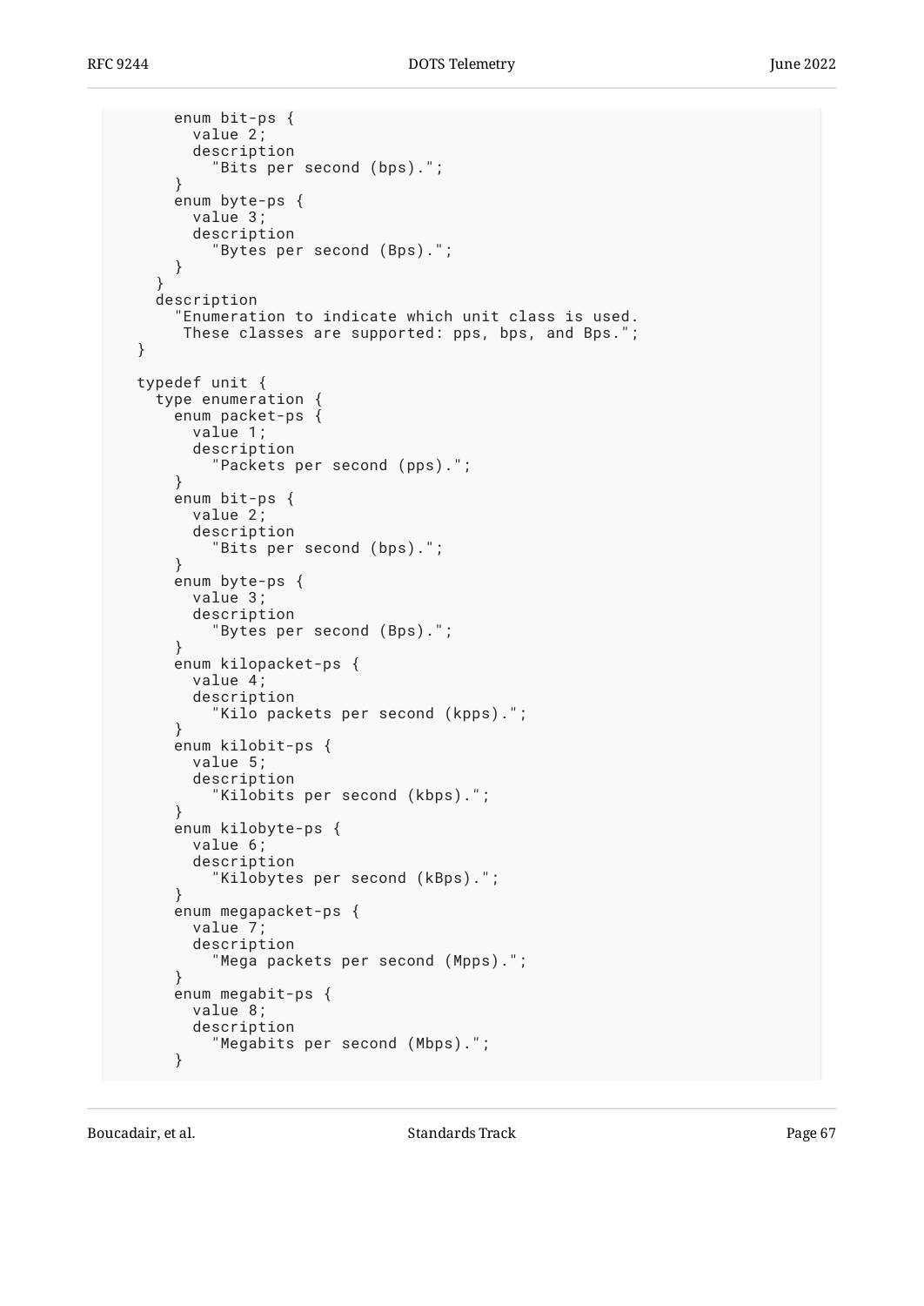```
      enum bit-ps {
        value 2;
        description
          "Bits per second (bps).";
      }
      enum byte-ps {
        value 3;
        description
          "Bytes per second (Bps).";
      }
    }
    description
      "Enumeration to indicate which unit class is used.
       These classes are supported: pps, bps, and Bps.";
  }

  typedef unit {
    type enumeration {
      enum packet-ps {
        value 1;
        description
          "Packets per second (pps).";
      }
      enum bit-ps {
        value 2;
        description
          "Bits per second (bps).";
      }
      enum byte-ps {
        value 3;
        description
          "Bytes per second (Bps).";
      }
      enum kilopacket-ps {
        value 4;
        description
          "Kilo packets per second (kpps).";
      }
      enum kilobit-ps {
        value 5;
        description
          "Kilobits per second (kbps).";
      }
      enum kilobyte-ps {
        value 6;
        description
          "Kilobytes per second (kBps).";
      }
      enum megapacket-ps {
        value 7;
        description
          "Mega packets per second (Mpps).";
      }
      enum megabit-ps {
        value 8;
        description
          "Megabits per second (Mbps).";
      }
```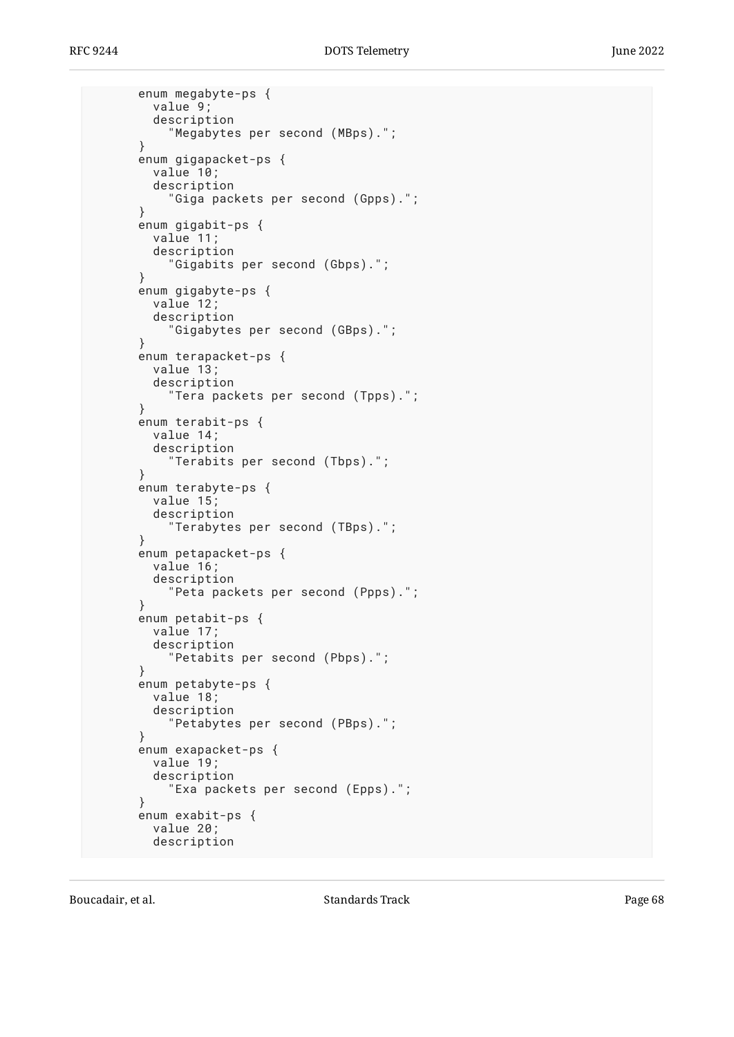```
       enum megabyte-ps {
         value 9;
         description
           "Megabytes per second (MBps).";
       }
       enum gigapacket-ps {
         value 10;
         description
           "Giga packets per second (Gpps).";
       }
       enum gigabit-ps {
         value 11;
         description
           "Gigabits per second (Gbps).";
       }
       enum gigabyte-ps {
         value 12;
         description
           "Gigabytes per second (GBps).";
       }
       enum terapacket-ps {
         value 13;
         description
           "Tera packets per second (Tpps).";
       }
       enum terabit-ps {
         value 14;
         description
           "Terabits per second (Tbps).";
       }
       enum terabyte-ps {
         value 15;
         description
           "Terabytes per second (TBps).";
       }
       enum petapacket-ps {
         value 16;
         description
           "Peta packets per second (Ppps).";
       }
       enum petabit-ps {
         value 17;
         description
           "Petabits per second (Pbps).";
       }
       enum petabyte-ps {
         value 18;
         description
           "Petabytes per second (PBps).";
       }
       enum exapacket-ps {
         value 19;
         description
           "Exa packets per second (Epps).";
       }
       enum exabit-ps {
         value 20;
         description
```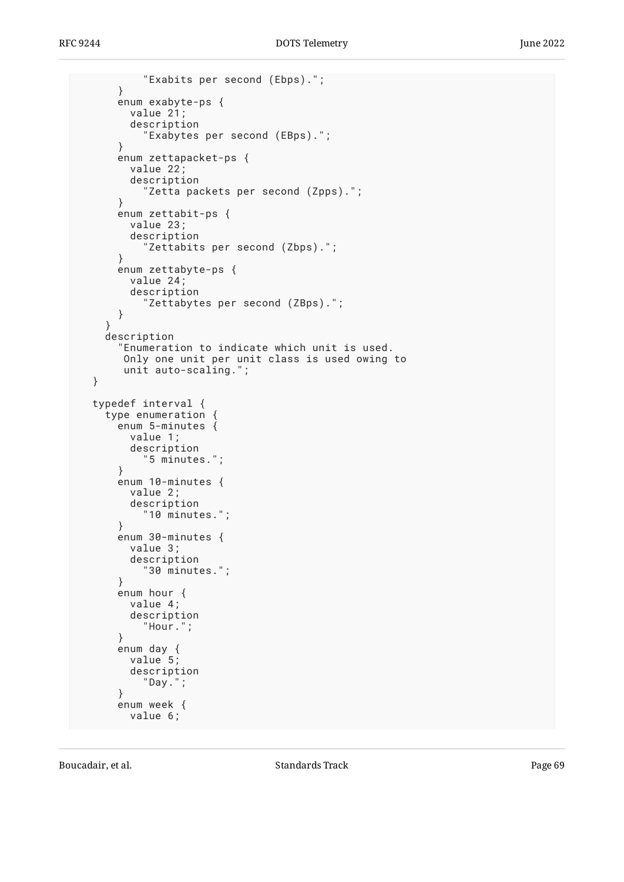```
            "Exabits per second (Ebps).";
       }
       enum exabyte-ps {
         value 21;
         description
           "Exabytes per second (EBps).";
       }
       enum zettapacket-ps {
         value 22;
         description
           "Zetta packets per second (Zpps).";
       }
       enum zettabit-ps {
         value 23;
         description
           "Zettabits per second (Zbps).";
       }
       enum zettabyte-ps {
         value 24;
         description
           "Zettabytes per second (ZBps).";
       }
     }
     description
       "Enumeration to indicate which unit is used.
        Only one unit per unit class is used owing to
        unit auto-scaling.";
   }

   typedef interval {
     type enumeration {
       enum 5-minutes {
         value 1;
         description
           "5 minutes.";
       }
       enum 10-minutes {
         value 2;
         description
           "10 minutes.";
       }
       enum 30-minutes {
         value 3;
         description
           "30 minutes.";
       }
       enum hour {
         value 4;
         description
           "Hour.";
       }
       enum day {
         value 5;
         description
           "Day.";
       }
       enum week {
         value 6;
```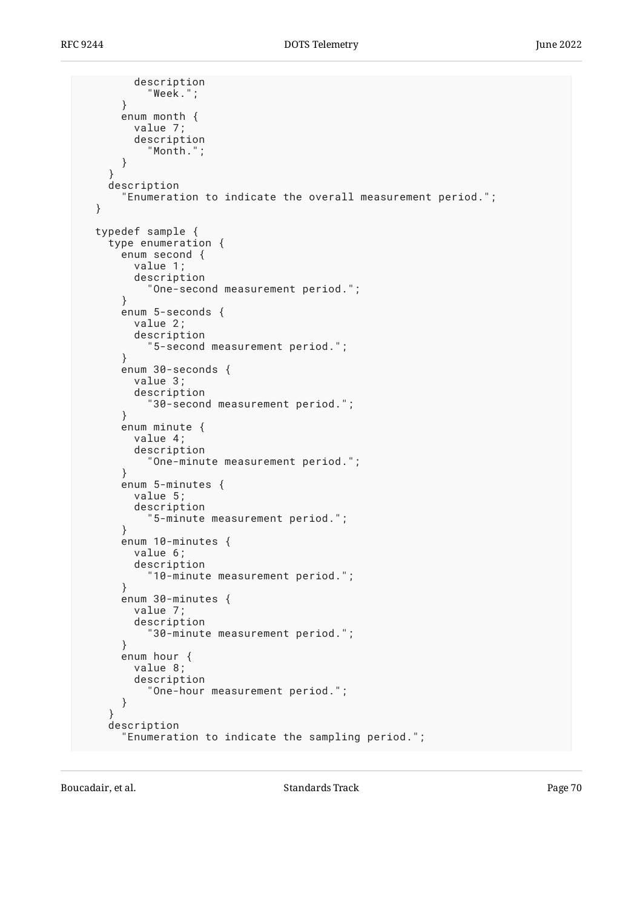```
        description
          "Week.";
      }
      enum month {
        value 7;
        description
          "Month.";
      }
    }
    description
      "Enumeration to indicate the overall measurement period.";
  }

  typedef sample {
    type enumeration {
      enum second {
        value 1;
        description
          "One-second measurement period.";
      }
      enum 5-seconds {
        value 2;
        description
          "5-second measurement period.";
      }
      enum 30-seconds {
        value 3;
        description
          "30-second measurement period.";
      }
      enum minute {
        value 4;
        description
          "One-minute measurement period.";
      }
      enum 5-minutes {
        value 5;
        description
          "5-minute measurement period.";
      }
      enum 10-minutes {
        value 6;
        description
          "10-minute measurement period.";
      }
      enum 30-minutes {
        value 7;
        description
          "30-minute measurement period.";
      }
      enum hour {
        value 8;
        description
          "One-hour measurement period.";
      }
    }
    description
      "Enumeration to indicate the sampling period.";
```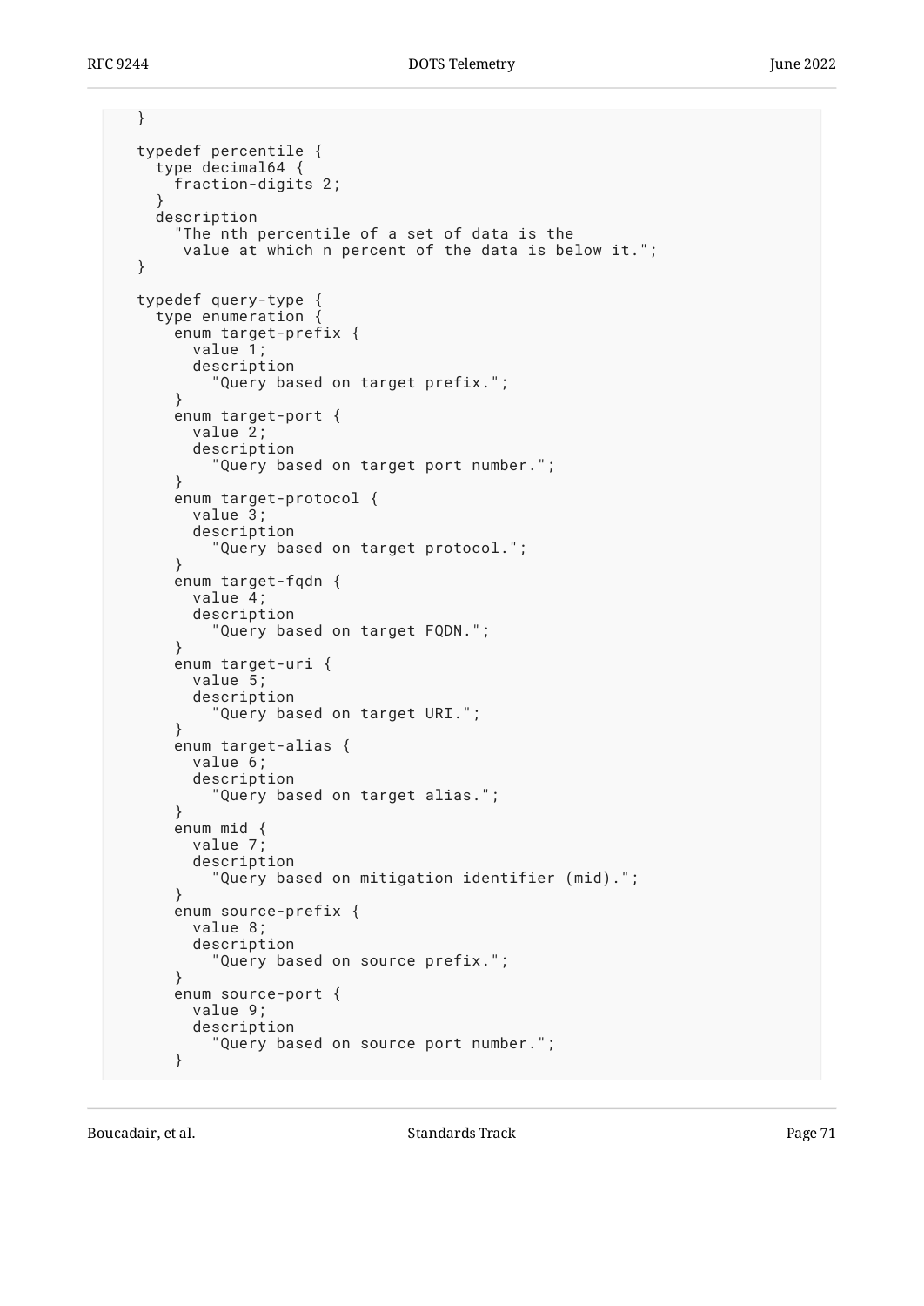```
   }

   typedef percentile {
     type decimal64 {
       fraction-digits 2;
     }
     description
       "The nth percentile of a set of data is the
        value at which n percent of the data is below it.";
   }

   typedef query-type {
     type enumeration {
       enum target-prefix {
         value 1;
         description
           "Query based on target prefix.";
       }
       enum target-port {
         value 2;
         description
           "Query based on target port number.";
       }
       enum target-protocol {
         value 3;
         description
           "Query based on target protocol.";
       }
       enum target-fqdn {
         value 4;
         description
           "Query based on target FQDN.";
       }
       enum target-uri {
         value 5;
         description
           "Query based on target URI.";
       }
       enum target-alias {
         value 6;
         description
           "Query based on target alias.";
       }
       enum mid {
         value 7;
         description
           "Query based on mitigation identifier (mid).";
       }
       enum source-prefix {
         value 8;
         description
           "Query based on source prefix.";
       }
       enum source-port {
         value 9;
         description
           "Query based on source port number.";
       }
```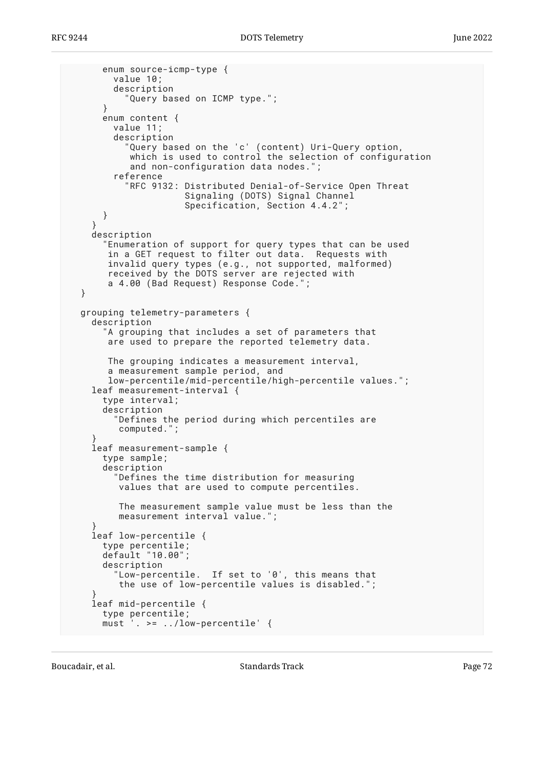```
      enum source-icmp-type {
        value 10;
        description
          "Query based on ICMP type.";
      }
      enum content {
        value 11;
        description
          "Query based on the 'c' (content) Uri-Query option,
           which is used to control the selection of configuration
           and non-configuration data nodes.";
        reference
          "RFC 9132: Distributed Denial-of-Service Open Threat
                     Signaling (DOTS) Signal Channel
                     Specification, Section 4.4.2";
      }
    }
    description
      "Enumeration of support for query types that can be used
       in a GET request to filter out data.  Requests with
       invalid query types (e.g., not supported, malformed)
       received by the DOTS server are rejected with
       a 4.00 (Bad Request) Response Code.";
  }

  grouping telemetry-parameters {
    description
      "A grouping that includes a set of parameters that
       are used to prepare the reported telemetry data.

       The grouping indicates a measurement interval,
       a measurement sample period, and
       low-percentile/mid-percentile/high-percentile values.";
    leaf measurement-interval {
      type interval;
      description
        "Defines the period during which percentiles are
         computed.";
    }
    leaf measurement-sample {
      type sample;
      description
        "Defines the time distribution for measuring
         values that are used to compute percentiles.

         The measurement sample value must be less than the
         measurement interval value.";
    }
    leaf low-percentile {
      type percentile;
      default "10.00";
      description
        "Low-percentile.  If set to '0', this means that
         the use of low-percentile values is disabled.";
    }
    leaf mid-percentile {
      type percentile;
      must '. >= ../low-percentile' {
```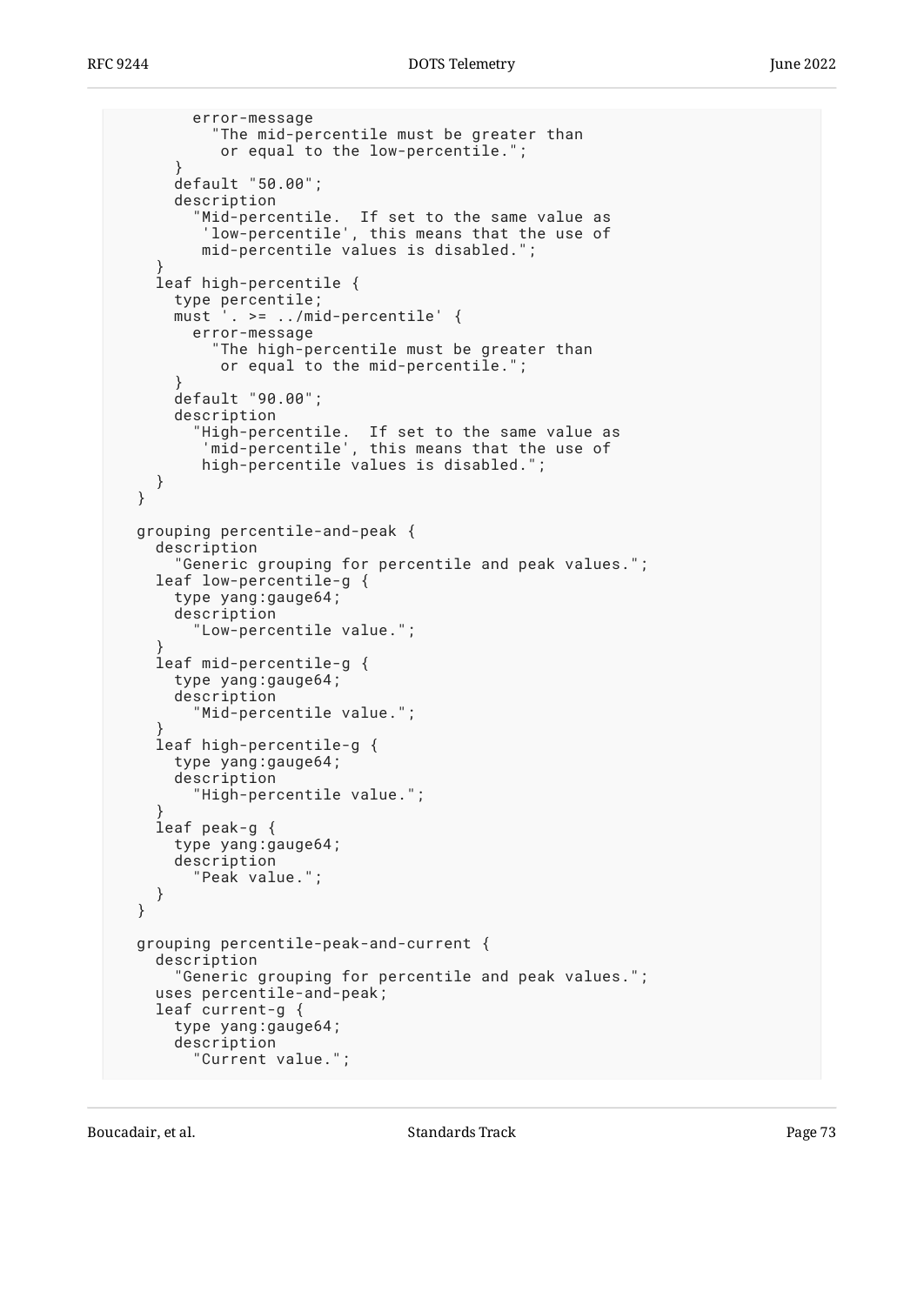```
        error-message
          "The mid-percentile must be greater than
           or equal to the low-percentile.";
      }
      default "50.00";
      description
        "Mid-percentile.  If set to the same value as
         'low-percentile', this means that the use of
         mid-percentile values is disabled.";
    }
    leaf high-percentile {
      type percentile;
      must '. >= ../mid-percentile' {
        error-message
          "The high-percentile must be greater than
           or equal to the mid-percentile.";
      }
      default "90.00";
      description
        "High-percentile.  If set to the same value as
         'mid-percentile', this means that the use of
         high-percentile values is disabled.";
    }
  }

  grouping percentile-and-peak {
    description
      "Generic grouping for percentile and peak values.";
    leaf low-percentile-g {
      type yang:gauge64;
      description
        "Low-percentile value.";
    }
    leaf mid-percentile-g {
      type yang:gauge64;
      description
        "Mid-percentile value.";
    }
    leaf high-percentile-g {
      type yang:gauge64;
      description
        "High-percentile value.";
    }
    leaf peak-g {
      type yang:gauge64;
      description
        "Peak value.";
    }
  }

  grouping percentile-peak-and-current {
    description
      "Generic grouping for percentile and peak values.";
    uses percentile-and-peak;
    leaf current-g {
      type yang:gauge64;
      description
        "Current value.";
```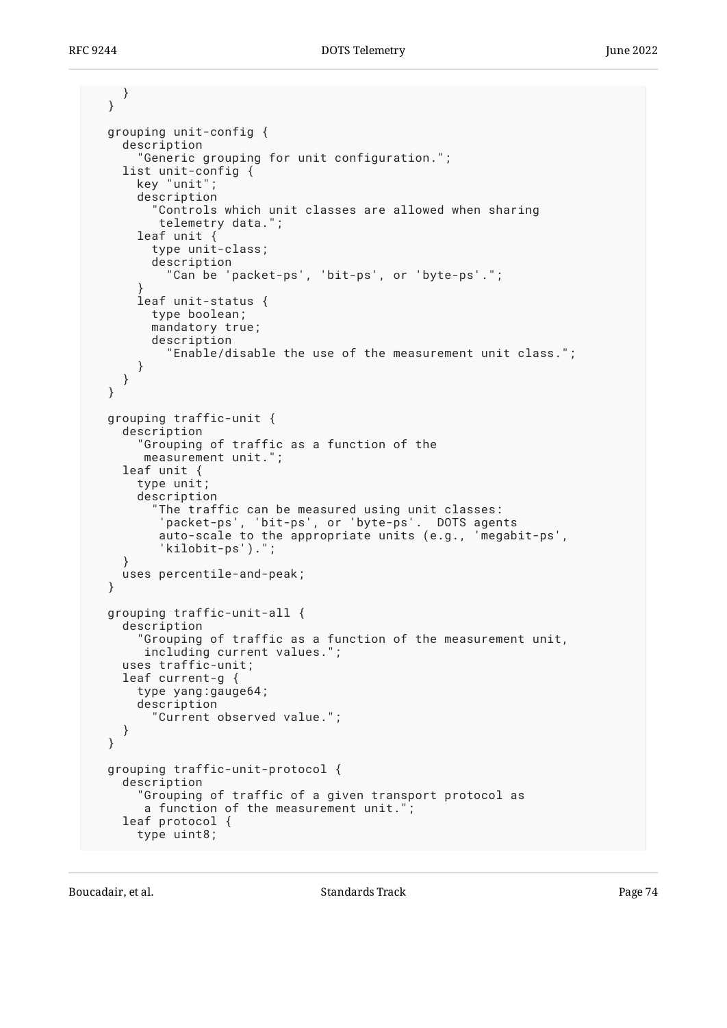```
      }
    }

    grouping unit-config {
      description
        "Generic grouping for unit configuration.";
      list unit-config {
        key "unit";
        description
          "Controls which unit classes are allowed when sharing
           telemetry data.";
        leaf unit {
          type unit-class;
          description
            "Can be 'packet-ps', 'bit-ps', or 'byte-ps'.";
        }
        leaf unit-status {
          type boolean;
          mandatory true;
          description
            "Enable/disable the use of the measurement unit class.";
        }
      }
    }

    grouping traffic-unit {
      description
        "Grouping of traffic as a function of the
         measurement unit.";
      leaf unit {
        type unit;
        description
          "The traffic can be measured using unit classes:
           'packet-ps', 'bit-ps', or 'byte-ps'.  DOTS agents
           auto-scale to the appropriate units (e.g., 'megabit-ps',
           'kilobit-ps').";
      }
      uses percentile-and-peak;
    }

    grouping traffic-unit-all {
      description
        "Grouping of traffic as a function of the measurement unit,
         including current values.";
      uses traffic-unit;
      leaf current-g {
        type yang:gauge64;
        description
          "Current observed value.";
      }
    }

    grouping traffic-unit-protocol {
      description
        "Grouping of traffic of a given transport protocol as
         a function of the measurement unit.";
      leaf protocol {
        type uint8;
```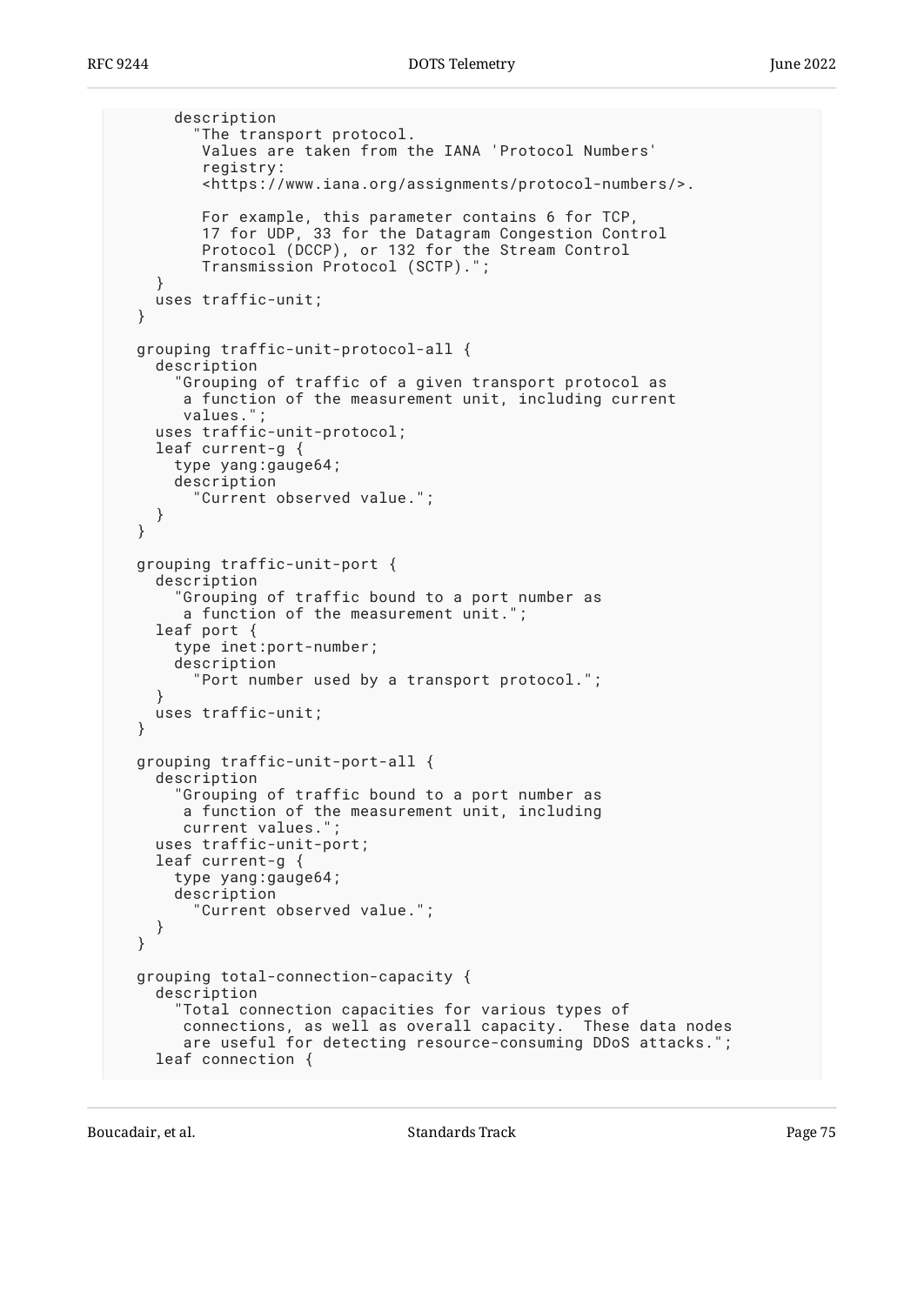```
       description
         "The transport protocol.
          Values are taken from the IANA 'Protocol Numbers'
          registry:
          <https://www.iana.org/assignments/protocol-numbers/>.

          For example, this parameter contains 6 for TCP,
          17 for UDP, 33 for the Datagram Congestion Control
          Protocol (DCCP), or 132 for the Stream Control
          Transmission Protocol (SCTP).";
     }
     uses traffic-unit;
   }

   grouping traffic-unit-protocol-all {
     description
       "Grouping of traffic of a given transport protocol as
        a function of the measurement unit, including current
        values.";
     uses traffic-unit-protocol;
     leaf current-g {
       type yang:gauge64;
       description
         "Current observed value.";
     }
   }

   grouping traffic-unit-port {
     description
       "Grouping of traffic bound to a port number as
        a function of the measurement unit.";
     leaf port {
       type inet:port-number;
       description
         "Port number used by a transport protocol.";
     }
     uses traffic-unit;
   }

   grouping traffic-unit-port-all {
     description
       "Grouping of traffic bound to a port number as
        a function of the measurement unit, including
        current values.";
     uses traffic-unit-port;
     leaf current-g {
       type yang:gauge64;
       description
         "Current observed value.";
     }
   }

   grouping total-connection-capacity {
     description
       "Total connection capacities for various types of
        connections, as well as overall capacity.  These data nodes
        are useful for detecting resource-consuming DDoS attacks.";
     leaf connection {
```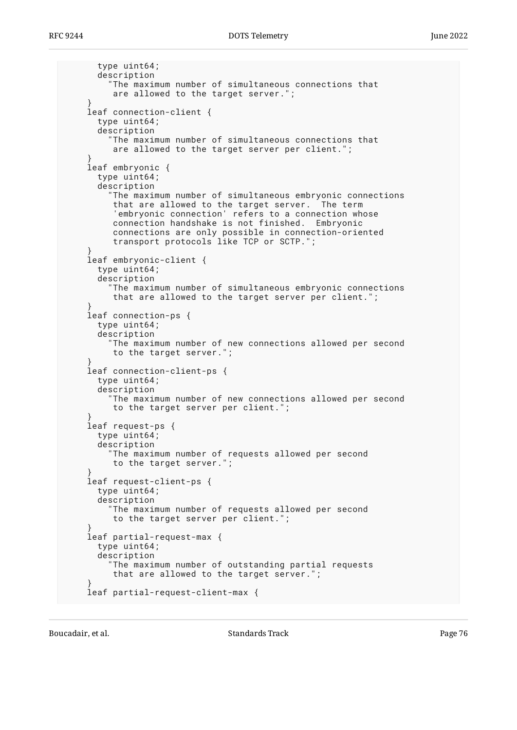```
        type uint64;
        description
          "The maximum number of simultaneous connections that
           are allowed to the target server.";
      }
      leaf connection-client {
        type uint64;
        description
          "The maximum number of simultaneous connections that
           are allowed to the target server per client.";
      }
      leaf embryonic {
        type uint64;
        description
          "The maximum number of simultaneous embryonic connections
           that are allowed to the target server.  The term
           'embryonic connection' refers to a connection whose
           connection handshake is not finished.  Embryonic
           connections are only possible in connection-oriented
           transport protocols like TCP or SCTP.";
      }
      leaf embryonic-client {
        type uint64;
        description
          "The maximum number of simultaneous embryonic connections
           that are allowed to the target server per client.";
      }
      leaf connection-ps {
        type uint64;
        description
          "The maximum number of new connections allowed per second
           to the target server.";
      }
      leaf connection-client-ps {
        type uint64;
        description
          "The maximum number of new connections allowed per second
           to the target server per client.";
      }
      leaf request-ps {
        type uint64;
        description
          "The maximum number of requests allowed per second
           to the target server.";
      }
      leaf request-client-ps {
        type uint64;
        description
          "The maximum number of requests allowed per second
           to the target server per client.";
      }
      leaf partial-request-max {
        type uint64;
        description
          "The maximum number of outstanding partial requests
           that are allowed to the target server.";
      }
      leaf partial-request-client-max {
```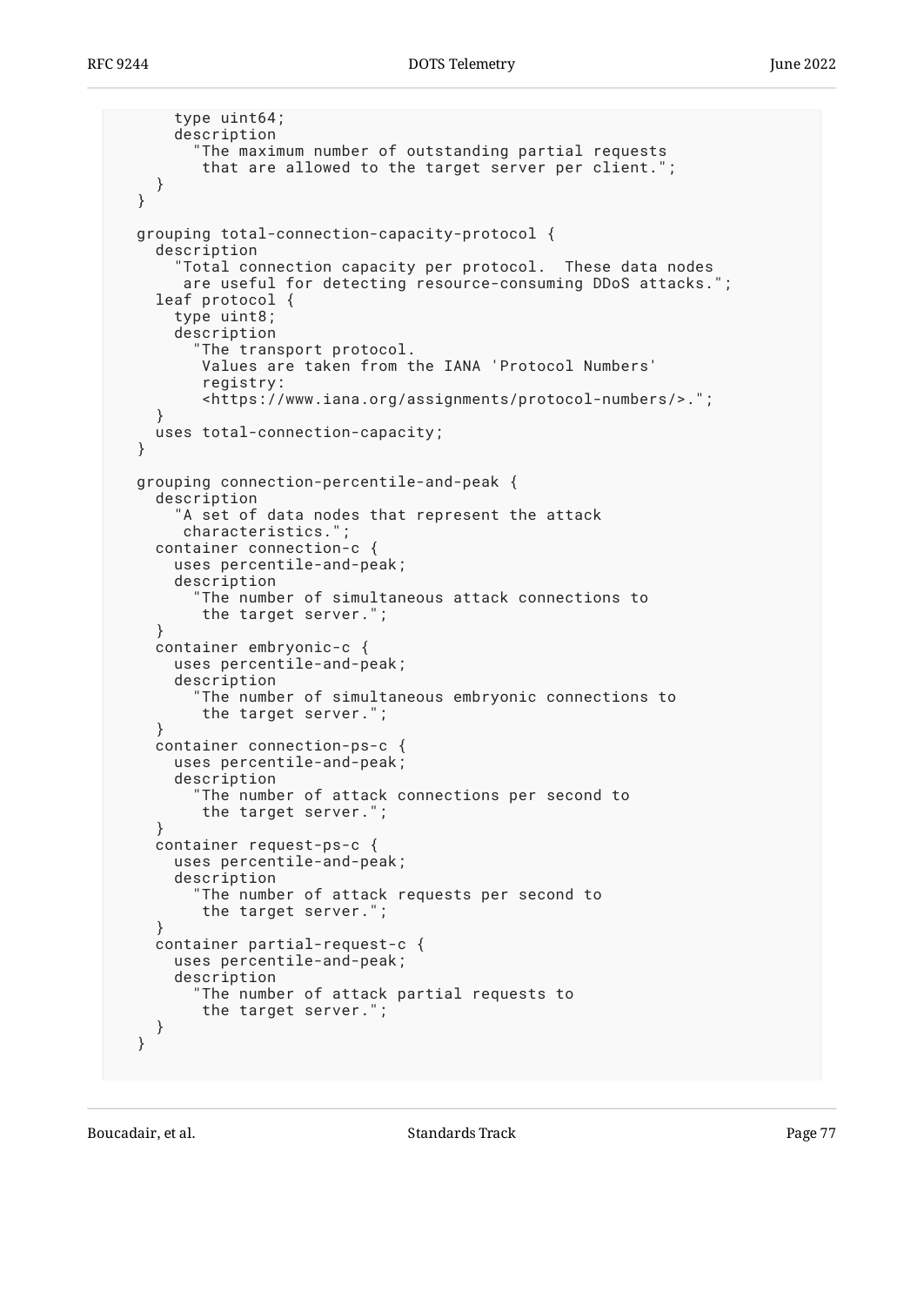```
      type uint64;
      description
        "The maximum number of outstanding partial requests
         that are allowed to the target server per client.";
    }
  }

  grouping total-connection-capacity-protocol {
    description
      "Total connection capacity per protocol.  These data nodes
       are useful for detecting resource-consuming DDoS attacks.";
    leaf protocol {
      type uint8;
      description
        "The transport protocol.
         Values are taken from the IANA 'Protocol Numbers'
         registry:
         <https://www.iana.org/assignments/protocol-numbers/>.";
    }
    uses total-connection-capacity;
  }

  grouping connection-percentile-and-peak {
    description
      "A set of data nodes that represent the attack
       characteristics.";
    container connection-c {
      uses percentile-and-peak;
      description
        "The number of simultaneous attack connections to
         the target server.";
    }
    container embryonic-c {
      uses percentile-and-peak;
      description
        "The number of simultaneous embryonic connections to
         the target server.";
    }
    container connection-ps-c {
      uses percentile-and-peak;
      description
        "The number of attack connections per second to
         the target server.";
    }
    container request-ps-c {
      uses percentile-and-peak;
      description
        "The number of attack requests per second to
         the target server.";
    }
    container partial-request-c {
      uses percentile-and-peak;
      description
        "The number of attack partial requests to
         the target server.";
    }
  }
```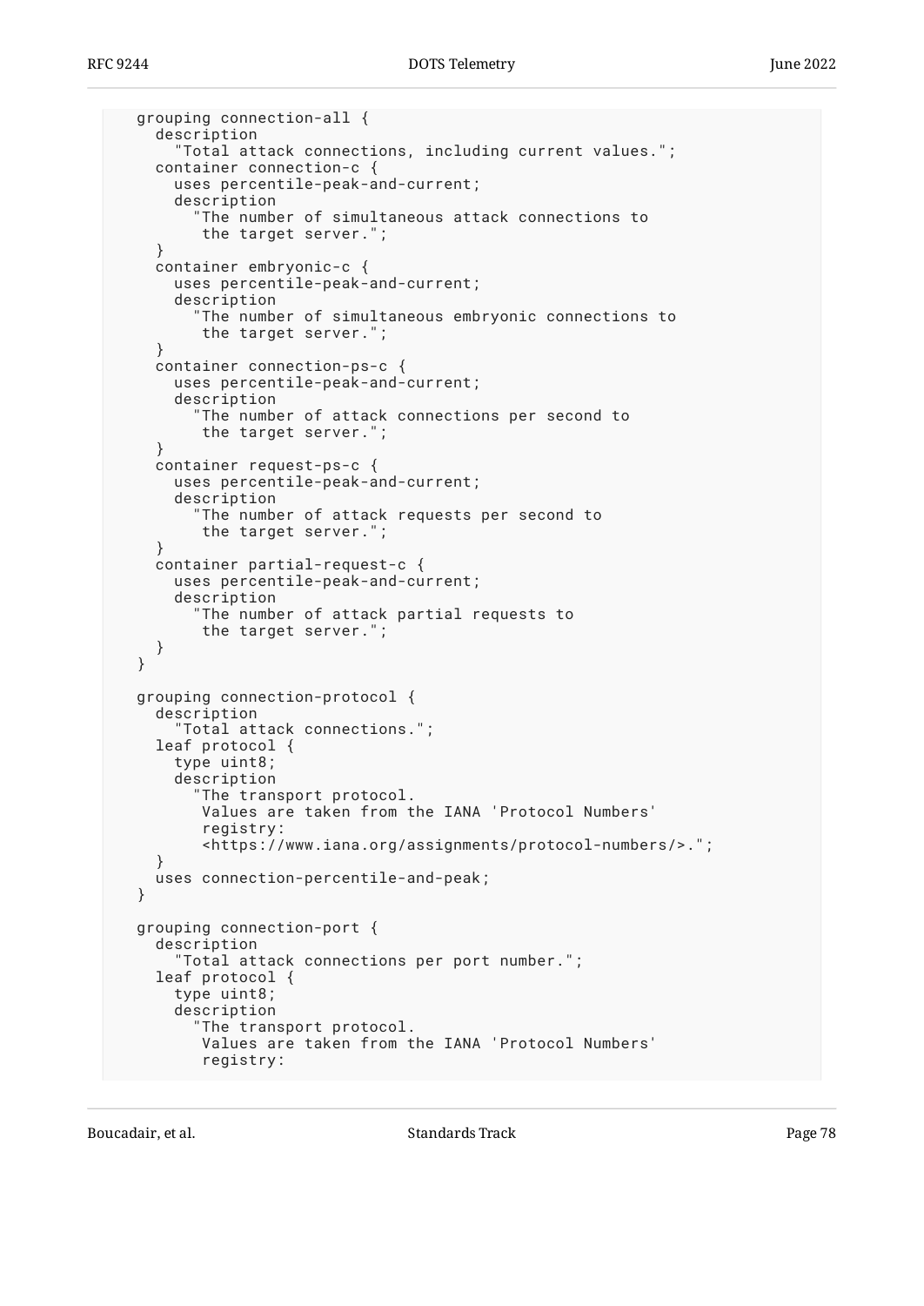```
     grouping connection-all {
       description
         "Total attack connections, including current values.";
       container connection-c {
         uses percentile-peak-and-current;
         description
           "The number of simultaneous attack connections to
            the target server.";
       }
       container embryonic-c {
         uses percentile-peak-and-current;
         description
           "The number of simultaneous embryonic connections to
            the target server.";
       }
       container connection-ps-c {
         uses percentile-peak-and-current;
         description
           "The number of attack connections per second to
            the target server.";
       }
       container request-ps-c {
         uses percentile-peak-and-current;
         description
           "The number of attack requests per second to
            the target server.";
       }
       container partial-request-c {
         uses percentile-peak-and-current;
         description
           "The number of attack partial requests to
            the target server.";
       }
     }

     grouping connection-protocol {
       description
         "Total attack connections.";
       leaf protocol {
         type uint8;
         description
           "The transport protocol.
            Values are taken from the IANA 'Protocol Numbers'
            registry:
            <https://www.iana.org/assignments/protocol-numbers/>.";
       }
       uses connection-percentile-and-peak;
     }

     grouping connection-port {
       description
         "Total attack connections per port number.";
       leaf protocol {
         type uint8;
         description
           "The transport protocol.
            Values are taken from the IANA 'Protocol Numbers'
            registry:
```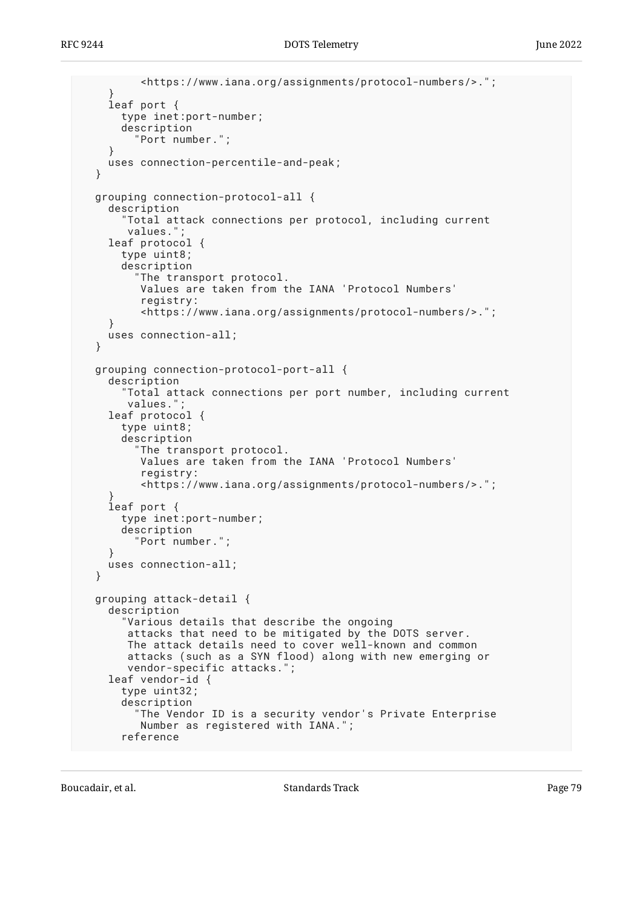```
           <https://www.iana.org/assignments/protocol-numbers/>.";
      }
      leaf port {
        type inet:port-number;
        description
          "Port number.";
      }
      uses connection-percentile-and-peak;
    }

    grouping connection-protocol-all {
      description
        "Total attack connections per protocol, including current
         values.";
      leaf protocol {
        type uint8;
        description
          "The transport protocol.
           Values are taken from the IANA 'Protocol Numbers'
           registry:
           <https://www.iana.org/assignments/protocol-numbers/>.";
      }
      uses connection-all;
    }

    grouping connection-protocol-port-all {
      description
        "Total attack connections per port number, including current
         values.";
      leaf protocol {
        type uint8;
        description
          "The transport protocol.
           Values are taken from the IANA 'Protocol Numbers'
           registry:
           <https://www.iana.org/assignments/protocol-numbers/>.";
      }
      leaf port {
        type inet:port-number;
        description
          "Port number.";
      }
      uses connection-all;
    }

    grouping attack-detail {
      description
        "Various details that describe the ongoing
         attacks that need to be mitigated by the DOTS server.
         The attack details need to cover well-known and common
         attacks (such as a SYN flood) along with new emerging or
         vendor-specific attacks.";
      leaf vendor-id {
        type uint32;
        description
          "The Vendor ID is a security vendor's Private Enterprise
           Number as registered with IANA.";
        reference
```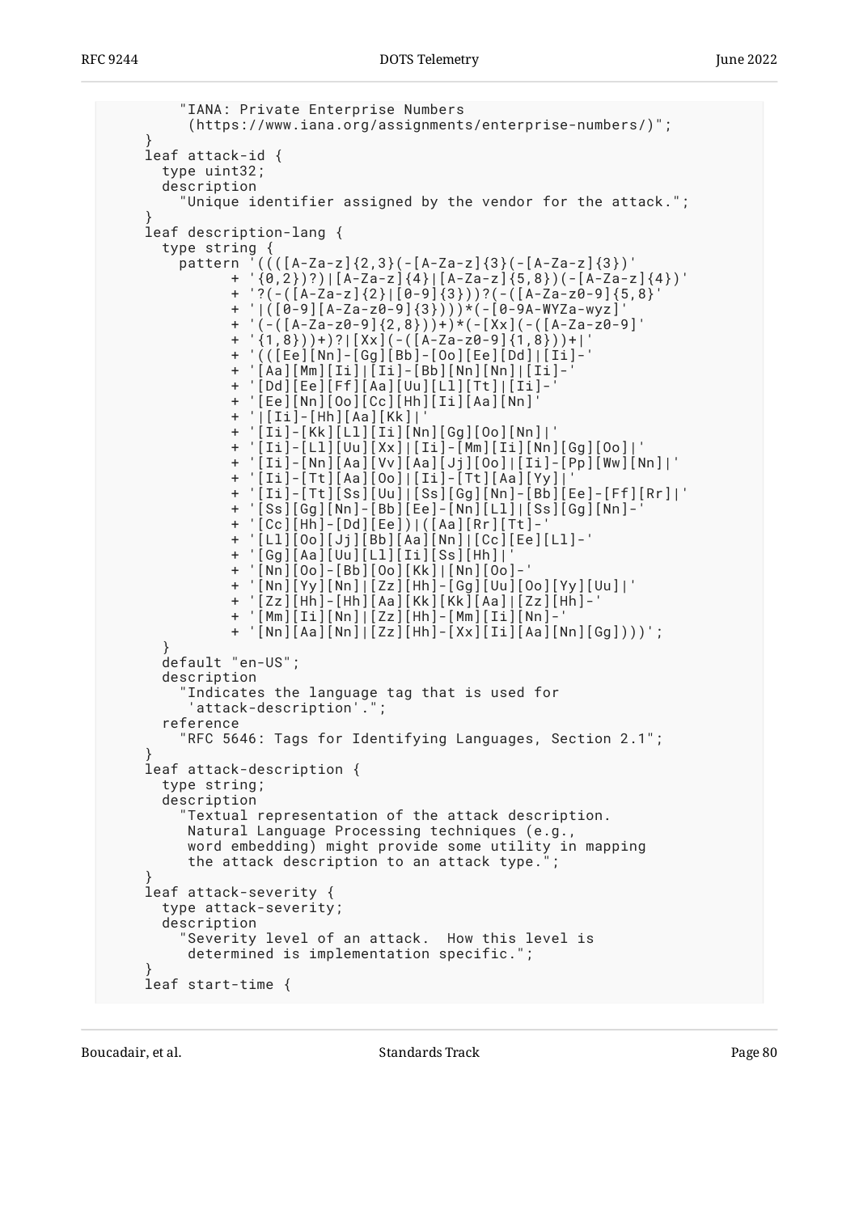```
          "IANA: Private Enterprise Numbers
           (https://www.iana.org/assignments/enterprise-numbers/)";
      }
      leaf attack-id {
        type uint32;
        description
          "Unique identifier assigned by the vendor for the attack.";
      }
      leaf description-lang {
        type string {
          pattern '((([A-Za-z]{2,3}(-[A-Za-z]{3}(-[A-Za-z]{3})'
                + '{0,2})?)|[A-Za-z]{4}|[A-Za-z]{5,8})(-[A-Za-z]{4})'
                + '?(-([A-Za-z]{2}|[0-9]{3}))?(-([A-Za-z0-9]{5,8}'
                + '|([0-9][A-Za-z0-9]{3})))*(-[0-9A-WYZa-wyz]'
                + '(-([A-Za-z0-9]{2,8}))+)*(-[Xx](-([A-Za-z0-9]'
                + '{1,8}))+)?|[Xx](-([A-Za-z0-9]{1,8}))+|'
                + '(([Ee][Nn]-[Gg][Bb]-[Oo][Ee][Dd]|[Ii]-'
                + '[Aa][Mm][Ii]|[Ii]-[Bb][Nn][Nn]|[Ii]-'
                + '[Dd][Ee][Ff][Aa][Uu][Ll][Tt]|[Ii]-'
                + '[Ee][Nn][Oo][Cc][Hh][Ii][Aa][Nn]'
                + '|[Ii]-[Hh][Aa][Kk]|'
                + '[Ii]-[Kk][Ll][Ii][Nn][Gg][Oo][Nn]|'
                + '[Ii]-[Ll][Uu][Xx]|[Ii]-[Mm][Ii][Nn][Gg][Oo]|'
                + '[Ii]-[Nn][Aa][Vv][Aa][Jj][Oo]|[Ii]-[Pp][Ww][Nn]|'
                + '[Ii]-[Tt][Aa][Oo]|[Ii]-[Tt][Aa][Yy]|'
                + '[Ii]-[Tt][Ss][Uu]|[Ss][Gg][Nn]-[Bb][Ee]-[Ff][Rr]|'
                + '[Ss][Gg][Nn]-[Bb][Ee]-[Nn][Ll]|[Ss][Gg][Nn]-'
                + '[Cc][Hh]-[Dd][Ee])|([Aa][Rr][Tt]-'
                + '[Ll][Oo][Jj][Bb][Aa][Nn]|[Cc][Ee][Ll]-'
                + '[Gg][Aa][Uu][Ll][Ii][Ss][Hh]|'
                + '[Nn][Oo]-[Bb][Oo][Kk]|[Nn][Oo]-'
                + '[Nn][Yy][Nn]|[Zz][Hh]-[Gg][Uu][Oo][Yy][Uu]|'
                + '[Zz][Hh]-[Hh][Aa][Kk][Kk][Aa]|[Zz][Hh]-'
                + '[Mm][Ii][Nn]|[Zz][Hh]-[Mm][Ii][Nn]-'
                + '[Nn][Aa][Nn]|[Zz][Hh]-[Xx][Ii][Aa][Nn][Gg])))';
        }
        default "en-US";
        description
          "Indicates the language tag that is used for
           'attack-description'.";
        reference
          "RFC 5646: Tags for Identifying Languages, Section 2.1";
      }
      leaf attack-description {
        type string;
        description
          "Textual representation of the attack description.
           Natural Language Processing techniques (e.g.,
           word embedding) might provide some utility in mapping
           the attack description to an attack type.";
      }
      leaf attack-severity {
        type attack-severity;
        description
          "Severity level of an attack.  How this level is
           determined is implementation specific.";
      }
      leaf start-time {
```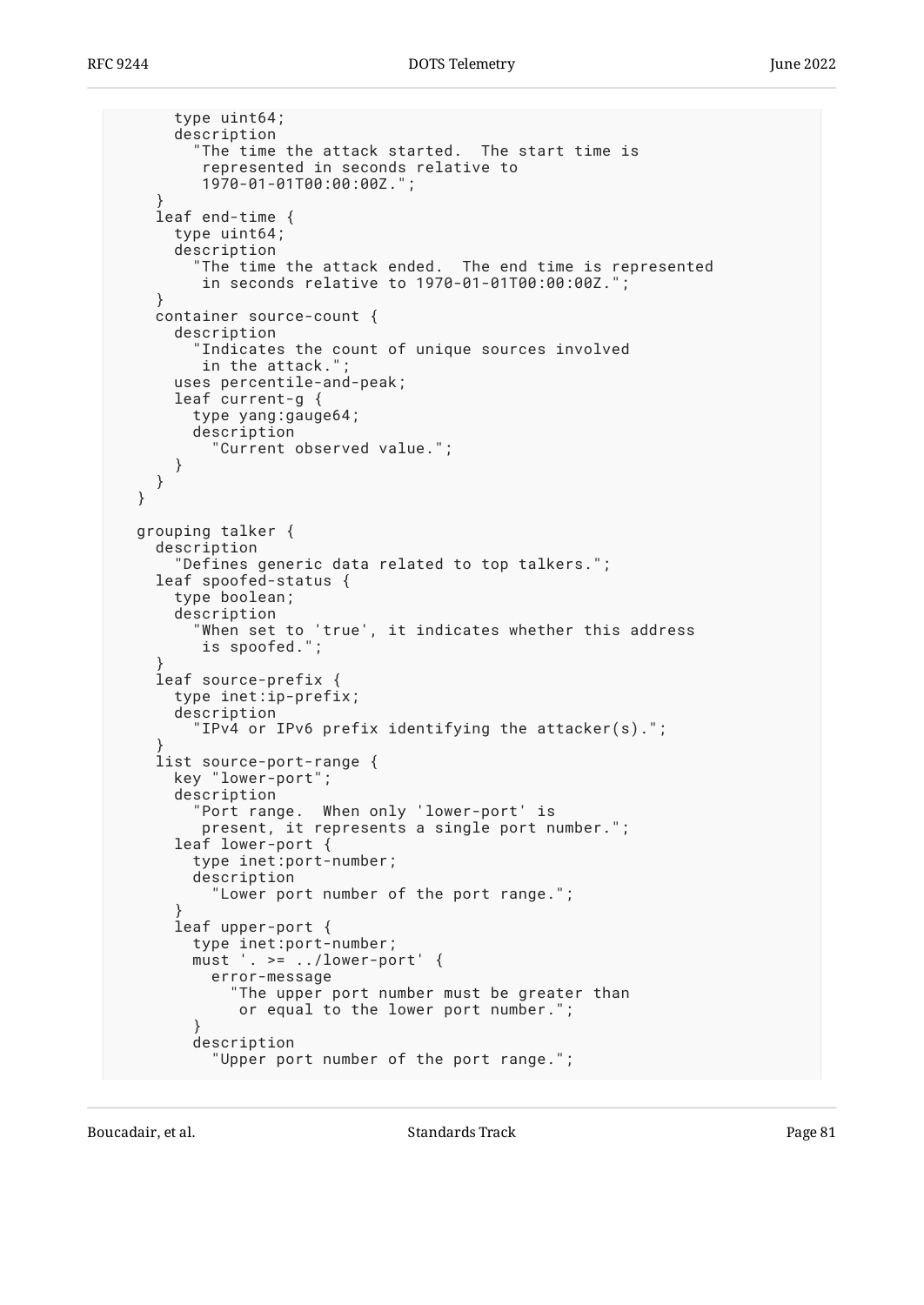```
      type uint64;
      description
        "The time the attack started.  The start time is
         represented in seconds relative to
         1970-01-01T00:00:00Z.";
    }
    leaf end-time {
      type uint64;
      description
        "The time the attack ended.  The end time is represented
         in seconds relative to 1970-01-01T00:00:00Z.";
    }
    container source-count {
      description
        "Indicates the count of unique sources involved
         in the attack.";
      uses percentile-and-peak;
      leaf current-g {
        type yang:gauge64;
        description
          "Current observed value.";
      }
    }
  }

  grouping talker {
    description
      "Defines generic data related to top talkers.";
    leaf spoofed-status {
      type boolean;
      description
        "When set to 'true', it indicates whether this address
         is spoofed.";
    }
    leaf source-prefix {
      type inet:ip-prefix;
      description
        "IPv4 or IPv6 prefix identifying the attacker(s).";
    }
    list source-port-range {
      key "lower-port";
      description
        "Port range.  When only 'lower-port' is
         present, it represents a single port number.";
      leaf lower-port {
        type inet:port-number;
        description
          "Lower port number of the port range.";
      }
      leaf upper-port {
        type inet:port-number;
        must '. >= ../lower-port' {
          error-message
            "The upper port number must be greater than
             or equal to the lower port number.";
        }
        description
          "Upper port number of the port range.";
```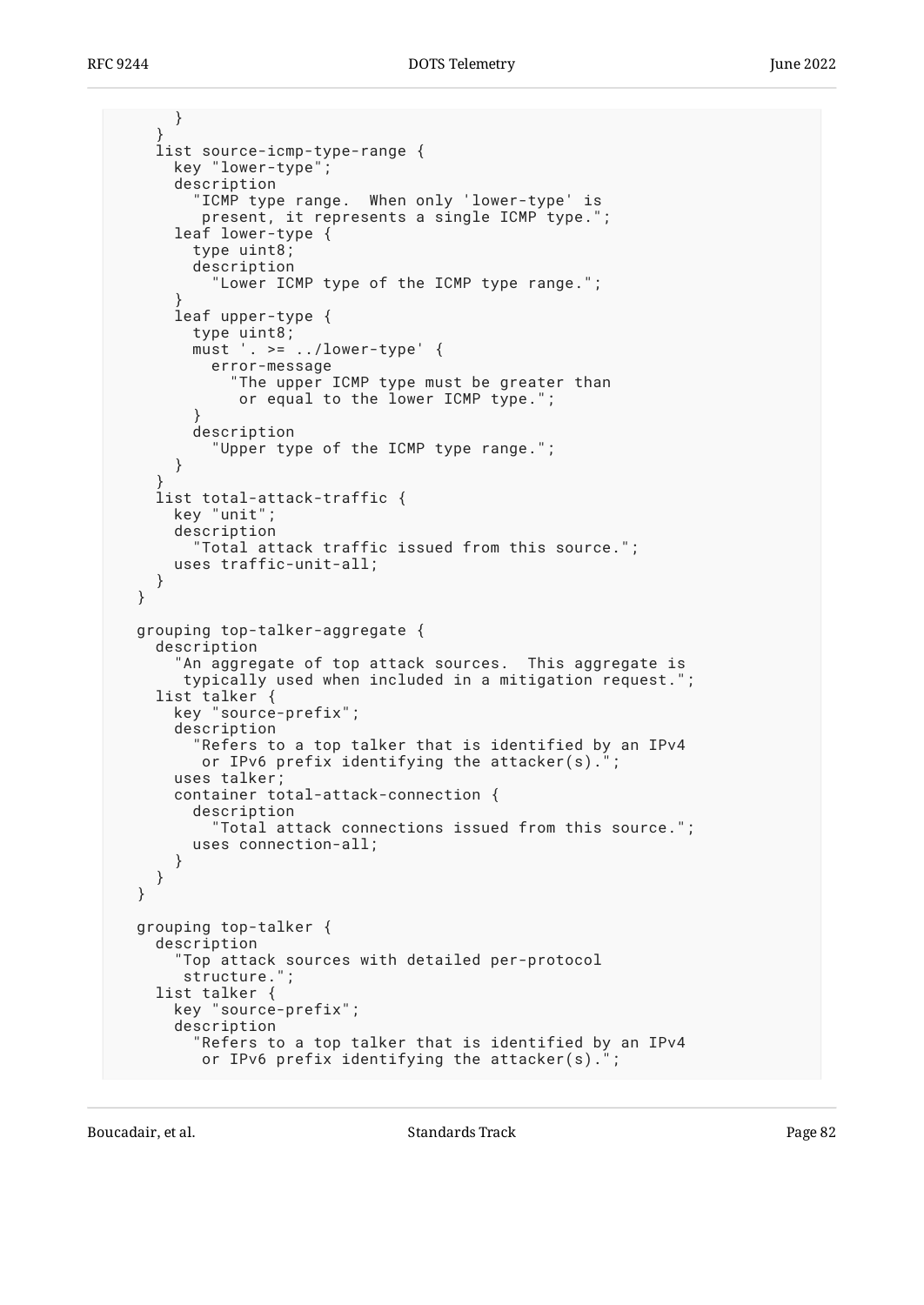```
      }
    }
    list source-icmp-type-range {
      key "lower-type";
      description
        "ICMP type range.  When only 'lower-type' is
         present, it represents a single ICMP type.";
      leaf lower-type {
        type uint8;
        description
          "Lower ICMP type of the ICMP type range.";
      }
      leaf upper-type {
        type uint8;
        must '. >= ../lower-type' {
          error-message
            "The upper ICMP type must be greater than
             or equal to the lower ICMP type.";
        }
        description
          "Upper type of the ICMP type range.";
      }
    }
    list total-attack-traffic {
      key "unit";
      description
        "Total attack traffic issued from this source.";
      uses traffic-unit-all;
    }
  }

  grouping top-talker-aggregate {
    description
      "An aggregate of top attack sources.  This aggregate is
       typically used when included in a mitigation request.";
    list talker {
      key "source-prefix";
      description
        "Refers to a top talker that is identified by an IPv4
         or IPv6 prefix identifying the attacker(s).";
      uses talker;
      container total-attack-connection {
        description
          "Total attack connections issued from this source.";
        uses connection-all;
      }
    }
  }

  grouping top-talker {
    description
      "Top attack sources with detailed per-protocol
       structure.";
    list talker {
      key "source-prefix";
      description
        "Refers to a top talker that is identified by an IPv4
         or IPv6 prefix identifying the attacker(s).";
```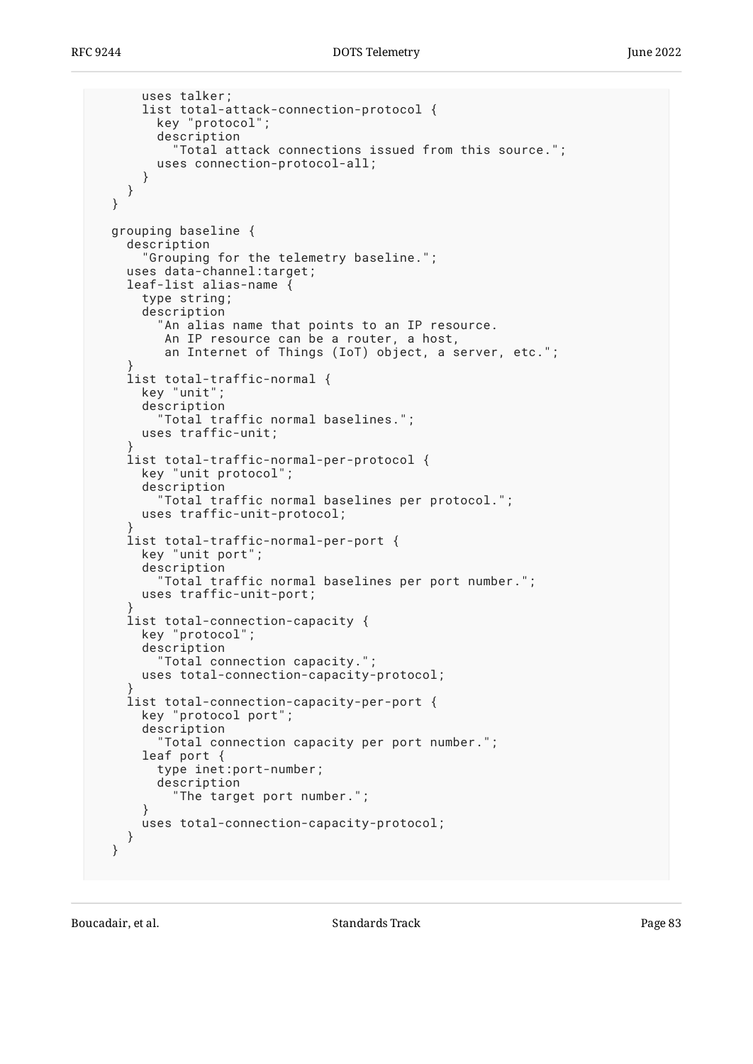```
      uses talker;
      list total-attack-connection-protocol {
        key "protocol";
        description
          "Total attack connections issued from this source.";
        uses connection-protocol-all;
      }
    }
  }

  grouping baseline {
    description
      "Grouping for the telemetry baseline.";
    uses data-channel:target;
    leaf-list alias-name {
      type string;
      description
        "An alias name that points to an IP resource.
         An IP resource can be a router, a host,
         an Internet of Things (IoT) object, a server, etc.";
    }
    list total-traffic-normal {
      key "unit";
      description
        "Total traffic normal baselines.";
      uses traffic-unit;
    }
    list total-traffic-normal-per-protocol {
      key "unit protocol";
      description
        "Total traffic normal baselines per protocol.";
      uses traffic-unit-protocol;
    }
    list total-traffic-normal-per-port {
      key "unit port";
      description
        "Total traffic normal baselines per port number.";
      uses traffic-unit-port;
    }
    list total-connection-capacity {
      key "protocol";
      description
        "Total connection capacity.";
      uses total-connection-capacity-protocol;
    }
    list total-connection-capacity-per-port {
      key "protocol port";
      description
        "Total connection capacity per port number.";
      leaf port {
        type inet:port-number;
        description
          "The target port number.";
      }
      uses total-connection-capacity-protocol;
    }
  }
```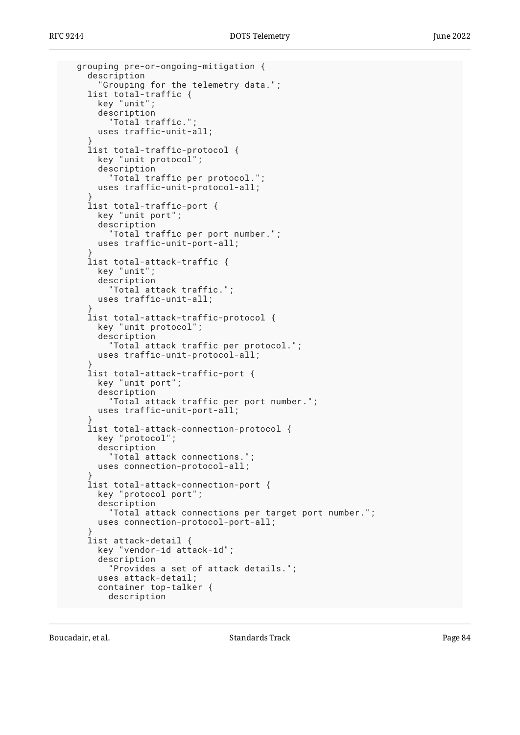```
  grouping pre-or-ongoing-mitigation {
    description
      "Grouping for the telemetry data.";
    list total-traffic {
      key "unit";
      description
        "Total traffic.";
      uses traffic-unit-all;
    }
    list total-traffic-protocol {
      key "unit protocol";
      description
        "Total traffic per protocol.";
      uses traffic-unit-protocol-all;
    }
    list total-traffic-port {
      key "unit port";
      description
        "Total traffic per port number.";
      uses traffic-unit-port-all;
    }
    list total-attack-traffic {
      key "unit";
      description
        "Total attack traffic.";
      uses traffic-unit-all;
    }
    list total-attack-traffic-protocol {
      key "unit protocol";
      description
        "Total attack traffic per protocol.";
      uses traffic-unit-protocol-all;
    }
    list total-attack-traffic-port {
      key "unit port";
      description
        "Total attack traffic per port number.";
      uses traffic-unit-port-all;
    }
    list total-attack-connection-protocol {
      key "protocol";
      description
        "Total attack connections.";
      uses connection-protocol-all;
    }
    list total-attack-connection-port {
      key "protocol port";
      description
        "Total attack connections per target port number.";
      uses connection-protocol-port-all;
    }
    list attack-detail {
      key "vendor-id attack-id";
      description
        "Provides a set of attack details.";
      uses attack-detail;
      container top-talker {
        description
```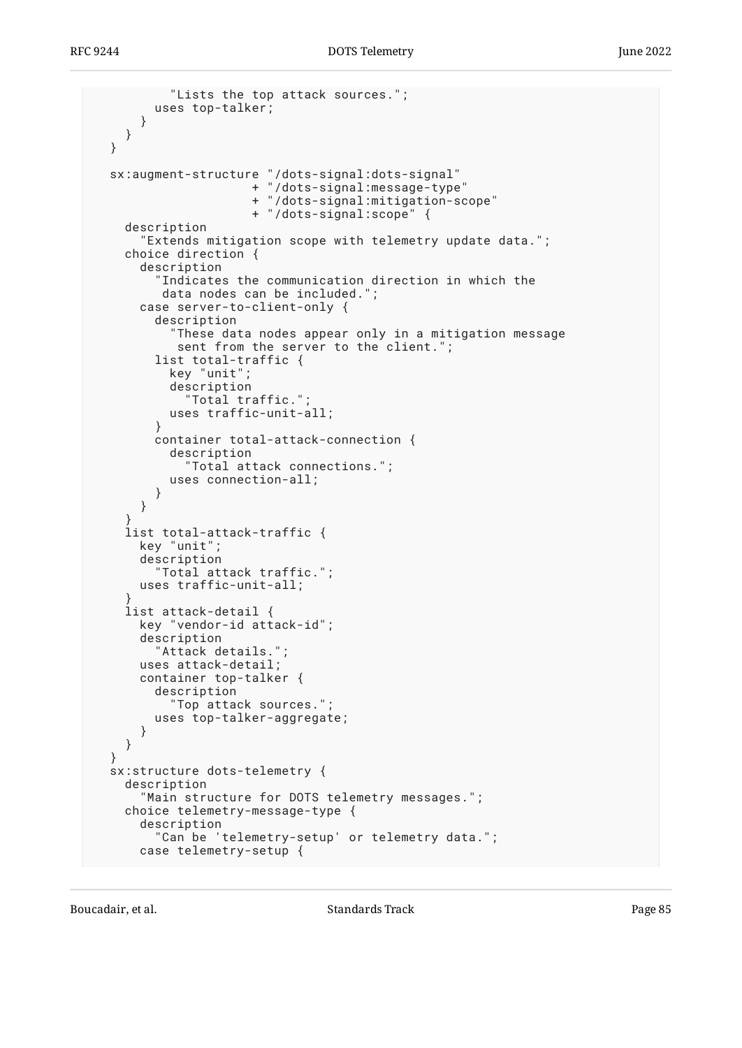```
          "Lists the top attack sources.";
        uses top-talker;
      }
    }
  }

  sx:augment-structure "/dots-signal:dots-signal"
                     + "/dots-signal:message-type"
                     + "/dots-signal:mitigation-scope"
                     + "/dots-signal:scope" {
    description
      "Extends mitigation scope with telemetry update data.";
    choice direction {
      description
        "Indicates the communication direction in which the
         data nodes can be included.";
      case server-to-client-only {
        description
          "These data nodes appear only in a mitigation message
           sent from the server to the client.";
        list total-traffic {
          key "unit";
          description
            "Total traffic.";
          uses traffic-unit-all;
        }
        container total-attack-connection {
          description
            "Total attack connections.";
          uses connection-all;
        }
      }
    }
    list total-attack-traffic {
      key "unit";
      description
        "Total attack traffic.";
      uses traffic-unit-all;
    }
    list attack-detail {
      key "vendor-id attack-id";
      description
        "Attack details.";
      uses attack-detail;
      container top-talker {
        description
          "Top attack sources.";
        uses top-talker-aggregate;
      }
    }
  }
  sx:structure dots-telemetry {
    description
      "Main structure for DOTS telemetry messages.";
    choice telemetry-message-type {
      description
        "Can be 'telemetry-setup' or telemetry data.";
      case telemetry-setup {
```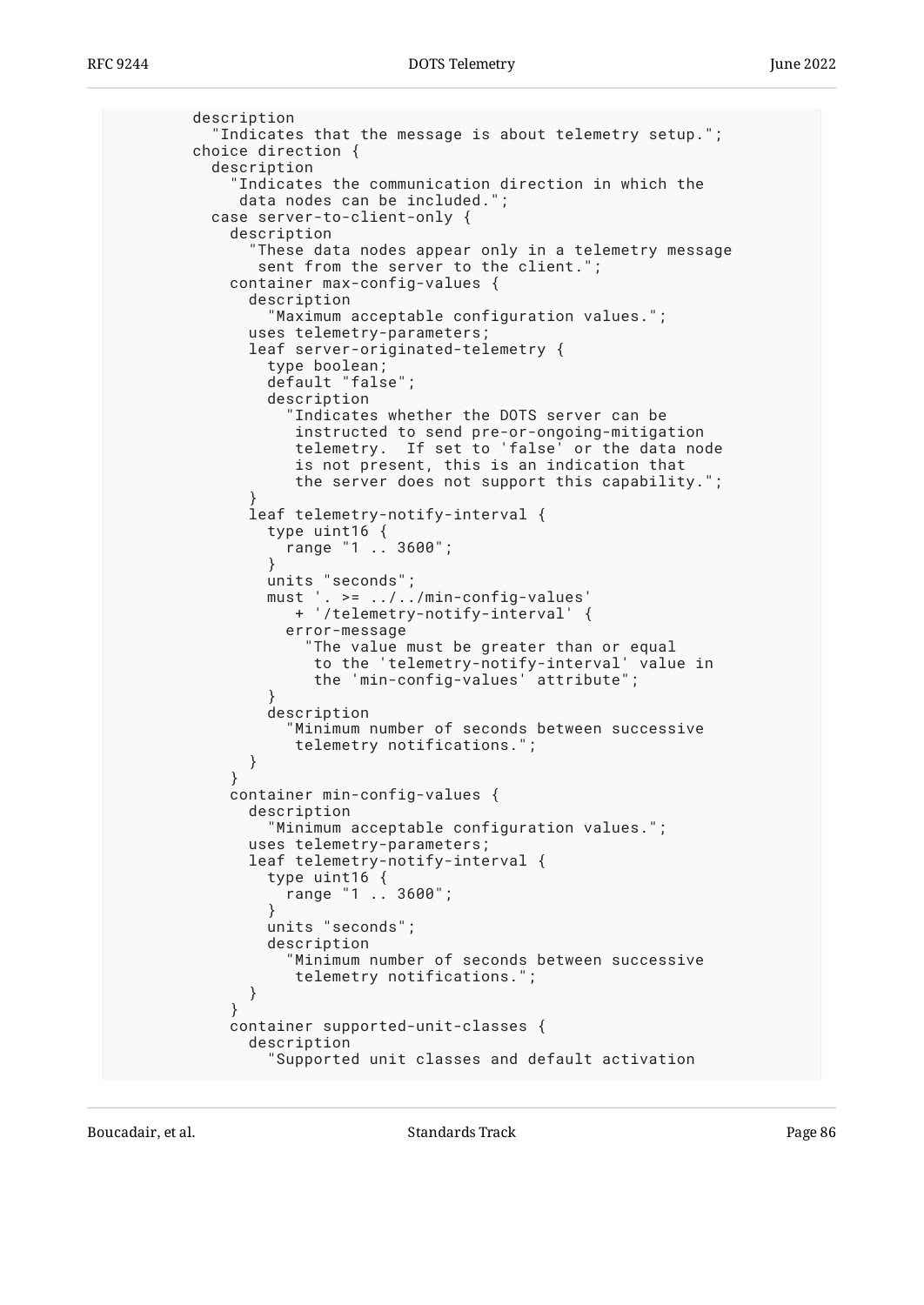```
        description
          "Indicates that the message is about telemetry setup.";
        choice direction {
          description
            "Indicates the communication direction in which the
             data nodes can be included.";
          case server-to-client-only {
            description
              "These data nodes appear only in a telemetry message
               sent from the server to the client.";
            container max-config-values {
              description
                "Maximum acceptable configuration values.";
              uses telemetry-parameters;
              leaf server-originated-telemetry {
                type boolean;
                default "false";
                description
                  "Indicates whether the DOTS server can be
                   instructed to send pre-or-ongoing-mitigation
                   telemetry.  If set to 'false' or the data node
                   is not present, this is an indication that
                   the server does not support this capability.";
              }
              leaf telemetry-notify-interval {
                type uint16 {
                  range "1 .. 3600";
                }
                units "seconds";
                must '. >= ../../min-config-values'
                   + '/telemetry-notify-interval' {
                  error-message
                    "The value must be greater than or equal
                     to the 'telemetry-notify-interval' value in
                     the 'min-config-values' attribute";
                }
                description
                  "Minimum number of seconds between successive
                   telemetry notifications.";
              }
            }
            container min-config-values {
              description
                "Minimum acceptable configuration values.";
              uses telemetry-parameters;
              leaf telemetry-notify-interval {
                type uint16 {
                  range "1 .. 3600";
                }
                units "seconds";
                description
                  "Minimum number of seconds between successive
                   telemetry notifications.";
              }
            }
            container supported-unit-classes {
              description
                "Supported unit classes and default activation
```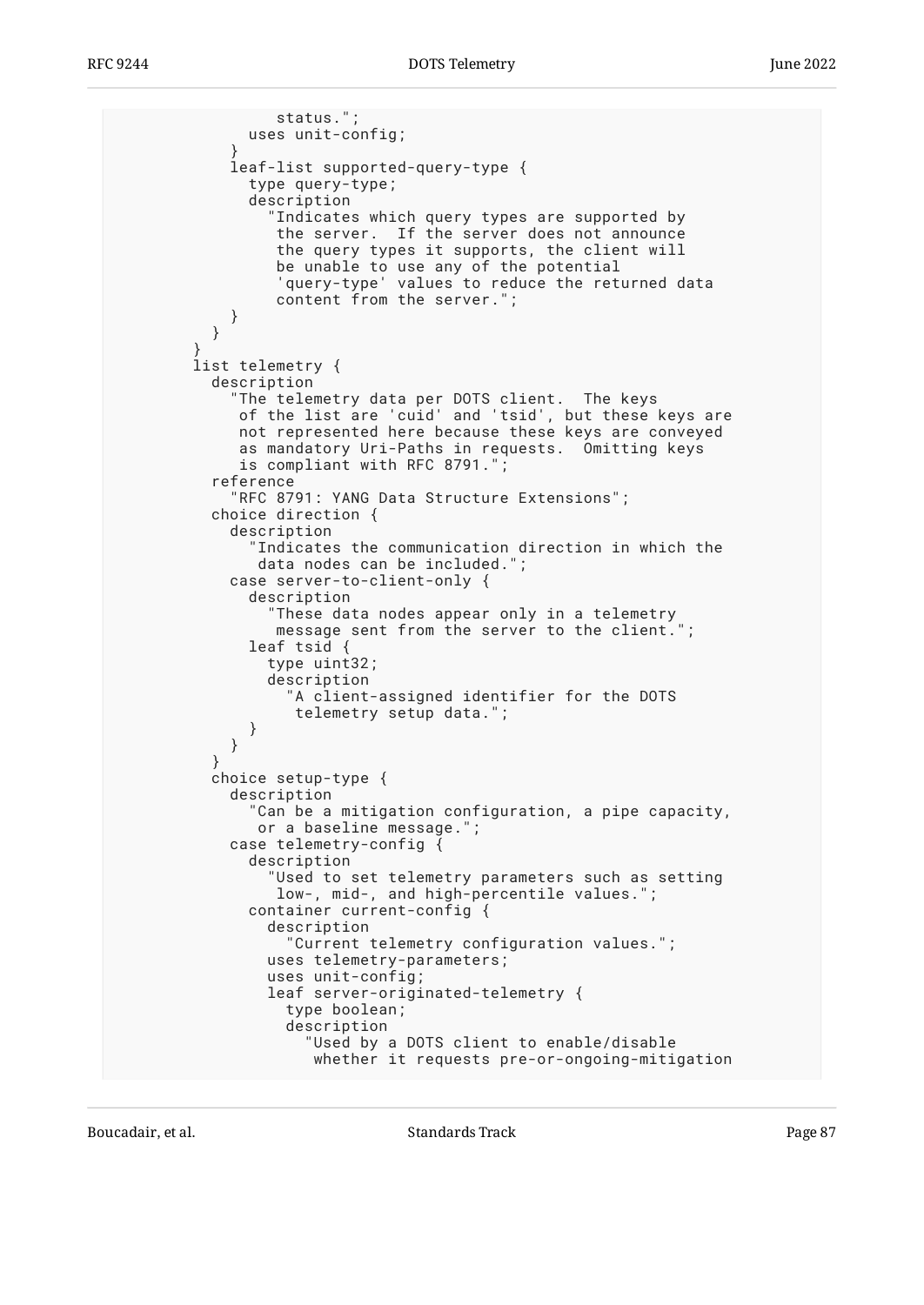```
                 status.";
              uses unit-config;
            }
            leaf-list supported-query-type {
              type query-type;
              description
                "Indicates which query types are supported by
                 the server.  If the server does not announce
                 the query types it supports, the client will
                 be unable to use any of the potential
                 'query-type' values to reduce the returned data
                 content from the server.";
            }
          }
        }
        list telemetry {
          description
            "The telemetry data per DOTS client.  The keys
             of the list are 'cuid' and 'tsid', but these keys are
             not represented here because these keys are conveyed
             as mandatory Uri-Paths in requests.  Omitting keys
             is compliant with RFC 8791.";
          reference
            "RFC 8791: YANG Data Structure Extensions";
          choice direction {
            description
              "Indicates the communication direction in which the
               data nodes can be included.";
            case server-to-client-only {
              description
                "These data nodes appear only in a telemetry
                 message sent from the server to the client.";
              leaf tsid {
                type uint32;
                description
                  "A client-assigned identifier for the DOTS
                   telemetry setup data.";
              }
            }
          }
          choice setup-type {
            description
              "Can be a mitigation configuration, a pipe capacity,
               or a baseline message.";
            case telemetry-config {
              description
                "Used to set telemetry parameters such as setting
                 low-, mid-, and high-percentile values.";
              container current-config {
                description
                  "Current telemetry configuration values.";
                uses telemetry-parameters;
                uses unit-config;
                leaf server-originated-telemetry {
                  type boolean;
                  description
                    "Used by a DOTS client to enable/disable
                     whether it requests pre-or-ongoing-mitigation
```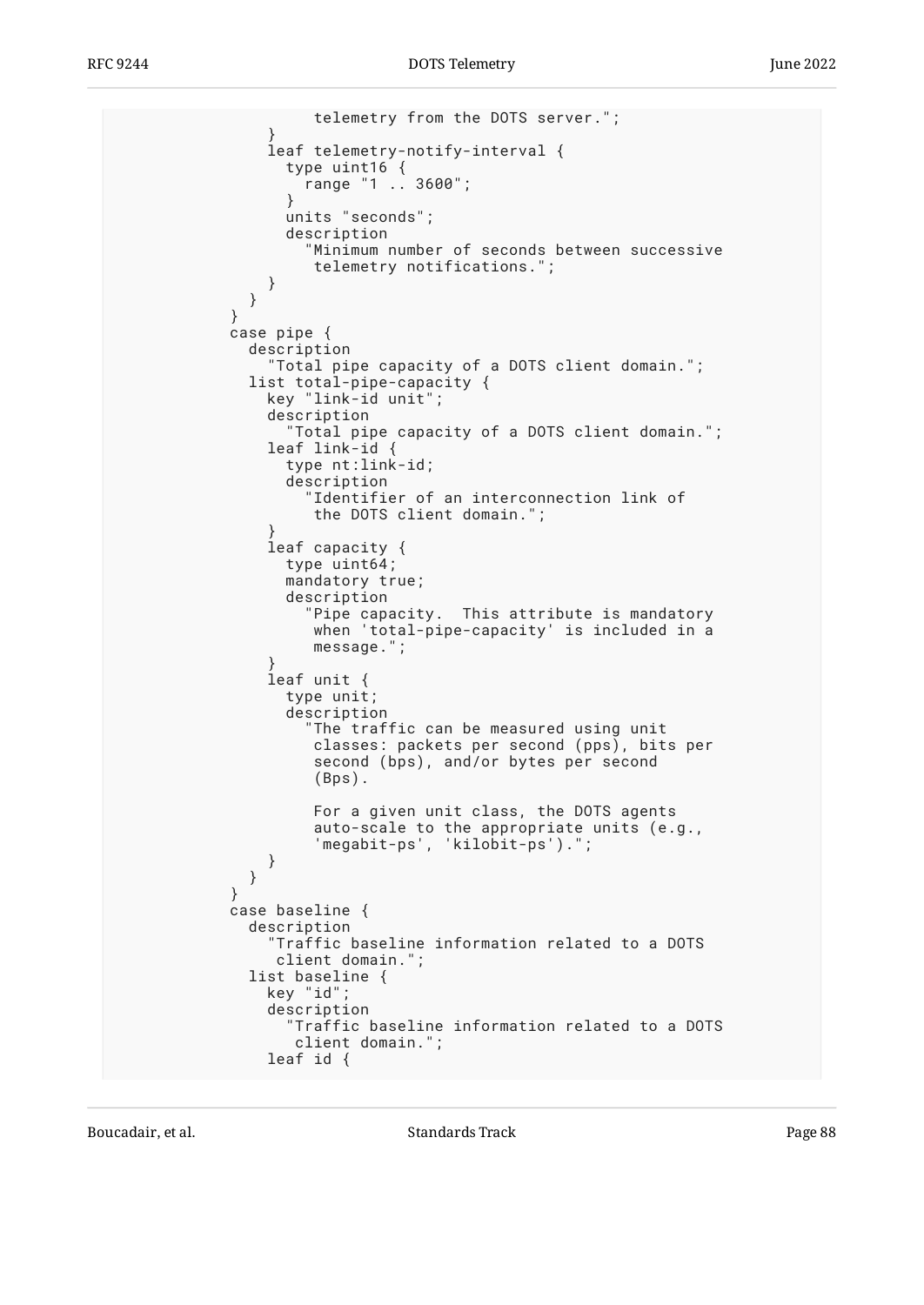```
                   telemetry from the DOTS server.";
              }
              leaf telemetry-notify-interval {
                type uint16 {
                  range "1 .. 3600";
                }
                units "seconds";
                description
                  "Minimum number of seconds between successive
                   telemetry notifications.";
              }
            }
          }
          case pipe {
            description
              "Total pipe capacity of a DOTS client domain.";
            list total-pipe-capacity {
              key "link-id unit";
              description
                "Total pipe capacity of a DOTS client domain.";
              leaf link-id {
                type nt:link-id;
                description
                  "Identifier of an interconnection link of
                   the DOTS client domain.";
              }
              leaf capacity {
                type uint64;
                mandatory true;
                description
                  "Pipe capacity.  This attribute is mandatory
                   when 'total-pipe-capacity' is included in a
                   message.";
              }
              leaf unit {
                type unit;
                description
                  "The traffic can be measured using unit
                   classes: packets per second (pps), bits per
                   second (bps), and/or bytes per second
                   (Bps).

                   For a given unit class, the DOTS agents
                   auto-scale to the appropriate units (e.g.,
                   'megabit-ps', 'kilobit-ps').";
              }
            }
          }
          case baseline {
            description
              "Traffic baseline information related to a DOTS
               client domain.";
            list baseline {
              key "id";
              description
                "Traffic baseline information related to a DOTS
                 client domain.";
              leaf id {
```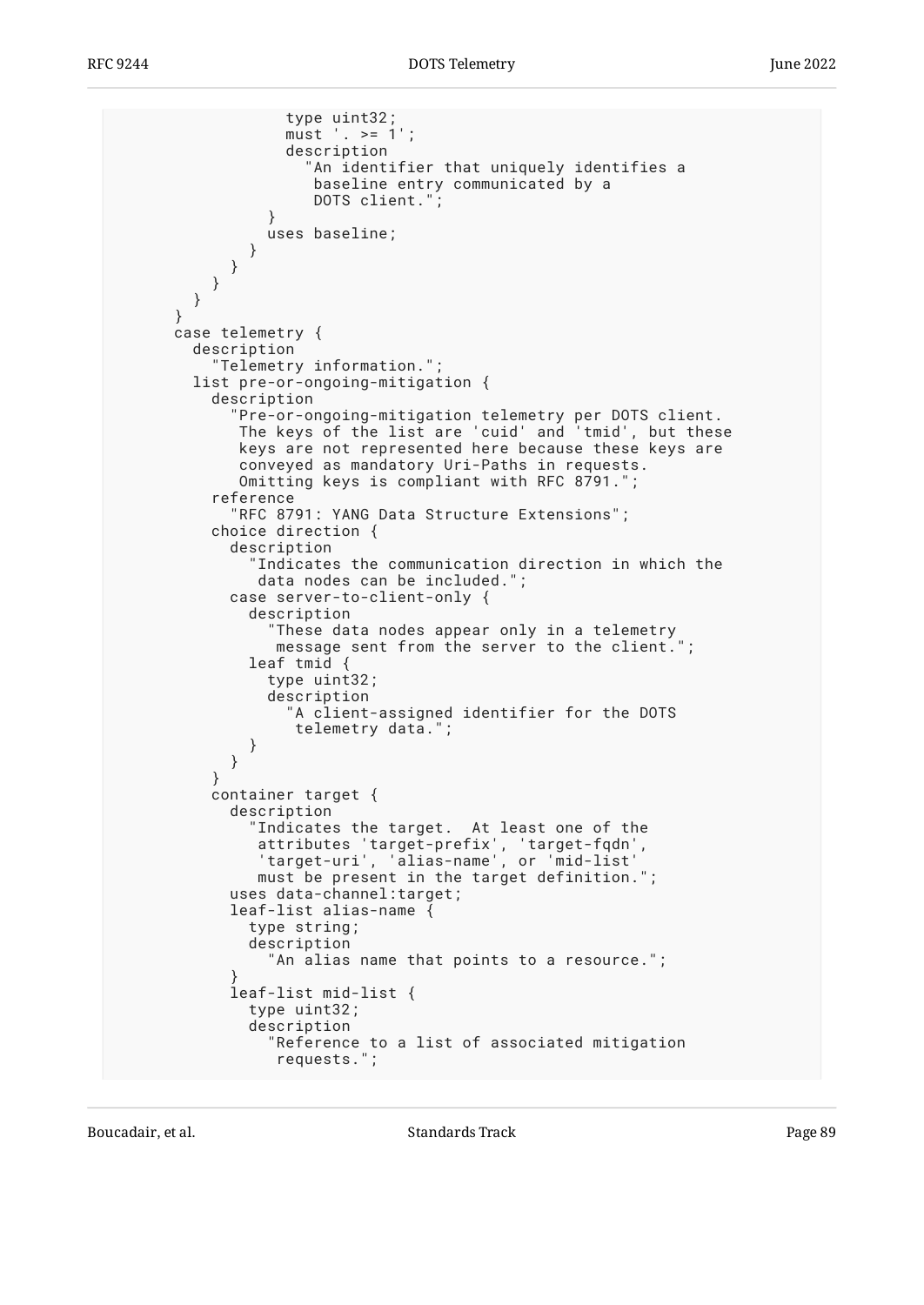```
                  type uint32;
                  must '. >= 1';
                  description
                    "An identifier that uniquely identifies a
                     baseline entry communicated by a
                     DOTS client.";
                }
                uses baseline;
              }
            }
          }
        }
      }
      case telemetry {
        description
          "Telemetry information.";
        list pre-or-ongoing-mitigation {
          description
            "Pre-or-ongoing-mitigation telemetry per DOTS client.
             The keys of the list are 'cuid' and 'tmid', but these
             keys are not represented here because these keys are
             conveyed as mandatory Uri-Paths in requests.
             Omitting keys is compliant with RFC 8791.";
          reference
            "RFC 8791: YANG Data Structure Extensions";
          choice direction {
            description
              "Indicates the communication direction in which the
               data nodes can be included.";
            case server-to-client-only {
              description
                "These data nodes appear only in a telemetry
                 message sent from the server to the client.";
              leaf tmid {
                type uint32;
                description
                  "A client-assigned identifier for the DOTS
                   telemetry data.";
              }
            }
          }
          container target {
            description
              "Indicates the target.  At least one of the
               attributes 'target-prefix', 'target-fqdn',
               'target-uri', 'alias-name', or 'mid-list'
               must be present in the target definition.";
            uses data-channel:target;
            leaf-list alias-name {
              type string;
              description
                "An alias name that points to a resource.";
            }
            leaf-list mid-list {
              type uint32;
              description
                "Reference to a list of associated mitigation
                 requests.";
```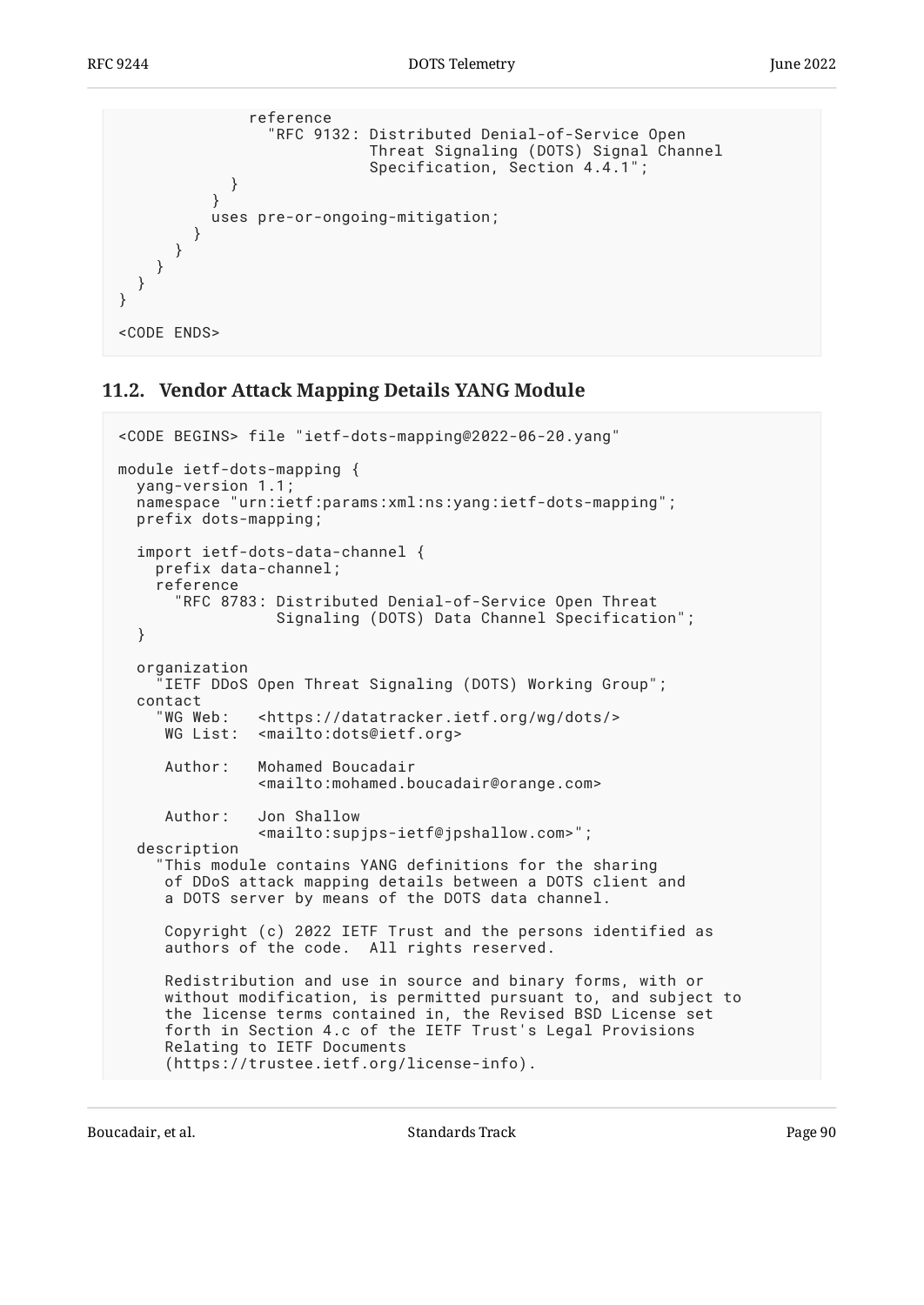```
              reference
                "RFC 9132: Distributed Denial-of-Service Open
                           Threat Signaling (DOTS) Signal Channel
                           Specification, Section 4.4.1";
            }
          }
          uses pre-or-ongoing-mitigation;
        }
      }
    }
  }
}

<CODE ENDS>
```

## 11.2. Vendor Attack Mapping Details YANG Module

```
<CODE BEGINS> file "ietf-dots-mapping@2022-06-20.yang"

module ietf-dots-mapping {
  yang-version 1.1;
  namespace "urn:ietf:params:xml:ns:yang:ietf-dots-mapping";
  prefix dots-mapping;

  import ietf-dots-data-channel {
    prefix data-channel;
    reference
      "RFC 8783: Distributed Denial-of-Service Open Threat
                 Signaling (DOTS) Data Channel Specification";
  }

  organization
    "IETF DDoS Open Threat Signaling (DOTS) Working Group";
  contact
    "WG Web:   <https://datatracker.ietf.org/wg/dots/>
     WG List:  <mailto:dots@ietf.org>

     Author:   Mohamed Boucadair
               <mailto:mohamed.boucadair@orange.com>

     Author:   Jon Shallow
               <mailto:supjps-ietf@jpshallow.com>";
  description
    "This module contains YANG definitions for the sharing
     of DDoS attack mapping details between a DOTS client and
     a DOTS server by means of the DOTS data channel.

     Copyright (c) 2022 IETF Trust and the persons identified as
     authors of the code.  All rights reserved.

     Redistribution and use in source and binary forms, with or
     without modification, is permitted pursuant to, and subject to
     the license terms contained in, the Revised BSD License set
     forth in Section 4.c of the IETF Trust's Legal Provisions
     Relating to IETF Documents
     (https://trustee.ietf.org/license-info).
```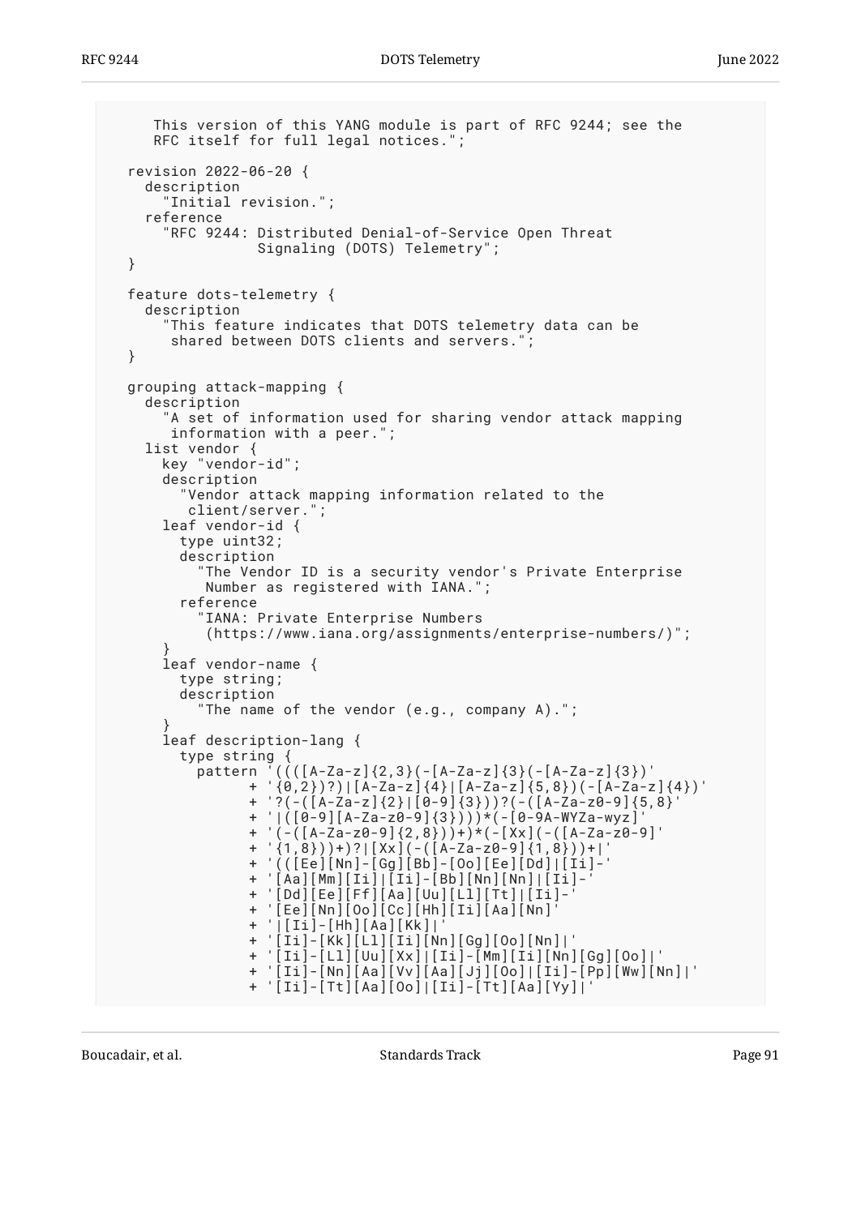```
     This version of this YANG module is part of RFC 9244; see the
     RFC itself for full legal notices.";

  revision 2022-06-20 {
    description
      "Initial revision.";
    reference
      "RFC 9244: Distributed Denial-of-Service Open Threat
                 Signaling (DOTS) Telemetry";
  }

  feature dots-telemetry {
    description
      "This feature indicates that DOTS telemetry data can be
       shared between DOTS clients and servers.";
  }

  grouping attack-mapping {
    description
      "A set of information used for sharing vendor attack mapping
       information with a peer.";
    list vendor {
      key "vendor-id";
      description
        "Vendor attack mapping information related to the
         client/server.";
      leaf vendor-id {
        type uint32;
        description
          "The Vendor ID is a security vendor's Private Enterprise
           Number as registered with IANA.";
        reference
          "IANA: Private Enterprise Numbers
           (https://www.iana.org/assignments/enterprise-numbers/)";
      }
      leaf vendor-name {
        type string;
        description
          "The name of the vendor (e.g., company A).";
      }
      leaf description-lang {
        type string {
          pattern '((([A-Za-z]{2,3}(-[A-Za-z]{3}(-[A-Za-z]{3})'
                + '{0,2})?)|[A-Za-z]{4}|[A-Za-z]{5,8})(-[A-Za-z]{4})'
                + '?(-([A-Za-z]{2}|[0-9]{3}))?(-([A-Za-z0-9]{5,8}'
                + '|([0-9][A-Za-z0-9]{3})))*(-[0-9A-WYZa-wyz]'
                + '(-([A-Za-z0-9]{2,8}))+)*(-[Xx](-([A-Za-z0-9]'
                + '{1,8}))+)?|[Xx](-([A-Za-z0-9]{1,8}))+|'
                + '(([Ee][Nn]-[Gg][Bb]-[Oo][Ee][Dd]|[Ii]-'
                + '[Aa][Mm][Ii]|[Ii]-[Bb][Nn][Nn]|[Ii]-'
                + '[Dd][Ee][Ff][Aa][Uu][Ll][Tt]|[Ii]-'
                + '[Ee][Nn][Oo][Cc][Hh][Ii][Aa][Nn]'
                + '|[Ii]-[Hh][Aa][Kk]|'
                + '[Ii]-[Kk][Ll][Ii][Nn][Gg][Oo][Nn]|'
                + '[Ii]-[Ll][Uu][Xx]|[Ii]-[Mm][Ii][Nn][Gg][Oo]|'
                + '[Ii]-[Nn][Aa][Vv][Aa][Jj][Oo]|[Ii]-[Pp][Ww][Nn]|'
                + '[Ii]-[Tt][Aa][Oo]|[Ii]-[Tt][Aa][Yy]|'
```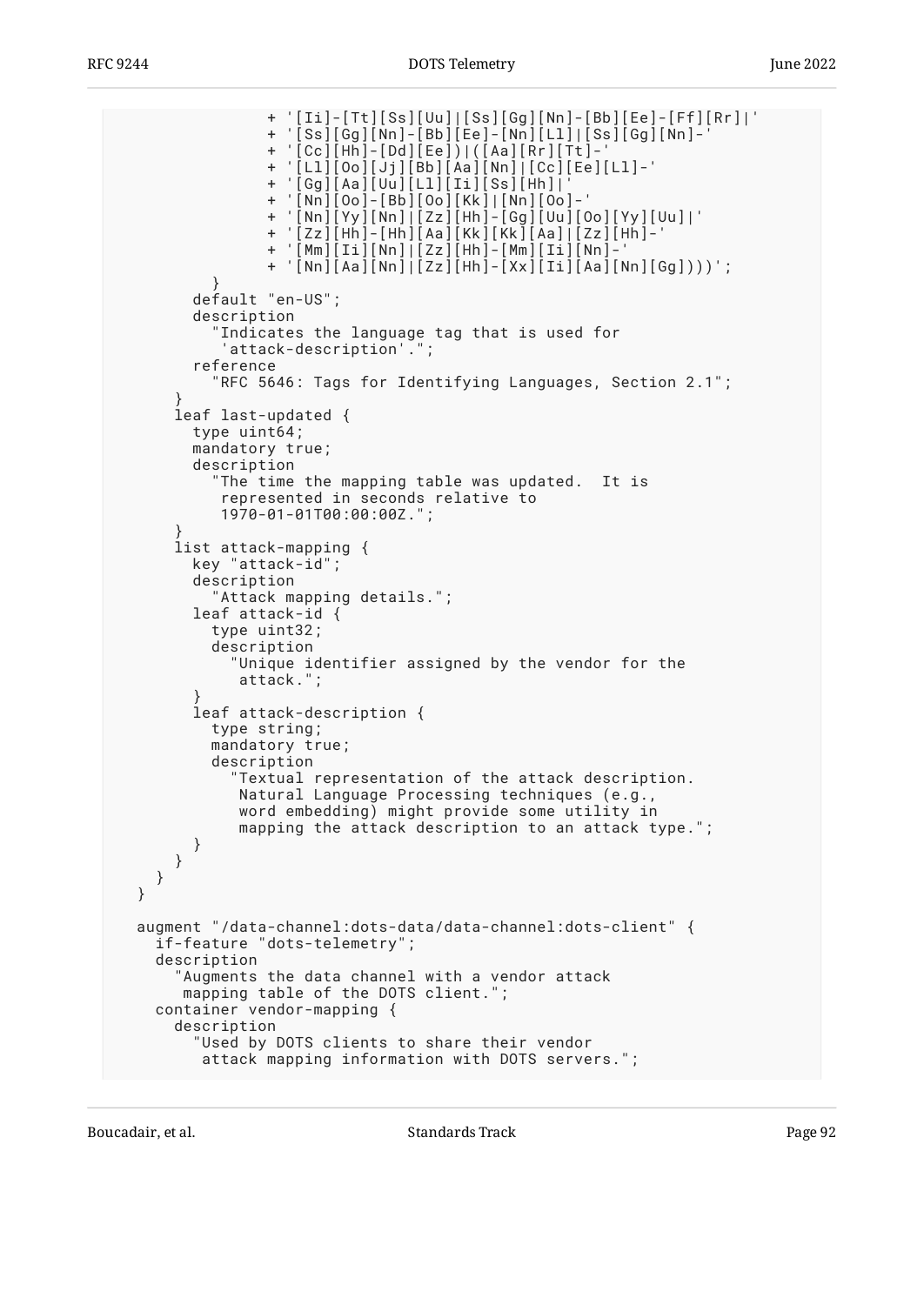```
                 + '[Ii]-[Tt][Ss][Uu]|[Ss][Gg][Nn]-[Bb][Ee]-[Ff][Rr]|'
                 + '[Ss][Gg][Nn]-[Bb][Ee]-[Nn][Ll]|[Ss][Gg][Nn]-'
                 + '[Cc][Hh]-[Dd][Ee])|([Aa][Rr][Tt]-'
                 + '[Ll][Oo][Jj][Bb][Aa][Nn]|[Cc][Ee][Ll]-'
                 + '[Gg][Aa][Uu][Ll][Ii][Ss][Hh]|'
                 + '[Nn][Oo]-[Bb][Oo][Kk]|[Nn][Oo]-'
                 + '[Nn][Yy][Nn]|[Zz][Hh]-[Gg][Uu][Oo][Yy][Uu]|'
                 + '[Zz][Hh]-[Hh][Aa][Kk][Kk][Aa]|[Zz][Hh]-'
                 + '[Mm][Ii][Nn]|[Zz][Hh]-[Mm][Ii][Nn]-'
                 + '[Nn][Aa][Nn]|[Zz][Hh]-[Xx][Ii][Aa][Nn][Gg])))';
            }
          default "en-US";
          description
            "Indicates the language tag that is used for
             'attack-description'.";
          reference
            "RFC 5646: Tags for Identifying Languages, Section 2.1";
        }
        leaf last-updated {
          type uint64;
          mandatory true;
          description
            "The time the mapping table was updated.  It is
             represented in seconds relative to
             1970-01-01T00:00:00Z.";
        }
        list attack-mapping {
          key "attack-id";
          description
            "Attack mapping details.";
          leaf attack-id {
            type uint32;
            description
              "Unique identifier assigned by the vendor for the
               attack.";
          }
          leaf attack-description {
            type string;
            mandatory true;
            description
              "Textual representation of the attack description.
               Natural Language Processing techniques (e.g.,
               word embedding) might provide some utility in
               mapping the attack description to an attack type.";
          }
        }
      }
    }

    augment "/data-channel:dots-data/data-channel:dots-client" {
      if-feature "dots-telemetry";
      description
        "Augments the data channel with a vendor attack
         mapping table of the DOTS client.";
      container vendor-mapping {
        description
          "Used by DOTS clients to share their vendor
           attack mapping information with DOTS servers.";
```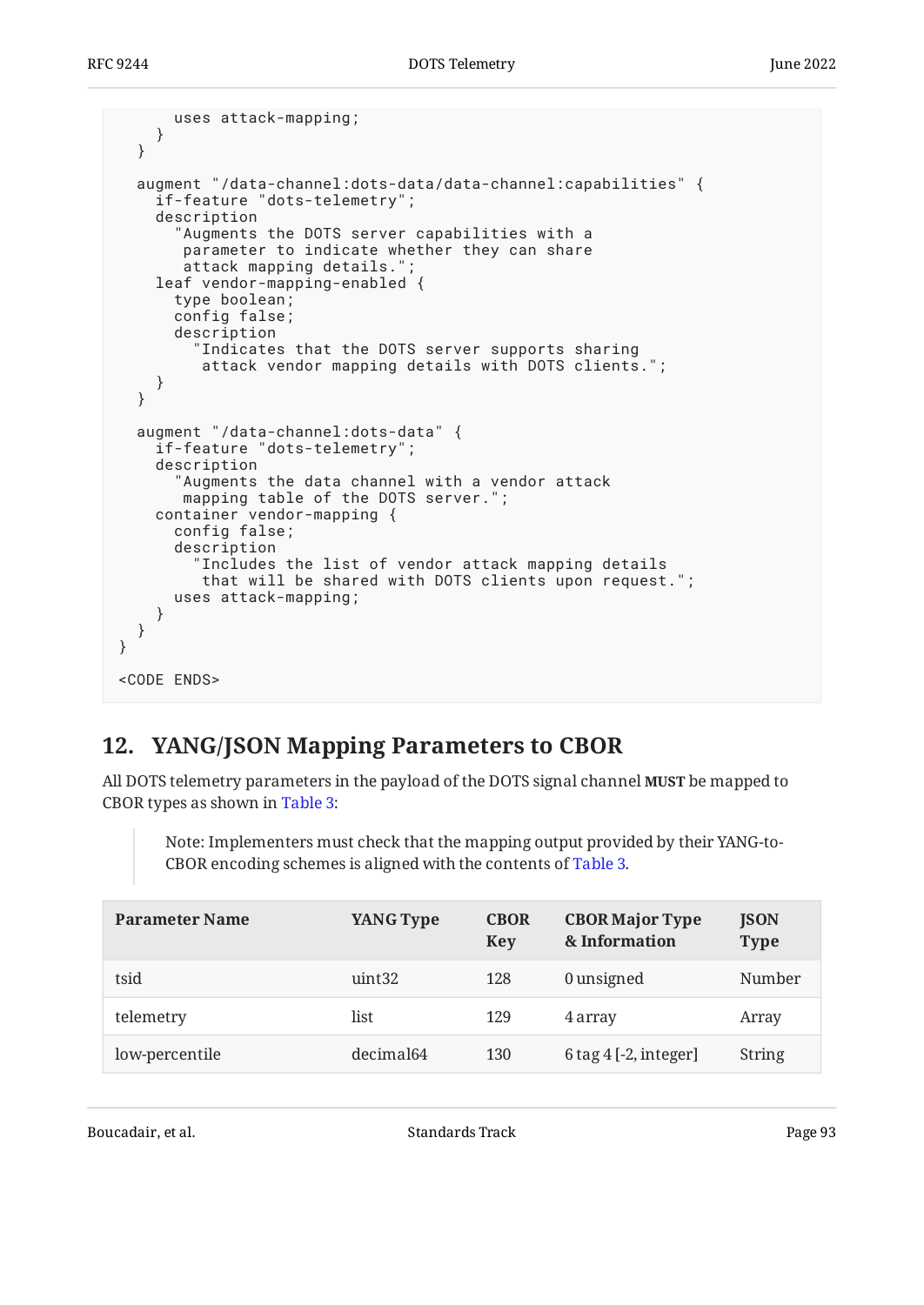```
        uses attack-mapping;
      }
    }

    augment "/data-channel:dots-data/data-channel:capabilities" {
      if-feature "dots-telemetry";
      description
        "Augments the DOTS server capabilities with a
         parameter to indicate whether they can share
         attack mapping details.";
      leaf vendor-mapping-enabled {
        type boolean;
        config false;
        description
          "Indicates that the DOTS server supports sharing
           attack vendor mapping details with DOTS clients.";
      }
    }

    augment "/data-channel:dots-data" {
      if-feature "dots-telemetry";
      description
        "Augments the data channel with a vendor attack
         mapping table of the DOTS server.";
      container vendor-mapping {
        config false;
        description
          "Includes the list of vendor attack mapping details
           that will be shared with DOTS clients upon request.";
        uses attack-mapping;
      }
    }
  }

  <CODE ENDS>
```

## 12. YANG/JSON Mapping Parameters to CBOR

All DOTS telemetry parameters in the payload of the DOTS signal channel **MUST** be mapped to CBOR types as shown in Table 3:

> Note: Implementers must check that the mapping output provided by their YANG-to-CBOR encoding schemes is aligned with the contents of Table 3.

| Parameter Name | YANG Type | CBOR Key | CBOR Major Type & Information | JSON Type |
|---|---|---|---|---|
| tsid | uint32 | 128 | 0 unsigned | Number |
| telemetry | list | 129 | 4 array | Array |
| low-percentile | decimal64 | 130 | 6 tag 4 [-2, integer] | String |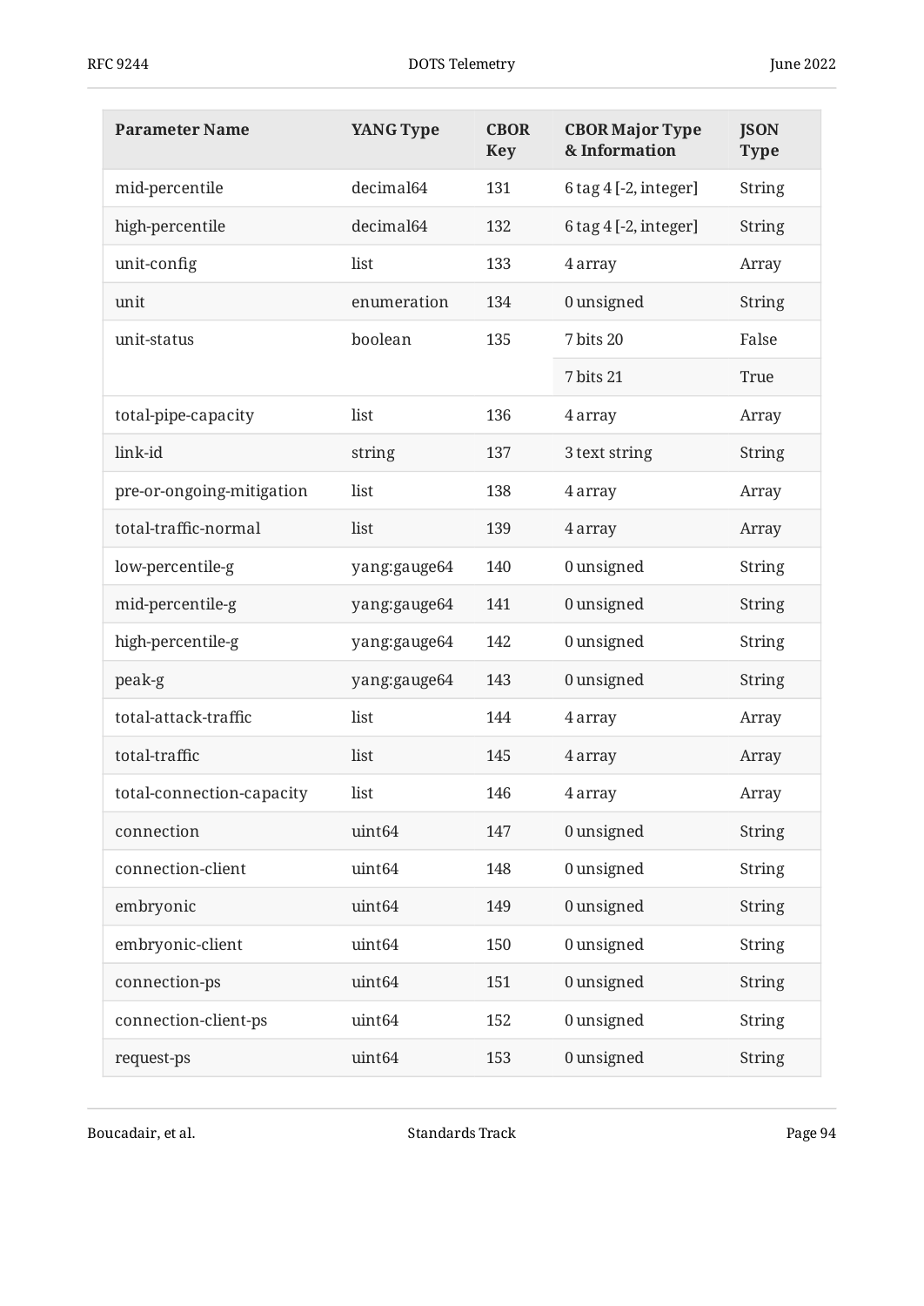| Parameter Name | YANG Type | CBOR Key | CBOR Major Type & Information | JSON Type |
| --- | --- | --- | --- | --- |
| mid-percentile | decimal64 | 131 | 6 tag 4 [-2, integer] | String |
| high-percentile | decimal64 | 132 | 6 tag 4 [-2, integer] | String |
| unit-config | list | 133 | 4 array | Array |
| unit | enumeration | 134 | 0 unsigned | String |
| unit-status | boolean | 135 | 7 bits 20 | False |
| | | | 7 bits 21 | True |
| total-pipe-capacity | list | 136 | 4 array | Array |
| link-id | string | 137 | 3 text string | String |
| pre-or-ongoing-mitigation | list | 138 | 4 array | Array |
| total-traffic-normal | list | 139 | 4 array | Array |
| low-percentile-g | yang:gauge64 | 140 | 0 unsigned | String |
| mid-percentile-g | yang:gauge64 | 141 | 0 unsigned | String |
| high-percentile-g | yang:gauge64 | 142 | 0 unsigned | String |
| peak-g | yang:gauge64 | 143 | 0 unsigned | String |
| total-attack-traffic | list | 144 | 4 array | Array |
| total-traffic | list | 145 | 4 array | Array |
| total-connection-capacity | list | 146 | 4 array | Array |
| connection | uint64 | 147 | 0 unsigned | String |
| connection-client | uint64 | 148 | 0 unsigned | String |
| embryonic | uint64 | 149 | 0 unsigned | String |
| embryonic-client | uint64 | 150 | 0 unsigned | String |
| connection-ps | uint64 | 151 | 0 unsigned | String |
| connection-client-ps | uint64 | 152 | 0 unsigned | String |
| request-ps | uint64 | 153 | 0 unsigned | String |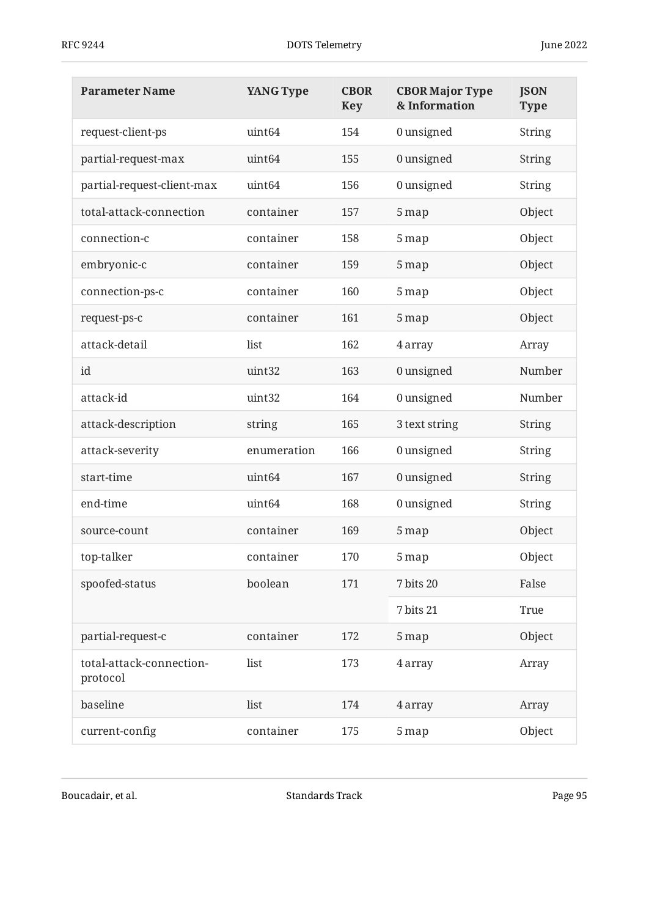| Parameter Name | YANG Type | CBOR Key | CBOR Major Type & Information | JSON Type |
|---|---|---|---|---|
| request-client-ps | uint64 | 154 | 0 unsigned | String |
| partial-request-max | uint64 | 155 | 0 unsigned | String |
| partial-request-client-max | uint64 | 156 | 0 unsigned | String |
| total-attack-connection | container | 157 | 5 map | Object |
| connection-c | container | 158 | 5 map | Object |
| embryonic-c | container | 159 | 5 map | Object |
| connection-ps-c | container | 160 | 5 map | Object |
| request-ps-c | container | 161 | 5 map | Object |
| attack-detail | list | 162 | 4 array | Array |
| id | uint32 | 163 | 0 unsigned | Number |
| attack-id | uint32 | 164 | 0 unsigned | Number |
| attack-description | string | 165 | 3 text string | String |
| attack-severity | enumeration | 166 | 0 unsigned | String |
| start-time | uint64 | 167 | 0 unsigned | String |
| end-time | uint64 | 168 | 0 unsigned | String |
| source-count | container | 169 | 5 map | Object |
| top-talker | container | 170 | 5 map | Object |
| spoofed-status | boolean | 171 | 7 bits 20 | False |
| | | | 7 bits 21 | True |
| partial-request-c | container | 172 | 5 map | Object |
| total-attack-connection-protocol | list | 173 | 4 array | Array |
| baseline | list | 174 | 4 array | Array |
| current-config | container | 175 | 5 map | Object |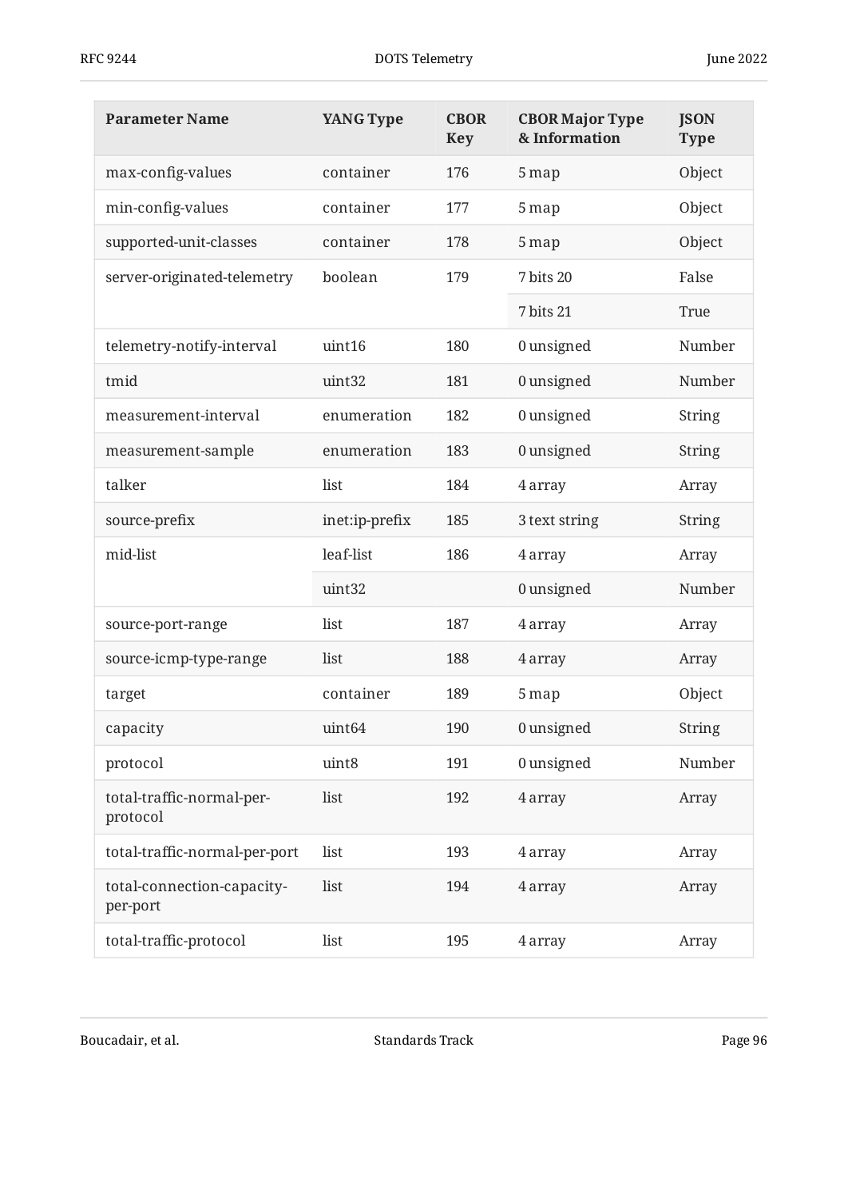| Parameter Name | YANG Type | CBOR Key | CBOR Major Type & Information | JSON Type |
|---|---|---|---|---|
| max-config-values | container | 176 | 5 map | Object |
| min-config-values | container | 177 | 5 map | Object |
| supported-unit-classes | container | 178 | 5 map | Object |
| server-originated-telemetry | boolean | 179 | 7 bits 20 | False |
| | | | 7 bits 21 | True |
| telemetry-notify-interval | uint16 | 180 | 0 unsigned | Number |
| tmid | uint32 | 181 | 0 unsigned | Number |
| measurement-interval | enumeration | 182 | 0 unsigned | String |
| measurement-sample | enumeration | 183 | 0 unsigned | String |
| talker | list | 184 | 4 array | Array |
| source-prefix | inet:ip-prefix | 185 | 3 text string | String |
| mid-list | leaf-list | 186 | 4 array | Array |
| | uint32 | | 0 unsigned | Number |
| source-port-range | list | 187 | 4 array | Array |
| source-icmp-type-range | list | 188 | 4 array | Array |
| target | container | 189 | 5 map | Object |
| capacity | uint64 | 190 | 0 unsigned | String |
| protocol | uint8 | 191 | 0 unsigned | Number |
| total-traffic-normal-per-protocol | list | 192 | 4 array | Array |
| total-traffic-normal-per-port | list | 193 | 4 array | Array |
| total-connection-capacity-per-port | list | 194 | 4 array | Array |
| total-traffic-protocol | list | 195 | 4 array | Array |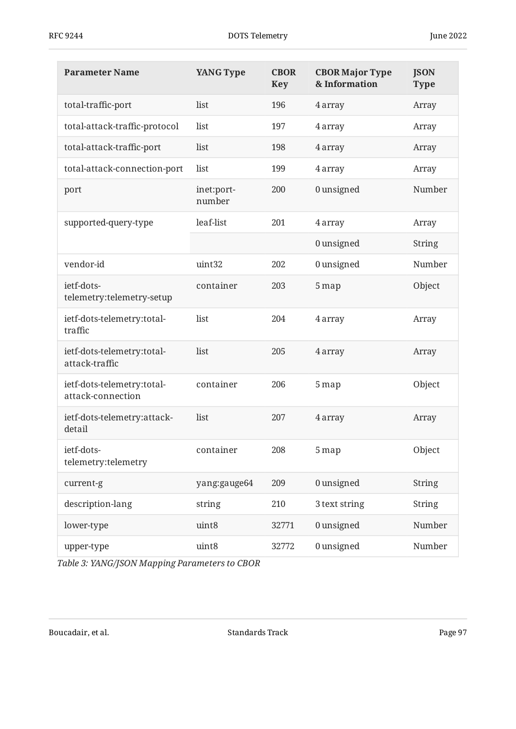| Parameter Name | YANG Type | CBOR Key | CBOR Major Type & Information | JSON Type |
| --- | --- | --- | --- | --- |
| total-traffic-port | list | 196 | 4 array | Array |
| total-attack-traffic-protocol | list | 197 | 4 array | Array |
| total-attack-traffic-port | list | 198 | 4 array | Array |
| total-attack-connection-port | list | 199 | 4 array | Array |
| port | inet:port-number | 200 | 0 unsigned | Number |
| supported-query-type | leaf-list | 201 | 4 array | Array |
| | | | 0 unsigned | String |
| vendor-id | uint32 | 202 | 0 unsigned | Number |
| ietf-dots-telemetry:telemetry-setup | container | 203 | 5 map | Object |
| ietf-dots-telemetry:total-traffic | list | 204 | 4 array | Array |
| ietf-dots-telemetry:total-attack-traffic | list | 205 | 4 array | Array |
| ietf-dots-telemetry:total-attack-connection | container | 206 | 5 map | Object |
| ietf-dots-telemetry:attack-detail | list | 207 | 4 array | Array |
| ietf-dots-telemetry:telemetry | container | 208 | 5 map | Object |
| current-g | yang:gauge64 | 209 | 0 unsigned | String |
| description-lang | string | 210 | 3 text string | String |
| lower-type | uint8 | 32771 | 0 unsigned | Number |
| upper-type | uint8 | 32772 | 0 unsigned | Number |

*Table 3: YANG/JSON Mapping Parameters to CBOR*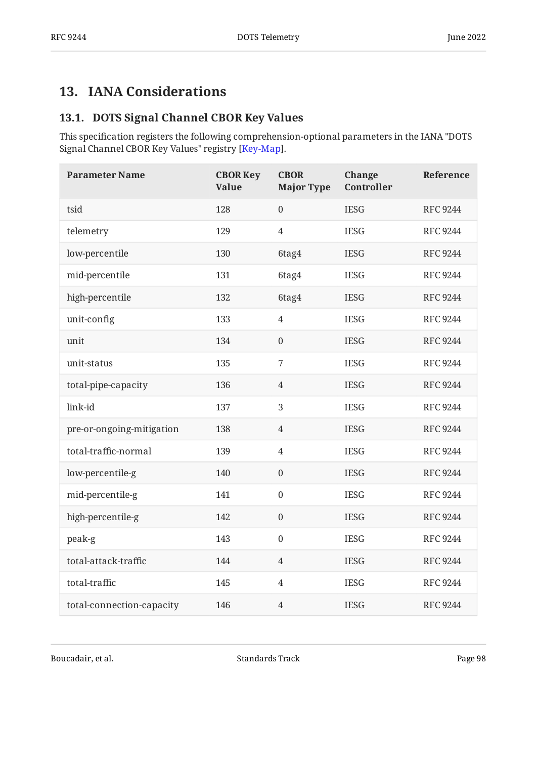# 13. IANA Considerations

## 13.1. DOTS Signal Channel CBOR Key Values

This specification registers the following comprehension-optional parameters in the IANA "DOTS Signal Channel CBOR Key Values" registry [Key-Map].

| Parameter Name | CBOR Key Value | CBOR Major Type | Change Controller | Reference |
|---|---|---|---|---|
| tsid | 128 | 0 | IESG | RFC 9244 |
| telemetry | 129 | 4 | IESG | RFC 9244 |
| low-percentile | 130 | 6tag4 | IESG | RFC 9244 |
| mid-percentile | 131 | 6tag4 | IESG | RFC 9244 |
| high-percentile | 132 | 6tag4 | IESG | RFC 9244 |
| unit-config | 133 | 4 | IESG | RFC 9244 |
| unit | 134 | 0 | IESG | RFC 9244 |
| unit-status | 135 | 7 | IESG | RFC 9244 |
| total-pipe-capacity | 136 | 4 | IESG | RFC 9244 |
| link-id | 137 | 3 | IESG | RFC 9244 |
| pre-or-ongoing-mitigation | 138 | 4 | IESG | RFC 9244 |
| total-traffic-normal | 139 | 4 | IESG | RFC 9244 |
| low-percentile-g | 140 | 0 | IESG | RFC 9244 |
| mid-percentile-g | 141 | 0 | IESG | RFC 9244 |
| high-percentile-g | 142 | 0 | IESG | RFC 9244 |
| peak-g | 143 | 0 | IESG | RFC 9244 |
| total-attack-traffic | 144 | 4 | IESG | RFC 9244 |
| total-traffic | 145 | 4 | IESG | RFC 9244 |
| total-connection-capacity | 146 | 4 | IESG | RFC 9244 |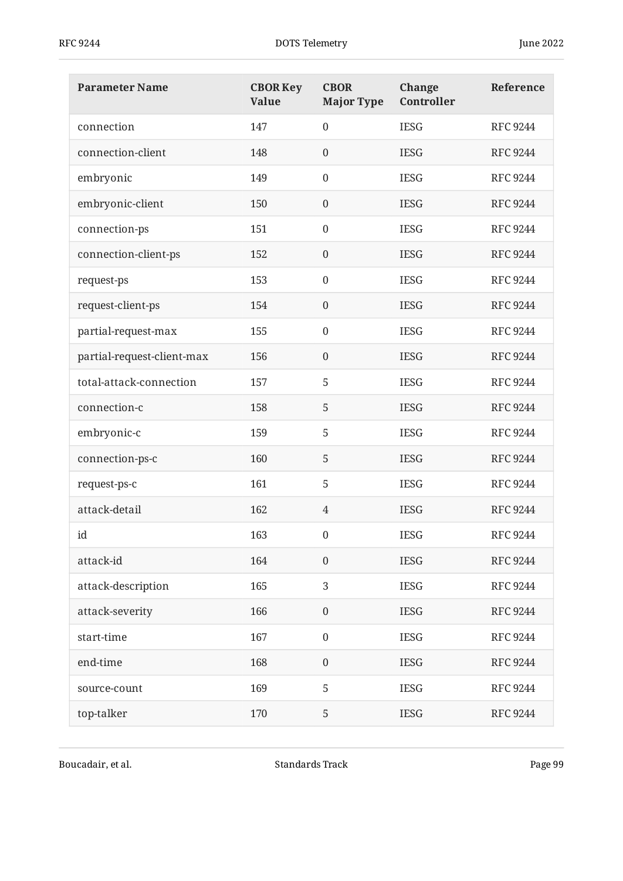| Parameter Name | CBOR Key Value | CBOR Major Type | Change Controller | Reference |
|---|---|---|---|---|
| connection | 147 | 0 | IESG | RFC 9244 |
| connection-client | 148 | 0 | IESG | RFC 9244 |
| embryonic | 149 | 0 | IESG | RFC 9244 |
| embryonic-client | 150 | 0 | IESG | RFC 9244 |
| connection-ps | 151 | 0 | IESG | RFC 9244 |
| connection-client-ps | 152 | 0 | IESG | RFC 9244 |
| request-ps | 153 | 0 | IESG | RFC 9244 |
| request-client-ps | 154 | 0 | IESG | RFC 9244 |
| partial-request-max | 155 | 0 | IESG | RFC 9244 |
| partial-request-client-max | 156 | 0 | IESG | RFC 9244 |
| total-attack-connection | 157 | 5 | IESG | RFC 9244 |
| connection-c | 158 | 5 | IESG | RFC 9244 |
| embryonic-c | 159 | 5 | IESG | RFC 9244 |
| connection-ps-c | 160 | 5 | IESG | RFC 9244 |
| request-ps-c | 161 | 5 | IESG | RFC 9244 |
| attack-detail | 162 | 4 | IESG | RFC 9244 |
| id | 163 | 0 | IESG | RFC 9244 |
| attack-id | 164 | 0 | IESG | RFC 9244 |
| attack-description | 165 | 3 | IESG | RFC 9244 |
| attack-severity | 166 | 0 | IESG | RFC 9244 |
| start-time | 167 | 0 | IESG | RFC 9244 |
| end-time | 168 | 0 | IESG | RFC 9244 |
| source-count | 169 | 5 | IESG | RFC 9244 |
| top-talker | 170 | 5 | IESG | RFC 9244 |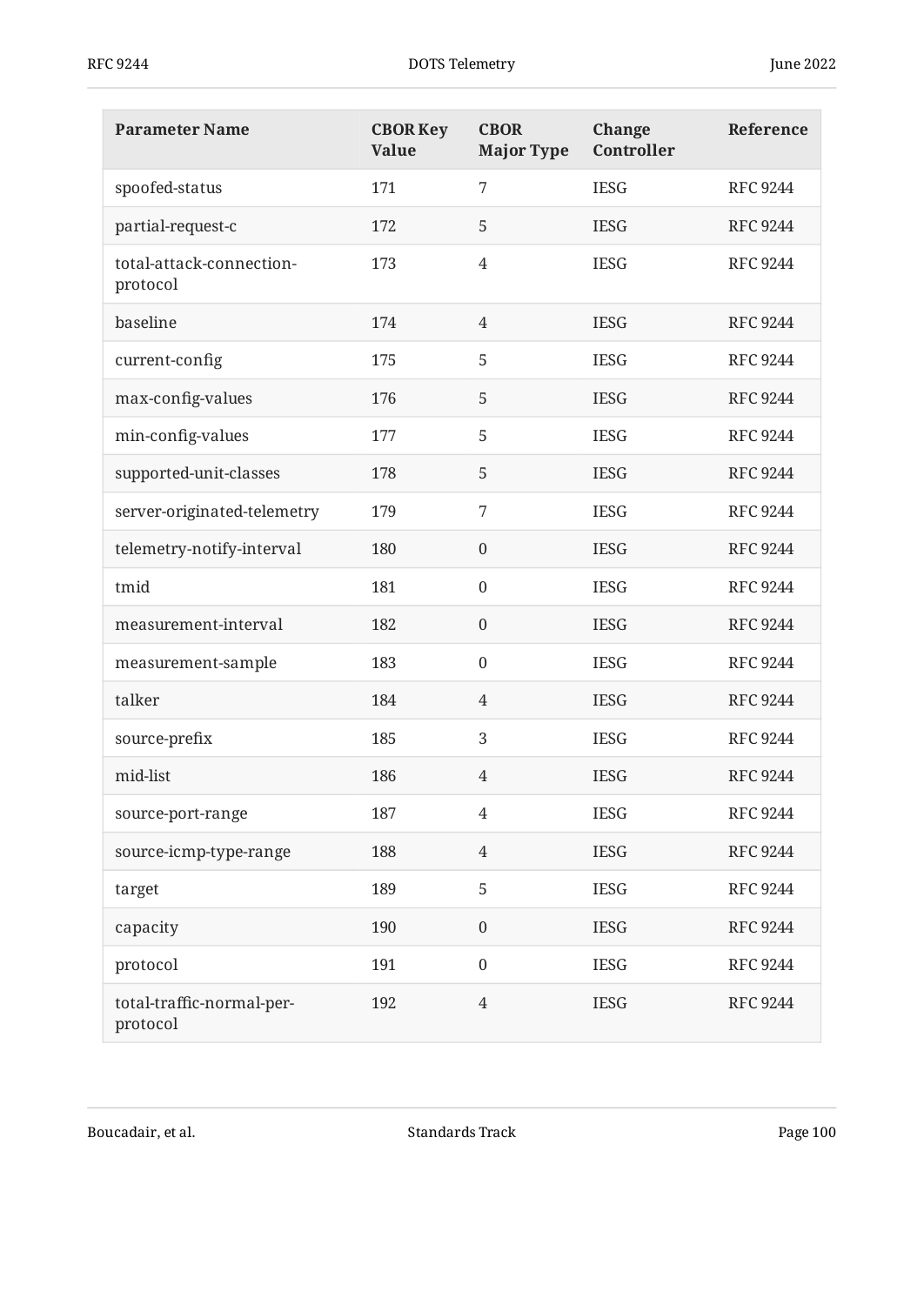| Parameter Name | CBOR Key Value | CBOR Major Type | Change Controller | Reference |
| --- | --- | --- | --- | --- |
| spoofed-status | 171 | 7 | IESG | RFC 9244 |
| partial-request-c | 172 | 5 | IESG | RFC 9244 |
| total-attack-connection-protocol | 173 | 4 | IESG | RFC 9244 |
| baseline | 174 | 4 | IESG | RFC 9244 |
| current-config | 175 | 5 | IESG | RFC 9244 |
| max-config-values | 176 | 5 | IESG | RFC 9244 |
| min-config-values | 177 | 5 | IESG | RFC 9244 |
| supported-unit-classes | 178 | 5 | IESG | RFC 9244 |
| server-originated-telemetry | 179 | 7 | IESG | RFC 9244 |
| telemetry-notify-interval | 180 | 0 | IESG | RFC 9244 |
| tmid | 181 | 0 | IESG | RFC 9244 |
| measurement-interval | 182 | 0 | IESG | RFC 9244 |
| measurement-sample | 183 | 0 | IESG | RFC 9244 |
| talker | 184 | 4 | IESG | RFC 9244 |
| source-prefix | 185 | 3 | IESG | RFC 9244 |
| mid-list | 186 | 4 | IESG | RFC 9244 |
| source-port-range | 187 | 4 | IESG | RFC 9244 |
| source-icmp-type-range | 188 | 4 | IESG | RFC 9244 |
| target | 189 | 5 | IESG | RFC 9244 |
| capacity | 190 | 0 | IESG | RFC 9244 |
| protocol | 191 | 0 | IESG | RFC 9244 |
| total-traffic-normal-per-protocol | 192 | 4 | IESG | RFC 9244 |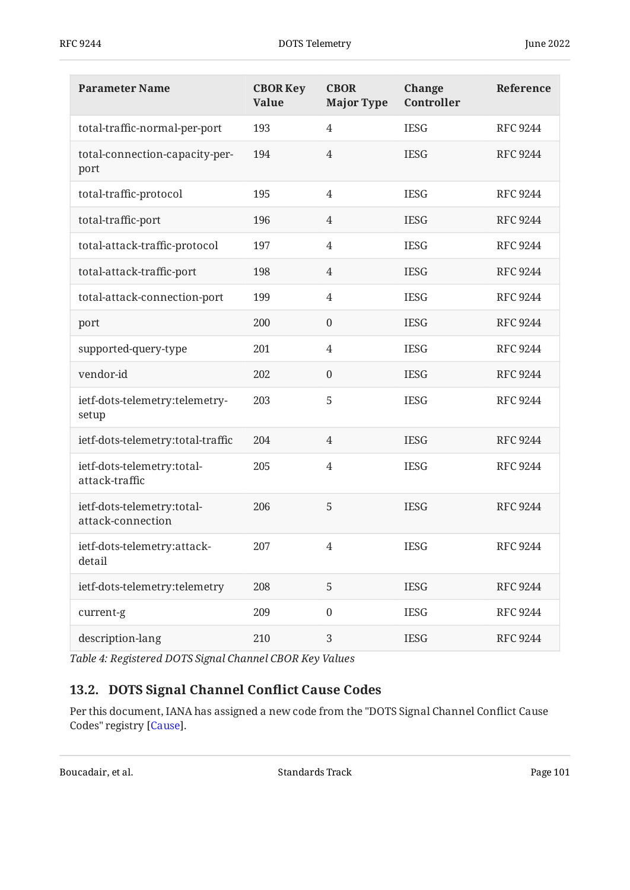| Parameter Name | CBOR Key Value | CBOR Major Type | Change Controller | Reference |
|---|---|---|---|---|
| total-traffic-normal-per-port | 193 | 4 | IESG | RFC 9244 |
| total-connection-capacity-per-port | 194 | 4 | IESG | RFC 9244 |
| total-traffic-protocol | 195 | 4 | IESG | RFC 9244 |
| total-traffic-port | 196 | 4 | IESG | RFC 9244 |
| total-attack-traffic-protocol | 197 | 4 | IESG | RFC 9244 |
| total-attack-traffic-port | 198 | 4 | IESG | RFC 9244 |
| total-attack-connection-port | 199 | 4 | IESG | RFC 9244 |
| port | 200 | 0 | IESG | RFC 9244 |
| supported-query-type | 201 | 4 | IESG | RFC 9244 |
| vendor-id | 202 | 0 | IESG | RFC 9244 |
| ietf-dots-telemetry:telemetry-setup | 203 | 5 | IESG | RFC 9244 |
| ietf-dots-telemetry:total-traffic | 204 | 4 | IESG | RFC 9244 |
| ietf-dots-telemetry:total-attack-traffic | 205 | 4 | IESG | RFC 9244 |
| ietf-dots-telemetry:total-attack-connection | 206 | 5 | IESG | RFC 9244 |
| ietf-dots-telemetry:attack-detail | 207 | 4 | IESG | RFC 9244 |
| ietf-dots-telemetry:telemetry | 208 | 5 | IESG | RFC 9244 |
| current-g | 209 | 0 | IESG | RFC 9244 |
| description-lang | 210 | 3 | IESG | RFC 9244 |

*Table 4: Registered DOTS Signal Channel CBOR Key Values*

## 13.2. DOTS Signal Channel Conflict Cause Codes

Per this document, IANA has assigned a new code from the "DOTS Signal Channel Conflict Cause Codes" registry [Cause].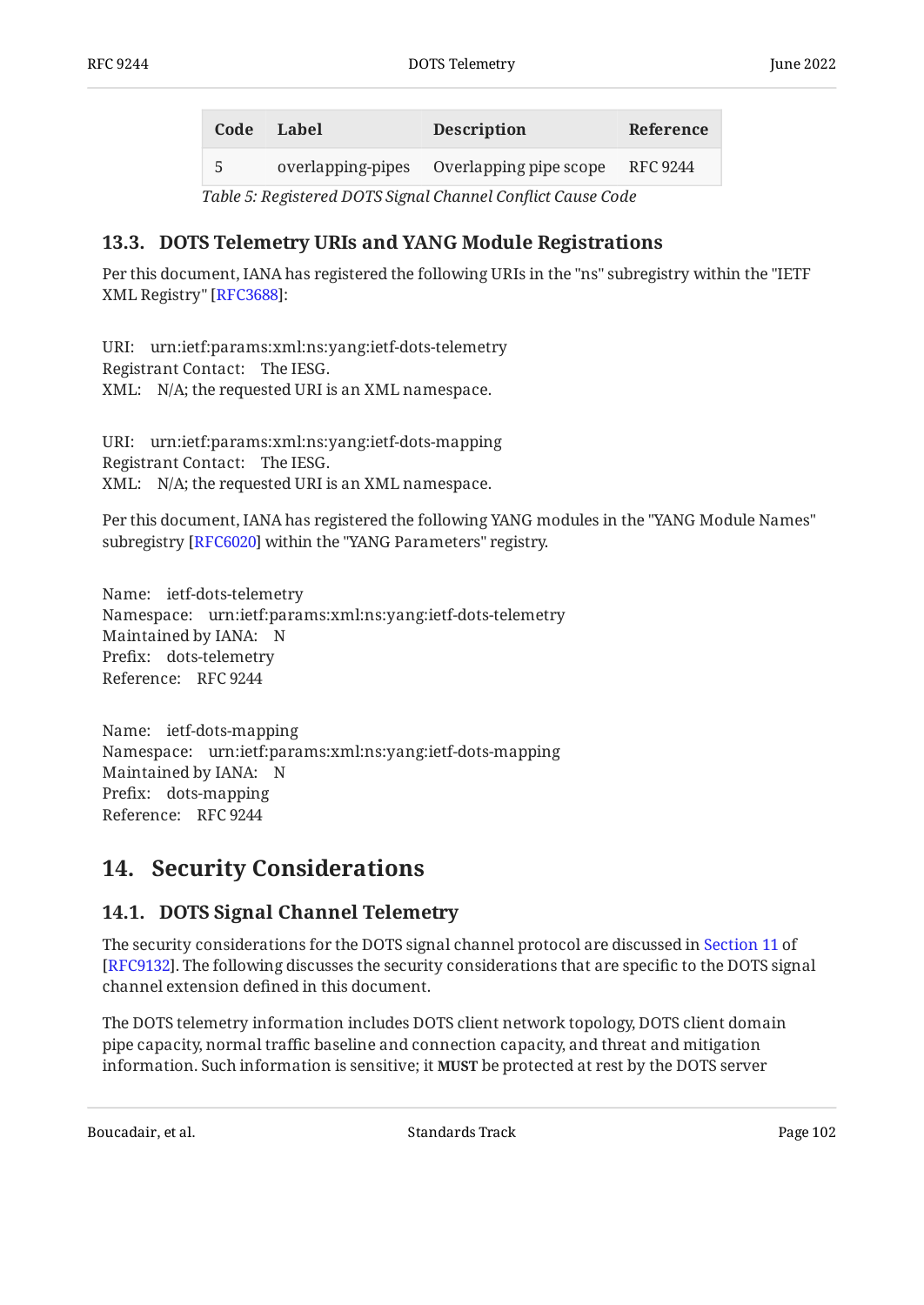| Code | Label | Description | Reference |
|---|---|---|---|
| 5 | overlapping-pipes | Overlapping pipe scope | RFC 9244 |

*Table 5: Registered DOTS Signal Channel Conflict Cause Code*

### 13.3. DOTS Telemetry URIs and YANG Module Registrations

Per this document, IANA has registered the following URIs in the "ns" subregistry within the "IETF XML Registry" [RFC3688]:

URI: urn:ietf:params:xml:ns:yang:ietf-dots-telemetry
Registrant Contact: The IESG.
XML: N/A; the requested URI is an XML namespace.

URI: urn:ietf:params:xml:ns:yang:ietf-dots-mapping
Registrant Contact: The IESG.
XML: N/A; the requested URI is an XML namespace.

Per this document, IANA has registered the following YANG modules in the "YANG Module Names" subregistry [RFC6020] within the "YANG Parameters" registry.

Name: ietf-dots-telemetry
Namespace: urn:ietf:params:xml:ns:yang:ietf-dots-telemetry
Maintained by IANA: N
Prefix: dots-telemetry
Reference: RFC 9244

Name: ietf-dots-mapping
Namespace: urn:ietf:params:xml:ns:yang:ietf-dots-mapping
Maintained by IANA: N
Prefix: dots-mapping
Reference: RFC 9244

## 14. Security Considerations

### 14.1. DOTS Signal Channel Telemetry

The security considerations for the DOTS signal channel protocol are discussed in Section 11 of [RFC9132]. The following discusses the security considerations that are specific to the DOTS signal channel extension defined in this document.

The DOTS telemetry information includes DOTS client network topology, DOTS client domain pipe capacity, normal traffic baseline and connection capacity, and threat and mitigation information. Such information is sensitive; it **MUST** be protected at rest by the DOTS server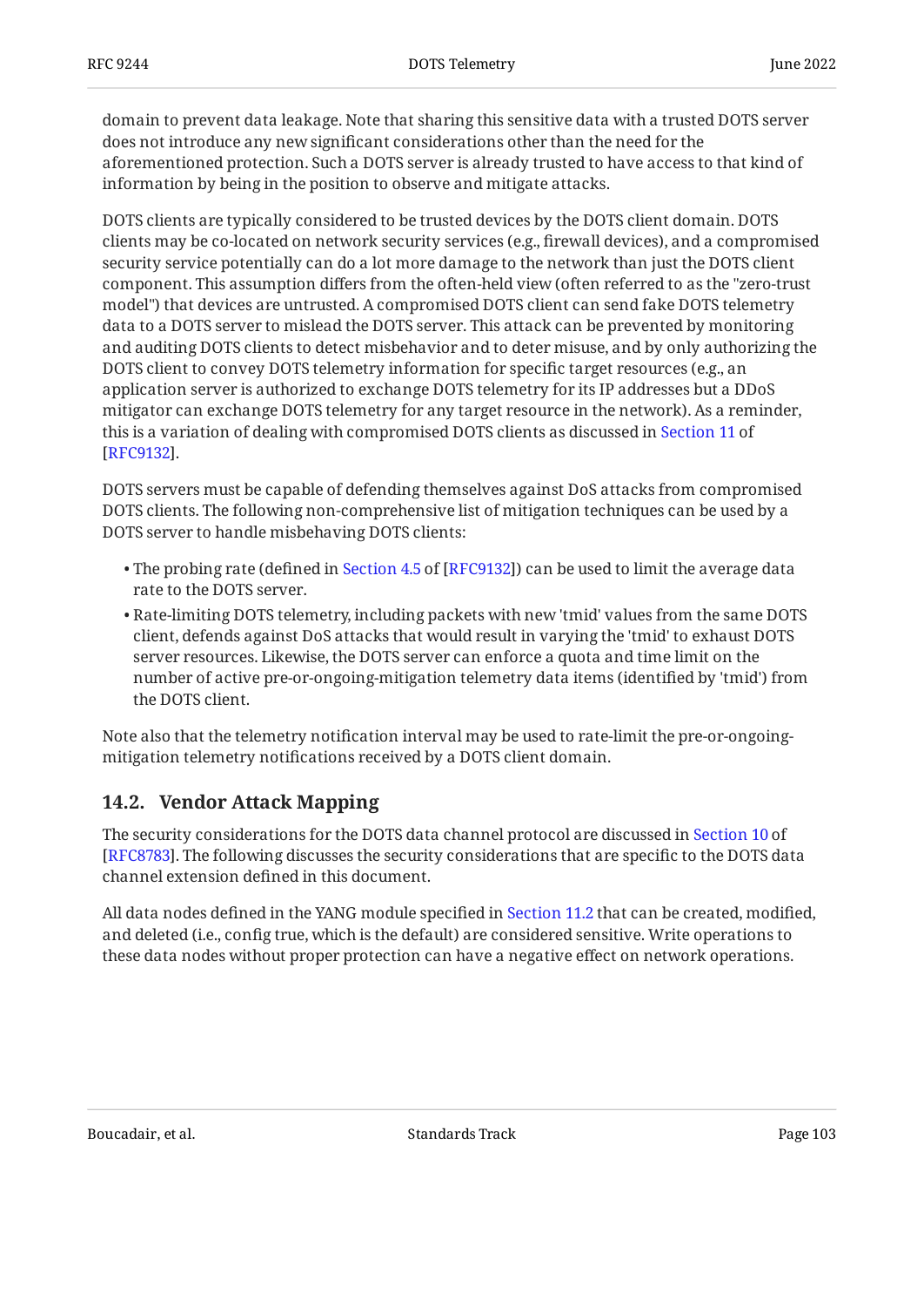domain to prevent data leakage. Note that sharing this sensitive data with a trusted DOTS server does not introduce any new significant considerations other than the need for the aforementioned protection. Such a DOTS server is already trusted to have access to that kind of information by being in the position to observe and mitigate attacks.

DOTS clients are typically considered to be trusted devices by the DOTS client domain. DOTS clients may be co-located on network security services (e.g., firewall devices), and a compromised security service potentially can do a lot more damage to the network than just the DOTS client component. This assumption differs from the often-held view (often referred to as the "zero-trust model") that devices are untrusted. A compromised DOTS client can send fake DOTS telemetry data to a DOTS server to mislead the DOTS server. This attack can be prevented by monitoring and auditing DOTS clients to detect misbehavior and to deter misuse, and by only authorizing the DOTS client to convey DOTS telemetry information for specific target resources (e.g., an application server is authorized to exchange DOTS telemetry for its IP addresses but a DDoS mitigator can exchange DOTS telemetry for any target resource in the network). As a reminder, this is a variation of dealing with compromised DOTS clients as discussed in Section 11 of [RFC9132].

DOTS servers must be capable of defending themselves against DoS attacks from compromised DOTS clients. The following non-comprehensive list of mitigation techniques can be used by a DOTS server to handle misbehaving DOTS clients:

- The probing rate (defined in Section 4.5 of [RFC9132]) can be used to limit the average data rate to the DOTS server.
- Rate-limiting DOTS telemetry, including packets with new 'tmid' values from the same DOTS client, defends against DoS attacks that would result in varying the 'tmid' to exhaust DOTS server resources. Likewise, the DOTS server can enforce a quota and time limit on the number of active pre-or-ongoing-mitigation telemetry data items (identified by 'tmid') from the DOTS client.

Note also that the telemetry notification interval may be used to rate-limit the pre-or-ongoing-mitigation telemetry notifications received by a DOTS client domain.

## 14.2. Vendor Attack Mapping

The security considerations for the DOTS data channel protocol are discussed in Section 10 of [RFC8783]. The following discusses the security considerations that are specific to the DOTS data channel extension defined in this document.

All data nodes defined in the YANG module specified in Section 11.2 that can be created, modified, and deleted (i.e., config true, which is the default) are considered sensitive. Write operations to these data nodes without proper protection can have a negative effect on network operations.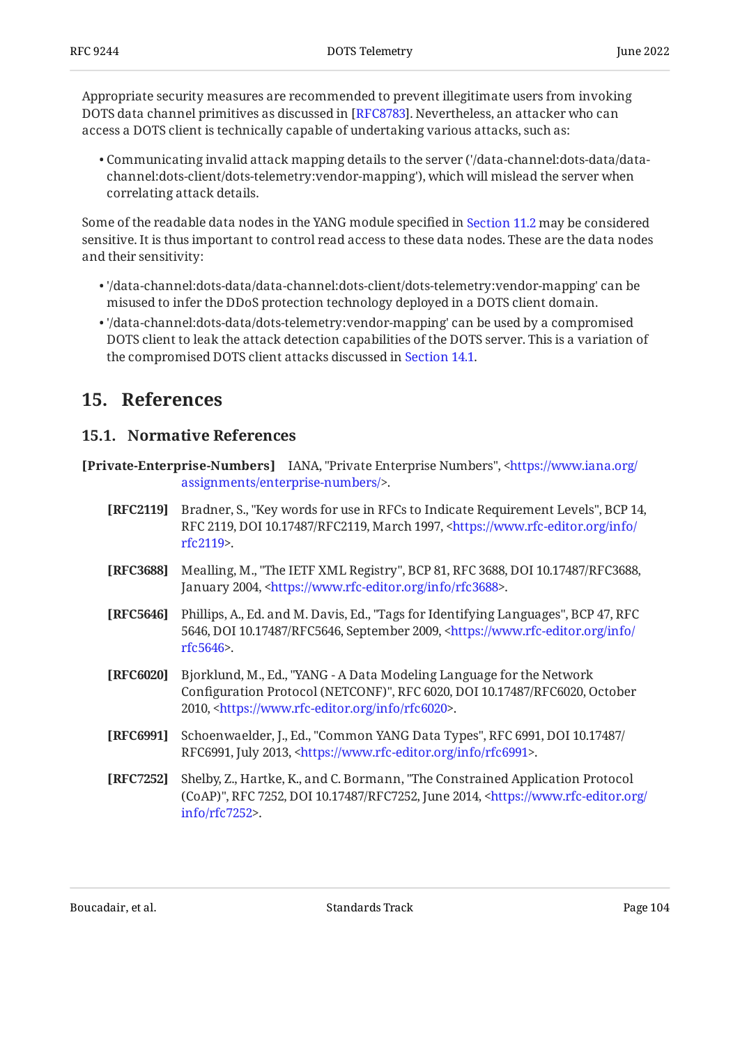Appropriate security measures are recommended to prevent illegitimate users from invoking DOTS data channel primitives as discussed in [RFC8783]. Nevertheless, an attacker who can access a DOTS client is technically capable of undertaking various attacks, such as:

- Communicating invalid attack mapping details to the server ('/data-channel:dots-data/data-channel:dots-client/dots-telemetry:vendor-mapping'), which will mislead the server when correlating attack details.

Some of the readable data nodes in the YANG module specified in Section 11.2 may be considered sensitive. It is thus important to control read access to these data nodes. These are the data nodes and their sensitivity:

- '/data-channel:dots-data/data-channel:dots-client/dots-telemetry:vendor-mapping' can be misused to infer the DDoS protection technology deployed in a DOTS client domain.
- '/data-channel:dots-data/dots-telemetry:vendor-mapping' can be used by a compromised DOTS client to leak the attack detection capabilities of the DOTS server. This is a variation of the compromised DOTS client attacks discussed in Section 14.1.

# 15. References

## 15.1. Normative References

**[Private-Enterprise-Numbers]** IANA, "Private Enterprise Numbers", <https://www.iana.org/assignments/enterprise-numbers/>.

**[RFC2119]** Bradner, S., "Key words for use in RFCs to Indicate Requirement Levels", BCP 14, RFC 2119, DOI 10.17487/RFC2119, March 1997, <https://www.rfc-editor.org/info/rfc2119>.

**[RFC3688]** Mealling, M., "The IETF XML Registry", BCP 81, RFC 3688, DOI 10.17487/RFC3688, January 2004, <https://www.rfc-editor.org/info/rfc3688>.

**[RFC5646]** Phillips, A., Ed. and M. Davis, Ed., "Tags for Identifying Languages", BCP 47, RFC 5646, DOI 10.17487/RFC5646, September 2009, <https://www.rfc-editor.org/info/rfc5646>.

**[RFC6020]** Bjorklund, M., Ed., "YANG - A Data Modeling Language for the Network Configuration Protocol (NETCONF)", RFC 6020, DOI 10.17487/RFC6020, October 2010, <https://www.rfc-editor.org/info/rfc6020>.

**[RFC6991]** Schoenwaelder, J., Ed., "Common YANG Data Types", RFC 6991, DOI 10.17487/RFC6991, July 2013, <https://www.rfc-editor.org/info/rfc6991>.

**[RFC7252]** Shelby, Z., Hartke, K., and C. Bormann, "The Constrained Application Protocol (CoAP)", RFC 7252, DOI 10.17487/RFC7252, June 2014, <https://www.rfc-editor.org/info/rfc7252>.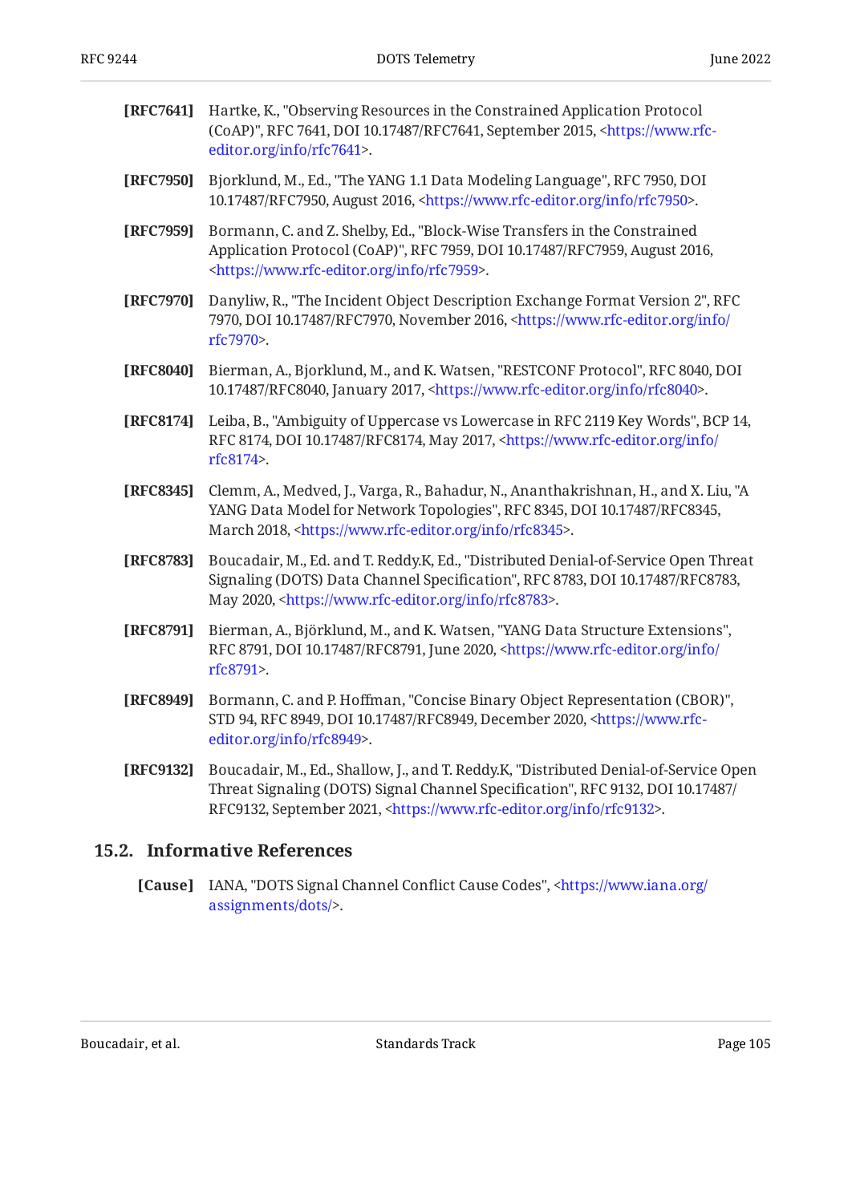**[RFC7641]** Hartke, K., "Observing Resources in the Constrained Application Protocol (CoAP)", RFC 7641, DOI 10.17487/RFC7641, September 2015, <https://www.rfc-editor.org/info/rfc7641>.

**[RFC7950]** Bjorklund, M., Ed., "The YANG 1.1 Data Modeling Language", RFC 7950, DOI 10.17487/RFC7950, August 2016, <https://www.rfc-editor.org/info/rfc7950>.

**[RFC7959]** Bormann, C. and Z. Shelby, Ed., "Block-Wise Transfers in the Constrained Application Protocol (CoAP)", RFC 7959, DOI 10.17487/RFC7959, August 2016, <https://www.rfc-editor.org/info/rfc7959>.

**[RFC7970]** Danyliw, R., "The Incident Object Description Exchange Format Version 2", RFC 7970, DOI 10.17487/RFC7970, November 2016, <https://www.rfc-editor.org/info/rfc7970>.

**[RFC8040]** Bierman, A., Bjorklund, M., and K. Watsen, "RESTCONF Protocol", RFC 8040, DOI 10.17487/RFC8040, January 2017, <https://www.rfc-editor.org/info/rfc8040>.

**[RFC8174]** Leiba, B., "Ambiguity of Uppercase vs Lowercase in RFC 2119 Key Words", BCP 14, RFC 8174, DOI 10.17487/RFC8174, May 2017, <https://www.rfc-editor.org/info/rfc8174>.

**[RFC8345]** Clemm, A., Medved, J., Varga, R., Bahadur, N., Ananthakrishnan, H., and X. Liu, "A YANG Data Model for Network Topologies", RFC 8345, DOI 10.17487/RFC8345, March 2018, <https://www.rfc-editor.org/info/rfc8345>.

**[RFC8783]** Boucadair, M., Ed. and T. Reddy.K, Ed., "Distributed Denial-of-Service Open Threat Signaling (DOTS) Data Channel Specification", RFC 8783, DOI 10.17487/RFC8783, May 2020, <https://www.rfc-editor.org/info/rfc8783>.

**[RFC8791]** Bierman, A., Björklund, M., and K. Watsen, "YANG Data Structure Extensions", RFC 8791, DOI 10.17487/RFC8791, June 2020, <https://www.rfc-editor.org/info/rfc8791>.

**[RFC8949]** Bormann, C. and P. Hoffman, "Concise Binary Object Representation (CBOR)", STD 94, RFC 8949, DOI 10.17487/RFC8949, December 2020, <https://www.rfc-editor.org/info/rfc8949>.

**[RFC9132]** Boucadair, M., Ed., Shallow, J., and T. Reddy.K, "Distributed Denial-of-Service Open Threat Signaling (DOTS) Signal Channel Specification", RFC 9132, DOI 10.17487/RFC9132, September 2021, <https://www.rfc-editor.org/info/rfc9132>.

## 15.2. Informative References

**[Cause]** IANA, "DOTS Signal Channel Conflict Cause Codes", <https://www.iana.org/assignments/dots/>.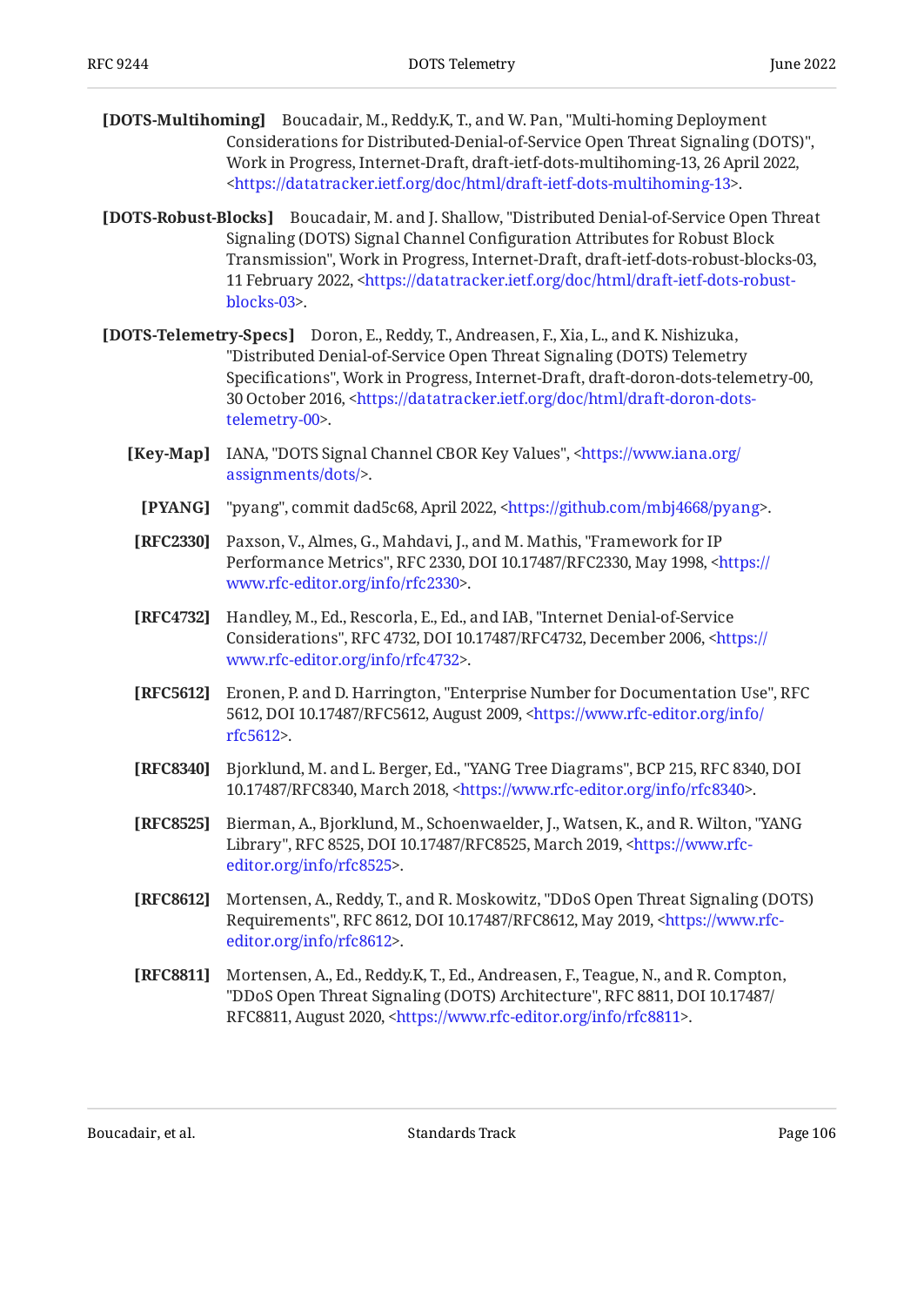**[DOTS-Multihoming]** Boucadair, M., Reddy.K, T., and W. Pan, "Multi-homing Deployment Considerations for Distributed-Denial-of-Service Open Threat Signaling (DOTS)", Work in Progress, Internet-Draft, draft-ietf-dots-multihoming-13, 26 April 2022, <https://datatracker.ietf.org/doc/html/draft-ietf-dots-multihoming-13>.

**[DOTS-Robust-Blocks]** Boucadair, M. and J. Shallow, "Distributed Denial-of-Service Open Threat Signaling (DOTS) Signal Channel Configuration Attributes for Robust Block Transmission", Work in Progress, Internet-Draft, draft-ietf-dots-robust-blocks-03, 11 February 2022, <https://datatracker.ietf.org/doc/html/draft-ietf-dots-robust-blocks-03>.

**[DOTS-Telemetry-Specs]** Doron, E., Reddy, T., Andreasen, F., Xia, L., and K. Nishizuka, "Distributed Denial-of-Service Open Threat Signaling (DOTS) Telemetry Specifications", Work in Progress, Internet-Draft, draft-doron-dots-telemetry-00, 30 October 2016, <https://datatracker.ietf.org/doc/html/draft-doron-dots-telemetry-00>.

**[Key-Map]** IANA, "DOTS Signal Channel CBOR Key Values", <https://www.iana.org/assignments/dots/>.

**[PYANG]** "pyang", commit dad5c68, April 2022, <https://github.com/mbj4668/pyang>.

**[RFC2330]** Paxson, V., Almes, G., Mahdavi, J., and M. Mathis, "Framework for IP Performance Metrics", RFC 2330, DOI 10.17487/RFC2330, May 1998, <https://www.rfc-editor.org/info/rfc2330>.

**[RFC4732]** Handley, M., Ed., Rescorla, E., Ed., and IAB, "Internet Denial-of-Service Considerations", RFC 4732, DOI 10.17487/RFC4732, December 2006, <https://www.rfc-editor.org/info/rfc4732>.

**[RFC5612]** Eronen, P. and D. Harrington, "Enterprise Number for Documentation Use", RFC 5612, DOI 10.17487/RFC5612, August 2009, <https://www.rfc-editor.org/info/rfc5612>.

**[RFC8340]** Bjorklund, M. and L. Berger, Ed., "YANG Tree Diagrams", BCP 215, RFC 8340, DOI 10.17487/RFC8340, March 2018, <https://www.rfc-editor.org/info/rfc8340>.

**[RFC8525]** Bierman, A., Bjorklund, M., Schoenwaelder, J., Watsen, K., and R. Wilton, "YANG Library", RFC 8525, DOI 10.17487/RFC8525, March 2019, <https://www.rfc-editor.org/info/rfc8525>.

**[RFC8612]** Mortensen, A., Reddy, T., and R. Moskowitz, "DDoS Open Threat Signaling (DOTS) Requirements", RFC 8612, DOI 10.17487/RFC8612, May 2019, <https://www.rfc-editor.org/info/rfc8612>.

**[RFC8811]** Mortensen, A., Ed., Reddy.K, T., Ed., Andreasen, F., Teague, N., and R. Compton, "DDoS Open Threat Signaling (DOTS) Architecture", RFC 8811, DOI 10.17487/RFC8811, August 2020, <https://www.rfc-editor.org/info/rfc8811>.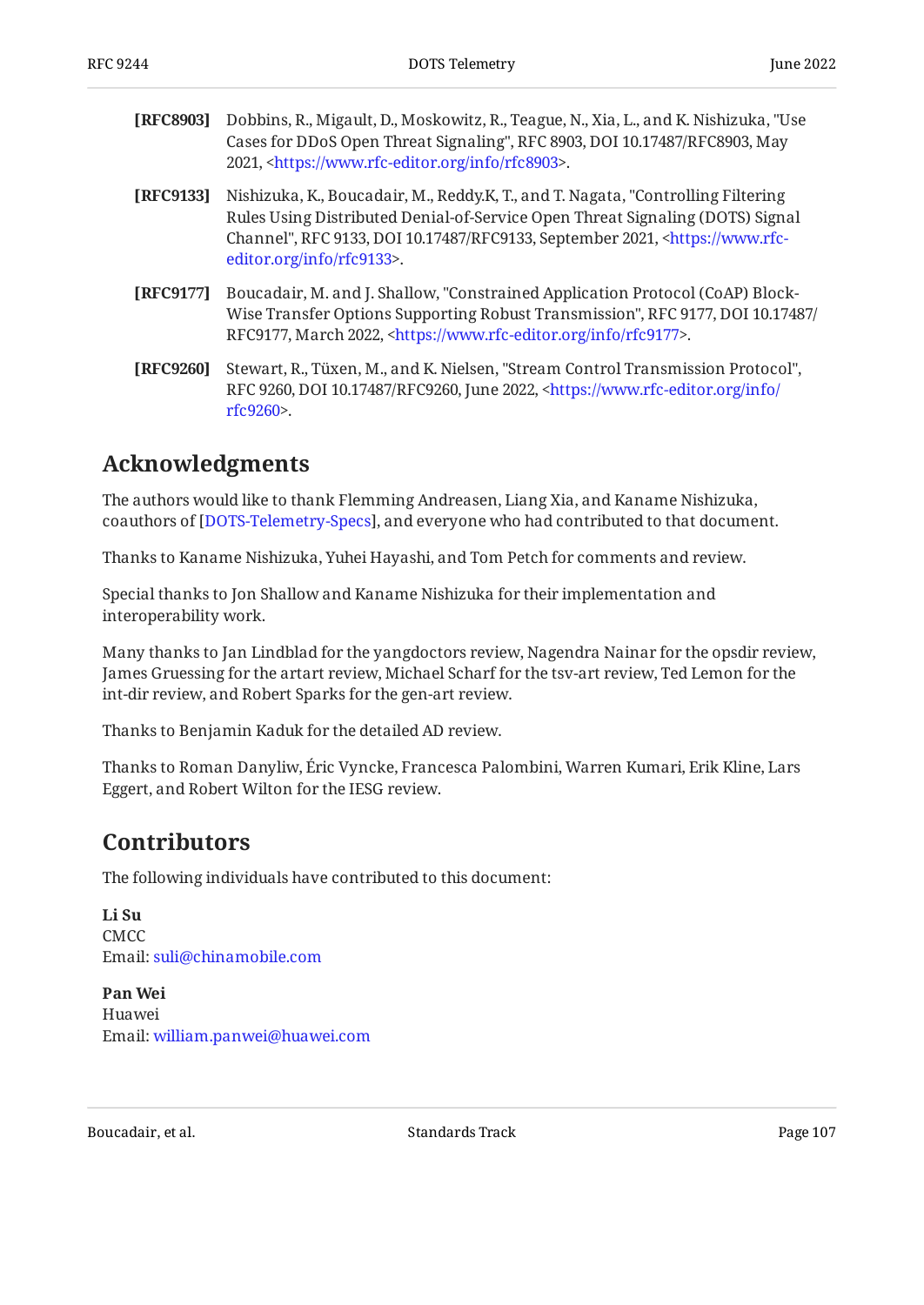**[RFC8903]** Dobbins, R., Migault, D., Moskowitz, R., Teague, N., Xia, L., and K. Nishizuka, "Use Cases for DDoS Open Threat Signaling", RFC 8903, DOI 10.17487/RFC8903, May 2021, <https://www.rfc-editor.org/info/rfc8903>.

**[RFC9133]** Nishizuka, K., Boucadair, M., Reddy.K, T., and T. Nagata, "Controlling Filtering Rules Using Distributed Denial-of-Service Open Threat Signaling (DOTS) Signal Channel", RFC 9133, DOI 10.17487/RFC9133, September 2021, <https://www.rfc-editor.org/info/rfc9133>.

**[RFC9177]** Boucadair, M. and J. Shallow, "Constrained Application Protocol (CoAP) Block-Wise Transfer Options Supporting Robust Transmission", RFC 9177, DOI 10.17487/RFC9177, March 2022, <https://www.rfc-editor.org/info/rfc9177>.

**[RFC9260]** Stewart, R., Tüxen, M., and K. Nielsen, "Stream Control Transmission Protocol", RFC 9260, DOI 10.17487/RFC9260, June 2022, <https://www.rfc-editor.org/info/rfc9260>.

## Acknowledgments

The authors would like to thank Flemming Andreasen, Liang Xia, and Kaname Nishizuka, coauthors of [DOTS-Telemetry-Specs], and everyone who had contributed to that document.

Thanks to Kaname Nishizuka, Yuhei Hayashi, and Tom Petch for comments and review.

Special thanks to Jon Shallow and Kaname Nishizuka for their implementation and interoperability work.

Many thanks to Jan Lindblad for the yangdoctors review, Nagendra Nainar for the opsdir review, James Gruessing for the artart review, Michael Scharf for the tsv-art review, Ted Lemon for the int-dir review, and Robert Sparks for the gen-art review.

Thanks to Benjamin Kaduk for the detailed AD review.

Thanks to Roman Danyliw, Éric Vyncke, Francesca Palombini, Warren Kumari, Erik Kline, Lars Eggert, and Robert Wilton for the IESG review.

## Contributors

The following individuals have contributed to this document:

**Li Su**
CMCC
Email: suli@chinamobile.com

**Pan Wei**
Huawei
Email: william.panwei@huawei.com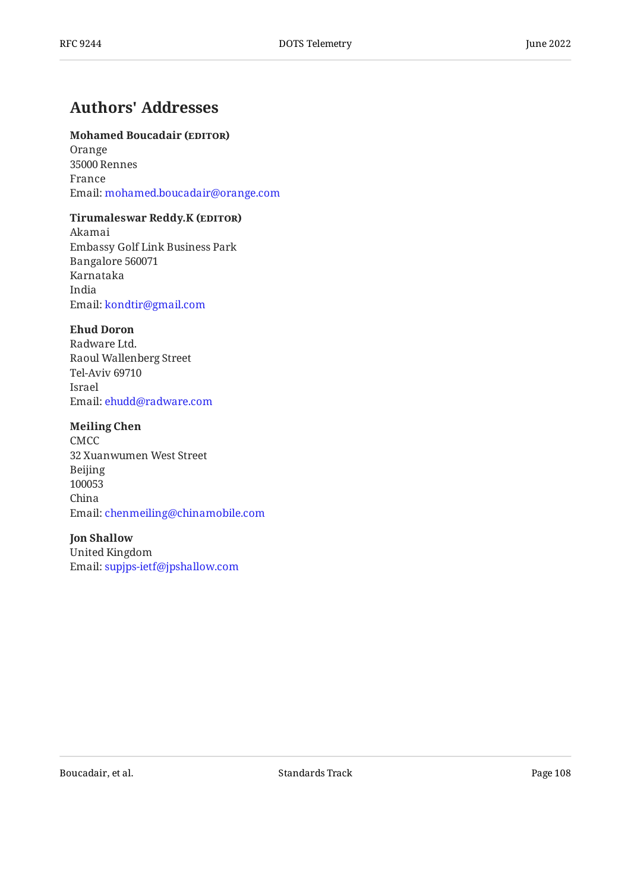## Authors' Addresses

**Mohamed Boucadair (EDITOR)**
Orange
35000 Rennes
France
Email: mohamed.boucadair@orange.com

**Tirumaleswar Reddy.K (EDITOR)**
Akamai
Embassy Golf Link Business Park
Bangalore 560071
Karnataka
India
Email: kondtir@gmail.com

**Ehud Doron**
Radware Ltd.
Raoul Wallenberg Street
Tel-Aviv 69710
Israel
Email: ehudd@radware.com

**Meiling Chen**
CMCC
32 Xuanwumen West Street
Beijing
100053
China
Email: chenmeiling@chinamobile.com

**Jon Shallow**
United Kingdom
Email: supjps-ietf@jpshallow.com